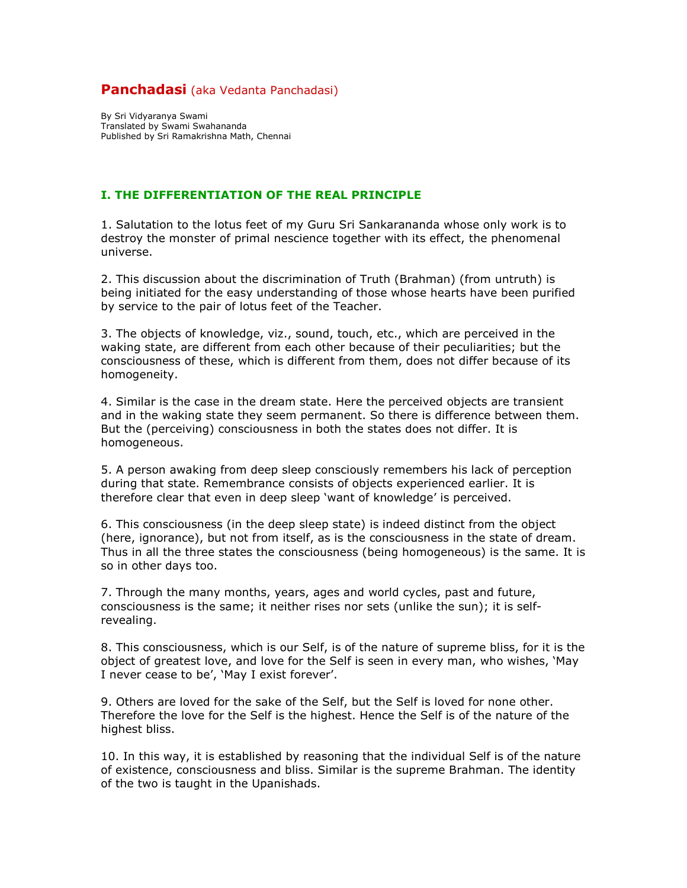# Panchadasi (aka Vedanta Panchadasi)

By Sri Vidyaranya Swami
Translated by Swami Swahananda
Published by Sri Ramakrishna Math, Chennai

## I. THE DIFFERENTIATION OF THE REAL PRINCIPLE

1. Salutation to the lotus feet of my Guru Sri Sankarananda whose only work is to destroy the monster of primal nescience together with its effect, the phenomenal universe.

2. This discussion about the discrimination of Truth (Brahman) (from untruth) is being initiated for the easy understanding of those whose hearts have been purified by service to the pair of lotus feet of the Teacher.

3. The objects of knowledge, viz., sound, touch, etc., which are perceived in the waking state, are different from each other because of their peculiarities; but the consciousness of these, which is different from them, does not differ because of its homogeneity.

4. Similar is the case in the dream state. Here the perceived objects are transient and in the waking state they seem permanent. So there is difference between them. But the (perceiving) consciousness in both the states does not differ. It is homogeneous.

5. A person awaking from deep sleep consciously remembers his lack of perception during that state. Remembrance consists of objects experienced earlier. It is therefore clear that even in deep sleep 'want of knowledge' is perceived.

6. This consciousness (in the deep sleep state) is indeed distinct from the object (here, ignorance), but not from itself, as is the consciousness in the state of dream. Thus in all the three states the consciousness (being homogeneous) is the same. It is so in other days too.

7. Through the many months, years, ages and world cycles, past and future, consciousness is the same; it neither rises nor sets (unlike the sun); it is self-revealing.

8. This consciousness, which is our Self, is of the nature of supreme bliss, for it is the object of greatest love, and love for the Self is seen in every man, who wishes, 'May I never cease to be', 'May I exist forever'.

9. Others are loved for the sake of the Self, but the Self is loved for none other. Therefore the love for the Self is the highest. Hence the Self is of the nature of the highest bliss.

10. In this way, it is established by reasoning that the individual Self is of the nature of existence, consciousness and bliss. Similar is the supreme Brahman. The identity of the two is taught in the Upanishads.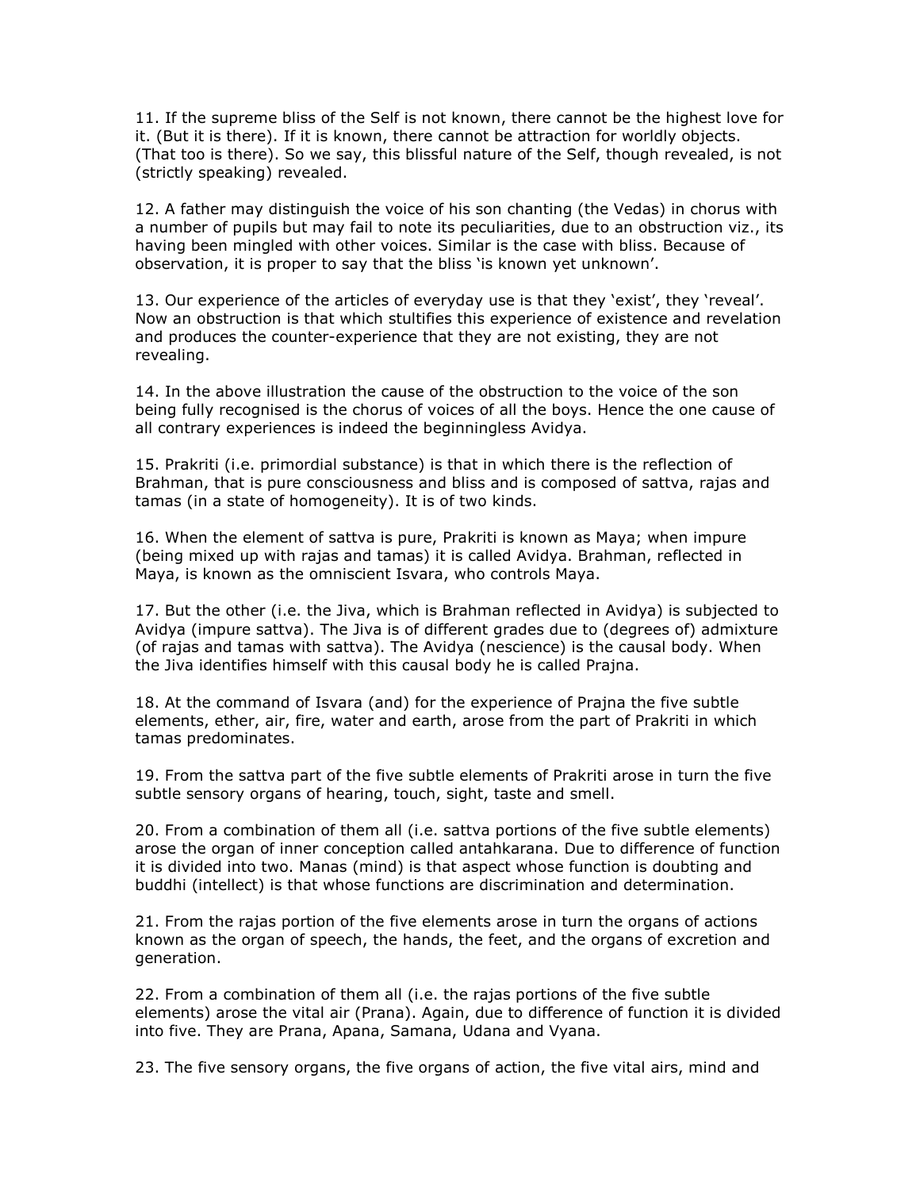11. If the supreme bliss of the Self is not known, there cannot be the highest love for it. (But it is there). If it is known, there cannot be attraction for worldly objects. (That too is there). So we say, this blissful nature of the Self, though revealed, is not (strictly speaking) revealed.

12. A father may distinguish the voice of his son chanting (the Vedas) in chorus with a number of pupils but may fail to note its peculiarities, due to an obstruction viz., its having been mingled with other voices. Similar is the case with bliss. Because of observation, it is proper to say that the bliss 'is known yet unknown'.

13. Our experience of the articles of everyday use is that they 'exist', they 'reveal'. Now an obstruction is that which stultifies this experience of existence and revelation and produces the counter-experience that they are not existing, they are not revealing.

14. In the above illustration the cause of the obstruction to the voice of the son being fully recognised is the chorus of voices of all the boys. Hence the one cause of all contrary experiences is indeed the beginningless Avidya.

15. Prakriti (i.e. primordial substance) is that in which there is the reflection of Brahman, that is pure consciousness and bliss and is composed of sattva, rajas and tamas (in a state of homogeneity). It is of two kinds.

16. When the element of sattva is pure, Prakriti is known as Maya; when impure (being mixed up with rajas and tamas) it is called Avidya. Brahman, reflected in Maya, is known as the omniscient Isvara, who controls Maya.

17. But the other (i.e. the Jiva, which is Brahman reflected in Avidya) is subjected to Avidya (impure sattva). The Jiva is of different grades due to (degrees of) admixture (of rajas and tamas with sattva). The Avidya (nescience) is the causal body. When the Jiva identifies himself with this causal body he is called Prajna.

18. At the command of Isvara (and) for the experience of Prajna the five subtle elements, ether, air, fire, water and earth, arose from the part of Prakriti in which tamas predominates.

19. From the sattva part of the five subtle elements of Prakriti arose in turn the five subtle sensory organs of hearing, touch, sight, taste and smell.

20. From a combination of them all (i.e. sattva portions of the five subtle elements) arose the organ of inner conception called antahkarana. Due to difference of function it is divided into two. Manas (mind) is that aspect whose function is doubting and buddhi (intellect) is that whose functions are discrimination and determination.

21. From the rajas portion of the five elements arose in turn the organs of actions known as the organ of speech, the hands, the feet, and the organs of excretion and generation.

22. From a combination of them all (i.e. the rajas portions of the five subtle elements) arose the vital air (Prana). Again, due to difference of function it is divided into five. They are Prana, Apana, Samana, Udana and Vyana.

23. The five sensory organs, the five organs of action, the five vital airs, mind and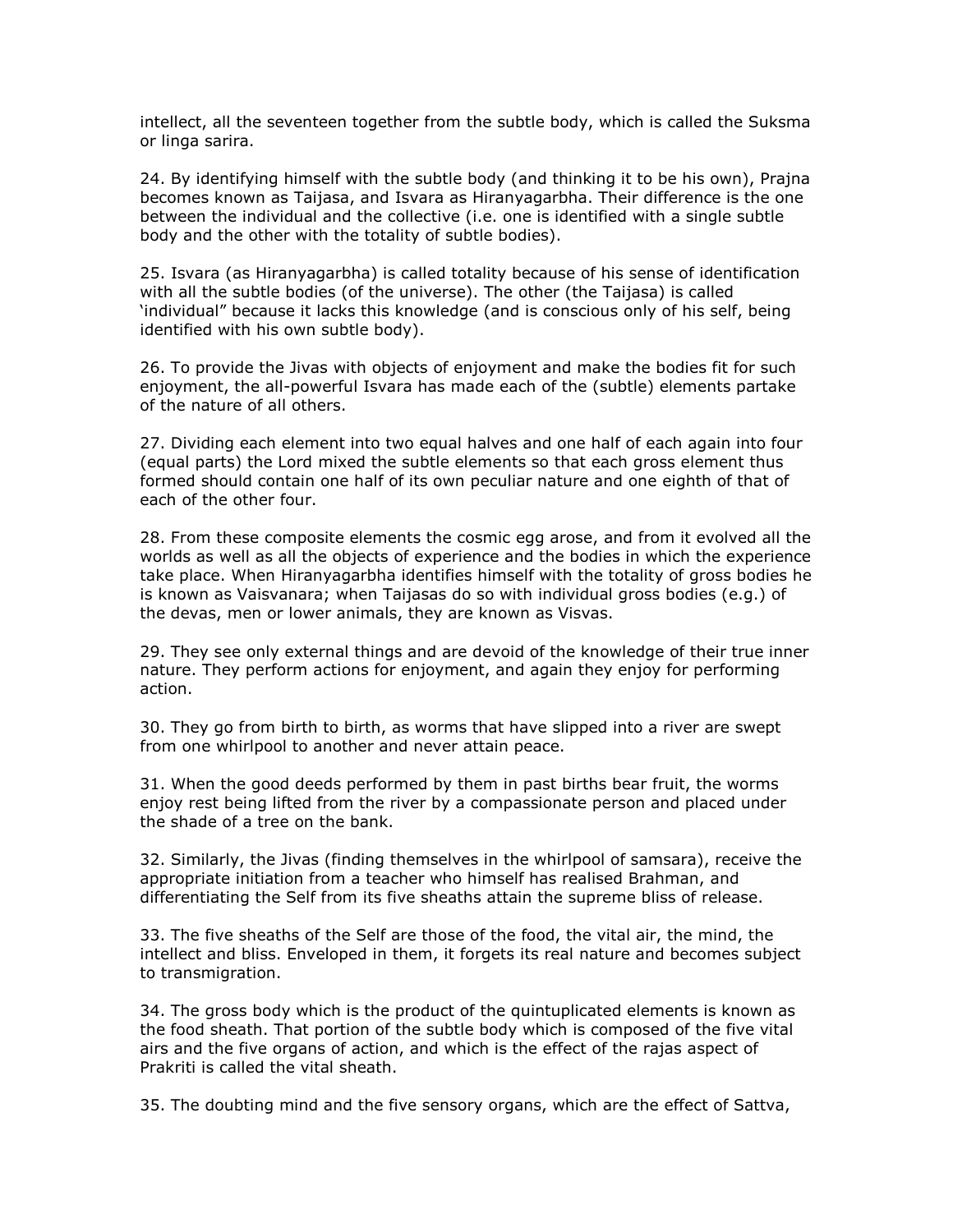intellect, all the seventeen together from the subtle body, which is called the Suksma or linga sarira.

24. By identifying himself with the subtle body (and thinking it to be his own), Prajna becomes known as Taijasa, and Isvara as Hiranyagarbha. Their difference is the one between the individual and the collective (i.e. one is identified with a single subtle body and the other with the totality of subtle bodies).

25. Isvara (as Hiranyagarbha) is called totality because of his sense of identification with all the subtle bodies (of the universe). The other (the Taijasa) is called 'individual" because it lacks this knowledge (and is conscious only of his self, being identified with his own subtle body).

26. To provide the Jivas with objects of enjoyment and make the bodies fit for such enjoyment, the all-powerful Isvara has made each of the (subtle) elements partake of the nature of all others.

27. Dividing each element into two equal halves and one half of each again into four (equal parts) the Lord mixed the subtle elements so that each gross element thus formed should contain one half of its own peculiar nature and one eighth of that of each of the other four.

28. From these composite elements the cosmic egg arose, and from it evolved all the worlds as well as all the objects of experience and the bodies in which the experience take place. When Hiranyagarbha identifies himself with the totality of gross bodies he is known as Vaisvanara; when Taijasas do so with individual gross bodies (e.g.) of the devas, men or lower animals, they are known as Visvas.

29. They see only external things and are devoid of the knowledge of their true inner nature. They perform actions for enjoyment, and again they enjoy for performing action.

30. They go from birth to birth, as worms that have slipped into a river are swept from one whirlpool to another and never attain peace.

31. When the good deeds performed by them in past births bear fruit, the worms enjoy rest being lifted from the river by a compassionate person and placed under the shade of a tree on the bank.

32. Similarly, the Jivas (finding themselves in the whirlpool of samsara), receive the appropriate initiation from a teacher who himself has realised Brahman, and differentiating the Self from its five sheaths attain the supreme bliss of release.

33. The five sheaths of the Self are those of the food, the vital air, the mind, the intellect and bliss. Enveloped in them, it forgets its real nature and becomes subject to transmigration.

34. The gross body which is the product of the quintuplicated elements is known as the food sheath. That portion of the subtle body which is composed of the five vital airs and the five organs of action, and which is the effect of the rajas aspect of Prakriti is called the vital sheath.

35. The doubting mind and the five sensory organs, which are the effect of Sattva,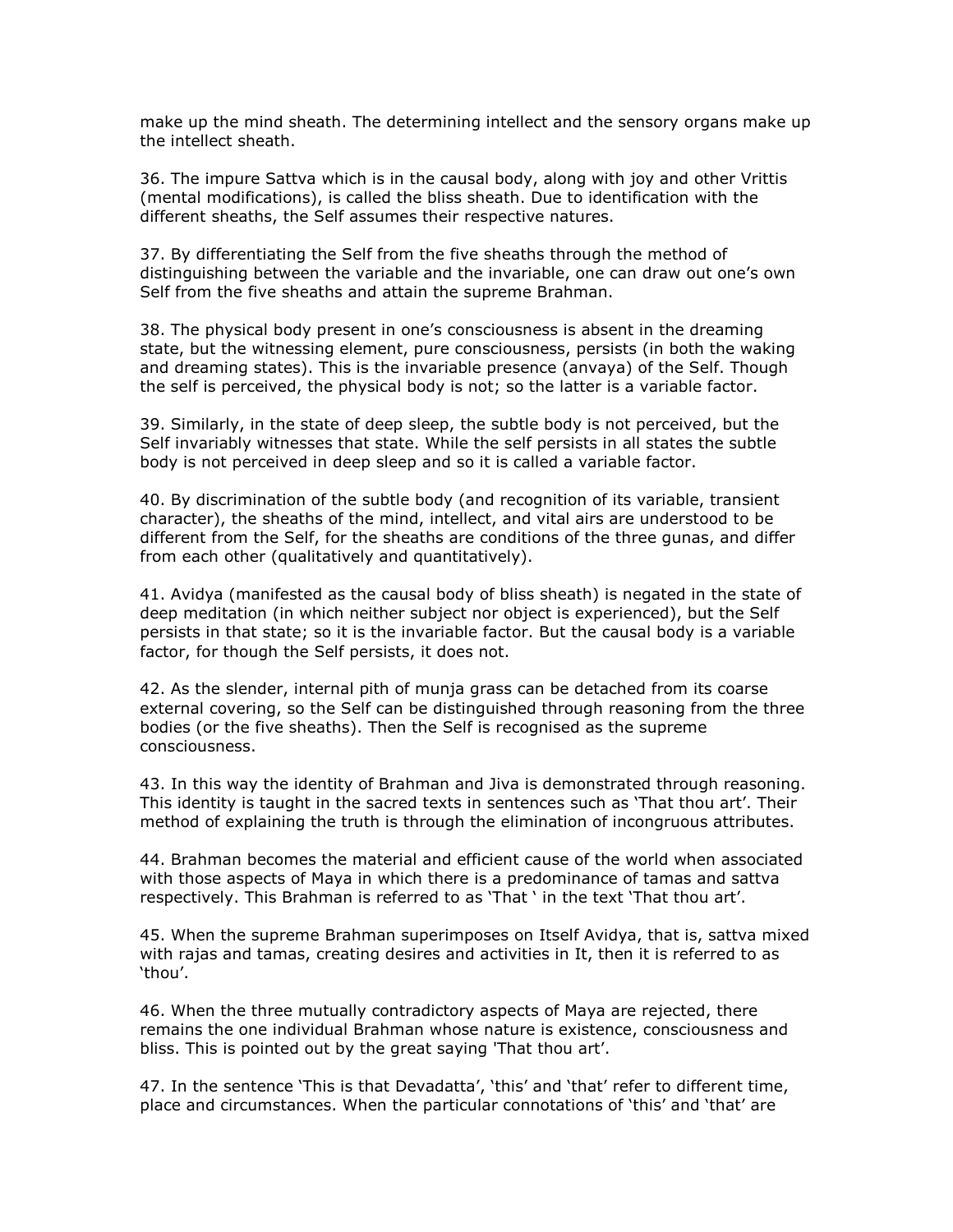make up the mind sheath. The determining intellect and the sensory organs make up the intellect sheath.

36. The impure Sattva which is in the causal body, along with joy and other Vrittis (mental modifications), is called the bliss sheath. Due to identification with the different sheaths, the Self assumes their respective natures.

37. By differentiating the Self from the five sheaths through the method of distinguishing between the variable and the invariable, one can draw out one's own Self from the five sheaths and attain the supreme Brahman.

38. The physical body present in one's consciousness is absent in the dreaming state, but the witnessing element, pure consciousness, persists (in both the waking and dreaming states). This is the invariable presence (anvaya) of the Self. Though the self is perceived, the physical body is not; so the latter is a variable factor.

39. Similarly, in the state of deep sleep, the subtle body is not perceived, but the Self invariably witnesses that state. While the self persists in all states the subtle body is not perceived in deep sleep and so it is called a variable factor.

40. By discrimination of the subtle body (and recognition of its variable, transient character), the sheaths of the mind, intellect, and vital airs are understood to be different from the Self, for the sheaths are conditions of the three gunas, and differ from each other (qualitatively and quantitatively).

41. Avidya (manifested as the causal body of bliss sheath) is negated in the state of deep meditation (in which neither subject nor object is experienced), but the Self persists in that state; so it is the invariable factor. But the causal body is a variable factor, for though the Self persists, it does not.

42. As the slender, internal pith of munja grass can be detached from its coarse external covering, so the Self can be distinguished through reasoning from the three bodies (or the five sheaths). Then the Self is recognised as the supreme consciousness.

43. In this way the identity of Brahman and Jiva is demonstrated through reasoning. This identity is taught in the sacred texts in sentences such as 'That thou art'. Their method of explaining the truth is through the elimination of incongruous attributes.

44. Brahman becomes the material and efficient cause of the world when associated with those aspects of Maya in which there is a predominance of tamas and sattva respectively. This Brahman is referred to as 'That ' in the text 'That thou art'.

45. When the supreme Brahman superimposes on Itself Avidya, that is, sattva mixed with rajas and tamas, creating desires and activities in It, then it is referred to as 'thou'.

46. When the three mutually contradictory aspects of Maya are rejected, there remains the one individual Brahman whose nature is existence, consciousness and bliss. This is pointed out by the great saying 'That thou art'.

47. In the sentence 'This is that Devadatta', 'this' and 'that' refer to different time, place and circumstances. When the particular connotations of 'this' and 'that' are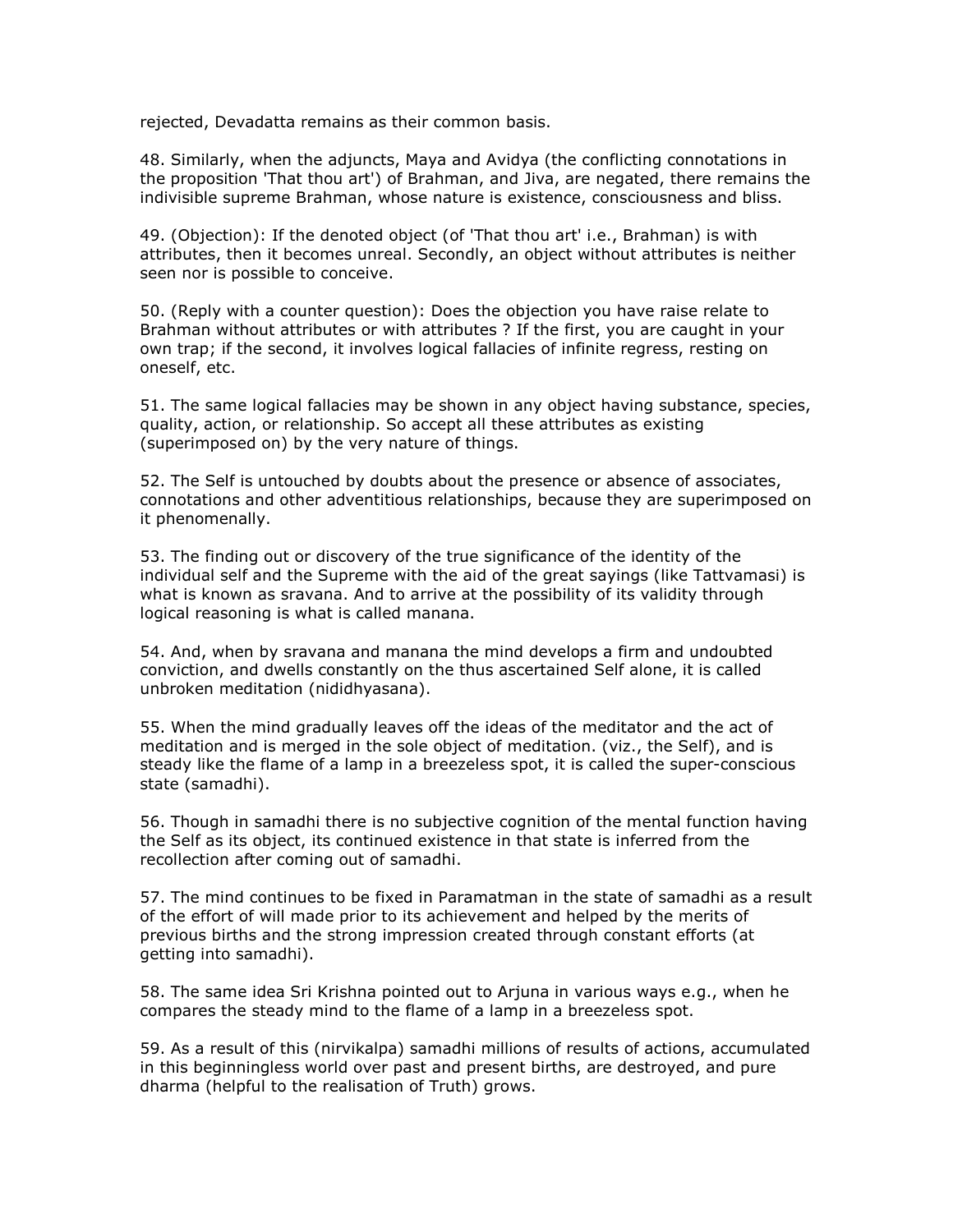rejected, Devadatta remains as their common basis.

48. Similarly, when the adjuncts, Maya and Avidya (the conflicting connotations in the proposition 'That thou art') of Brahman, and Jiva, are negated, there remains the indivisible supreme Brahman, whose nature is existence, consciousness and bliss.

49. (Objection): If the denoted object (of 'That thou art' i.e., Brahman) is with attributes, then it becomes unreal. Secondly, an object without attributes is neither seen nor is possible to conceive.

50. (Reply with a counter question): Does the objection you have raise relate to Brahman without attributes or with attributes ? If the first, you are caught in your own trap; if the second, it involves logical fallacies of infinite regress, resting on oneself, etc.

51. The same logical fallacies may be shown in any object having substance, species, quality, action, or relationship. So accept all these attributes as existing (superimposed on) by the very nature of things.

52. The Self is untouched by doubts about the presence or absence of associates, connotations and other adventitious relationships, because they are superimposed on it phenomenally.

53. The finding out or discovery of the true significance of the identity of the individual self and the Supreme with the aid of the great sayings (like Tattvamasi) is what is known as sravana. And to arrive at the possibility of its validity through logical reasoning is what is called manana.

54. And, when by sravana and manana the mind develops a firm and undoubted conviction, and dwells constantly on the thus ascertained Self alone, it is called unbroken meditation (nididhyasana).

55. When the mind gradually leaves off the ideas of the meditator and the act of meditation and is merged in the sole object of meditation. (viz., the Self), and is steady like the flame of a lamp in a breezeless spot, it is called the super-conscious state (samadhi).

56. Though in samadhi there is no subjective cognition of the mental function having the Self as its object, its continued existence in that state is inferred from the recollection after coming out of samadhi.

57. The mind continues to be fixed in Paramatman in the state of samadhi as a result of the effort of will made prior to its achievement and helped by the merits of previous births and the strong impression created through constant efforts (at getting into samadhi).

58. The same idea Sri Krishna pointed out to Arjuna in various ways e.g., when he compares the steady mind to the flame of a lamp in a breezeless spot.

59. As a result of this (nirvikalpa) samadhi millions of results of actions, accumulated in this beginningless world over past and present births, are destroyed, and pure dharma (helpful to the realisation of Truth) grows.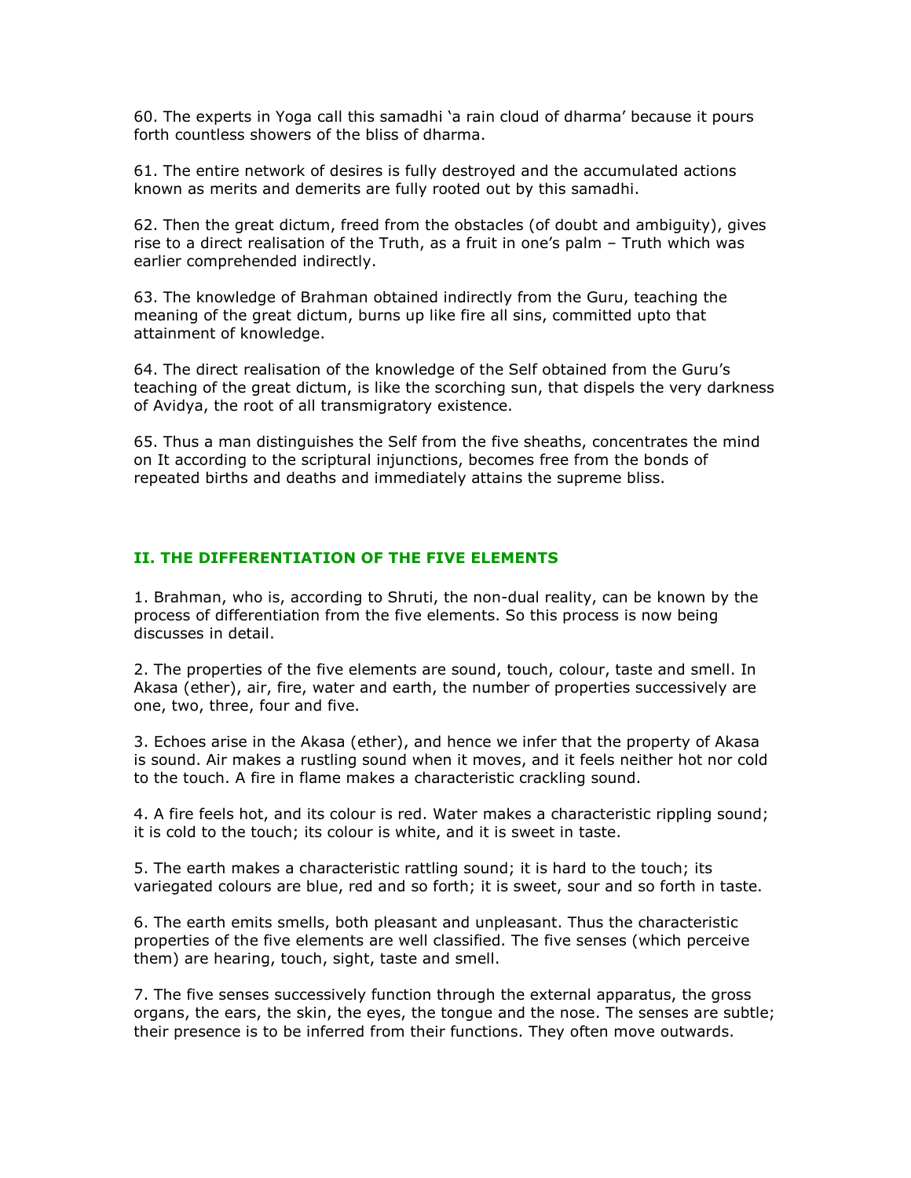60. The experts in Yoga call this samadhi 'a rain cloud of dharma' because it pours forth countless showers of the bliss of dharma.

61. The entire network of desires is fully destroyed and the accumulated actions known as merits and demerits are fully rooted out by this samadhi.

62. Then the great dictum, freed from the obstacles (of doubt and ambiguity), gives rise to a direct realisation of the Truth, as a fruit in one's palm – Truth which was earlier comprehended indirectly.

63. The knowledge of Brahman obtained indirectly from the Guru, teaching the meaning of the great dictum, burns up like fire all sins, committed upto that attainment of knowledge.

64. The direct realisation of the knowledge of the Self obtained from the Guru's teaching of the great dictum, is like the scorching sun, that dispels the very darkness of Avidya, the root of all transmigratory existence.

65. Thus a man distinguishes the Self from the five sheaths, concentrates the mind on It according to the scriptural injunctions, becomes free from the bonds of repeated births and deaths and immediately attains the supreme bliss.

## II. THE DIFFERENTIATION OF THE FIVE ELEMENTS

1. Brahman, who is, according to Shruti, the non-dual reality, can be known by the process of differentiation from the five elements. So this process is now being discusses in detail.

2. The properties of the five elements are sound, touch, colour, taste and smell. In Akasa (ether), air, fire, water and earth, the number of properties successively are one, two, three, four and five.

3. Echoes arise in the Akasa (ether), and hence we infer that the property of Akasa is sound. Air makes a rustling sound when it moves, and it feels neither hot nor cold to the touch. A fire in flame makes a characteristic crackling sound.

4. A fire feels hot, and its colour is red. Water makes a characteristic rippling sound; it is cold to the touch; its colour is white, and it is sweet in taste.

5. The earth makes a characteristic rattling sound; it is hard to the touch; its variegated colours are blue, red and so forth; it is sweet, sour and so forth in taste.

6. The earth emits smells, both pleasant and unpleasant. Thus the characteristic properties of the five elements are well classified. The five senses (which perceive them) are hearing, touch, sight, taste and smell.

7. The five senses successively function through the external apparatus, the gross organs, the ears, the skin, the eyes, the tongue and the nose. The senses are subtle; their presence is to be inferred from their functions. They often move outwards.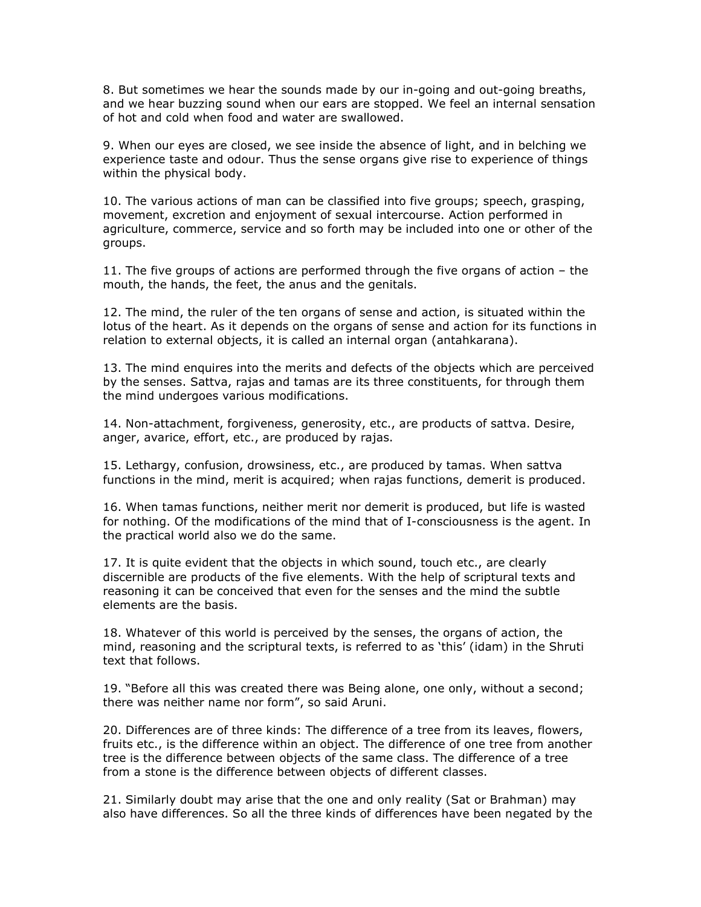8. But sometimes we hear the sounds made by our in-going and out-going breaths, and we hear buzzing sound when our ears are stopped. We feel an internal sensation of hot and cold when food and water are swallowed.

9. When our eyes are closed, we see inside the absence of light, and in belching we experience taste and odour. Thus the sense organs give rise to experience of things within the physical body.

10. The various actions of man can be classified into five groups; speech, grasping, movement, excretion and enjoyment of sexual intercourse. Action performed in agriculture, commerce, service and so forth may be included into one or other of the groups.

11. The five groups of actions are performed through the five organs of action – the mouth, the hands, the feet, the anus and the genitals.

12. The mind, the ruler of the ten organs of sense and action, is situated within the lotus of the heart. As it depends on the organs of sense and action for its functions in relation to external objects, it is called an internal organ (antahkarana).

13. The mind enquires into the merits and defects of the objects which are perceived by the senses. Sattva, rajas and tamas are its three constituents, for through them the mind undergoes various modifications.

14. Non-attachment, forgiveness, generosity, etc., are products of sattva. Desire, anger, avarice, effort, etc., are produced by rajas.

15. Lethargy, confusion, drowsiness, etc., are produced by tamas. When sattva functions in the mind, merit is acquired; when rajas functions, demerit is produced.

16. When tamas functions, neither merit nor demerit is produced, but life is wasted for nothing. Of the modifications of the mind that of I-consciousness is the agent. In the practical world also we do the same.

17. It is quite evident that the objects in which sound, touch etc., are clearly discernible are products of the five elements. With the help of scriptural texts and reasoning it can be conceived that even for the senses and the mind the subtle elements are the basis.

18. Whatever of this world is perceived by the senses, the organs of action, the mind, reasoning and the scriptural texts, is referred to as 'this' (idam) in the Shruti text that follows.

19. "Before all this was created there was Being alone, one only, without a second; there was neither name nor form", so said Aruni.

20. Differences are of three kinds: The difference of a tree from its leaves, flowers, fruits etc., is the difference within an object. The difference of one tree from another tree is the difference between objects of the same class. The difference of a tree from a stone is the difference between objects of different classes.

21. Similarly doubt may arise that the one and only reality (Sat or Brahman) may also have differences. So all the three kinds of differences have been negated by the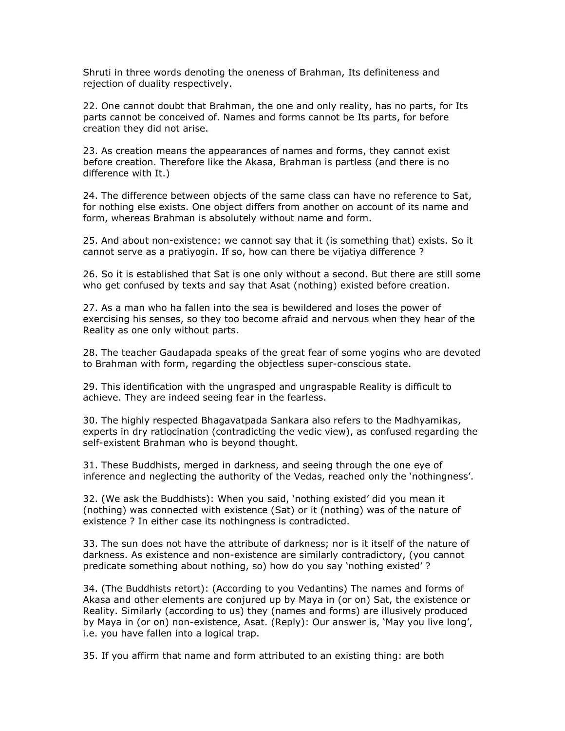Shruti in three words denoting the oneness of Brahman, Its definiteness and rejection of duality respectively.

22. One cannot doubt that Brahman, the one and only reality, has no parts, for Its parts cannot be conceived of. Names and forms cannot be Its parts, for before creation they did not arise.

23. As creation means the appearances of names and forms, they cannot exist before creation. Therefore like the Akasa, Brahman is partless (and there is no difference with It.)

24. The difference between objects of the same class can have no reference to Sat, for nothing else exists. One object differs from another on account of its name and form, whereas Brahman is absolutely without name and form.

25. And about non-existence: we cannot say that it (is something that) exists. So it cannot serve as a pratiyogin. If so, how can there be vijatiya difference ?

26. So it is established that Sat is one only without a second. But there are still some who get confused by texts and say that Asat (nothing) existed before creation.

27. As a man who ha fallen into the sea is bewildered and loses the power of exercising his senses, so they too become afraid and nervous when they hear of the Reality as one only without parts.

28. The teacher Gaudapada speaks of the great fear of some yogins who are devoted to Brahman with form, regarding the objectless super-conscious state.

29. This identification with the ungrasped and ungraspable Reality is difficult to achieve. They are indeed seeing fear in the fearless.

30. The highly respected Bhagavatpada Sankara also refers to the Madhyamikas, experts in dry ratiocination (contradicting the vedic view), as confused regarding the self-existent Brahman who is beyond thought.

31. These Buddhists, merged in darkness, and seeing through the one eye of inference and neglecting the authority of the Vedas, reached only the 'nothingness'.

32. (We ask the Buddhists): When you said, 'nothing existed' did you mean it (nothing) was connected with existence (Sat) or it (nothing) was of the nature of existence ? In either case its nothingness is contradicted.

33. The sun does not have the attribute of darkness; nor is it itself of the nature of darkness. As existence and non-existence are similarly contradictory, (you cannot predicate something about nothing, so) how do you say 'nothing existed' ?

34. (The Buddhists retort): (According to you Vedantins) The names and forms of Akasa and other elements are conjured up by Maya in (or on) Sat, the existence or Reality. Similarly (according to us) they (names and forms) are illusively produced by Maya in (or on) non-existence, Asat. (Reply): Our answer is, 'May you live long', i.e. you have fallen into a logical trap.

35. If you affirm that name and form attributed to an existing thing: are both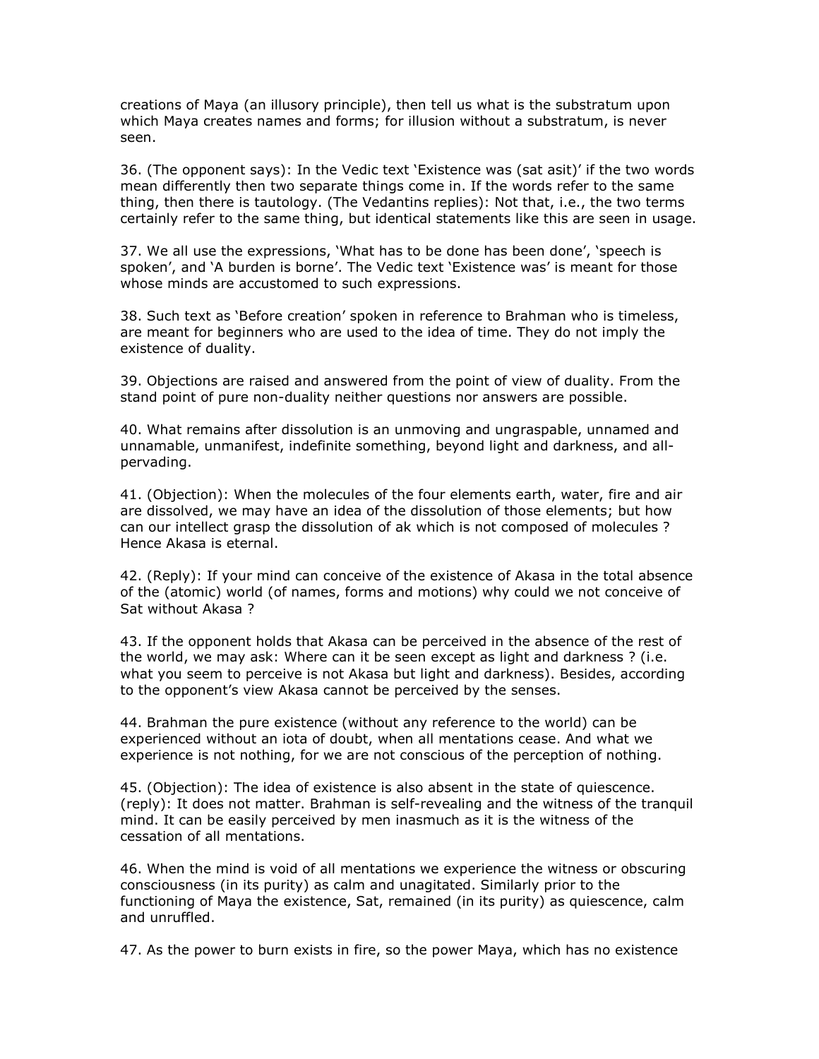creations of Maya (an illusory principle), then tell us what is the substratum upon which Maya creates names and forms; for illusion without a substratum, is never seen.

36. (The opponent says): In the Vedic text 'Existence was (sat asit)' if the two words mean differently then two separate things come in. If the words refer to the same thing, then there is tautology. (The Vedantins replies): Not that, i.e., the two terms certainly refer to the same thing, but identical statements like this are seen in usage.

37. We all use the expressions, 'What has to be done has been done', 'speech is spoken', and 'A burden is borne'. The Vedic text 'Existence was' is meant for those whose minds are accustomed to such expressions.

38. Such text as 'Before creation' spoken in reference to Brahman who is timeless, are meant for beginners who are used to the idea of time. They do not imply the existence of duality.

39. Objections are raised and answered from the point of view of duality. From the stand point of pure non-duality neither questions nor answers are possible.

40. What remains after dissolution is an unmoving and ungraspable, unnamed and unnamable, unmanifest, indefinite something, beyond light and darkness, and all-pervading.

41. (Objection): When the molecules of the four elements earth, water, fire and air are dissolved, we may have an idea of the dissolution of those elements; but how can our intellect grasp the dissolution of ak which is not composed of molecules ? Hence Akasa is eternal.

42. (Reply): If your mind can conceive of the existence of Akasa in the total absence of the (atomic) world (of names, forms and motions) why could we not conceive of Sat without Akasa ?

43. If the opponent holds that Akasa can be perceived in the absence of the rest of the world, we may ask: Where can it be seen except as light and darkness ? (i.e. what you seem to perceive is not Akasa but light and darkness). Besides, according to the opponent's view Akasa cannot be perceived by the senses.

44. Brahman the pure existence (without any reference to the world) can be experienced without an iota of doubt, when all mentations cease. And what we experience is not nothing, for we are not conscious of the perception of nothing.

45. (Objection): The idea of existence is also absent in the state of quiescence. (reply): It does not matter. Brahman is self-revealing and the witness of the tranquil mind. It can be easily perceived by men inasmuch as it is the witness of the cessation of all mentations.

46. When the mind is void of all mentations we experience the witness or obscuring consciousness (in its purity) as calm and unagitated. Similarly prior to the functioning of Maya the existence, Sat, remained (in its purity) as quiescence, calm and unruffled.

47. As the power to burn exists in fire, so the power Maya, which has no existence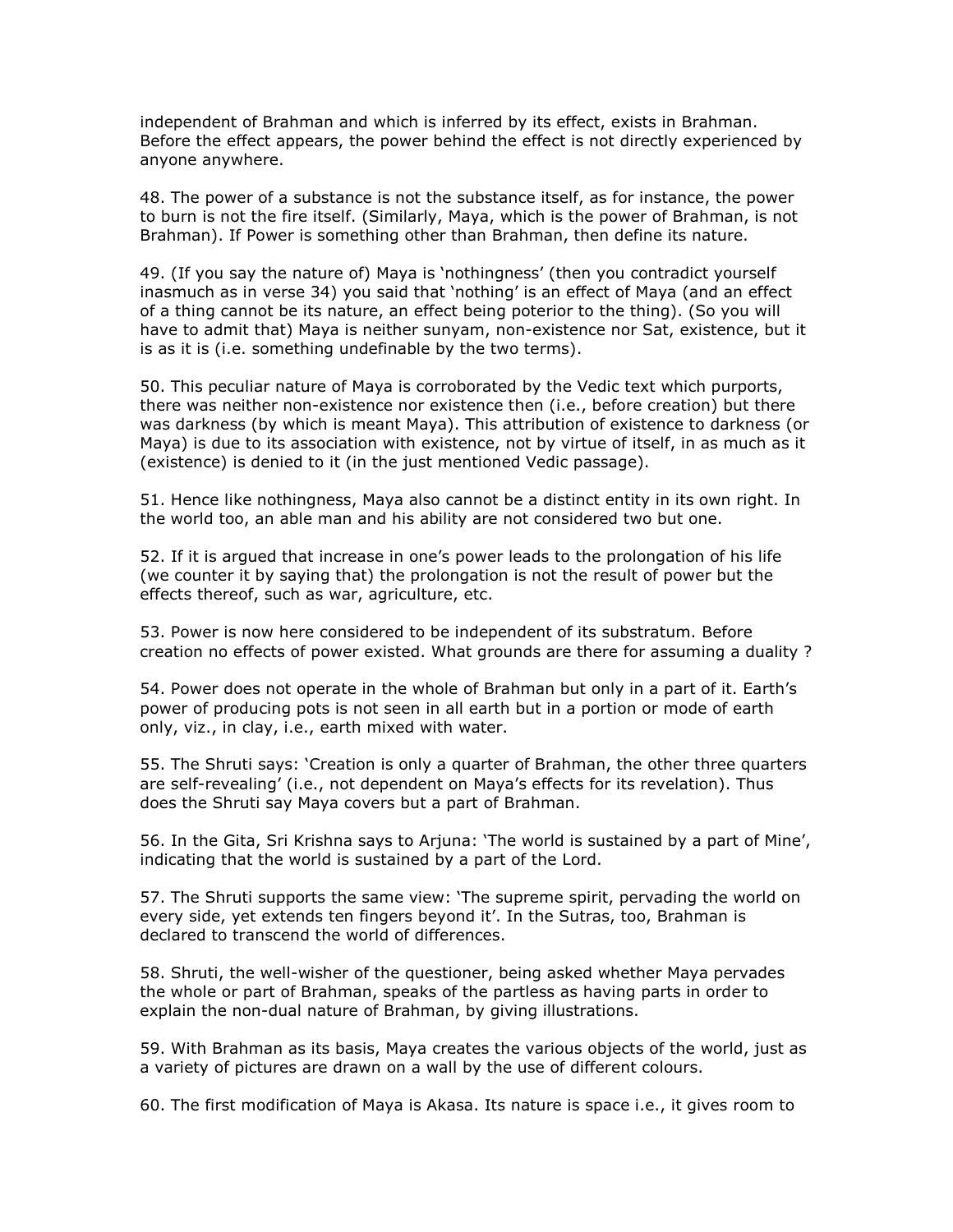independent of Brahman and which is inferred by its effect, exists in Brahman. Before the effect appears, the power behind the effect is not directly experienced by anyone anywhere.

48. The power of a substance is not the substance itself, as for instance, the power to burn is not the fire itself. (Similarly, Maya, which is the power of Brahman, is not Brahman). If Power is something other than Brahman, then define its nature.

49. (If you say the nature of) Maya is 'nothingness' (then you contradict yourself inasmuch as in verse 34) you said that 'nothing' is an effect of Maya (and an effect of a thing cannot be its nature, an effect being poterior to the thing). (So you will have to admit that) Maya is neither sunyam, non-existence nor Sat, existence, but it is as it is (i.e. something undefinable by the two terms).

50. This peculiar nature of Maya is corroborated by the Vedic text which purports, there was neither non-existence nor existence then (i.e., before creation) but there was darkness (by which is meant Maya). This attribution of existence to darkness (or Maya) is due to its association with existence, not by virtue of itself, in as much as it (existence) is denied to it (in the just mentioned Vedic passage).

51. Hence like nothingness, Maya also cannot be a distinct entity in its own right. In the world too, an able man and his ability are not considered two but one.

52. If it is argued that increase in one's power leads to the prolongation of his life (we counter it by saying that) the prolongation is not the result of power but the effects thereof, such as war, agriculture, etc.

53. Power is now here considered to be independent of its substratum. Before creation no effects of power existed. What grounds are there for assuming a duality ?

54. Power does not operate in the whole of Brahman but only in a part of it. Earth's power of producing pots is not seen in all earth but in a portion or mode of earth only, viz., in clay, i.e., earth mixed with water.

55. The Shruti says: 'Creation is only a quarter of Brahman, the other three quarters are self-revealing' (i.e., not dependent on Maya's effects for its revelation). Thus does the Shruti say Maya covers but a part of Brahman.

56. In the Gita, Sri Krishna says to Arjuna: 'The world is sustained by a part of Mine', indicating that the world is sustained by a part of the Lord.

57. The Shruti supports the same view: 'The supreme spirit, pervading the world on every side, yet extends ten fingers beyond it'. In the Sutras, too, Brahman is declared to transcend the world of differences.

58. Shruti, the well-wisher of the questioner, being asked whether Maya pervades the whole or part of Brahman, speaks of the partless as having parts in order to explain the non-dual nature of Brahman, by giving illustrations.

59. With Brahman as its basis, Maya creates the various objects of the world, just as a variety of pictures are drawn on a wall by the use of different colours.

60. The first modification of Maya is Akasa. Its nature is space i.e., it gives room to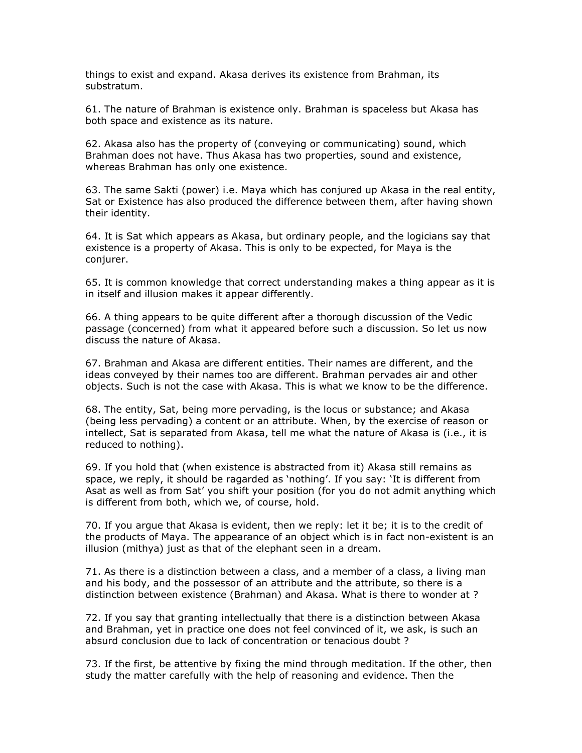things to exist and expand. Akasa derives its existence from Brahman, its substratum.

61. The nature of Brahman is existence only. Brahman is spaceless but Akasa has both space and existence as its nature.

62. Akasa also has the property of (conveying or communicating) sound, which Brahman does not have. Thus Akasa has two properties, sound and existence, whereas Brahman has only one existence.

63. The same Sakti (power) i.e. Maya which has conjured up Akasa in the real entity, Sat or Existence has also produced the difference between them, after having shown their identity.

64. It is Sat which appears as Akasa, but ordinary people, and the logicians say that existence is a property of Akasa. This is only to be expected, for Maya is the conjurer.

65. It is common knowledge that correct understanding makes a thing appear as it is in itself and illusion makes it appear differently.

66. A thing appears to be quite different after a thorough discussion of the Vedic passage (concerned) from what it appeared before such a discussion. So let us now discuss the nature of Akasa.

67. Brahman and Akasa are different entities. Their names are different, and the ideas conveyed by their names too are different. Brahman pervades air and other objects. Such is not the case with Akasa. This is what we know to be the difference.

68. The entity, Sat, being more pervading, is the locus or substance; and Akasa (being less pervading) a content or an attribute. When, by the exercise of reason or intellect, Sat is separated from Akasa, tell me what the nature of Akasa is (i.e., it is reduced to nothing).

69. If you hold that (when existence is abstracted from it) Akasa still remains as space, we reply, it should be ragarded as 'nothing'. If you say: 'It is different from Asat as well as from Sat' you shift your position (for you do not admit anything which is different from both, which we, of course, hold.

70. If you argue that Akasa is evident, then we reply: let it be; it is to the credit of the products of Maya. The appearance of an object which is in fact non-existent is an illusion (mithya) just as that of the elephant seen in a dream.

71. As there is a distinction between a class, and a member of a class, a living man and his body, and the possessor of an attribute and the attribute, so there is a distinction between existence (Brahman) and Akasa. What is there to wonder at ?

72. If you say that granting intellectually that there is a distinction between Akasa and Brahman, yet in practice one does not feel convinced of it, we ask, is such an absurd conclusion due to lack of concentration or tenacious doubt ?

73. If the first, be attentive by fixing the mind through meditation. If the other, then study the matter carefully with the help of reasoning and evidence. Then the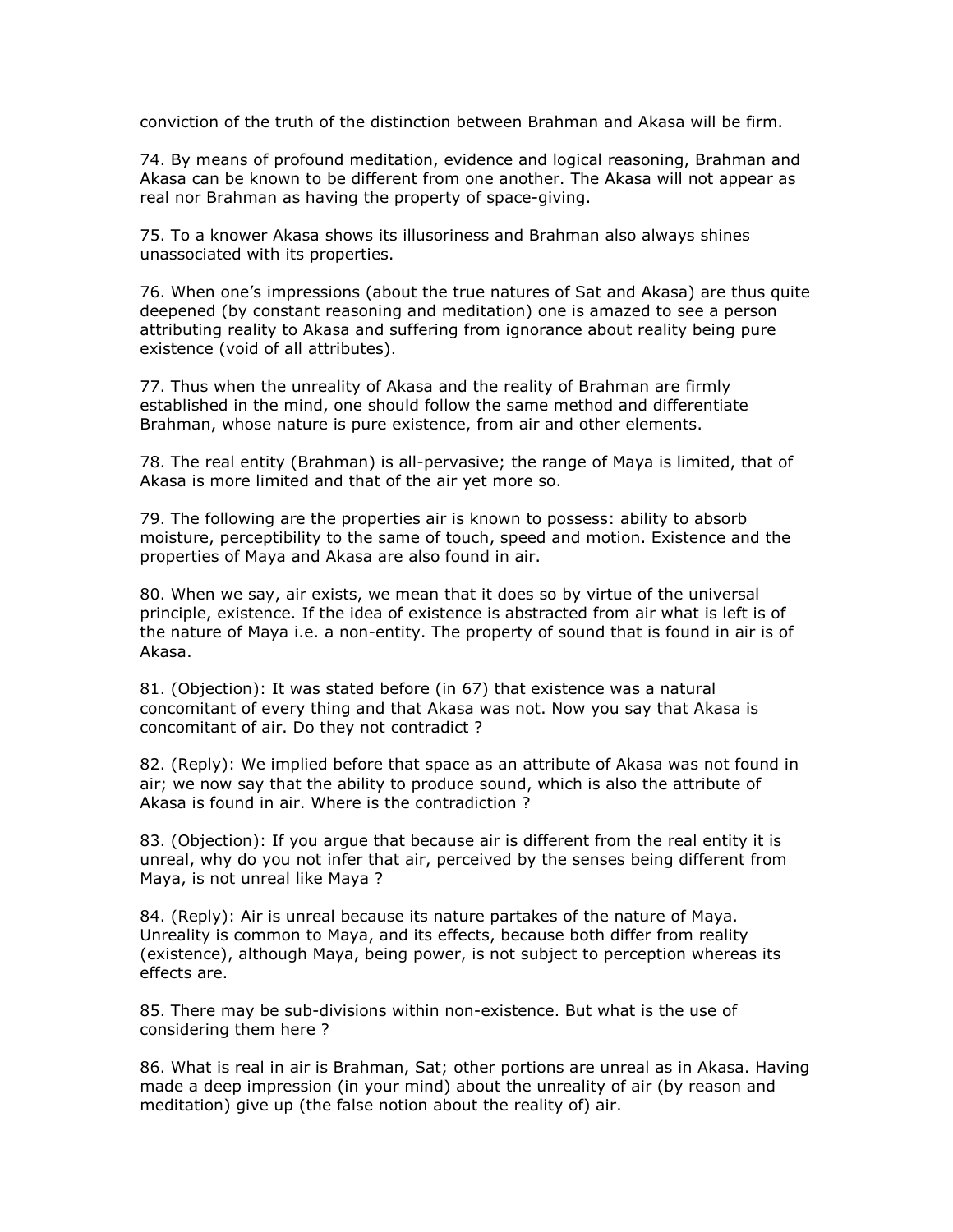conviction of the truth of the distinction between Brahman and Akasa will be firm.

74. By means of profound meditation, evidence and logical reasoning, Brahman and Akasa can be known to be different from one another. The Akasa will not appear as real nor Brahman as having the property of space-giving.

75. To a knower Akasa shows its illusoriness and Brahman also always shines unassociated with its properties.

76. When one's impressions (about the true natures of Sat and Akasa) are thus quite deepened (by constant reasoning and meditation) one is amazed to see a person attributing reality to Akasa and suffering from ignorance about reality being pure existence (void of all attributes).

77. Thus when the unreality of Akasa and the reality of Brahman are firmly established in the mind, one should follow the same method and differentiate Brahman, whose nature is pure existence, from air and other elements.

78. The real entity (Brahman) is all-pervasive; the range of Maya is limited, that of Akasa is more limited and that of the air yet more so.

79. The following are the properties air is known to possess: ability to absorb moisture, perceptibility to the same of touch, speed and motion. Existence and the properties of Maya and Akasa are also found in air.

80. When we say, air exists, we mean that it does so by virtue of the universal principle, existence. If the idea of existence is abstracted from air what is left is of the nature of Maya i.e. a non-entity. The property of sound that is found in air is of Akasa.

81. (Objection): It was stated before (in 67) that existence was a natural concomitant of every thing and that Akasa was not. Now you say that Akasa is concomitant of air. Do they not contradict ?

82. (Reply): We implied before that space as an attribute of Akasa was not found in air; we now say that the ability to produce sound, which is also the attribute of Akasa is found in air. Where is the contradiction ?

83. (Objection): If you argue that because air is different from the real entity it is unreal, why do you not infer that air, perceived by the senses being different from Maya, is not unreal like Maya ?

84. (Reply): Air is unreal because its nature partakes of the nature of Maya. Unreality is common to Maya, and its effects, because both differ from reality (existence), although Maya, being power, is not subject to perception whereas its effects are.

85. There may be sub-divisions within non-existence. But what is the use of considering them here ?

86. What is real in air is Brahman, Sat; other portions are unreal as in Akasa. Having made a deep impression (in your mind) about the unreality of air (by reason and meditation) give up (the false notion about the reality of) air.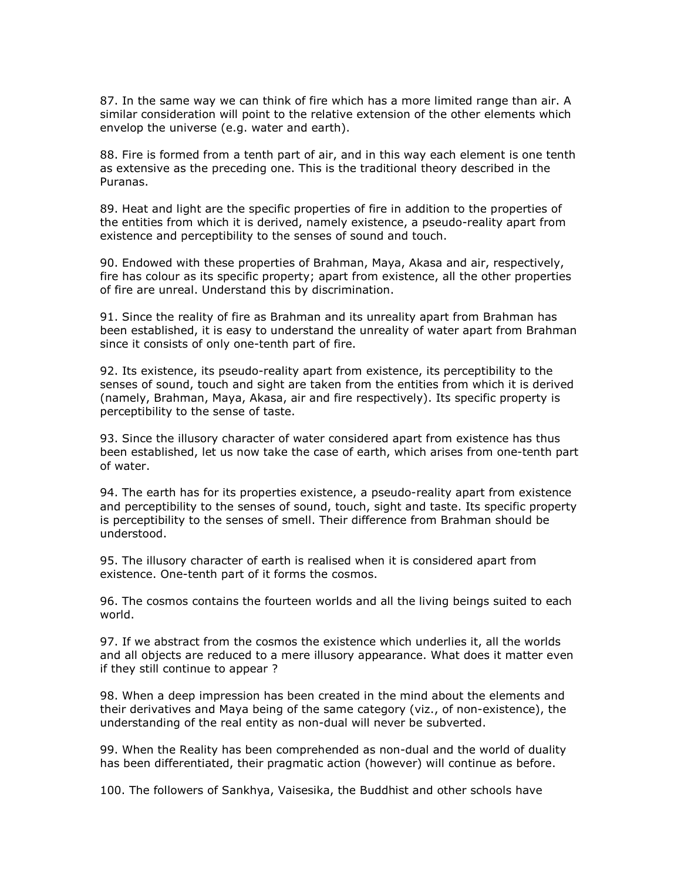87. In the same way we can think of fire which has a more limited range than air. A similar consideration will point to the relative extension of the other elements which envelop the universe (e.g. water and earth).

88. Fire is formed from a tenth part of air, and in this way each element is one tenth as extensive as the preceding one. This is the traditional theory described in the Puranas.

89. Heat and light are the specific properties of fire in addition to the properties of the entities from which it is derived, namely existence, a pseudo-reality apart from existence and perceptibility to the senses of sound and touch.

90. Endowed with these properties of Brahman, Maya, Akasa and air, respectively, fire has colour as its specific property; apart from existence, all the other properties of fire are unreal. Understand this by discrimination.

91. Since the reality of fire as Brahman and its unreality apart from Brahman has been established, it is easy to understand the unreality of water apart from Brahman since it consists of only one-tenth part of fire.

92. Its existence, its pseudo-reality apart from existence, its perceptibility to the senses of sound, touch and sight are taken from the entities from which it is derived (namely, Brahman, Maya, Akasa, air and fire respectively). Its specific property is perceptibility to the sense of taste.

93. Since the illusory character of water considered apart from existence has thus been established, let us now take the case of earth, which arises from one-tenth part of water.

94. The earth has for its properties existence, a pseudo-reality apart from existence and perceptibility to the senses of sound, touch, sight and taste. Its specific property is perceptibility to the senses of smell. Their difference from Brahman should be understood.

95. The illusory character of earth is realised when it is considered apart from existence. One-tenth part of it forms the cosmos.

96. The cosmos contains the fourteen worlds and all the living beings suited to each world.

97. If we abstract from the cosmos the existence which underlies it, all the worlds and all objects are reduced to a mere illusory appearance. What does it matter even if they still continue to appear ?

98. When a deep impression has been created in the mind about the elements and their derivatives and Maya being of the same category (viz., of non-existence), the understanding of the real entity as non-dual will never be subverted.

99. When the Reality has been comprehended as non-dual and the world of duality has been differentiated, their pragmatic action (however) will continue as before.

100. The followers of Sankhya, Vaisesika, the Buddhist and other schools have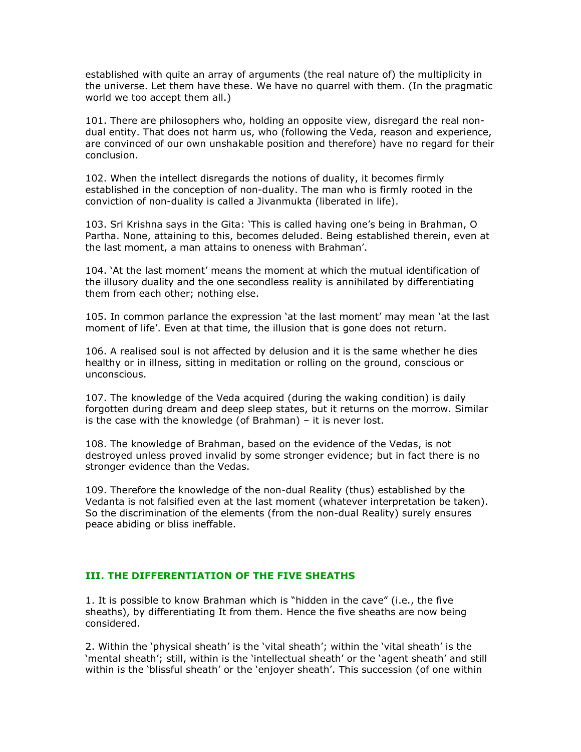established with quite an array of arguments (the real nature of) the multiplicity in the universe. Let them have these. We have no quarrel with them. (In the pragmatic world we too accept them all.)

101. There are philosophers who, holding an opposite view, disregard the real non-dual entity. That does not harm us, who (following the Veda, reason and experience, are convinced of our own unshakable position and therefore) have no regard for their conclusion.

102. When the intellect disregards the notions of duality, it becomes firmly established in the conception of non-duality. The man who is firmly rooted in the conviction of non-duality is called a Jivanmukta (liberated in life).

103. Sri Krishna says in the Gita: 'This is called having one's being in Brahman, O Partha. None, attaining to this, becomes deluded. Being established therein, even at the last moment, a man attains to oneness with Brahman'.

104. 'At the last moment' means the moment at which the mutual identification of the illusory duality and the one secondless reality is annihilated by differentiating them from each other; nothing else.

105. In common parlance the expression 'at the last moment' may mean 'at the last moment of life'. Even at that time, the illusion that is gone does not return.

106. A realised soul is not affected by delusion and it is the same whether he dies healthy or in illness, sitting in meditation or rolling on the ground, conscious or unconscious.

107. The knowledge of the Veda acquired (during the waking condition) is daily forgotten during dream and deep sleep states, but it returns on the morrow. Similar is the case with the knowledge (of Brahman) – it is never lost.

108. The knowledge of Brahman, based on the evidence of the Vedas, is not destroyed unless proved invalid by some stronger evidence; but in fact there is no stronger evidence than the Vedas.

109. Therefore the knowledge of the non-dual Reality (thus) established by the Vedanta is not falsified even at the last moment (whatever interpretation be taken). So the discrimination of the elements (from the non-dual Reality) surely ensures peace abiding or bliss ineffable.

## III. THE DIFFERENTIATION OF THE FIVE SHEATHS

1. It is possible to know Brahman which is "hidden in the cave" (i.e., the five sheaths), by differentiating It from them. Hence the five sheaths are now being considered.

2. Within the 'physical sheath' is the 'vital sheath'; within the 'vital sheath' is the 'mental sheath'; still, within is the 'intellectual sheath' or the 'agent sheath' and still within is the 'blissful sheath' or the 'enjoyer sheath'. This succession (of one within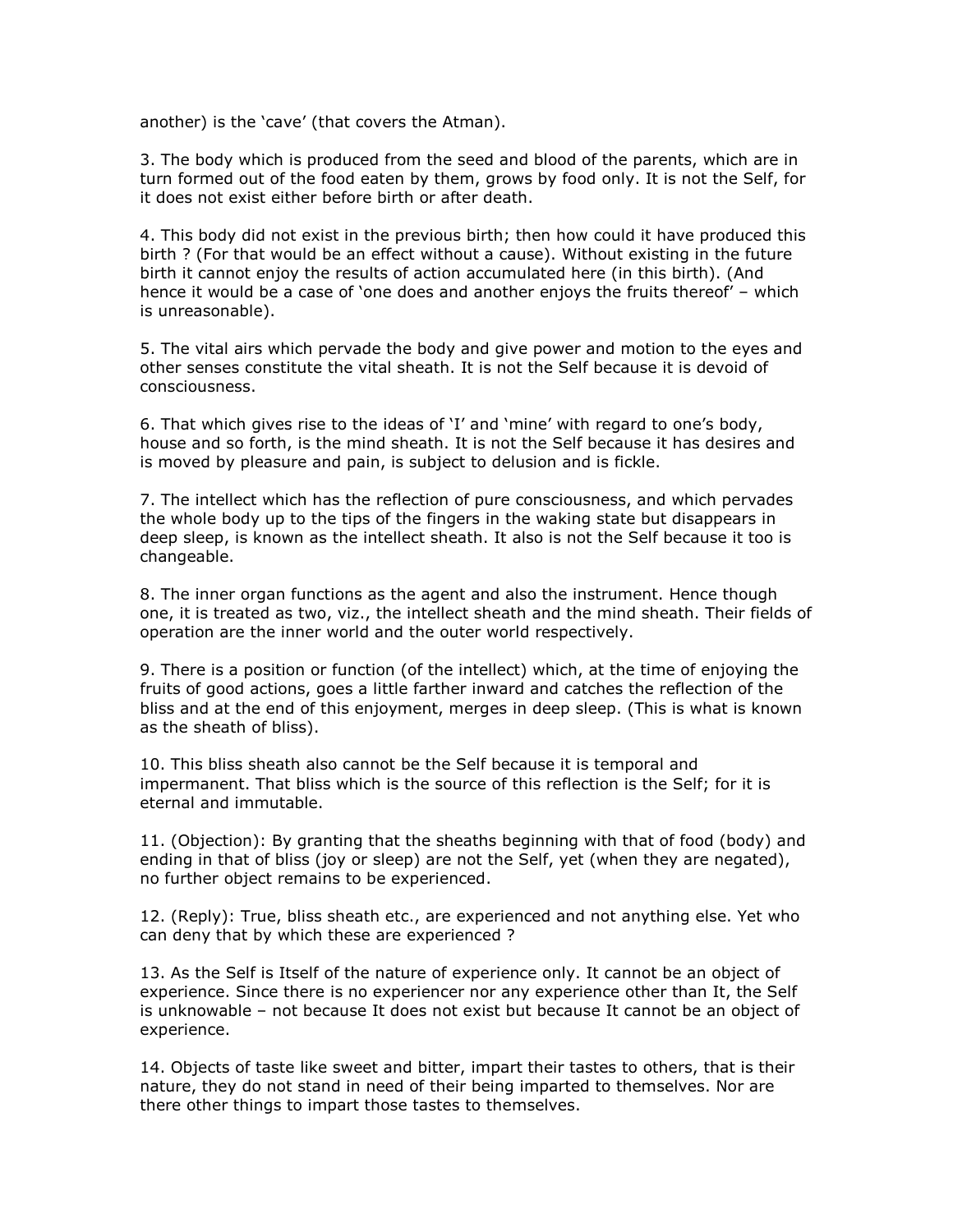another) is the 'cave' (that covers the Atman).

3. The body which is produced from the seed and blood of the parents, which are in turn formed out of the food eaten by them, grows by food only. It is not the Self, for it does not exist either before birth or after death.

4. This body did not exist in the previous birth; then how could it have produced this birth ? (For that would be an effect without a cause). Without existing in the future birth it cannot enjoy the results of action accumulated here (in this birth). (And hence it would be a case of 'one does and another enjoys the fruits thereof' – which is unreasonable).

5. The vital airs which pervade the body and give power and motion to the eyes and other senses constitute the vital sheath. It is not the Self because it is devoid of consciousness.

6. That which gives rise to the ideas of 'I' and 'mine' with regard to one's body, house and so forth, is the mind sheath. It is not the Self because it has desires and is moved by pleasure and pain, is subject to delusion and is fickle.

7. The intellect which has the reflection of pure consciousness, and which pervades the whole body up to the tips of the fingers in the waking state but disappears in deep sleep, is known as the intellect sheath. It also is not the Self because it too is changeable.

8. The inner organ functions as the agent and also the instrument. Hence though one, it is treated as two, viz., the intellect sheath and the mind sheath. Their fields of operation are the inner world and the outer world respectively.

9. There is a position or function (of the intellect) which, at the time of enjoying the fruits of good actions, goes a little farther inward and catches the reflection of the bliss and at the end of this enjoyment, merges in deep sleep. (This is what is known as the sheath of bliss).

10. This bliss sheath also cannot be the Self because it is temporal and impermanent. That bliss which is the source of this reflection is the Self; for it is eternal and immutable.

11. (Objection): By granting that the sheaths beginning with that of food (body) and ending in that of bliss (joy or sleep) are not the Self, yet (when they are negated), no further object remains to be experienced.

12. (Reply): True, bliss sheath etc., are experienced and not anything else. Yet who can deny that by which these are experienced ?

13. As the Self is Itself of the nature of experience only. It cannot be an object of experience. Since there is no experiencer nor any experience other than It, the Self is unknowable – not because It does not exist but because It cannot be an object of experience.

14. Objects of taste like sweet and bitter, impart their tastes to others, that is their nature, they do not stand in need of their being imparted to themselves. Nor are there other things to impart those tastes to themselves.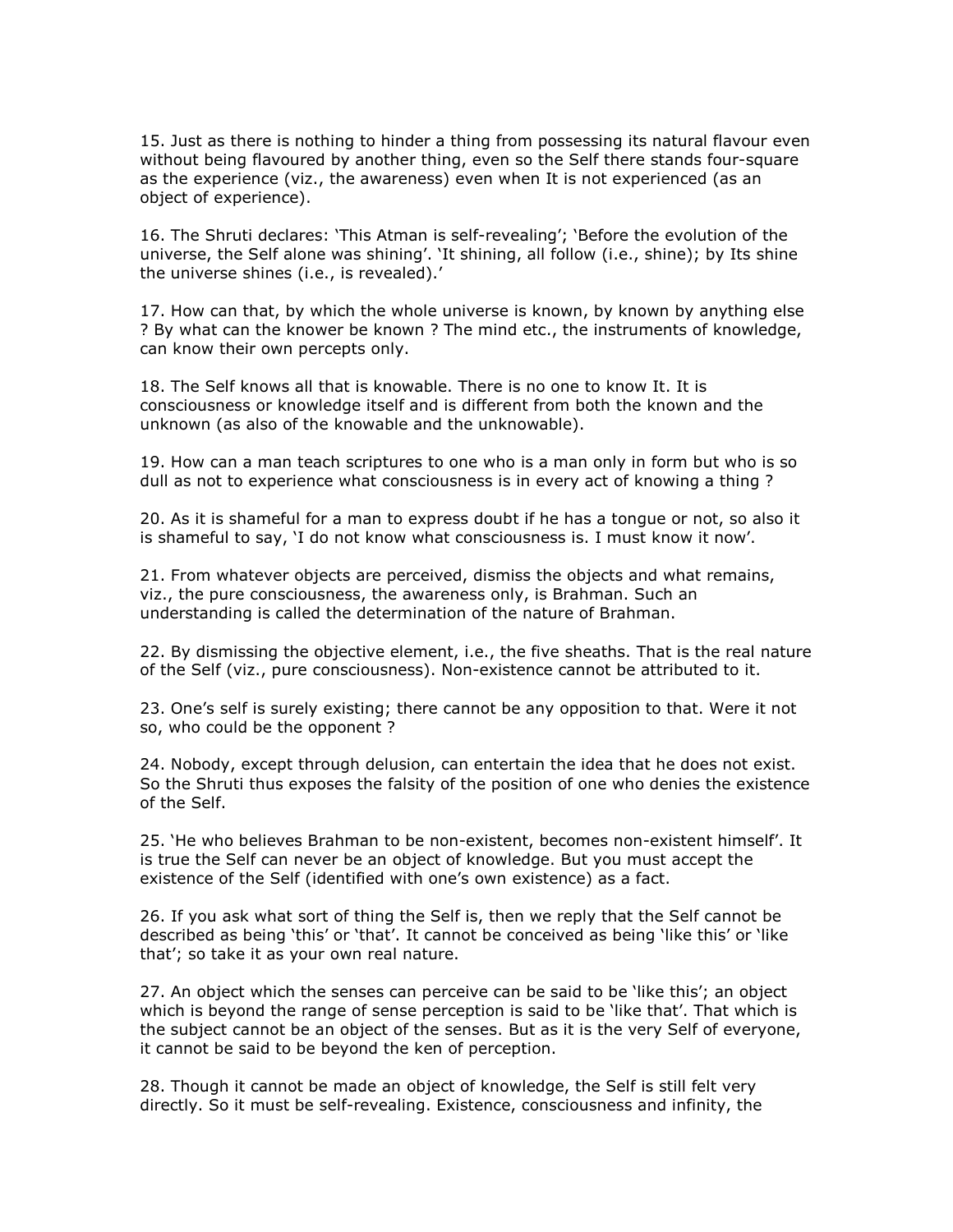15. Just as there is nothing to hinder a thing from possessing its natural flavour even without being flavoured by another thing, even so the Self there stands four-square as the experience (viz., the awareness) even when It is not experienced (as an object of experience).

16. The Shruti declares: 'This Atman is self-revealing'; 'Before the evolution of the universe, the Self alone was shining'. 'It shining, all follow (i.e., shine); by Its shine the universe shines (i.e., is revealed).'

17. How can that, by which the whole universe is known, by known by anything else ? By what can the knower be known ? The mind etc., the instruments of knowledge, can know their own percepts only.

18. The Self knows all that is knowable. There is no one to know It. It is consciousness or knowledge itself and is different from both the known and the unknown (as also of the knowable and the unknowable).

19. How can a man teach scriptures to one who is a man only in form but who is so dull as not to experience what consciousness is in every act of knowing a thing ?

20. As it is shameful for a man to express doubt if he has a tongue or not, so also it is shameful to say, 'I do not know what consciousness is. I must know it now'.

21. From whatever objects are perceived, dismiss the objects and what remains, viz., the pure consciousness, the awareness only, is Brahman. Such an understanding is called the determination of the nature of Brahman.

22. By dismissing the objective element, i.e., the five sheaths. That is the real nature of the Self (viz., pure consciousness). Non-existence cannot be attributed to it.

23. One's self is surely existing; there cannot be any opposition to that. Were it not so, who could be the opponent ?

24. Nobody, except through delusion, can entertain the idea that he does not exist. So the Shruti thus exposes the falsity of the position of one who denies the existence of the Self.

25. 'He who believes Brahman to be non-existent, becomes non-existent himself'. It is true the Self can never be an object of knowledge. But you must accept the existence of the Self (identified with one's own existence) as a fact.

26. If you ask what sort of thing the Self is, then we reply that the Self cannot be described as being 'this' or 'that'. It cannot be conceived as being 'like this' or 'like that'; so take it as your own real nature.

27. An object which the senses can perceive can be said to be 'like this'; an object which is beyond the range of sense perception is said to be 'like that'. That which is the subject cannot be an object of the senses. But as it is the very Self of everyone, it cannot be said to be beyond the ken of perception.

28. Though it cannot be made an object of knowledge, the Self is still felt very directly. So it must be self-revealing. Existence, consciousness and infinity, the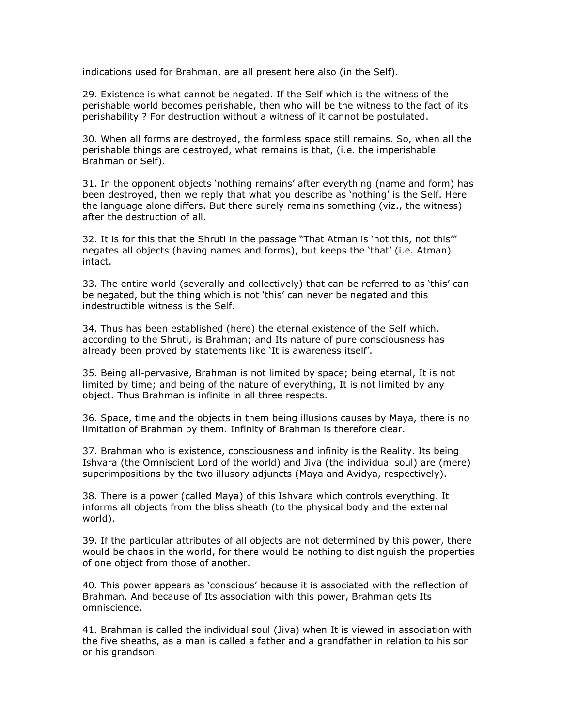indications used for Brahman, are all present here also (in the Self).

29. Existence is what cannot be negated. If the Self which is the witness of the perishable world becomes perishable, then who will be the witness to the fact of its perishability ? For destruction without a witness of it cannot be postulated.

30. When all forms are destroyed, the formless space still remains. So, when all the perishable things are destroyed, what remains is that, (i.e. the imperishable Brahman or Self).

31. In the opponent objects 'nothing remains' after everything (name and form) has been destroyed, then we reply that what you describe as 'nothing' is the Self. Here the language alone differs. But there surely remains something (viz., the witness) after the destruction of all.

32. It is for this that the Shruti in the passage "That Atman is 'not this, not this'" negates all objects (having names and forms), but keeps the 'that' (i.e. Atman) intact.

33. The entire world (severally and collectively) that can be referred to as 'this' can be negated, but the thing which is not 'this' can never be negated and this indestructible witness is the Self.

34. Thus has been established (here) the eternal existence of the Self which, according to the Shruti, is Brahman; and Its nature of pure consciousness has already been proved by statements like 'It is awareness itself'.

35. Being all-pervasive, Brahman is not limited by space; being eternal, It is not limited by time; and being of the nature of everything, It is not limited by any object. Thus Brahman is infinite in all three respects.

36. Space, time and the objects in them being illusions causes by Maya, there is no limitation of Brahman by them. Infinity of Brahman is therefore clear.

37. Brahman who is existence, consciousness and infinity is the Reality. Its being Ishvara (the Omniscient Lord of the world) and Jiva (the individual soul) are (mere) superimpositions by the two illusory adjuncts (Maya and Avidya, respectively).

38. There is a power (called Maya) of this Ishvara which controls everything. It informs all objects from the bliss sheath (to the physical body and the external world).

39. If the particular attributes of all objects are not determined by this power, there would be chaos in the world, for there would be nothing to distinguish the properties of one object from those of another.

40. This power appears as 'conscious' because it is associated with the reflection of Brahman. And because of Its association with this power, Brahman gets Its omniscience.

41. Brahman is called the individual soul (Jiva) when It is viewed in association with the five sheaths, as a man is called a father and a grandfather in relation to his son or his grandson.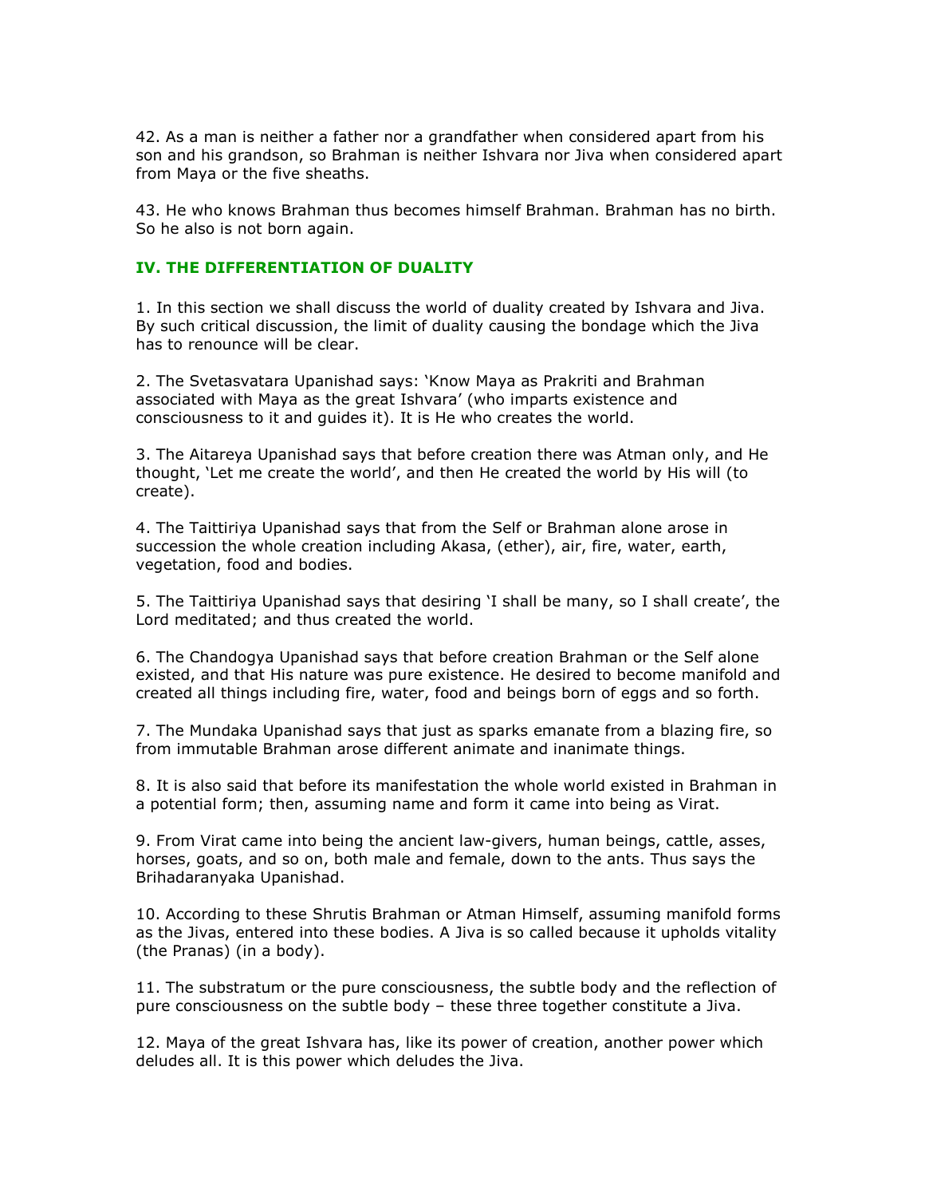42. As a man is neither a father nor a grandfather when considered apart from his son and his grandson, so Brahman is neither Ishvara nor Jiva when considered apart from Maya or the five sheaths.

43. He who knows Brahman thus becomes himself Brahman. Brahman has no birth. So he also is not born again.

## IV. THE DIFFERENTIATION OF DUALITY

1. In this section we shall discuss the world of duality created by Ishvara and Jiva. By such critical discussion, the limit of duality causing the bondage which the Jiva has to renounce will be clear.

2. The Svetasvatara Upanishad says: 'Know Maya as Prakriti and Brahman associated with Maya as the great Ishvara' (who imparts existence and consciousness to it and guides it). It is He who creates the world.

3. The Aitareya Upanishad says that before creation there was Atman only, and He thought, 'Let me create the world', and then He created the world by His will (to create).

4. The Taittiriya Upanishad says that from the Self or Brahman alone arose in succession the whole creation including Akasa, (ether), air, fire, water, earth, vegetation, food and bodies.

5. The Taittiriya Upanishad says that desiring 'I shall be many, so I shall create', the Lord meditated; and thus created the world.

6. The Chandogya Upanishad says that before creation Brahman or the Self alone existed, and that His nature was pure existence. He desired to become manifold and created all things including fire, water, food and beings born of eggs and so forth.

7. The Mundaka Upanishad says that just as sparks emanate from a blazing fire, so from immutable Brahman arose different animate and inanimate things.

8. It is also said that before its manifestation the whole world existed in Brahman in a potential form; then, assuming name and form it came into being as Virat.

9. From Virat came into being the ancient law-givers, human beings, cattle, asses, horses, goats, and so on, both male and female, down to the ants. Thus says the Brihadaranyaka Upanishad.

10. According to these Shrutis Brahman or Atman Himself, assuming manifold forms as the Jivas, entered into these bodies. A Jiva is so called because it upholds vitality (the Pranas) (in a body).

11. The substratum or the pure consciousness, the subtle body and the reflection of pure consciousness on the subtle body – these three together constitute a Jiva.

12. Maya of the great Ishvara has, like its power of creation, another power which deludes all. It is this power which deludes the Jiva.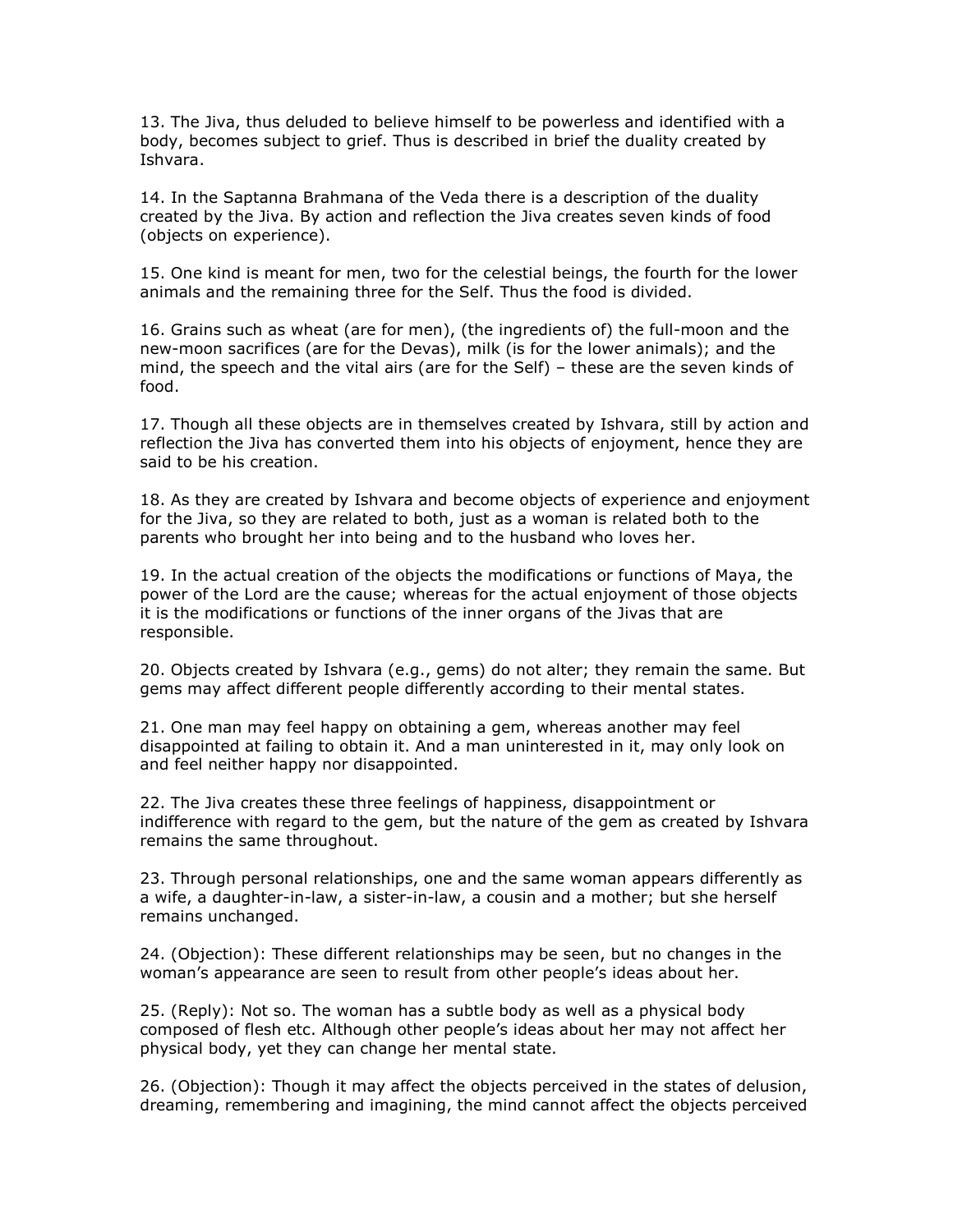13. The Jiva, thus deluded to believe himself to be powerless and identified with a body, becomes subject to grief. Thus is described in brief the duality created by Ishvara.

14. In the Saptanna Brahmana of the Veda there is a description of the duality created by the Jiva. By action and reflection the Jiva creates seven kinds of food (objects on experience).

15. One kind is meant for men, two for the celestial beings, the fourth for the lower animals and the remaining three for the Self. Thus the food is divided.

16. Grains such as wheat (are for men), (the ingredients of) the full-moon and the new-moon sacrifices (are for the Devas), milk (is for the lower animals); and the mind, the speech and the vital airs (are for the Self) – these are the seven kinds of food.

17. Though all these objects are in themselves created by Ishvara, still by action and reflection the Jiva has converted them into his objects of enjoyment, hence they are said to be his creation.

18. As they are created by Ishvara and become objects of experience and enjoyment for the Jiva, so they are related to both, just as a woman is related both to the parents who brought her into being and to the husband who loves her.

19. In the actual creation of the objects the modifications or functions of Maya, the power of the Lord are the cause; whereas for the actual enjoyment of those objects it is the modifications or functions of the inner organs of the Jivas that are responsible.

20. Objects created by Ishvara (e.g., gems) do not alter; they remain the same. But gems may affect different people differently according to their mental states.

21. One man may feel happy on obtaining a gem, whereas another may feel disappointed at failing to obtain it. And a man uninterested in it, may only look on and feel neither happy nor disappointed.

22. The Jiva creates these three feelings of happiness, disappointment or indifference with regard to the gem, but the nature of the gem as created by Ishvara remains the same throughout.

23. Through personal relationships, one and the same woman appears differently as a wife, a daughter-in-law, a sister-in-law, a cousin and a mother; but she herself remains unchanged.

24. (Objection): These different relationships may be seen, but no changes in the woman's appearance are seen to result from other people's ideas about her.

25. (Reply): Not so. The woman has a subtle body as well as a physical body composed of flesh etc. Although other people's ideas about her may not affect her physical body, yet they can change her mental state.

26. (Objection): Though it may affect the objects perceived in the states of delusion, dreaming, remembering and imagining, the mind cannot affect the objects perceived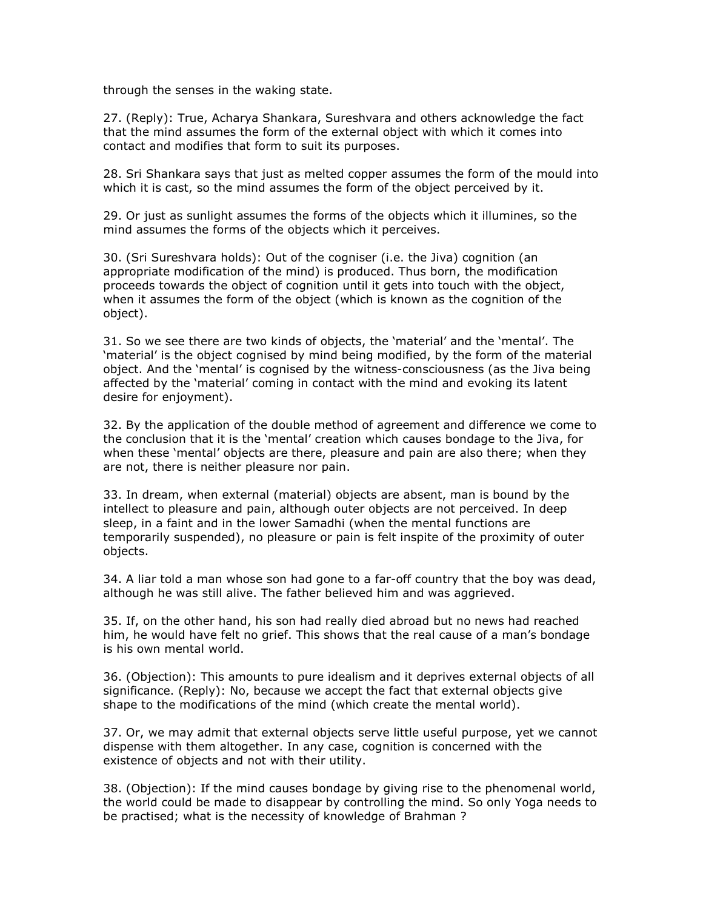through the senses in the waking state.

27. (Reply): True, Acharya Shankara, Sureshvara and others acknowledge the fact that the mind assumes the form of the external object with which it comes into contact and modifies that form to suit its purposes.

28. Sri Shankara says that just as melted copper assumes the form of the mould into which it is cast, so the mind assumes the form of the object perceived by it.

29. Or just as sunlight assumes the forms of the objects which it illumines, so the mind assumes the forms of the objects which it perceives.

30. (Sri Sureshvara holds): Out of the cogniser (i.e. the Jiva) cognition (an appropriate modification of the mind) is produced. Thus born, the modification proceeds towards the object of cognition until it gets into touch with the object, when it assumes the form of the object (which is known as the cognition of the object).

31. So we see there are two kinds of objects, the 'material' and the 'mental'. The 'material' is the object cognised by mind being modified, by the form of the material object. And the 'mental' is cognised by the witness-consciousness (as the Jiva being affected by the 'material' coming in contact with the mind and evoking its latent desire for enjoyment).

32. By the application of the double method of agreement and difference we come to the conclusion that it is the 'mental' creation which causes bondage to the Jiva, for when these 'mental' objects are there, pleasure and pain are also there; when they are not, there is neither pleasure nor pain.

33. In dream, when external (material) objects are absent, man is bound by the intellect to pleasure and pain, although outer objects are not perceived. In deep sleep, in a faint and in the lower Samadhi (when the mental functions are temporarily suspended), no pleasure or pain is felt inspite of the proximity of outer objects.

34. A liar told a man whose son had gone to a far-off country that the boy was dead, although he was still alive. The father believed him and was aggrieved.

35. If, on the other hand, his son had really died abroad but no news had reached him, he would have felt no grief. This shows that the real cause of a man's bondage is his own mental world.

36. (Objection): This amounts to pure idealism and it deprives external objects of all significance. (Reply): No, because we accept the fact that external objects give shape to the modifications of the mind (which create the mental world).

37. Or, we may admit that external objects serve little useful purpose, yet we cannot dispense with them altogether. In any case, cognition is concerned with the existence of objects and not with their utility.

38. (Objection): If the mind causes bondage by giving rise to the phenomenal world, the world could be made to disappear by controlling the mind. So only Yoga needs to be practised; what is the necessity of knowledge of Brahman ?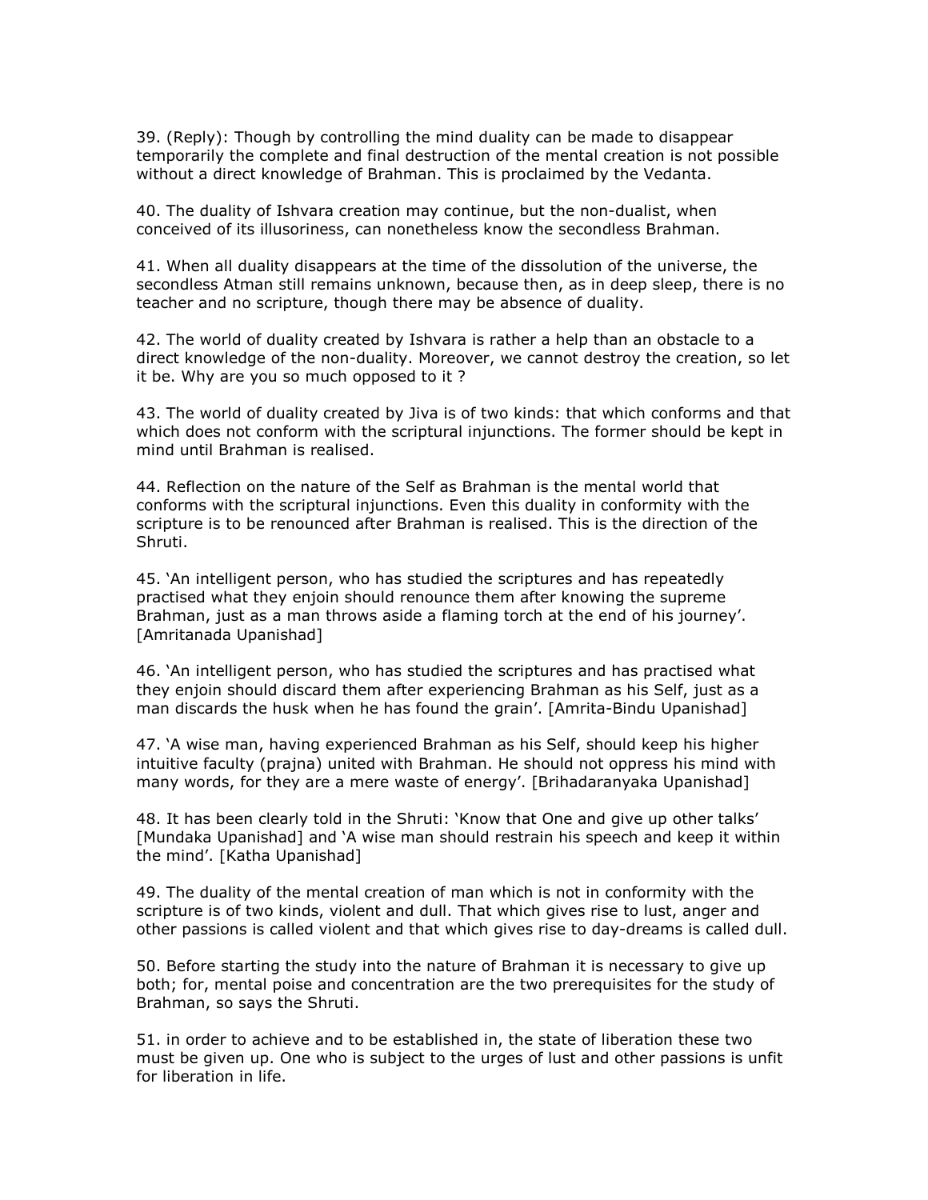39. (Reply): Though by controlling the mind duality can be made to disappear temporarily the complete and final destruction of the mental creation is not possible without a direct knowledge of Brahman. This is proclaimed by the Vedanta.

40. The duality of Ishvara creation may continue, but the non-dualist, when conceived of its illusoriness, can nonetheless know the secondless Brahman.

41. When all duality disappears at the time of the dissolution of the universe, the secondless Atman still remains unknown, because then, as in deep sleep, there is no teacher and no scripture, though there may be absence of duality.

42. The world of duality created by Ishvara is rather a help than an obstacle to a direct knowledge of the non-duality. Moreover, we cannot destroy the creation, so let it be. Why are you so much opposed to it ?

43. The world of duality created by Jiva is of two kinds: that which conforms and that which does not conform with the scriptural injunctions. The former should be kept in mind until Brahman is realised.

44. Reflection on the nature of the Self as Brahman is the mental world that conforms with the scriptural injunctions. Even this duality in conformity with the scripture is to be renounced after Brahman is realised. This is the direction of the Shruti.

45. 'An intelligent person, who has studied the scriptures and has repeatedly practised what they enjoin should renounce them after knowing the supreme Brahman, just as a man throws aside a flaming torch at the end of his journey'. [Amritanada Upanishad]

46. 'An intelligent person, who has studied the scriptures and has practised what they enjoin should discard them after experiencing Brahman as his Self, just as a man discards the husk when he has found the grain'. [Amrita-Bindu Upanishad]

47. 'A wise man, having experienced Brahman as his Self, should keep his higher intuitive faculty (prajna) united with Brahman. He should not oppress his mind with many words, for they are a mere waste of energy'. [Brihadaranyaka Upanishad]

48. It has been clearly told in the Shruti: 'Know that One and give up other talks' [Mundaka Upanishad] and 'A wise man should restrain his speech and keep it within the mind'. [Katha Upanishad]

49. The duality of the mental creation of man which is not in conformity with the scripture is of two kinds, violent and dull. That which gives rise to lust, anger and other passions is called violent and that which gives rise to day-dreams is called dull.

50. Before starting the study into the nature of Brahman it is necessary to give up both; for, mental poise and concentration are the two prerequisites for the study of Brahman, so says the Shruti.

51. in order to achieve and to be established in, the state of liberation these two must be given up. One who is subject to the urges of lust and other passions is unfit for liberation in life.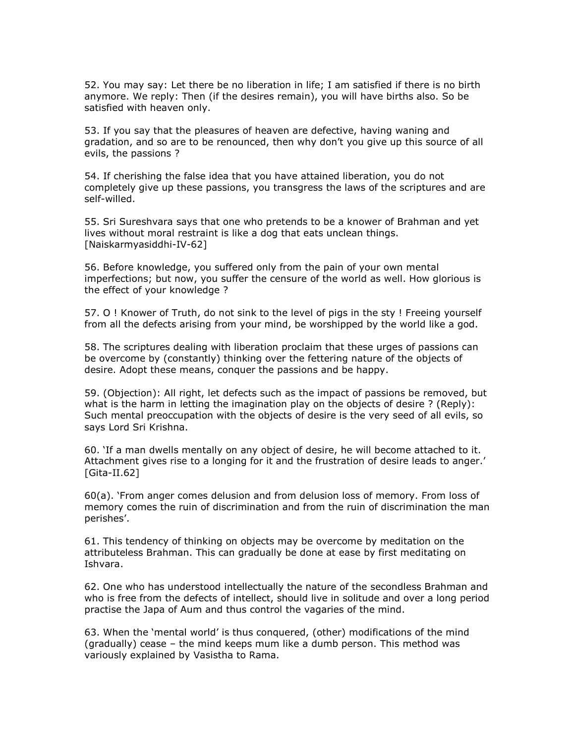52. You may say: Let there be no liberation in life; I am satisfied if there is no birth anymore. We reply: Then (if the desires remain), you will have births also. So be satisfied with heaven only.

53. If you say that the pleasures of heaven are defective, having waning and gradation, and so are to be renounced, then why don't you give up this source of all evils, the passions ?

54. If cherishing the false idea that you have attained liberation, you do not completely give up these passions, you transgress the laws of the scriptures and are self-willed.

55. Sri Sureshvara says that one who pretends to be a knower of Brahman and yet lives without moral restraint is like a dog that eats unclean things. [Naiskarmyasiddhi-IV-62]

56. Before knowledge, you suffered only from the pain of your own mental imperfections; but now, you suffer the censure of the world as well. How glorious is the effect of your knowledge ?

57. O ! Knower of Truth, do not sink to the level of pigs in the sty ! Freeing yourself from all the defects arising from your mind, be worshipped by the world like a god.

58. The scriptures dealing with liberation proclaim that these urges of passions can be overcome by (constantly) thinking over the fettering nature of the objects of desire. Adopt these means, conquer the passions and be happy.

59. (Objection): All right, let defects such as the impact of passions be removed, but what is the harm in letting the imagination play on the objects of desire ? (Reply): Such mental preoccupation with the objects of desire is the very seed of all evils, so says Lord Sri Krishna.

60. 'If a man dwells mentally on any object of desire, he will become attached to it. Attachment gives rise to a longing for it and the frustration of desire leads to anger.' [Gita-II.62]

60(a). 'From anger comes delusion and from delusion loss of memory. From loss of memory comes the ruin of discrimination and from the ruin of discrimination the man perishes'.

61. This tendency of thinking on objects may be overcome by meditation on the attributeless Brahman. This can gradually be done at ease by first meditating on Ishvara.

62. One who has understood intellectually the nature of the secondless Brahman and who is free from the defects of intellect, should live in solitude and over a long period practise the Japa of Aum and thus control the vagaries of the mind.

63. When the 'mental world' is thus conquered, (other) modifications of the mind (gradually) cease – the mind keeps mum like a dumb person. This method was variously explained by Vasistha to Rama.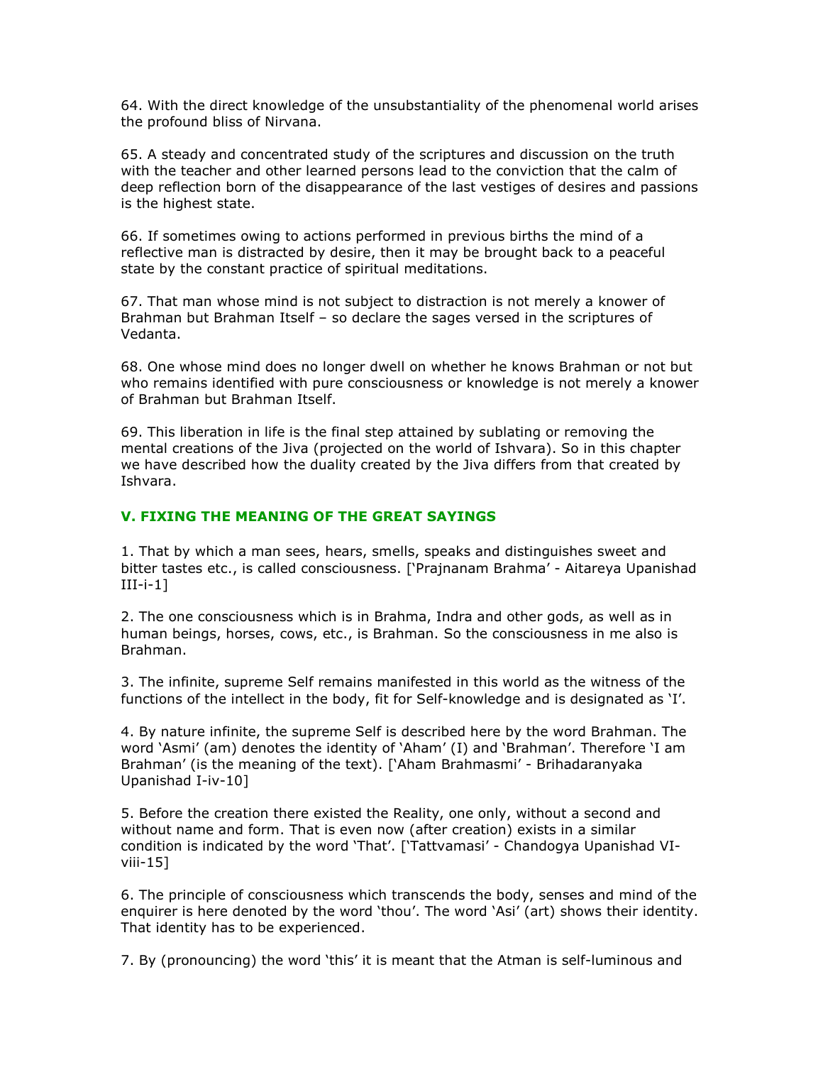64. With the direct knowledge of the unsubstantiality of the phenomenal world arises the profound bliss of Nirvana.

65. A steady and concentrated study of the scriptures and discussion on the truth with the teacher and other learned persons lead to the conviction that the calm of deep reflection born of the disappearance of the last vestiges of desires and passions is the highest state.

66. If sometimes owing to actions performed in previous births the mind of a reflective man is distracted by desire, then it may be brought back to a peaceful state by the constant practice of spiritual meditations.

67. That man whose mind is not subject to distraction is not merely a knower of Brahman but Brahman Itself – so declare the sages versed in the scriptures of Vedanta.

68. One whose mind does no longer dwell on whether he knows Brahman or not but who remains identified with pure consciousness or knowledge is not merely a knower of Brahman but Brahman Itself.

69. This liberation in life is the final step attained by sublating or removing the mental creations of the Jiva (projected on the world of Ishvara). So in this chapter we have described how the duality created by the Jiva differs from that created by Ishvara.

## V. FIXING THE MEANING OF THE GREAT SAYINGS

1. That by which a man sees, hears, smells, speaks and distinguishes sweet and bitter tastes etc., is called consciousness. ['Prajnanam Brahma' - Aitareya Upanishad III-i-1]

2. The one consciousness which is in Brahma, Indra and other gods, as well as in human beings, horses, cows, etc., is Brahman. So the consciousness in me also is Brahman.

3. The infinite, supreme Self remains manifested in this world as the witness of the functions of the intellect in the body, fit for Self-knowledge and is designated as 'I'.

4. By nature infinite, the supreme Self is described here by the word Brahman. The word 'Asmi' (am) denotes the identity of 'Aham' (I) and 'Brahman'. Therefore 'I am Brahman' (is the meaning of the text). ['Aham Brahmasmi' - Brihadaranyaka Upanishad I-iv-10]

5. Before the creation there existed the Reality, one only, without a second and without name and form. That is even now (after creation) exists in a similar condition is indicated by the word 'That'. ['Tattvamasi' - Chandogya Upanishad VI-viii-15]

6. The principle of consciousness which transcends the body, senses and mind of the enquirer is here denoted by the word 'thou'. The word 'Asi' (art) shows their identity. That identity has to be experienced.

7. By (pronouncing) the word 'this' it is meant that the Atman is self-luminous and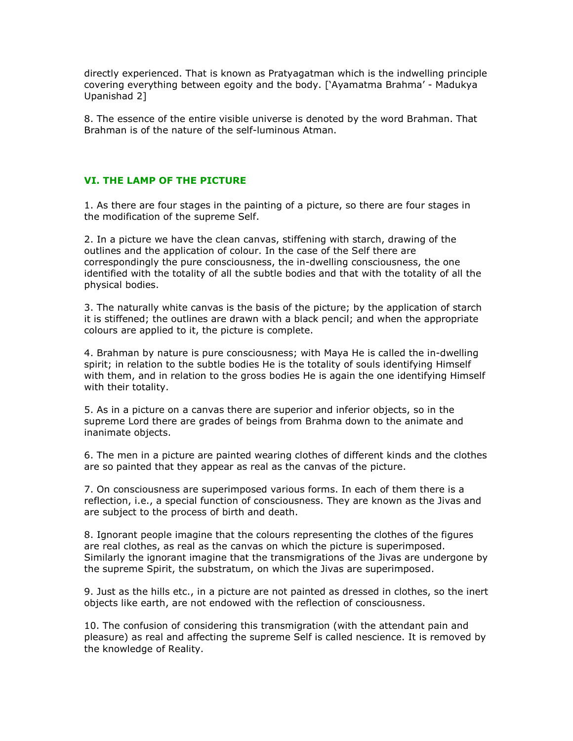directly experienced. That is known as Pratyagatman which is the indwelling principle covering everything between egoity and the body. [‘Ayamatma Brahma’ - Madukya Upanishad 2]

8. The essence of the entire visible universe is denoted by the word Brahman. That Brahman is of the nature of the self-luminous Atman.

## VI. THE LAMP OF THE PICTURE

1. As there are four stages in the painting of a picture, so there are four stages in the modification of the supreme Self.

2. In a picture we have the clean canvas, stiffening with starch, drawing of the outlines and the application of colour. In the case of the Self there are correspondingly the pure consciousness, the in-dwelling consciousness, the one identified with the totality of all the subtle bodies and that with the totality of all the physical bodies.

3. The naturally white canvas is the basis of the picture; by the application of starch it is stiffened; the outlines are drawn with a black pencil; and when the appropriate colours are applied to it, the picture is complete.

4. Brahman by nature is pure consciousness; with Maya He is called the in-dwelling spirit; in relation to the subtle bodies He is the totality of souls identifying Himself with them, and in relation to the gross bodies He is again the one identifying Himself with their totality.

5. As in a picture on a canvas there are superior and inferior objects, so in the supreme Lord there are grades of beings from Brahma down to the animate and inanimate objects.

6. The men in a picture are painted wearing clothes of different kinds and the clothes are so painted that they appear as real as the canvas of the picture.

7. On consciousness are superimposed various forms. In each of them there is a reflection, i.e., a special function of consciousness. They are known as the Jivas and are subject to the process of birth and death.

8. Ignorant people imagine that the colours representing the clothes of the figures are real clothes, as real as the canvas on which the picture is superimposed. Similarly the ignorant imagine that the transmigrations of the Jivas are undergone by the supreme Spirit, the substratum, on which the Jivas are superimposed.

9. Just as the hills etc., in a picture are not painted as dressed in clothes, so the inert objects like earth, are not endowed with the reflection of consciousness.

10. The confusion of considering this transmigration (with the attendant pain and pleasure) as real and affecting the supreme Self is called nescience. It is removed by the knowledge of Reality.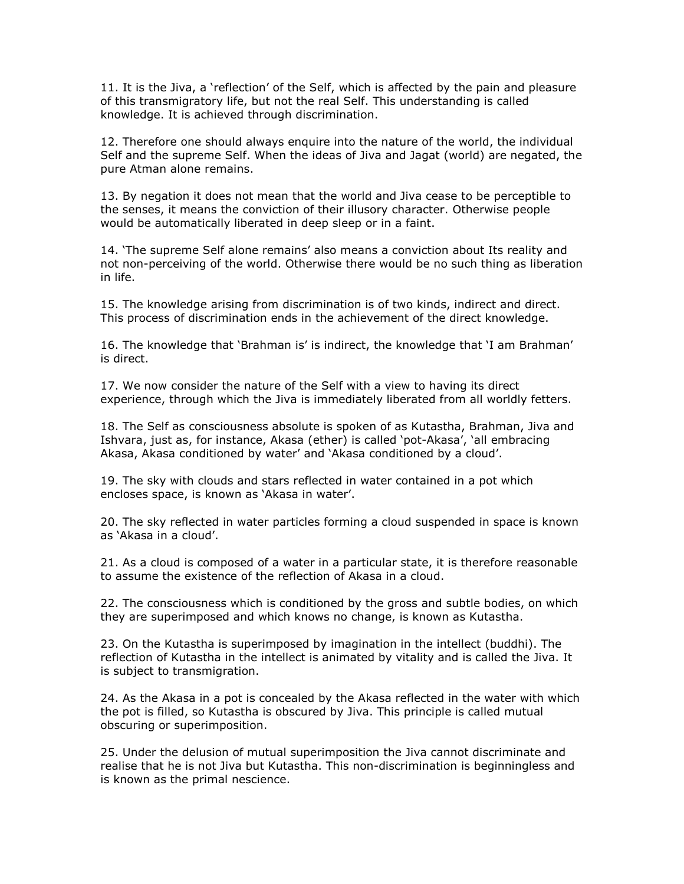11. It is the Jiva, a 'reflection' of the Self, which is affected by the pain and pleasure of this transmigratory life, but not the real Self. This understanding is called knowledge. It is achieved through discrimination.

12. Therefore one should always enquire into the nature of the world, the individual Self and the supreme Self. When the ideas of Jiva and Jagat (world) are negated, the pure Atman alone remains.

13. By negation it does not mean that the world and Jiva cease to be perceptible to the senses, it means the conviction of their illusory character. Otherwise people would be automatically liberated in deep sleep or in a faint.

14. 'The supreme Self alone remains' also means a conviction about Its reality and not non-perceiving of the world. Otherwise there would be no such thing as liberation in life.

15. The knowledge arising from discrimination is of two kinds, indirect and direct. This process of discrimination ends in the achievement of the direct knowledge.

16. The knowledge that 'Brahman is' is indirect, the knowledge that 'I am Brahman' is direct.

17. We now consider the nature of the Self with a view to having its direct experience, through which the Jiva is immediately liberated from all worldly fetters.

18. The Self as consciousness absolute is spoken of as Kutastha, Brahman, Jiva and Ishvara, just as, for instance, Akasa (ether) is called 'pot-Akasa', 'all embracing Akasa, Akasa conditioned by water' and 'Akasa conditioned by a cloud'.

19. The sky with clouds and stars reflected in water contained in a pot which encloses space, is known as 'Akasa in water'.

20. The sky reflected in water particles forming a cloud suspended in space is known as 'Akasa in a cloud'.

21. As a cloud is composed of a water in a particular state, it is therefore reasonable to assume the existence of the reflection of Akasa in a cloud.

22. The consciousness which is conditioned by the gross and subtle bodies, on which they are superimposed and which knows no change, is known as Kutastha.

23. On the Kutastha is superimposed by imagination in the intellect (buddhi). The reflection of Kutastha in the intellect is animated by vitality and is called the Jiva. It is subject to transmigration.

24. As the Akasa in a pot is concealed by the Akasa reflected in the water with which the pot is filled, so Kutastha is obscured by Jiva. This principle is called mutual obscuring or superimposition.

25. Under the delusion of mutual superimposition the Jiva cannot discriminate and realise that he is not Jiva but Kutastha. This non-discrimination is beginningless and is known as the primal nescience.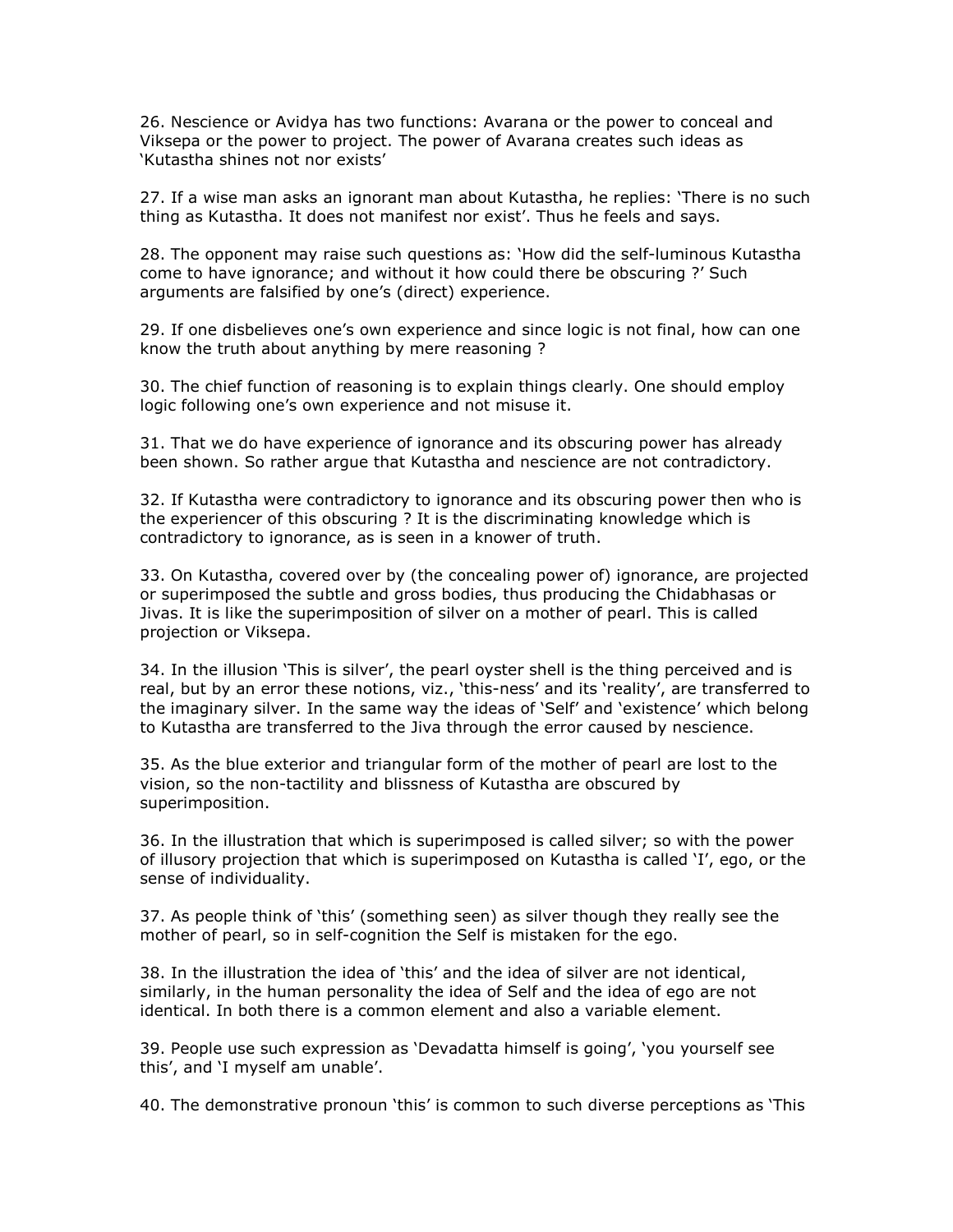26. Nescience or Avidya has two functions: Avarana or the power to conceal and Viksepa or the power to project. The power of Avarana creates such ideas as 'Kutastha shines not nor exists'

27. If a wise man asks an ignorant man about Kutastha, he replies: 'There is no such thing as Kutastha. It does not manifest nor exist'. Thus he feels and says.

28. The opponent may raise such questions as: 'How did the self-luminous Kutastha come to have ignorance; and without it how could there be obscuring ?' Such arguments are falsified by one's (direct) experience.

29. If one disbelieves one's own experience and since logic is not final, how can one know the truth about anything by mere reasoning ?

30. The chief function of reasoning is to explain things clearly. One should employ logic following one's own experience and not misuse it.

31. That we do have experience of ignorance and its obscuring power has already been shown. So rather argue that Kutastha and nescience are not contradictory.

32. If Kutastha were contradictory to ignorance and its obscuring power then who is the experiencer of this obscuring ? It is the discriminating knowledge which is contradictory to ignorance, as is seen in a knower of truth.

33. On Kutastha, covered over by (the concealing power of) ignorance, are projected or superimposed the subtle and gross bodies, thus producing the Chidabhasas or Jivas. It is like the superimposition of silver on a mother of pearl. This is called projection or Viksepa.

34. In the illusion 'This is silver', the pearl oyster shell is the thing perceived and is real, but by an error these notions, viz., 'this-ness' and its 'reality', are transferred to the imaginary silver. In the same way the ideas of 'Self' and 'existence' which belong to Kutastha are transferred to the Jiva through the error caused by nescience.

35. As the blue exterior and triangular form of the mother of pearl are lost to the vision, so the non-tactility and blissness of Kutastha are obscured by superimposition.

36. In the illustration that which is superimposed is called silver; so with the power of illusory projection that which is superimposed on Kutastha is called 'I', ego, or the sense of individuality.

37. As people think of 'this' (something seen) as silver though they really see the mother of pearl, so in self-cognition the Self is mistaken for the ego.

38. In the illustration the idea of 'this' and the idea of silver are not identical, similarly, in the human personality the idea of Self and the idea of ego are not identical. In both there is a common element and also a variable element.

39. People use such expression as 'Devadatta himself is going', 'you yourself see this', and 'I myself am unable'.

40. The demonstrative pronoun 'this' is common to such diverse perceptions as 'This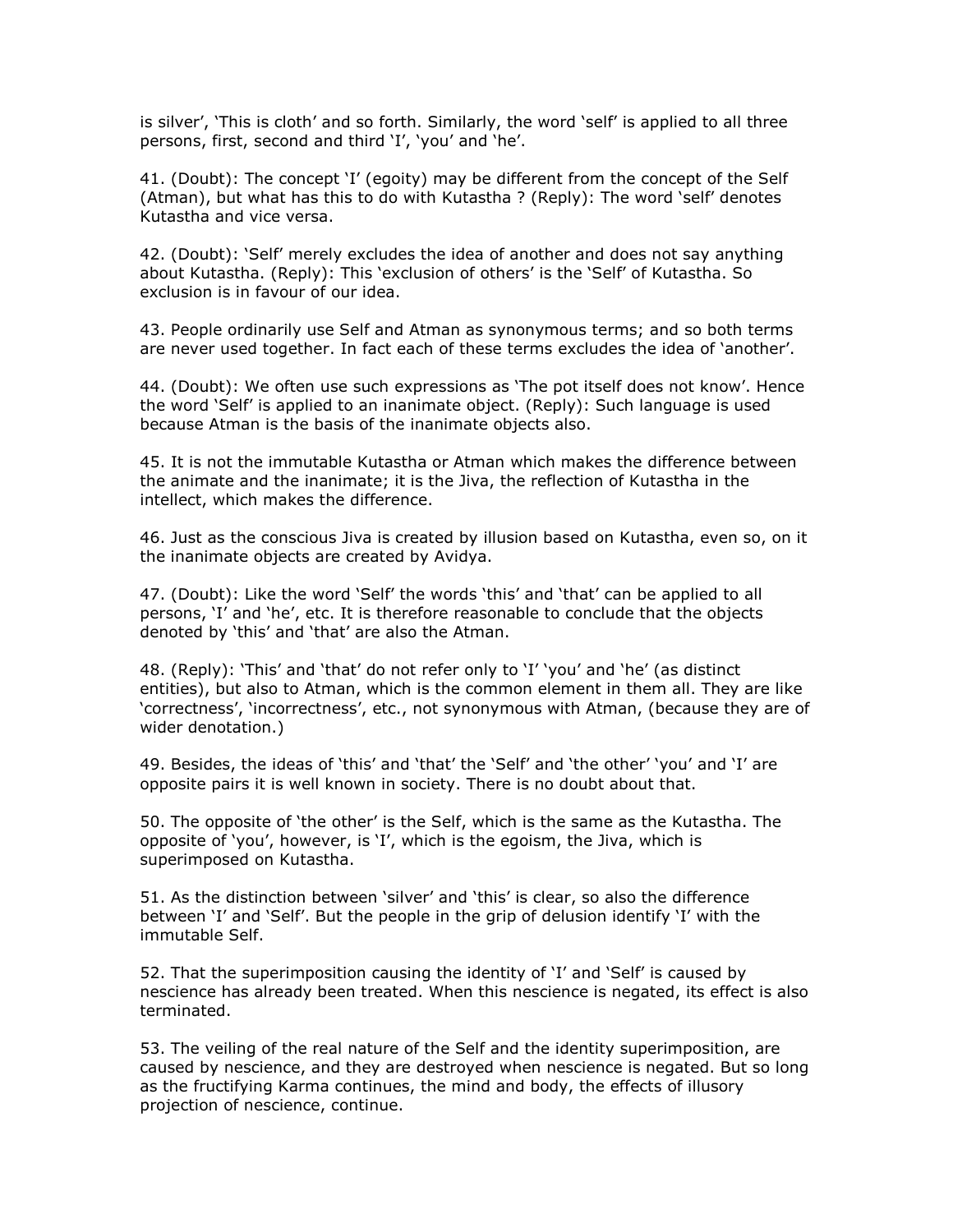is silver', 'This is cloth' and so forth. Similarly, the word 'self' is applied to all three persons, first, second and third 'I', 'you' and 'he'.

41. (Doubt): The concept 'I' (egoity) may be different from the concept of the Self (Atman), but what has this to do with Kutastha ? (Reply): The word 'self' denotes Kutastha and vice versa.

42. (Doubt): 'Self' merely excludes the idea of another and does not say anything about Kutastha. (Reply): This 'exclusion of others' is the 'Self' of Kutastha. So exclusion is in favour of our idea.

43. People ordinarily use Self and Atman as synonymous terms; and so both terms are never used together. In fact each of these terms excludes the idea of 'another'.

44. (Doubt): We often use such expressions as 'The pot itself does not know'. Hence the word 'Self' is applied to an inanimate object. (Reply): Such language is used because Atman is the basis of the inanimate objects also.

45. It is not the immutable Kutastha or Atman which makes the difference between the animate and the inanimate; it is the Jiva, the reflection of Kutastha in the intellect, which makes the difference.

46. Just as the conscious Jiva is created by illusion based on Kutastha, even so, on it the inanimate objects are created by Avidya.

47. (Doubt): Like the word 'Self' the words 'this' and 'that' can be applied to all persons, 'I' and 'he', etc. It is therefore reasonable to conclude that the objects denoted by 'this' and 'that' are also the Atman.

48. (Reply): 'This' and 'that' do not refer only to 'I' 'you' and 'he' (as distinct entities), but also to Atman, which is the common element in them all. They are like 'correctness', 'incorrectness', etc., not synonymous with Atman, (because they are of wider denotation.)

49. Besides, the ideas of 'this' and 'that' the 'Self' and 'the other' 'you' and 'I' are opposite pairs it is well known in society. There is no doubt about that.

50. The opposite of 'the other' is the Self, which is the same as the Kutastha. The opposite of 'you', however, is 'I', which is the egoism, the Jiva, which is superimposed on Kutastha.

51. As the distinction between 'silver' and 'this' is clear, so also the difference between 'I' and 'Self'. But the people in the grip of delusion identify 'I' with the immutable Self.

52. That the superimposition causing the identity of 'I' and 'Self' is caused by nescience has already been treated. When this nescience is negated, its effect is also terminated.

53. The veiling of the real nature of the Self and the identity superimposition, are caused by nescience, and they are destroyed when nescience is negated. But so long as the fructifying Karma continues, the mind and body, the effects of illusory projection of nescience, continue.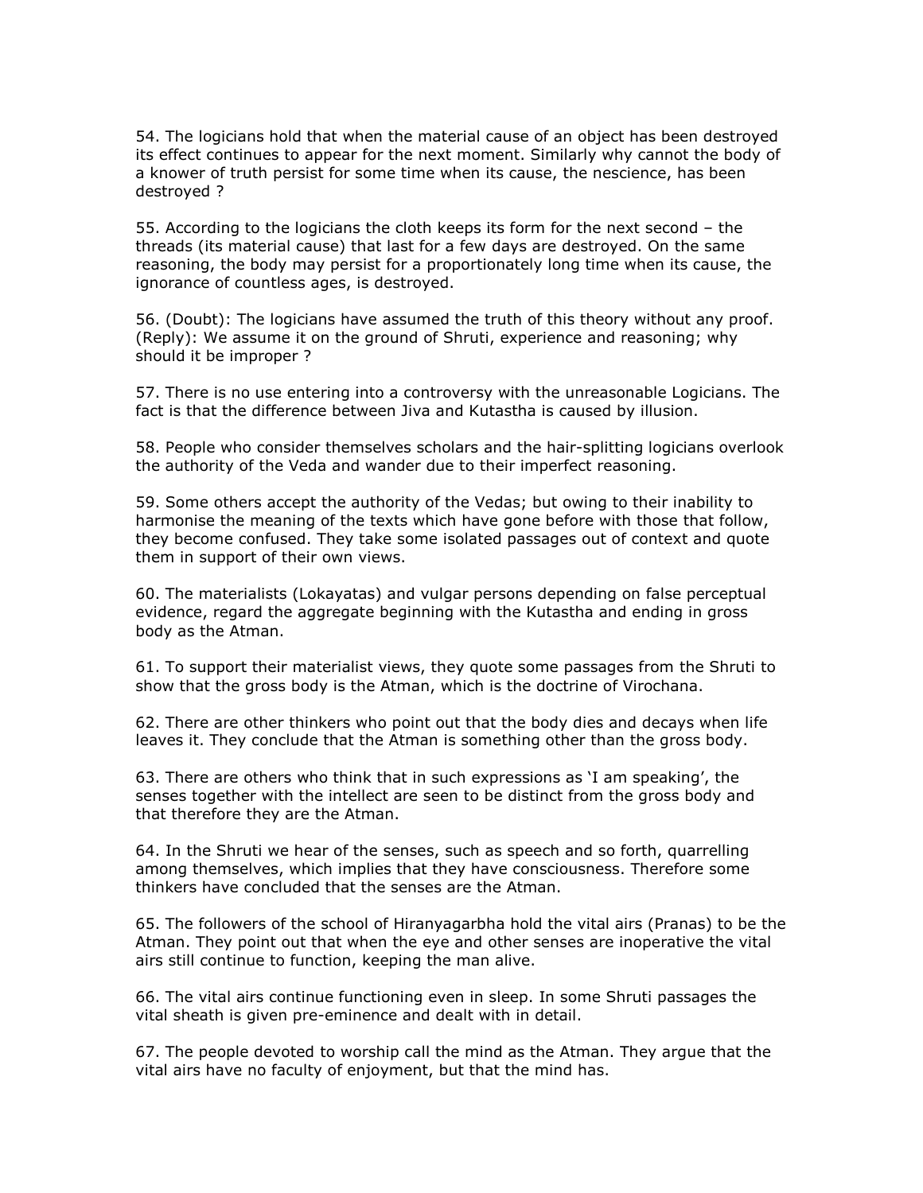54. The logicians hold that when the material cause of an object has been destroyed its effect continues to appear for the next moment. Similarly why cannot the body of a knower of truth persist for some time when its cause, the nescience, has been destroyed ?

55. According to the logicians the cloth keeps its form for the next second – the threads (its material cause) that last for a few days are destroyed. On the same reasoning, the body may persist for a proportionately long time when its cause, the ignorance of countless ages, is destroyed.

56. (Doubt): The logicians have assumed the truth of this theory without any proof. (Reply): We assume it on the ground of Shruti, experience and reasoning; why should it be improper ?

57. There is no use entering into a controversy with the unreasonable Logicians. The fact is that the difference between Jiva and Kutastha is caused by illusion.

58. People who consider themselves scholars and the hair-splitting logicians overlook the authority of the Veda and wander due to their imperfect reasoning.

59. Some others accept the authority of the Vedas; but owing to their inability to harmonise the meaning of the texts which have gone before with those that follow, they become confused. They take some isolated passages out of context and quote them in support of their own views.

60. The materialists (Lokayatas) and vulgar persons depending on false perceptual evidence, regard the aggregate beginning with the Kutastha and ending in gross body as the Atman.

61. To support their materialist views, they quote some passages from the Shruti to show that the gross body is the Atman, which is the doctrine of Virochana.

62. There are other thinkers who point out that the body dies and decays when life leaves it. They conclude that the Atman is something other than the gross body.

63. There are others who think that in such expressions as 'I am speaking', the senses together with the intellect are seen to be distinct from the gross body and that therefore they are the Atman.

64. In the Shruti we hear of the senses, such as speech and so forth, quarrelling among themselves, which implies that they have consciousness. Therefore some thinkers have concluded that the senses are the Atman.

65. The followers of the school of Hiranyagarbha hold the vital airs (Pranas) to be the Atman. They point out that when the eye and other senses are inoperative the vital airs still continue to function, keeping the man alive.

66. The vital airs continue functioning even in sleep. In some Shruti passages the vital sheath is given pre-eminence and dealt with in detail.

67. The people devoted to worship call the mind as the Atman. They argue that the vital airs have no faculty of enjoyment, but that the mind has.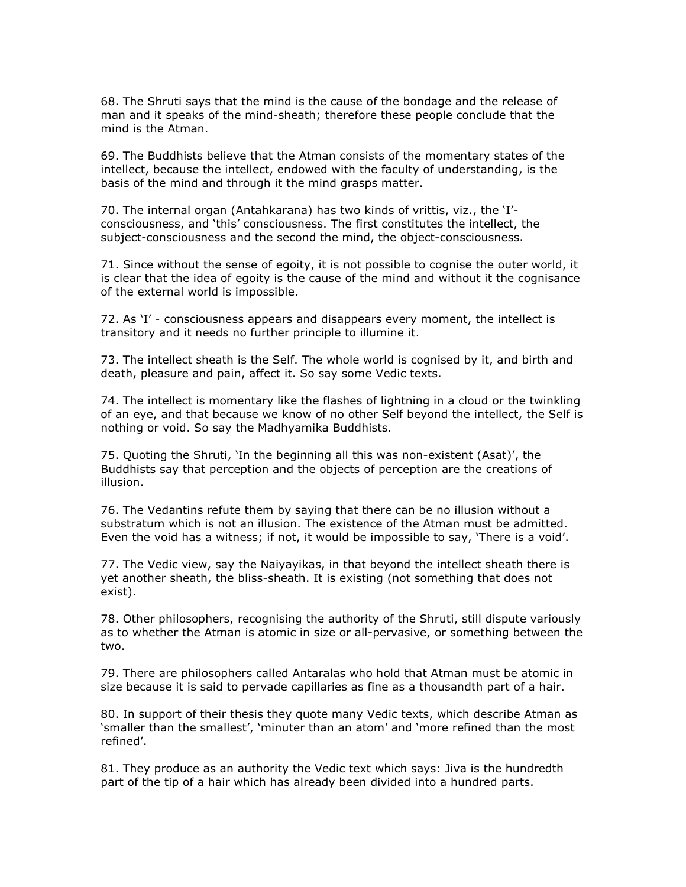68. The Shruti says that the mind is the cause of the bondage and the release of man and it speaks of the mind-sheath; therefore these people conclude that the mind is the Atman.

69. The Buddhists believe that the Atman consists of the momentary states of the intellect, because the intellect, endowed with the faculty of understanding, is the basis of the mind and through it the mind grasps matter.

70. The internal organ (Antahkarana) has two kinds of vrittis, viz., the 'I'-consciousness, and 'this' consciousness. The first constitutes the intellect, the subject-consciousness and the second the mind, the object-consciousness.

71. Since without the sense of egoity, it is not possible to cognise the outer world, it is clear that the idea of egoity is the cause of the mind and without it the cognisance of the external world is impossible.

72. As 'I' - consciousness appears and disappears every moment, the intellect is transitory and it needs no further principle to illumine it.

73. The intellect sheath is the Self. The whole world is cognised by it, and birth and death, pleasure and pain, affect it. So say some Vedic texts.

74. The intellect is momentary like the flashes of lightning in a cloud or the twinkling of an eye, and that because we know of no other Self beyond the intellect, the Self is nothing or void. So say the Madhyamika Buddhists.

75. Quoting the Shruti, 'In the beginning all this was non-existent (Asat)', the Buddhists say that perception and the objects of perception are the creations of illusion.

76. The Vedantins refute them by saying that there can be no illusion without a substratum which is not an illusion. The existence of the Atman must be admitted. Even the void has a witness; if not, it would be impossible to say, 'There is a void'.

77. The Vedic view, say the Naiyayikas, in that beyond the intellect sheath there is yet another sheath, the bliss-sheath. It is existing (not something that does not exist).

78. Other philosophers, recognising the authority of the Shruti, still dispute variously as to whether the Atman is atomic in size or all-pervasive, or something between the two.

79. There are philosophers called Antaralas who hold that Atman must be atomic in size because it is said to pervade capillaries as fine as a thousandth part of a hair.

80. In support of their thesis they quote many Vedic texts, which describe Atman as 'smaller than the smallest', 'minuter than an atom' and 'more refined than the most refined'.

81. They produce as an authority the Vedic text which says: Jiva is the hundredth part of the tip of a hair which has already been divided into a hundred parts.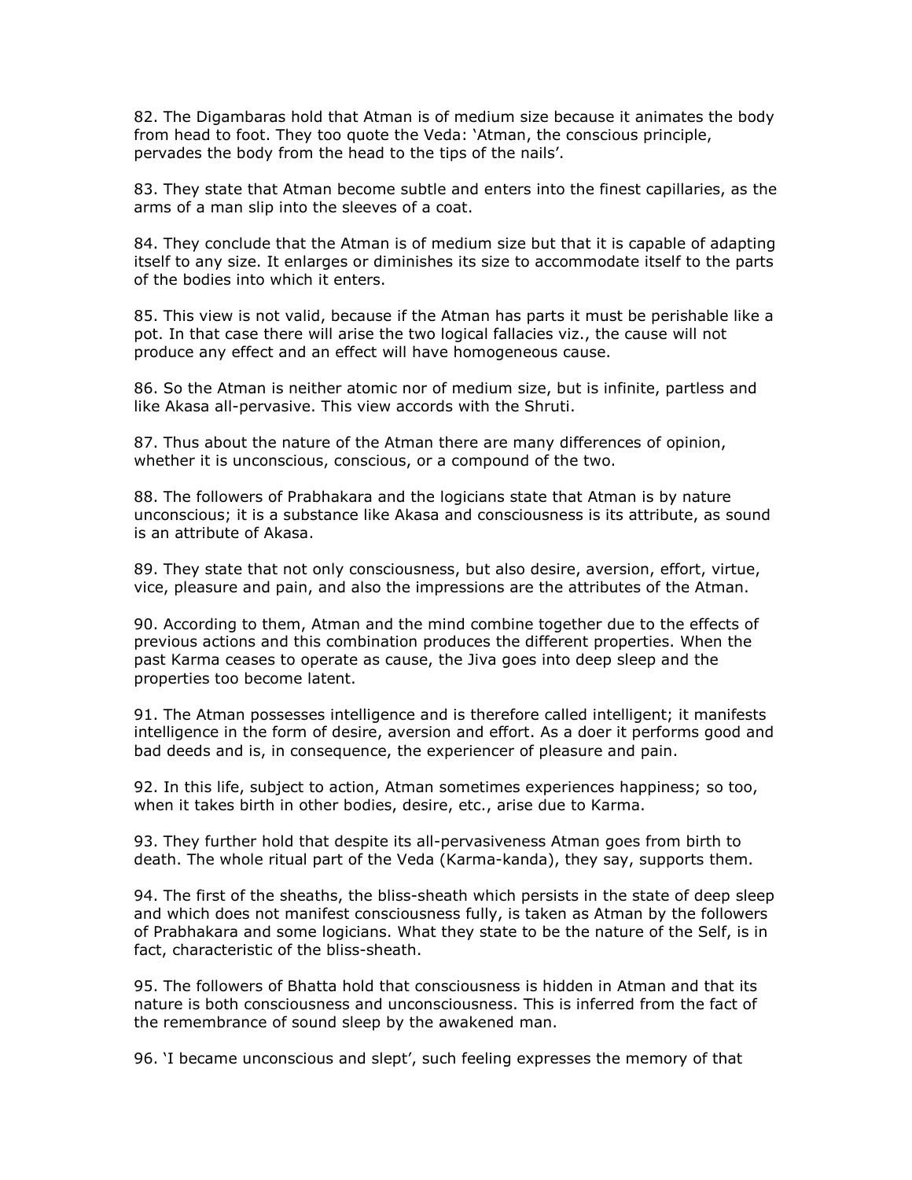82. The Digambaras hold that Atman is of medium size because it animates the body from head to foot. They too quote the Veda: 'Atman, the conscious principle, pervades the body from the head to the tips of the nails'.

83. They state that Atman become subtle and enters into the finest capillaries, as the arms of a man slip into the sleeves of a coat.

84. They conclude that the Atman is of medium size but that it is capable of adapting itself to any size. It enlarges or diminishes its size to accommodate itself to the parts of the bodies into which it enters.

85. This view is not valid, because if the Atman has parts it must be perishable like a pot. In that case there will arise the two logical fallacies viz., the cause will not produce any effect and an effect will have homogeneous cause.

86. So the Atman is neither atomic nor of medium size, but is infinite, partless and like Akasa all-pervasive. This view accords with the Shruti.

87. Thus about the nature of the Atman there are many differences of opinion, whether it is unconscious, conscious, or a compound of the two.

88. The followers of Prabhakara and the logicians state that Atman is by nature unconscious; it is a substance like Akasa and consciousness is its attribute, as sound is an attribute of Akasa.

89. They state that not only consciousness, but also desire, aversion, effort, virtue, vice, pleasure and pain, and also the impressions are the attributes of the Atman.

90. According to them, Atman and the mind combine together due to the effects of previous actions and this combination produces the different properties. When the past Karma ceases to operate as cause, the Jiva goes into deep sleep and the properties too become latent.

91. The Atman possesses intelligence and is therefore called intelligent; it manifests intelligence in the form of desire, aversion and effort. As a doer it performs good and bad deeds and is, in consequence, the experiencer of pleasure and pain.

92. In this life, subject to action, Atman sometimes experiences happiness; so too, when it takes birth in other bodies, desire, etc., arise due to Karma.

93. They further hold that despite its all-pervasiveness Atman goes from birth to death. The whole ritual part of the Veda (Karma-kanda), they say, supports them.

94. The first of the sheaths, the bliss-sheath which persists in the state of deep sleep and which does not manifest consciousness fully, is taken as Atman by the followers of Prabhakara and some logicians. What they state to be the nature of the Self, is in fact, characteristic of the bliss-sheath.

95. The followers of Bhatta hold that consciousness is hidden in Atman and that its nature is both consciousness and unconsciousness. This is inferred from the fact of the remembrance of sound sleep by the awakened man.

96. 'I became unconscious and slept', such feeling expresses the memory of that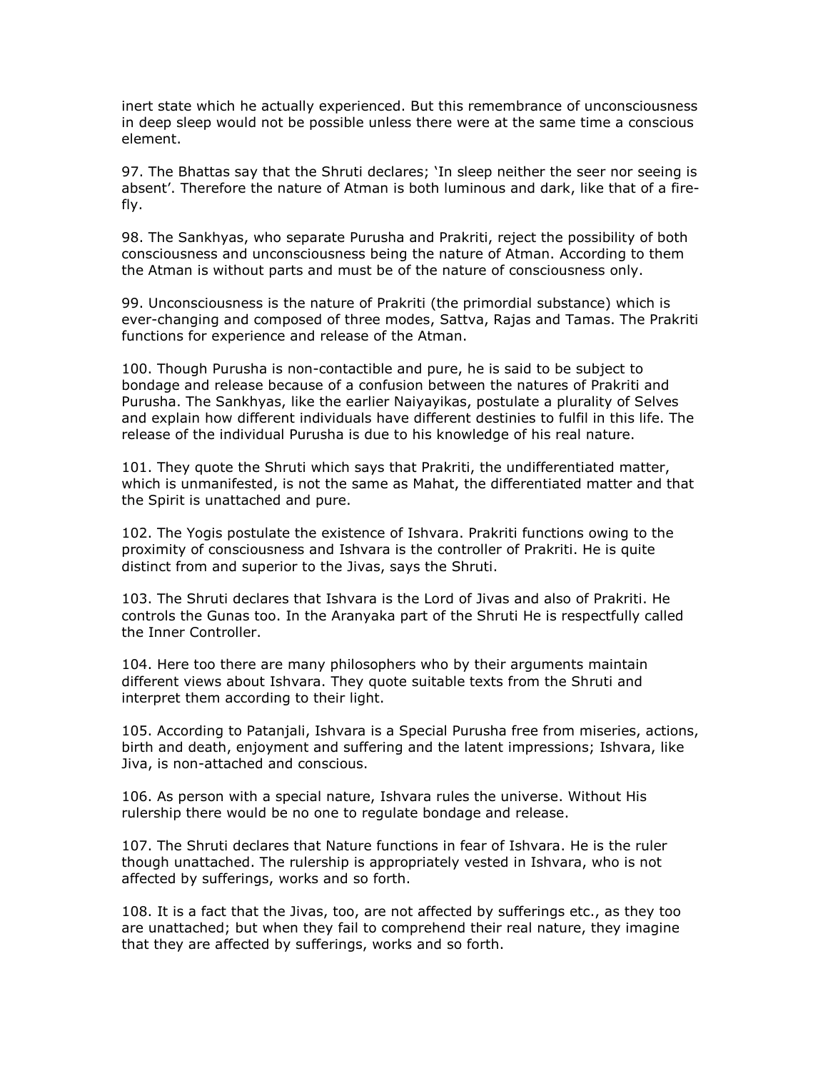inert state which he actually experienced. But this remembrance of unconsciousness in deep sleep would not be possible unless there were at the same time a conscious element.

97. The Bhattas say that the Shruti declares; 'In sleep neither the seer nor seeing is absent'. Therefore the nature of Atman is both luminous and dark, like that of a fire-fly.

98. The Sankhyas, who separate Purusha and Prakriti, reject the possibility of both consciousness and unconsciousness being the nature of Atman. According to them the Atman is without parts and must be of the nature of consciousness only.

99. Unconsciousness is the nature of Prakriti (the primordial substance) which is ever-changing and composed of three modes, Sattva, Rajas and Tamas. The Prakriti functions for experience and release of the Atman.

100. Though Purusha is non-contactible and pure, he is said to be subject to bondage and release because of a confusion between the natures of Prakriti and Purusha. The Sankhyas, like the earlier Naiyayikas, postulate a plurality of Selves and explain how different individuals have different destinies to fulfil in this life. The release of the individual Purusha is due to his knowledge of his real nature.

101. They quote the Shruti which says that Prakriti, the undifferentiated matter, which is unmanifested, is not the same as Mahat, the differentiated matter and that the Spirit is unattached and pure.

102. The Yogis postulate the existence of Ishvara. Prakriti functions owing to the proximity of consciousness and Ishvara is the controller of Prakriti. He is quite distinct from and superior to the Jivas, says the Shruti.

103. The Shruti declares that Ishvara is the Lord of Jivas and also of Prakriti. He controls the Gunas too. In the Aranyaka part of the Shruti He is respectfully called the Inner Controller.

104. Here too there are many philosophers who by their arguments maintain different views about Ishvara. They quote suitable texts from the Shruti and interpret them according to their light.

105. According to Patanjali, Ishvara is a Special Purusha free from miseries, actions, birth and death, enjoyment and suffering and the latent impressions; Ishvara, like Jiva, is non-attached and conscious.

106. As person with a special nature, Ishvara rules the universe. Without His rulership there would be no one to regulate bondage and release.

107. The Shruti declares that Nature functions in fear of Ishvara. He is the ruler though unattached. The rulership is appropriately vested in Ishvara, who is not affected by sufferings, works and so forth.

108. It is a fact that the Jivas, too, are not affected by sufferings etc., as they too are unattached; but when they fail to comprehend their real nature, they imagine that they are affected by sufferings, works and so forth.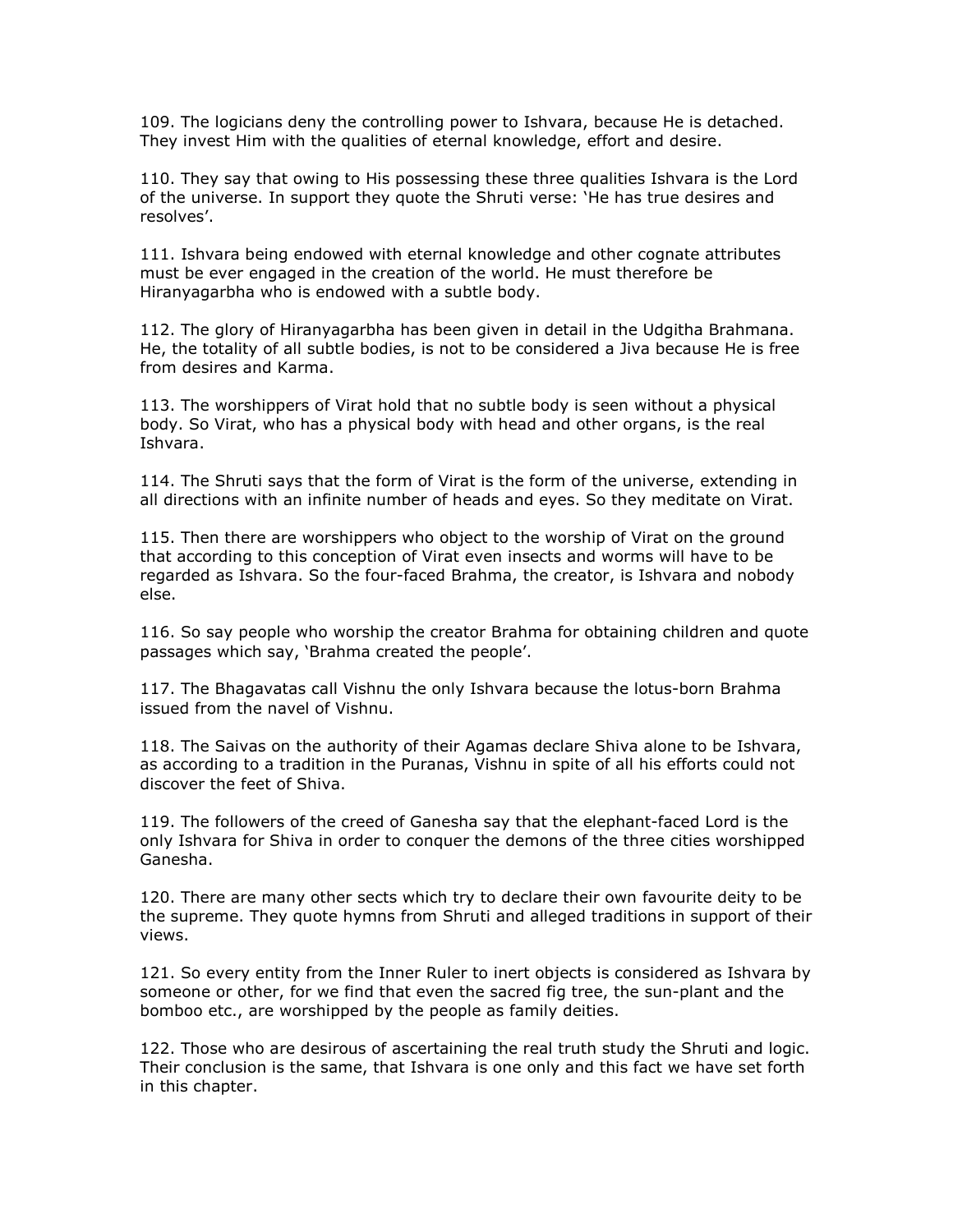109. The logicians deny the controlling power to Ishvara, because He is detached. They invest Him with the qualities of eternal knowledge, effort and desire.

110. They say that owing to His possessing these three qualities Ishvara is the Lord of the universe. In support they quote the Shruti verse: 'He has true desires and resolves'.

111. Ishvara being endowed with eternal knowledge and other cognate attributes must be ever engaged in the creation of the world. He must therefore be Hiranyagarbha who is endowed with a subtle body.

112. The glory of Hiranyagarbha has been given in detail in the Udgitha Brahmana. He, the totality of all subtle bodies, is not to be considered a Jiva because He is free from desires and Karma.

113. The worshippers of Virat hold that no subtle body is seen without a physical body. So Virat, who has a physical body with head and other organs, is the real Ishvara.

114. The Shruti says that the form of Virat is the form of the universe, extending in all directions with an infinite number of heads and eyes. So they meditate on Virat.

115. Then there are worshippers who object to the worship of Virat on the ground that according to this conception of Virat even insects and worms will have to be regarded as Ishvara. So the four-faced Brahma, the creator, is Ishvara and nobody else.

116. So say people who worship the creator Brahma for obtaining children and quote passages which say, 'Brahma created the people'.

117. The Bhagavatas call Vishnu the only Ishvara because the lotus-born Brahma issued from the navel of Vishnu.

118. The Saivas on the authority of their Agamas declare Shiva alone to be Ishvara, as according to a tradition in the Puranas, Vishnu in spite of all his efforts could not discover the feet of Shiva.

119. The followers of the creed of Ganesha say that the elephant-faced Lord is the only Ishvara for Shiva in order to conquer the demons of the three cities worshipped Ganesha.

120. There are many other sects which try to declare their own favourite deity to be the supreme. They quote hymns from Shruti and alleged traditions in support of their views.

121. So every entity from the Inner Ruler to inert objects is considered as Ishvara by someone or other, for we find that even the sacred fig tree, the sun-plant and the bomboo etc., are worshipped by the people as family deities.

122. Those who are desirous of ascertaining the real truth study the Shruti and logic. Their conclusion is the same, that Ishvara is one only and this fact we have set forth in this chapter.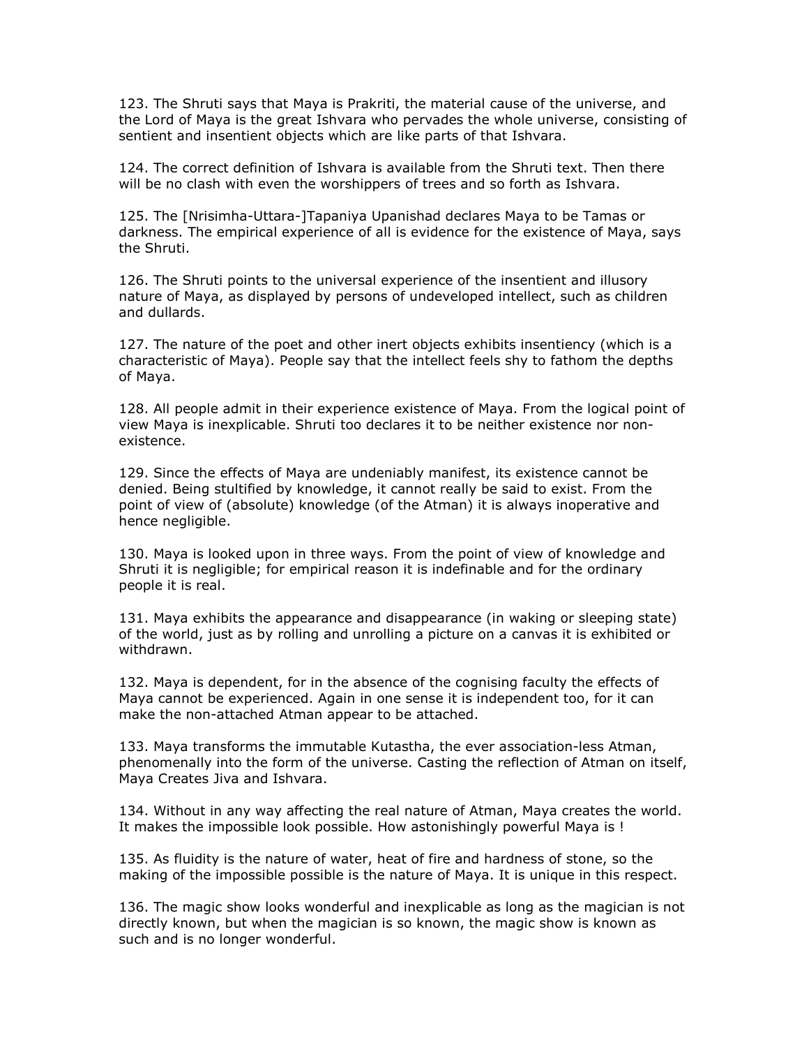123. The Shruti says that Maya is Prakriti, the material cause of the universe, and the Lord of Maya is the great Ishvara who pervades the whole universe, consisting of sentient and insentient objects which are like parts of that Ishvara.

124. The correct definition of Ishvara is available from the Shruti text. Then there will be no clash with even the worshippers of trees and so forth as Ishvara.

125. The [Nrisimha-Uttara-]Tapaniya Upanishad declares Maya to be Tamas or darkness. The empirical experience of all is evidence for the existence of Maya, says the Shruti.

126. The Shruti points to the universal experience of the insentient and illusory nature of Maya, as displayed by persons of undeveloped intellect, such as children and dullards.

127. The nature of the poet and other inert objects exhibits insentiency (which is a characteristic of Maya). People say that the intellect feels shy to fathom the depths of Maya.

128. All people admit in their experience existence of Maya. From the logical point of view Maya is inexplicable. Shruti too declares it to be neither existence nor non-existence.

129. Since the effects of Maya are undeniably manifest, its existence cannot be denied. Being stultified by knowledge, it cannot really be said to exist. From the point of view of (absolute) knowledge (of the Atman) it is always inoperative and hence negligible.

130. Maya is looked upon in three ways. From the point of view of knowledge and Shruti it is negligible; for empirical reason it is indefinable and for the ordinary people it is real.

131. Maya exhibits the appearance and disappearance (in waking or sleeping state) of the world, just as by rolling and unrolling a picture on a canvas it is exhibited or withdrawn.

132. Maya is dependent, for in the absence of the cognising faculty the effects of Maya cannot be experienced. Again in one sense it is independent too, for it can make the non-attached Atman appear to be attached.

133. Maya transforms the immutable Kutastha, the ever association-less Atman, phenomenally into the form of the universe. Casting the reflection of Atman on itself, Maya Creates Jiva and Ishvara.

134. Without in any way affecting the real nature of Atman, Maya creates the world. It makes the impossible look possible. How astonishingly powerful Maya is !

135. As fluidity is the nature of water, heat of fire and hardness of stone, so the making of the impossible possible is the nature of Maya. It is unique in this respect.

136. The magic show looks wonderful and inexplicable as long as the magician is not directly known, but when the magician is so known, the magic show is known as such and is no longer wonderful.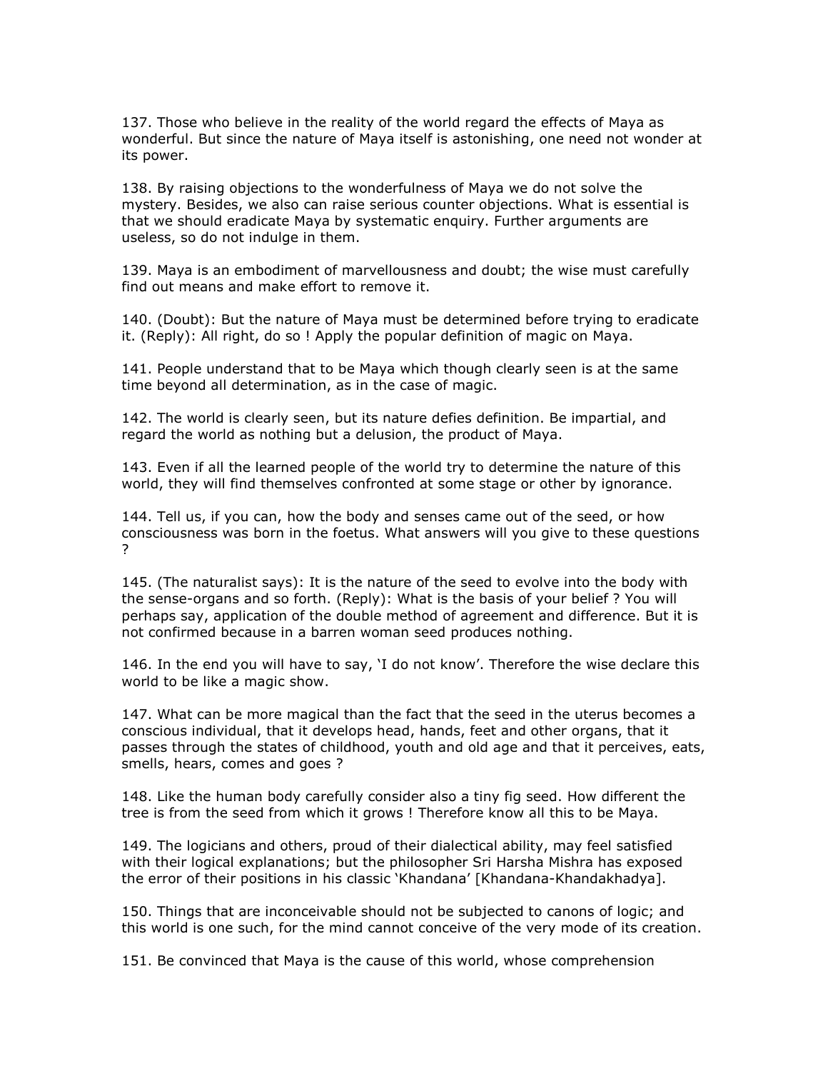137. Those who believe in the reality of the world regard the effects of Maya as wonderful. But since the nature of Maya itself is astonishing, one need not wonder at its power.

138. By raising objections to the wonderfulness of Maya we do not solve the mystery. Besides, we also can raise serious counter objections. What is essential is that we should eradicate Maya by systematic enquiry. Further arguments are useless, so do not indulge in them.

139. Maya is an embodiment of marvellousness and doubt; the wise must carefully find out means and make effort to remove it.

140. (Doubt): But the nature of Maya must be determined before trying to eradicate it. (Reply): All right, do so ! Apply the popular definition of magic on Maya.

141. People understand that to be Maya which though clearly seen is at the same time beyond all determination, as in the case of magic.

142. The world is clearly seen, but its nature defies definition. Be impartial, and regard the world as nothing but a delusion, the product of Maya.

143. Even if all the learned people of the world try to determine the nature of this world, they will find themselves confronted at some stage or other by ignorance.

144. Tell us, if you can, how the body and senses came out of the seed, or how consciousness was born in the foetus. What answers will you give to these questions ?

145. (The naturalist says): It is the nature of the seed to evolve into the body with the sense-organs and so forth. (Reply): What is the basis of your belief ? You will perhaps say, application of the double method of agreement and difference. But it is not confirmed because in a barren woman seed produces nothing.

146. In the end you will have to say, 'I do not know'. Therefore the wise declare this world to be like a magic show.

147. What can be more magical than the fact that the seed in the uterus becomes a conscious individual, that it develops head, hands, feet and other organs, that it passes through the states of childhood, youth and old age and that it perceives, eats, smells, hears, comes and goes ?

148. Like the human body carefully consider also a tiny fig seed. How different the tree is from the seed from which it grows ! Therefore know all this to be Maya.

149. The logicians and others, proud of their dialectical ability, may feel satisfied with their logical explanations; but the philosopher Sri Harsha Mishra has exposed the error of their positions in his classic 'Khandana' [Khandana-Khandakhadya].

150. Things that are inconceivable should not be subjected to canons of logic; and this world is one such, for the mind cannot conceive of the very mode of its creation.

151. Be convinced that Maya is the cause of this world, whose comprehension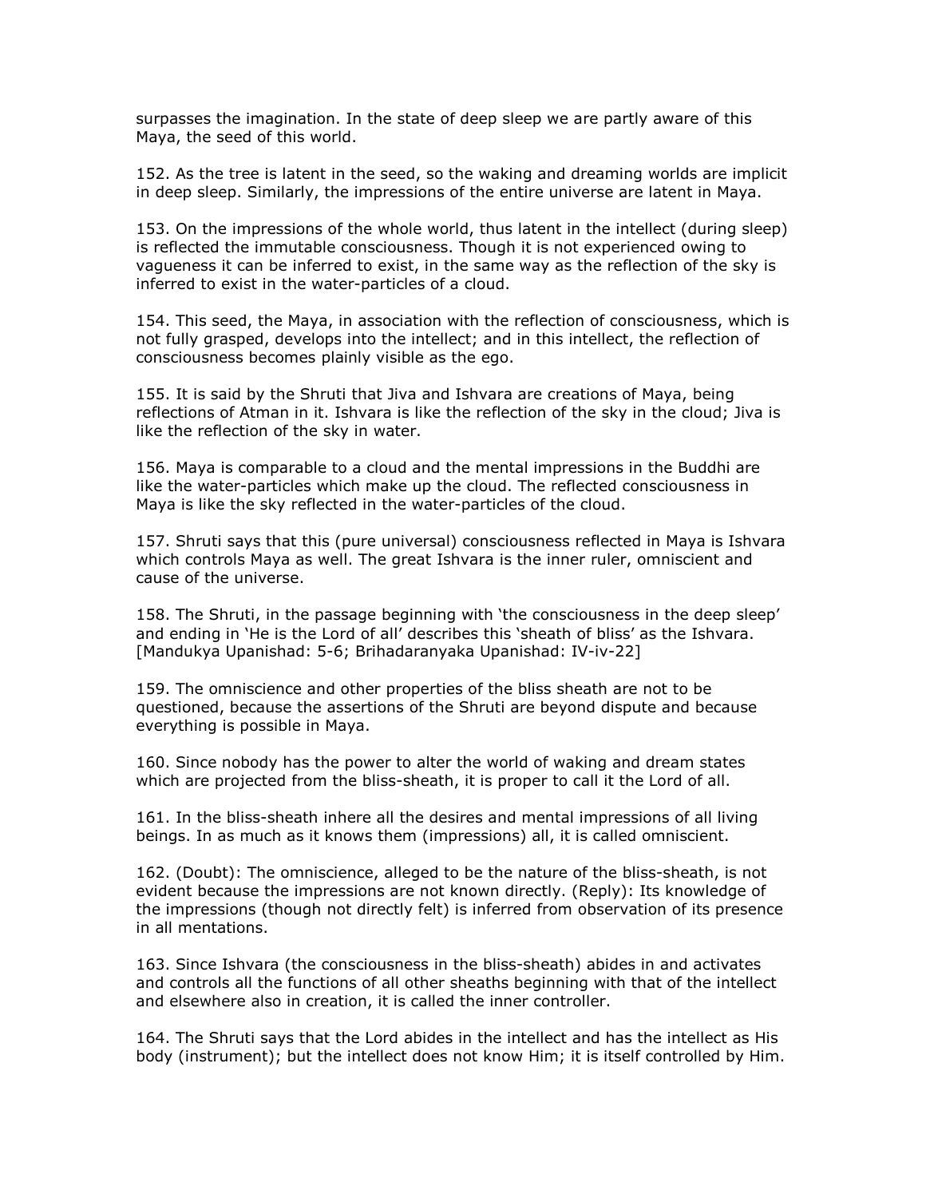surpasses the imagination. In the state of deep sleep we are partly aware of this Maya, the seed of this world.

152. As the tree is latent in the seed, so the waking and dreaming worlds are implicit in deep sleep. Similarly, the impressions of the entire universe are latent in Maya.

153. On the impressions of the whole world, thus latent in the intellect (during sleep) is reflected the immutable consciousness. Though it is not experienced owing to vagueness it can be inferred to exist, in the same way as the reflection of the sky is inferred to exist in the water-particles of a cloud.

154. This seed, the Maya, in association with the reflection of consciousness, which is not fully grasped, develops into the intellect; and in this intellect, the reflection of consciousness becomes plainly visible as the ego.

155. It is said by the Shruti that Jiva and Ishvara are creations of Maya, being reflections of Atman in it. Ishvara is like the reflection of the sky in the cloud; Jiva is like the reflection of the sky in water.

156. Maya is comparable to a cloud and the mental impressions in the Buddhi are like the water-particles which make up the cloud. The reflected consciousness in Maya is like the sky reflected in the water-particles of the cloud.

157. Shruti says that this (pure universal) consciousness reflected in Maya is Ishvara which controls Maya as well. The great Ishvara is the inner ruler, omniscient and cause of the universe.

158. The Shruti, in the passage beginning with 'the consciousness in the deep sleep' and ending in 'He is the Lord of all' describes this 'sheath of bliss' as the Ishvara. [Mandukya Upanishad: 5-6; Brihadaranyaka Upanishad: IV-iv-22]

159. The omniscience and other properties of the bliss sheath are not to be questioned, because the assertions of the Shruti are beyond dispute and because everything is possible in Maya.

160. Since nobody has the power to alter the world of waking and dream states which are projected from the bliss-sheath, it is proper to call it the Lord of all.

161. In the bliss-sheath inhere all the desires and mental impressions of all living beings. In as much as it knows them (impressions) all, it is called omniscient.

162. (Doubt): The omniscience, alleged to be the nature of the bliss-sheath, is not evident because the impressions are not known directly. (Reply): Its knowledge of the impressions (though not directly felt) is inferred from observation of its presence in all mentations.

163. Since Ishvara (the consciousness in the bliss-sheath) abides in and activates and controls all the functions of all other sheaths beginning with that of the intellect and elsewhere also in creation, it is called the inner controller.

164. The Shruti says that the Lord abides in the intellect and has the intellect as His body (instrument); but the intellect does not know Him; it is itself controlled by Him.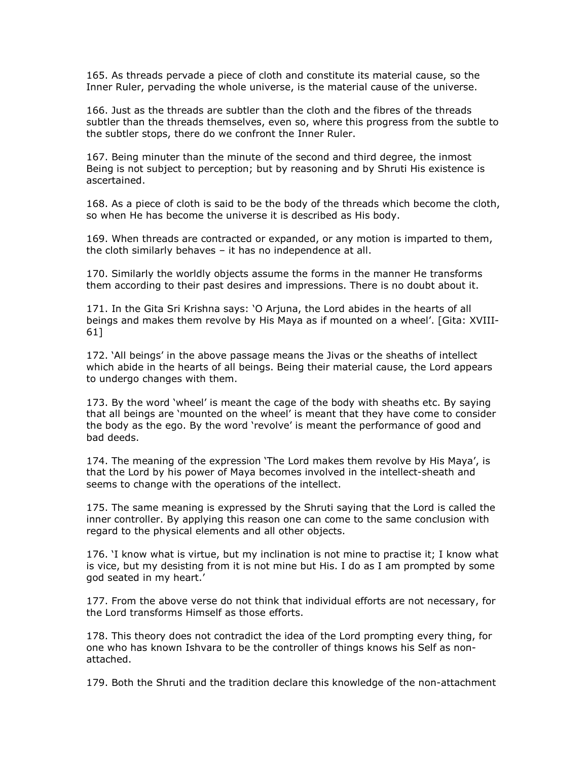165. As threads pervade a piece of cloth and constitute its material cause, so the Inner Ruler, pervading the whole universe, is the material cause of the universe.

166. Just as the threads are subtler than the cloth and the fibres of the threads subtler than the threads themselves, even so, where this progress from the subtle to the subtler stops, there do we confront the Inner Ruler.

167. Being minuter than the minute of the second and third degree, the inmost Being is not subject to perception; but by reasoning and by Shruti His existence is ascertained.

168. As a piece of cloth is said to be the body of the threads which become the cloth, so when He has become the universe it is described as His body.

169. When threads are contracted or expanded, or any motion is imparted to them, the cloth similarly behaves – it has no independence at all.

170. Similarly the worldly objects assume the forms in the manner He transforms them according to their past desires and impressions. There is no doubt about it.

171. In the Gita Sri Krishna says: 'O Arjuna, the Lord abides in the hearts of all beings and makes them revolve by His Maya as if mounted on a wheel'. [Gita: XVIII-61]

172. 'All beings' in the above passage means the Jivas or the sheaths of intellect which abide in the hearts of all beings. Being their material cause, the Lord appears to undergo changes with them.

173. By the word 'wheel' is meant the cage of the body with sheaths etc. By saying that all beings are 'mounted on the wheel' is meant that they have come to consider the body as the ego. By the word 'revolve' is meant the performance of good and bad deeds.

174. The meaning of the expression 'The Lord makes them revolve by His Maya', is that the Lord by his power of Maya becomes involved in the intellect-sheath and seems to change with the operations of the intellect.

175. The same meaning is expressed by the Shruti saying that the Lord is called the inner controller. By applying this reason one can come to the same conclusion with regard to the physical elements and all other objects.

176. 'I know what is virtue, but my inclination is not mine to practise it; I know what is vice, but my desisting from it is not mine but His. I do as I am prompted by some god seated in my heart.'

177. From the above verse do not think that individual efforts are not necessary, for the Lord transforms Himself as those efforts.

178. This theory does not contradict the idea of the Lord prompting every thing, for one who has known Ishvara to be the controller of things knows his Self as non-attached.

179. Both the Shruti and the tradition declare this knowledge of the non-attachment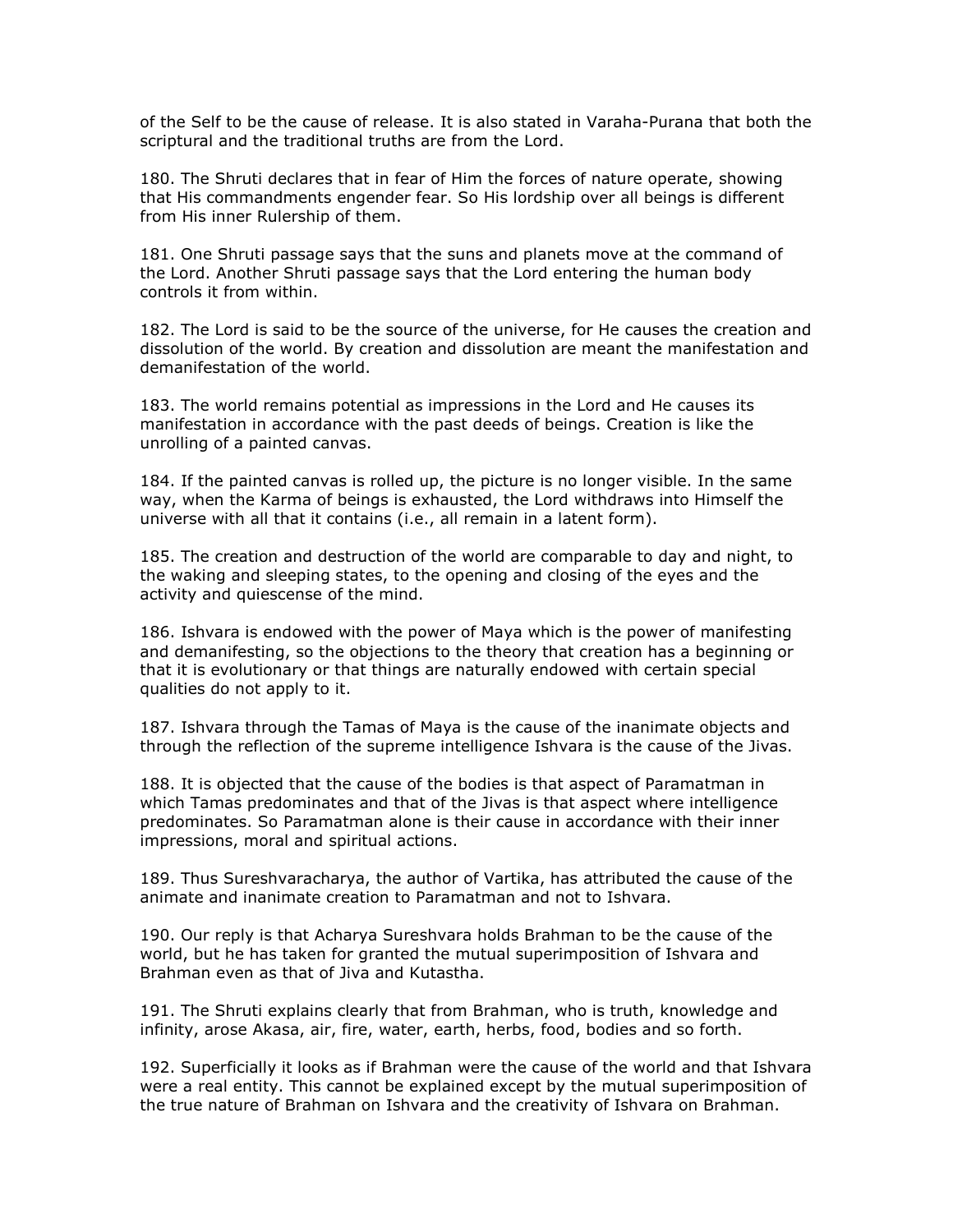of the Self to be the cause of release. It is also stated in Varaha-Purana that both the scriptural and the traditional truths are from the Lord.

180. The Shruti declares that in fear of Him the forces of nature operate, showing that His commandments engender fear. So His lordship over all beings is different from His inner Rulership of them.

181. One Shruti passage says that the suns and planets move at the command of the Lord. Another Shruti passage says that the Lord entering the human body controls it from within.

182. The Lord is said to be the source of the universe, for He causes the creation and dissolution of the world. By creation and dissolution are meant the manifestation and demanifestation of the world.

183. The world remains potential as impressions in the Lord and He causes its manifestation in accordance with the past deeds of beings. Creation is like the unrolling of a painted canvas.

184. If the painted canvas is rolled up, the picture is no longer visible. In the same way, when the Karma of beings is exhausted, the Lord withdraws into Himself the universe with all that it contains (i.e., all remain in a latent form).

185. The creation and destruction of the world are comparable to day and night, to the waking and sleeping states, to the opening and closing of the eyes and the activity and quiescense of the mind.

186. Ishvara is endowed with the power of Maya which is the power of manifesting and demanifesting, so the objections to the theory that creation has a beginning or that it is evolutionary or that things are naturally endowed with certain special qualities do not apply to it.

187. Ishvara through the Tamas of Maya is the cause of the inanimate objects and through the reflection of the supreme intelligence Ishvara is the cause of the Jivas.

188. It is objected that the cause of the bodies is that aspect of Paramatman in which Tamas predominates and that of the Jivas is that aspect where intelligence predominates. So Paramatman alone is their cause in accordance with their inner impressions, moral and spiritual actions.

189. Thus Sureshvaracharya, the author of Vartika, has attributed the cause of the animate and inanimate creation to Paramatman and not to Ishvara.

190. Our reply is that Acharya Sureshvara holds Brahman to be the cause of the world, but he has taken for granted the mutual superimposition of Ishvara and Brahman even as that of Jiva and Kutastha.

191. The Shruti explains clearly that from Brahman, who is truth, knowledge and infinity, arose Akasa, air, fire, water, earth, herbs, food, bodies and so forth.

192. Superficially it looks as if Brahman were the cause of the world and that Ishvara were a real entity. This cannot be explained except by the mutual superimposition of the true nature of Brahman on Ishvara and the creativity of Ishvara on Brahman.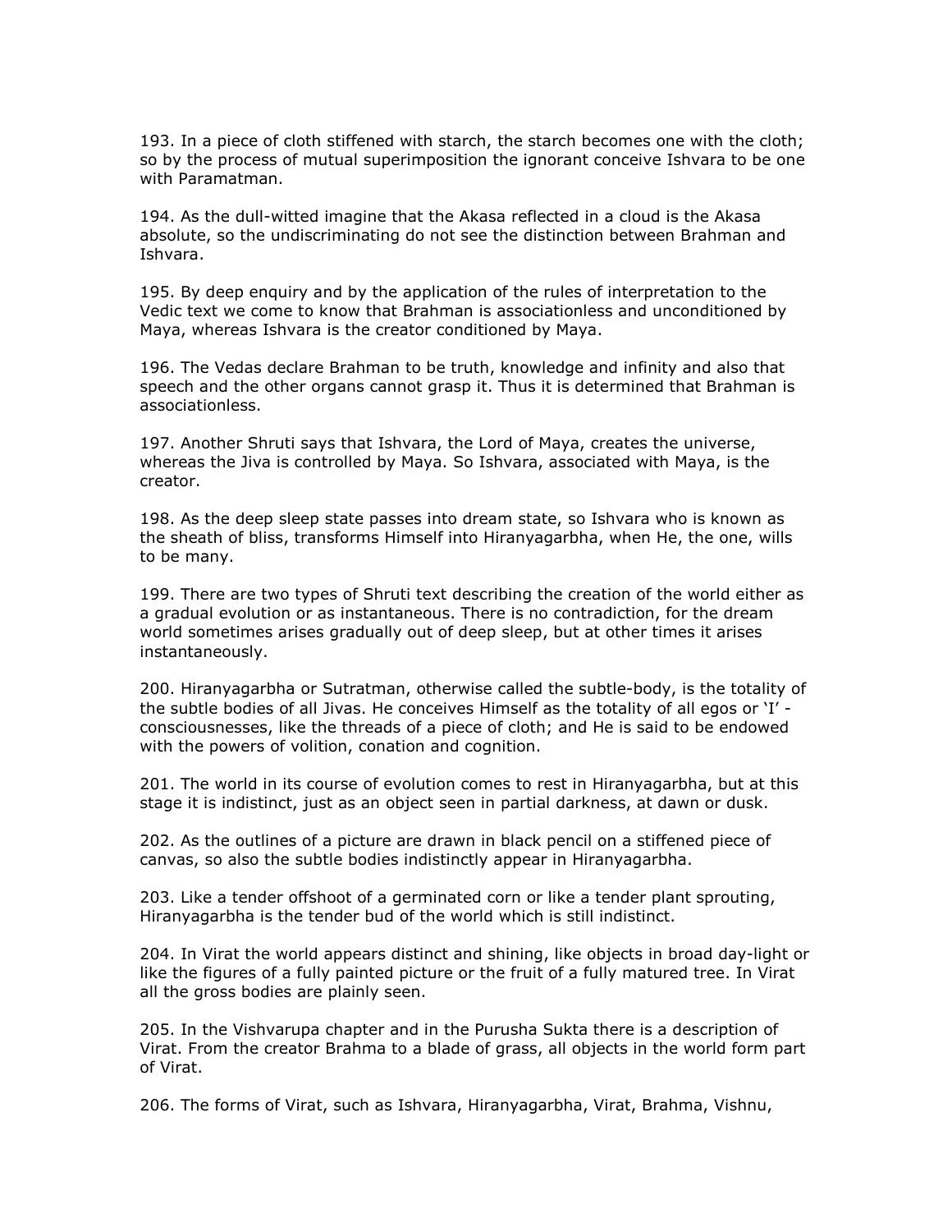193. In a piece of cloth stiffened with starch, the starch becomes one with the cloth; so by the process of mutual superimposition the ignorant conceive Ishvara to be one with Paramatman.

194. As the dull-witted imagine that the Akasa reflected in a cloud is the Akasa absolute, so the undiscriminating do not see the distinction between Brahman and Ishvara.

195. By deep enquiry and by the application of the rules of interpretation to the Vedic text we come to know that Brahman is associationless and unconditioned by Maya, whereas Ishvara is the creator conditioned by Maya.

196. The Vedas declare Brahman to be truth, knowledge and infinity and also that speech and the other organs cannot grasp it. Thus it is determined that Brahman is associationless.

197. Another Shruti says that Ishvara, the Lord of Maya, creates the universe, whereas the Jiva is controlled by Maya. So Ishvara, associated with Maya, is the creator.

198. As the deep sleep state passes into dream state, so Ishvara who is known as the sheath of bliss, transforms Himself into Hiranyagarbha, when He, the one, wills to be many.

199. There are two types of Shruti text describing the creation of the world either as a gradual evolution or as instantaneous. There is no contradiction, for the dream world sometimes arises gradually out of deep sleep, but at other times it arises instantaneously.

200. Hiranyagarbha or Sutratman, otherwise called the subtle-body, is the totality of the subtle bodies of all Jivas. He conceives Himself as the totality of all egos or 'I' - consciousnesses, like the threads of a piece of cloth; and He is said to be endowed with the powers of volition, conation and cognition.

201. The world in its course of evolution comes to rest in Hiranyagarbha, but at this stage it is indistinct, just as an object seen in partial darkness, at dawn or dusk.

202. As the outlines of a picture are drawn in black pencil on a stiffened piece of canvas, so also the subtle bodies indistinctly appear in Hiranyagarbha.

203. Like a tender offshoot of a germinated corn or like a tender plant sprouting, Hiranyagarbha is the tender bud of the world which is still indistinct.

204. In Virat the world appears distinct and shining, like objects in broad day-light or like the figures of a fully painted picture or the fruit of a fully matured tree. In Virat all the gross bodies are plainly seen.

205. In the Vishvarupa chapter and in the Purusha Sukta there is a description of Virat. From the creator Brahma to a blade of grass, all objects in the world form part of Virat.

206. The forms of Virat, such as Ishvara, Hiranyagarbha, Virat, Brahma, Vishnu,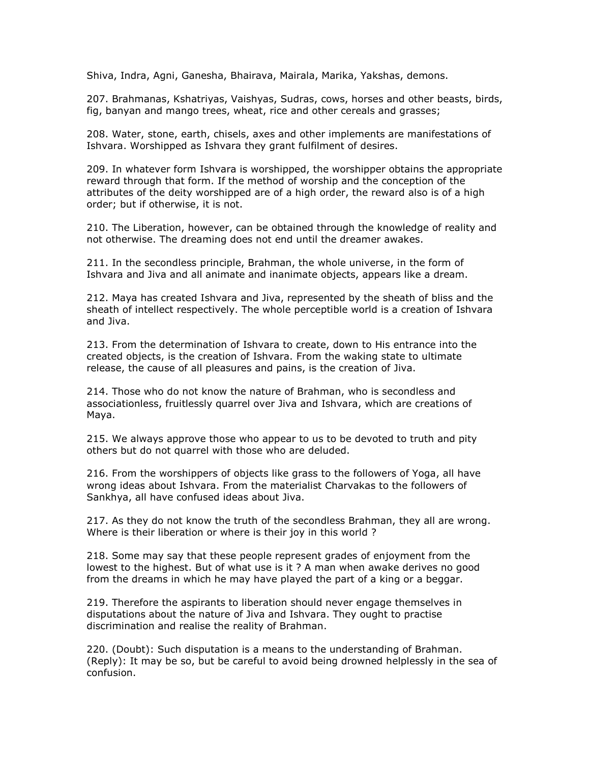Shiva, Indra, Agni, Ganesha, Bhairava, Mairala, Marika, Yakshas, demons.

207. Brahmanas, Kshatriyas, Vaishyas, Sudras, cows, horses and other beasts, birds, fig, banyan and mango trees, wheat, rice and other cereals and grasses;

208. Water, stone, earth, chisels, axes and other implements are manifestations of Ishvara. Worshipped as Ishvara they grant fulfilment of desires.

209. In whatever form Ishvara is worshipped, the worshipper obtains the appropriate reward through that form. If the method of worship and the conception of the attributes of the deity worshipped are of a high order, the reward also is of a high order; but if otherwise, it is not.

210. The Liberation, however, can be obtained through the knowledge of reality and not otherwise. The dreaming does not end until the dreamer awakes.

211. In the secondless principle, Brahman, the whole universe, in the form of Ishvara and Jiva and all animate and inanimate objects, appears like a dream.

212. Maya has created Ishvara and Jiva, represented by the sheath of bliss and the sheath of intellect respectively. The whole perceptible world is a creation of Ishvara and Jiva.

213. From the determination of Ishvara to create, down to His entrance into the created objects, is the creation of Ishvara. From the waking state to ultimate release, the cause of all pleasures and pains, is the creation of Jiva.

214. Those who do not know the nature of Brahman, who is secondless and associationless, fruitlessly quarrel over Jiva and Ishvara, which are creations of Maya.

215. We always approve those who appear to us to be devoted to truth and pity others but do not quarrel with those who are deluded.

216. From the worshippers of objects like grass to the followers of Yoga, all have wrong ideas about Ishvara. From the materialist Charvakas to the followers of Sankhya, all have confused ideas about Jiva.

217. As they do not know the truth of the secondless Brahman, they all are wrong. Where is their liberation or where is their joy in this world ?

218. Some may say that these people represent grades of enjoyment from the lowest to the highest. But of what use is it ? A man when awake derives no good from the dreams in which he may have played the part of a king or a beggar.

219. Therefore the aspirants to liberation should never engage themselves in disputations about the nature of Jiva and Ishvara. They ought to practise discrimination and realise the reality of Brahman.

220. (Doubt): Such disputation is a means to the understanding of Brahman. (Reply): It may be so, but be careful to avoid being drowned helplessly in the sea of confusion.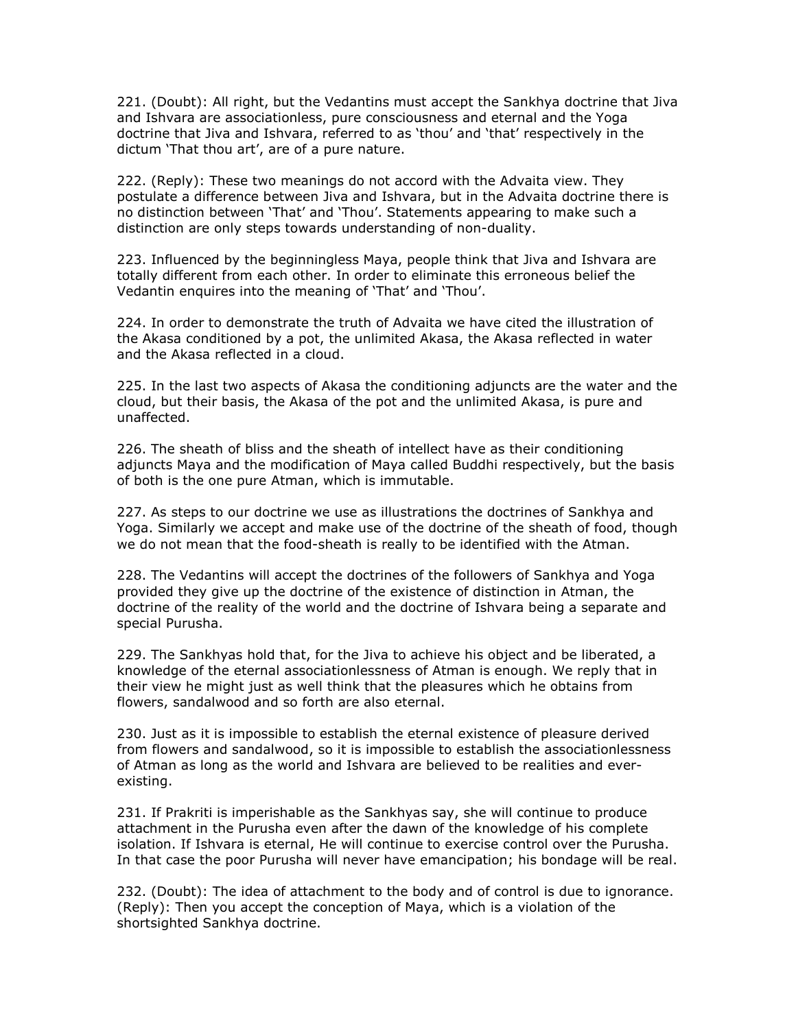221. (Doubt): All right, but the Vedantins must accept the Sankhya doctrine that Jiva and Ishvara are associationless, pure consciousness and eternal and the Yoga doctrine that Jiva and Ishvara, referred to as 'thou' and 'that' respectively in the dictum 'That thou art', are of a pure nature.

222. (Reply): These two meanings do not accord with the Advaita view. They postulate a difference between Jiva and Ishvara, but in the Advaita doctrine there is no distinction between 'That' and 'Thou'. Statements appearing to make such a distinction are only steps towards understanding of non-duality.

223. Influenced by the beginningless Maya, people think that Jiva and Ishvara are totally different from each other. In order to eliminate this erroneous belief the Vedantin enquires into the meaning of 'That' and 'Thou'.

224. In order to demonstrate the truth of Advaita we have cited the illustration of the Akasa conditioned by a pot, the unlimited Akasa, the Akasa reflected in water and the Akasa reflected in a cloud.

225. In the last two aspects of Akasa the conditioning adjuncts are the water and the cloud, but their basis, the Akasa of the pot and the unlimited Akasa, is pure and unaffected.

226. The sheath of bliss and the sheath of intellect have as their conditioning adjuncts Maya and the modification of Maya called Buddhi respectively, but the basis of both is the one pure Atman, which is immutable.

227. As steps to our doctrine we use as illustrations the doctrines of Sankhya and Yoga. Similarly we accept and make use of the doctrine of the sheath of food, though we do not mean that the food-sheath is really to be identified with the Atman.

228. The Vedantins will accept the doctrines of the followers of Sankhya and Yoga provided they give up the doctrine of the existence of distinction in Atman, the doctrine of the reality of the world and the doctrine of Ishvara being a separate and special Purusha.

229. The Sankhyas hold that, for the Jiva to achieve his object and be liberated, a knowledge of the eternal associationlessness of Atman is enough. We reply that in their view he might just as well think that the pleasures which he obtains from flowers, sandalwood and so forth are also eternal.

230. Just as it is impossible to establish the eternal existence of pleasure derived from flowers and sandalwood, so it is impossible to establish the associationlessness of Atman as long as the world and Ishvara are believed to be realities and ever-existing.

231. If Prakriti is imperishable as the Sankhyas say, she will continue to produce attachment in the Purusha even after the dawn of the knowledge of his complete isolation. If Ishvara is eternal, He will continue to exercise control over the Purusha. In that case the poor Purusha will never have emancipation; his bondage will be real.

232. (Doubt): The idea of attachment to the body and of control is due to ignorance. (Reply): Then you accept the conception of Maya, which is a violation of the shortsighted Sankhya doctrine.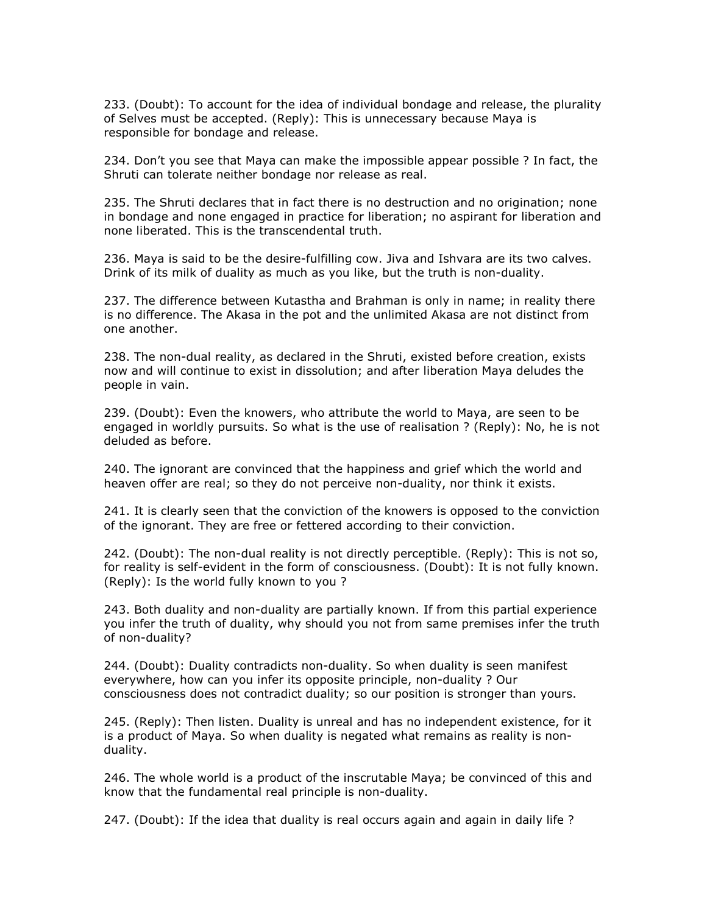233. (Doubt): To account for the idea of individual bondage and release, the plurality of Selves must be accepted. (Reply): This is unnecessary because Maya is responsible for bondage and release.

234. Don't you see that Maya can make the impossible appear possible ? In fact, the Shruti can tolerate neither bondage nor release as real.

235. The Shruti declares that in fact there is no destruction and no origination; none in bondage and none engaged in practice for liberation; no aspirant for liberation and none liberated. This is the transcendental truth.

236. Maya is said to be the desire-fulfilling cow. Jiva and Ishvara are its two calves. Drink of its milk of duality as much as you like, but the truth is non-duality.

237. The difference between Kutastha and Brahman is only in name; in reality there is no difference. The Akasa in the pot and the unlimited Akasa are not distinct from one another.

238. The non-dual reality, as declared in the Shruti, existed before creation, exists now and will continue to exist in dissolution; and after liberation Maya deludes the people in vain.

239. (Doubt): Even the knowers, who attribute the world to Maya, are seen to be engaged in worldly pursuits. So what is the use of realisation ? (Reply): No, he is not deluded as before.

240. The ignorant are convinced that the happiness and grief which the world and heaven offer are real; so they do not perceive non-duality, nor think it exists.

241. It is clearly seen that the conviction of the knowers is opposed to the conviction of the ignorant. They are free or fettered according to their conviction.

242. (Doubt): The non-dual reality is not directly perceptible. (Reply): This is not so, for reality is self-evident in the form of consciousness. (Doubt): It is not fully known. (Reply): Is the world fully known to you ?

243. Both duality and non-duality are partially known. If from this partial experience you infer the truth of duality, why should you not from same premises infer the truth of non-duality?

244. (Doubt): Duality contradicts non-duality. So when duality is seen manifest everywhere, how can you infer its opposite principle, non-duality ? Our consciousness does not contradict duality; so our position is stronger than yours.

245. (Reply): Then listen. Duality is unreal and has no independent existence, for it is a product of Maya. So when duality is negated what remains as reality is non-duality.

246. The whole world is a product of the inscrutable Maya; be convinced of this and know that the fundamental real principle is non-duality.

247. (Doubt): If the idea that duality is real occurs again and again in daily life ?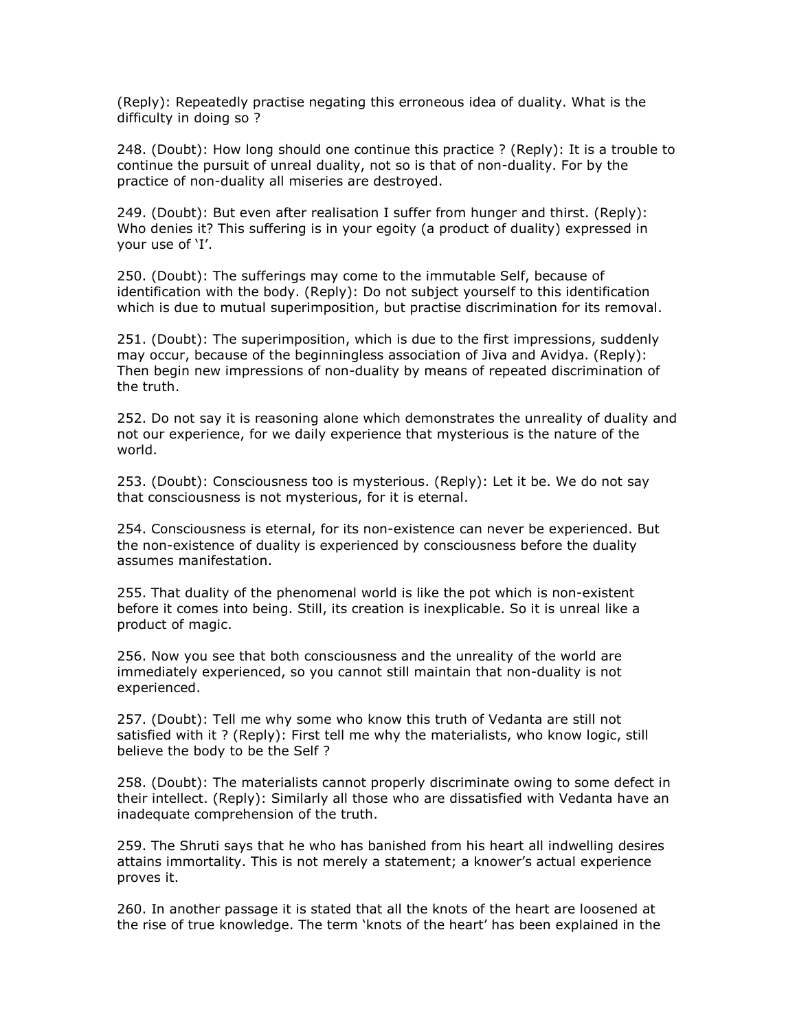(Reply): Repeatedly practise negating this erroneous idea of duality. What is the difficulty in doing so ?

248. (Doubt): How long should one continue this practice ? (Reply): It is a trouble to continue the pursuit of unreal duality, not so is that of non-duality. For by the practice of non-duality all miseries are destroyed.

249. (Doubt): But even after realisation I suffer from hunger and thirst. (Reply): Who denies it? This suffering is in your egoity (a product of duality) expressed in your use of 'I'.

250. (Doubt): The sufferings may come to the immutable Self, because of identification with the body. (Reply): Do not subject yourself to this identification which is due to mutual superimposition, but practise discrimination for its removal.

251. (Doubt): The superimposition, which is due to the first impressions, suddenly may occur, because of the beginningless association of Jiva and Avidya. (Reply): Then begin new impressions of non-duality by means of repeated discrimination of the truth.

252. Do not say it is reasoning alone which demonstrates the unreality of duality and not our experience, for we daily experience that mysterious is the nature of the world.

253. (Doubt): Consciousness too is mysterious. (Reply): Let it be. We do not say that consciousness is not mysterious, for it is eternal.

254. Consciousness is eternal, for its non-existence can never be experienced. But the non-existence of duality is experienced by consciousness before the duality assumes manifestation.

255. That duality of the phenomenal world is like the pot which is non-existent before it comes into being. Still, its creation is inexplicable. So it is unreal like a product of magic.

256. Now you see that both consciousness and the unreality of the world are immediately experienced, so you cannot still maintain that non-duality is not experienced.

257. (Doubt): Tell me why some who know this truth of Vedanta are still not satisfied with it ? (Reply): First tell me why the materialists, who know logic, still believe the body to be the Self ?

258. (Doubt): The materialists cannot properly discriminate owing to some defect in their intellect. (Reply): Similarly all those who are dissatisfied with Vedanta have an inadequate comprehension of the truth.

259. The Shruti says that he who has banished from his heart all indwelling desires attains immortality. This is not merely a statement; a knower's actual experience proves it.

260. In another passage it is stated that all the knots of the heart are loosened at the rise of true knowledge. The term 'knots of the heart' has been explained in the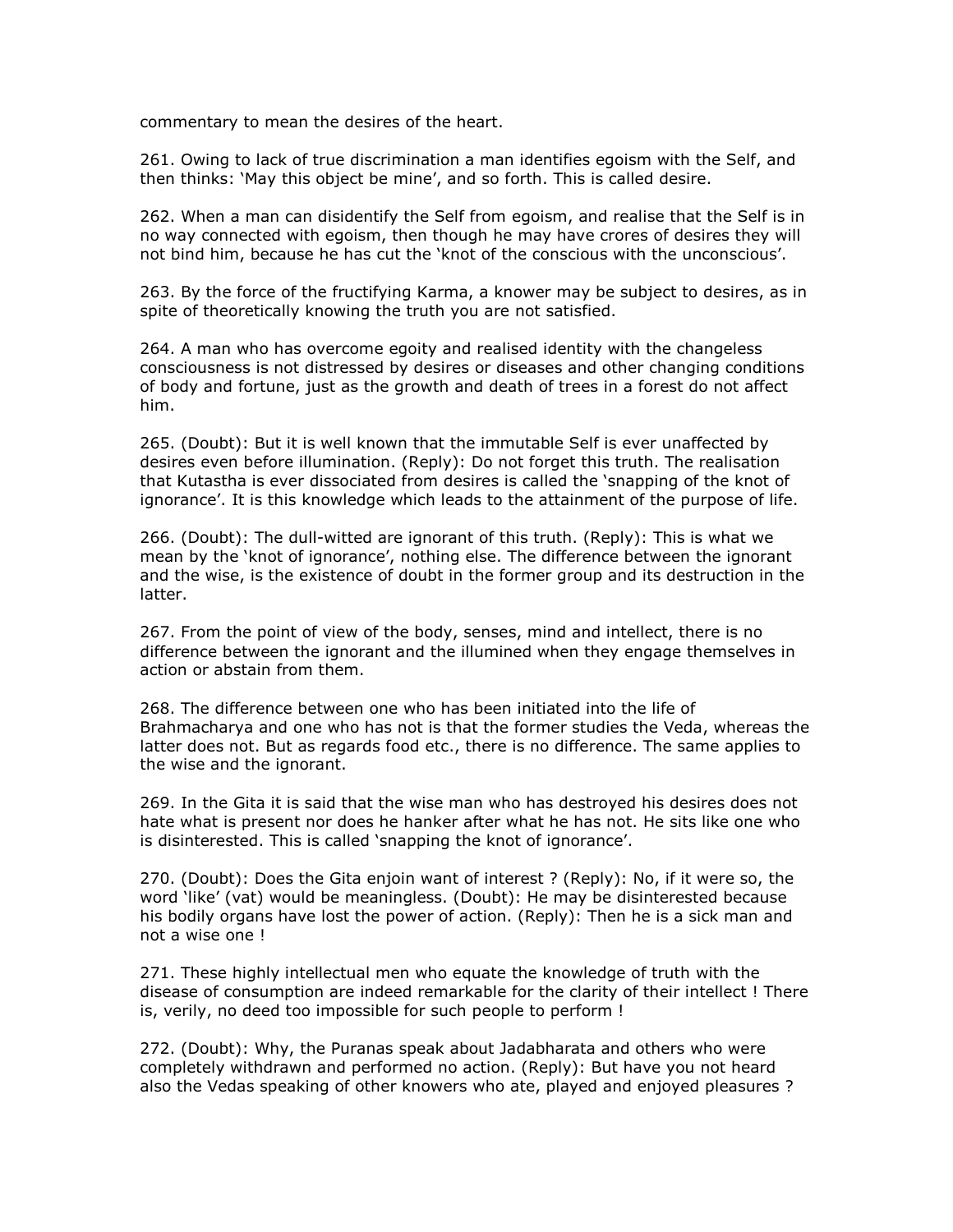commentary to mean the desires of the heart.

261. Owing to lack of true discrimination a man identifies egoism with the Self, and then thinks: 'May this object be mine', and so forth. This is called desire.

262. When a man can disidentify the Self from egoism, and realise that the Self is in no way connected with egoism, then though he may have crores of desires they will not bind him, because he has cut the 'knot of the conscious with the unconscious'.

263. By the force of the fructifying Karma, a knower may be subject to desires, as in spite of theoretically knowing the truth you are not satisfied.

264. A man who has overcome egoity and realised identity with the changeless consciousness is not distressed by desires or diseases and other changing conditions of body and fortune, just as the growth and death of trees in a forest do not affect him.

265. (Doubt): But it is well known that the immutable Self is ever unaffected by desires even before illumination. (Reply): Do not forget this truth. The realisation that Kutastha is ever dissociated from desires is called the 'snapping of the knot of ignorance'. It is this knowledge which leads to the attainment of the purpose of life.

266. (Doubt): The dull-witted are ignorant of this truth. (Reply): This is what we mean by the 'knot of ignorance', nothing else. The difference between the ignorant and the wise, is the existence of doubt in the former group and its destruction in the latter.

267. From the point of view of the body, senses, mind and intellect, there is no difference between the ignorant and the illumined when they engage themselves in action or abstain from them.

268. The difference between one who has been initiated into the life of Brahmacharya and one who has not is that the former studies the Veda, whereas the latter does not. But as regards food etc., there is no difference. The same applies to the wise and the ignorant.

269. In the Gita it is said that the wise man who has destroyed his desires does not hate what is present nor does he hanker after what he has not. He sits like one who is disinterested. This is called 'snapping the knot of ignorance'.

270. (Doubt): Does the Gita enjoin want of interest ? (Reply): No, if it were so, the word 'like' (vat) would be meaningless. (Doubt): He may be disinterested because his bodily organs have lost the power of action. (Reply): Then he is a sick man and not a wise one !

271. These highly intellectual men who equate the knowledge of truth with the disease of consumption are indeed remarkable for the clarity of their intellect ! There is, verily, no deed too impossible for such people to perform !

272. (Doubt): Why, the Puranas speak about Jadabharata and others who were completely withdrawn and performed no action. (Reply): But have you not heard also the Vedas speaking of other knowers who ate, played and enjoyed pleasures ?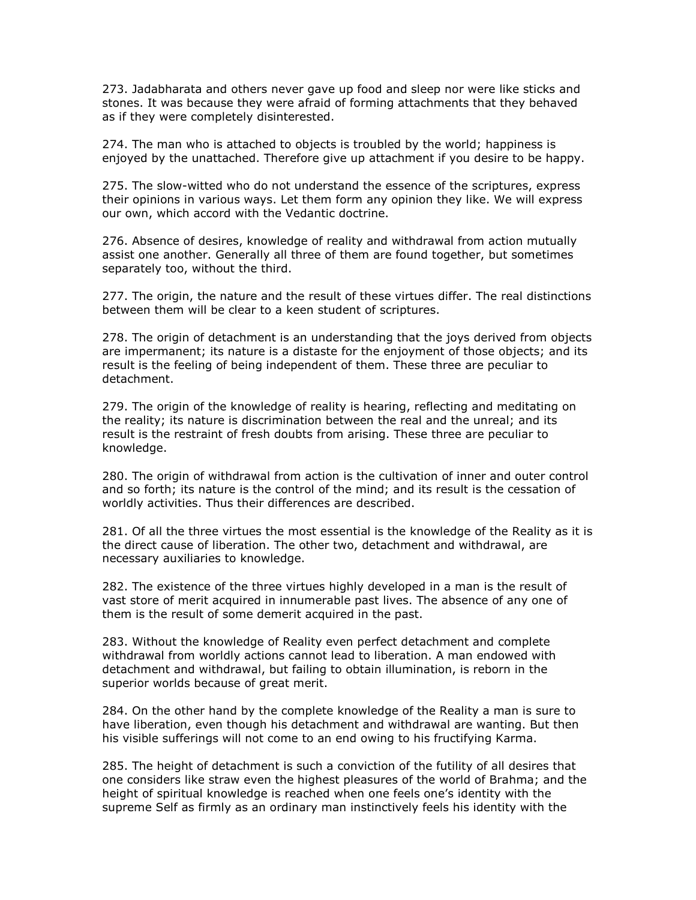273. Jadabharata and others never gave up food and sleep nor were like sticks and stones. It was because they were afraid of forming attachments that they behaved as if they were completely disinterested.

274. The man who is attached to objects is troubled by the world; happiness is enjoyed by the unattached. Therefore give up attachment if you desire to be happy.

275. The slow-witted who do not understand the essence of the scriptures, express their opinions in various ways. Let them form any opinion they like. We will express our own, which accord with the Vedantic doctrine.

276. Absence of desires, knowledge of reality and withdrawal from action mutually assist one another. Generally all three of them are found together, but sometimes separately too, without the third.

277. The origin, the nature and the result of these virtues differ. The real distinctions between them will be clear to a keen student of scriptures.

278. The origin of detachment is an understanding that the joys derived from objects are impermanent; its nature is a distaste for the enjoyment of those objects; and its result is the feeling of being independent of them. These three are peculiar to detachment.

279. The origin of the knowledge of reality is hearing, reflecting and meditating on the reality; its nature is discrimination between the real and the unreal; and its result is the restraint of fresh doubts from arising. These three are peculiar to knowledge.

280. The origin of withdrawal from action is the cultivation of inner and outer control and so forth; its nature is the control of the mind; and its result is the cessation of worldly activities. Thus their differences are described.

281. Of all the three virtues the most essential is the knowledge of the Reality as it is the direct cause of liberation. The other two, detachment and withdrawal, are necessary auxiliaries to knowledge.

282. The existence of the three virtues highly developed in a man is the result of vast store of merit acquired in innumerable past lives. The absence of any one of them is the result of some demerit acquired in the past.

283. Without the knowledge of Reality even perfect detachment and complete withdrawal from worldly actions cannot lead to liberation. A man endowed with detachment and withdrawal, but failing to obtain illumination, is reborn in the superior worlds because of great merit.

284. On the other hand by the complete knowledge of the Reality a man is sure to have liberation, even though his detachment and withdrawal are wanting. But then his visible sufferings will not come to an end owing to his fructifying Karma.

285. The height of detachment is such a conviction of the futility of all desires that one considers like straw even the highest pleasures of the world of Brahma; and the height of spiritual knowledge is reached when one feels one's identity with the supreme Self as firmly as an ordinary man instinctively feels his identity with the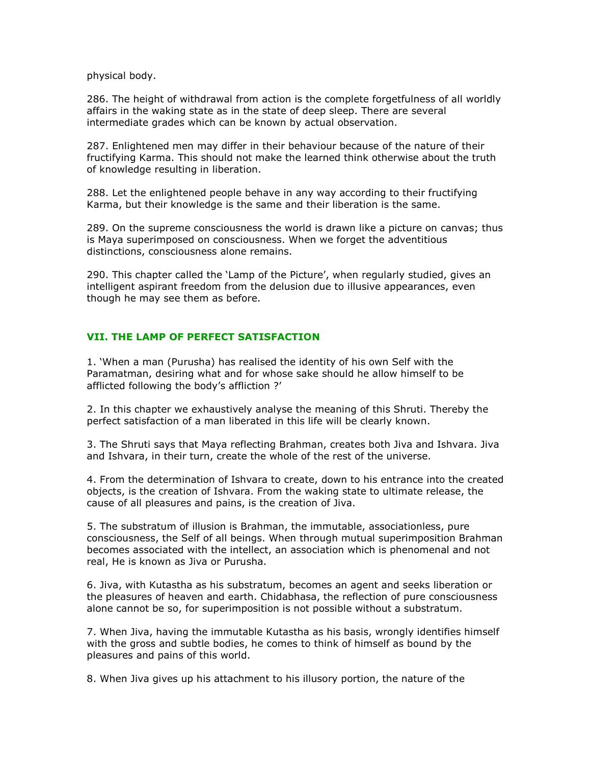physical body.

286. The height of withdrawal from action is the complete forgetfulness of all worldly affairs in the waking state as in the state of deep sleep. There are several intermediate grades which can be known by actual observation.

287. Enlightened men may differ in their behaviour because of the nature of their fructifying Karma. This should not make the learned think otherwise about the truth of knowledge resulting in liberation.

288. Let the enlightened people behave in any way according to their fructifying Karma, but their knowledge is the same and their liberation is the same.

289. On the supreme consciousness the world is drawn like a picture on canvas; thus is Maya superimposed on consciousness. When we forget the adventitious distinctions, consciousness alone remains.

290. This chapter called the 'Lamp of the Picture', when regularly studied, gives an intelligent aspirant freedom from the delusion due to illusive appearances, even though he may see them as before.

## VII. THE LAMP OF PERFECT SATISFACTION

1. 'When a man (Purusha) has realised the identity of his own Self with the Paramatman, desiring what and for whose sake should he allow himself to be afflicted following the body's affliction ?'

2. In this chapter we exhaustively analyse the meaning of this Shruti. Thereby the perfect satisfaction of a man liberated in this life will be clearly known.

3. The Shruti says that Maya reflecting Brahman, creates both Jiva and Ishvara. Jiva and Ishvara, in their turn, create the whole of the rest of the universe.

4. From the determination of Ishvara to create, down to his entrance into the created objects, is the creation of Ishvara. From the waking state to ultimate release, the cause of all pleasures and pains, is the creation of Jiva.

5. The substratum of illusion is Brahman, the immutable, associationless, pure consciousness, the Self of all beings. When through mutual superimposition Brahman becomes associated with the intellect, an association which is phenomenal and not real, He is known as Jiva or Purusha.

6. Jiva, with Kutastha as his substratum, becomes an agent and seeks liberation or the pleasures of heaven and earth. Chidabhasa, the reflection of pure consciousness alone cannot be so, for superimposition is not possible without a substratum.

7. When Jiva, having the immutable Kutastha as his basis, wrongly identifies himself with the gross and subtle bodies, he comes to think of himself as bound by the pleasures and pains of this world.

8. When Jiva gives up his attachment to his illusory portion, the nature of the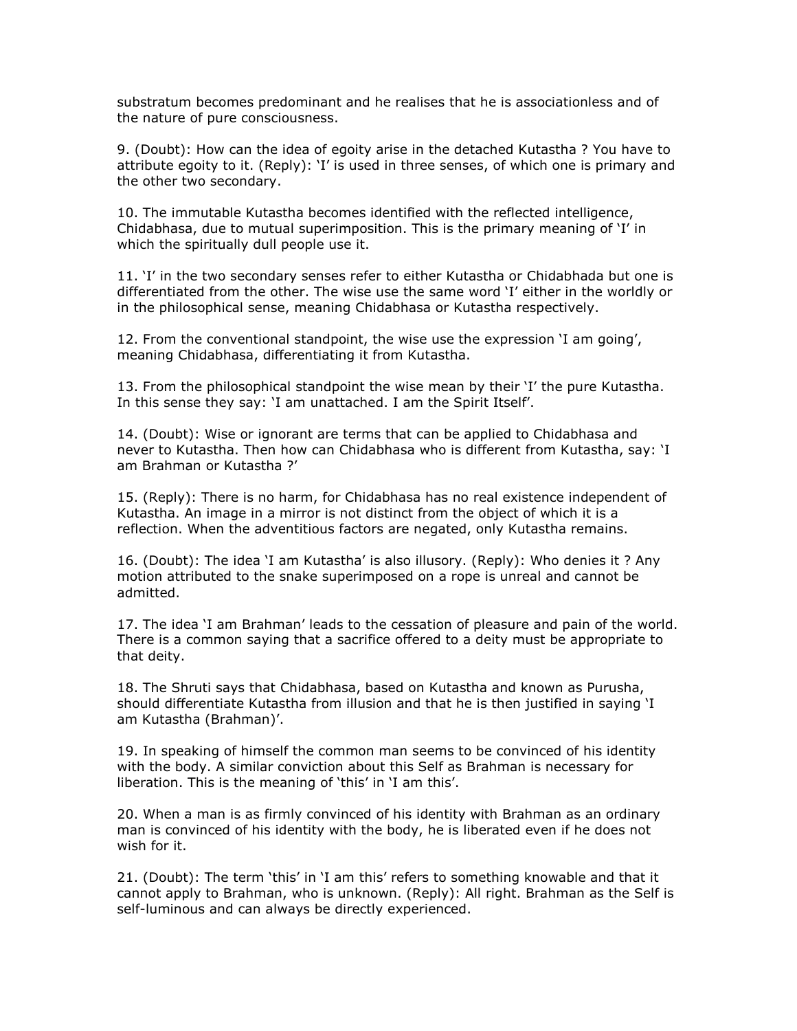substratum becomes predominant and he realises that he is associationless and of the nature of pure consciousness.

9. (Doubt): How can the idea of egoity arise in the detached Kutastha ? You have to attribute egoity to it. (Reply): 'I' is used in three senses, of which one is primary and the other two secondary.

10. The immutable Kutastha becomes identified with the reflected intelligence, Chidabhasa, due to mutual superimposition. This is the primary meaning of 'I' in which the spiritually dull people use it.

11. 'I' in the two secondary senses refer to either Kutastha or Chidabhada but one is differentiated from the other. The wise use the same word 'I' either in the worldly or in the philosophical sense, meaning Chidabhasa or Kutastha respectively.

12. From the conventional standpoint, the wise use the expression 'I am going', meaning Chidabhasa, differentiating it from Kutastha.

13. From the philosophical standpoint the wise mean by their 'I' the pure Kutastha. In this sense they say: 'I am unattached. I am the Spirit Itself'.

14. (Doubt): Wise or ignorant are terms that can be applied to Chidabhasa and never to Kutastha. Then how can Chidabhasa who is different from Kutastha, say: 'I am Brahman or Kutastha ?'

15. (Reply): There is no harm, for Chidabhasa has no real existence independent of Kutastha. An image in a mirror is not distinct from the object of which it is a reflection. When the adventitious factors are negated, only Kutastha remains.

16. (Doubt): The idea 'I am Kutastha' is also illusory. (Reply): Who denies it ? Any motion attributed to the snake superimposed on a rope is unreal and cannot be admitted.

17. The idea 'I am Brahman' leads to the cessation of pleasure and pain of the world. There is a common saying that a sacrifice offered to a deity must be appropriate to that deity.

18. The Shruti says that Chidabhasa, based on Kutastha and known as Purusha, should differentiate Kutastha from illusion and that he is then justified in saying 'I am Kutastha (Brahman)'.

19. In speaking of himself the common man seems to be convinced of his identity with the body. A similar conviction about this Self as Brahman is necessary for liberation. This is the meaning of 'this' in 'I am this'.

20. When a man is as firmly convinced of his identity with Brahman as an ordinary man is convinced of his identity with the body, he is liberated even if he does not wish for it.

21. (Doubt): The term 'this' in 'I am this' refers to something knowable and that it cannot apply to Brahman, who is unknown. (Reply): All right. Brahman as the Self is self-luminous and can always be directly experienced.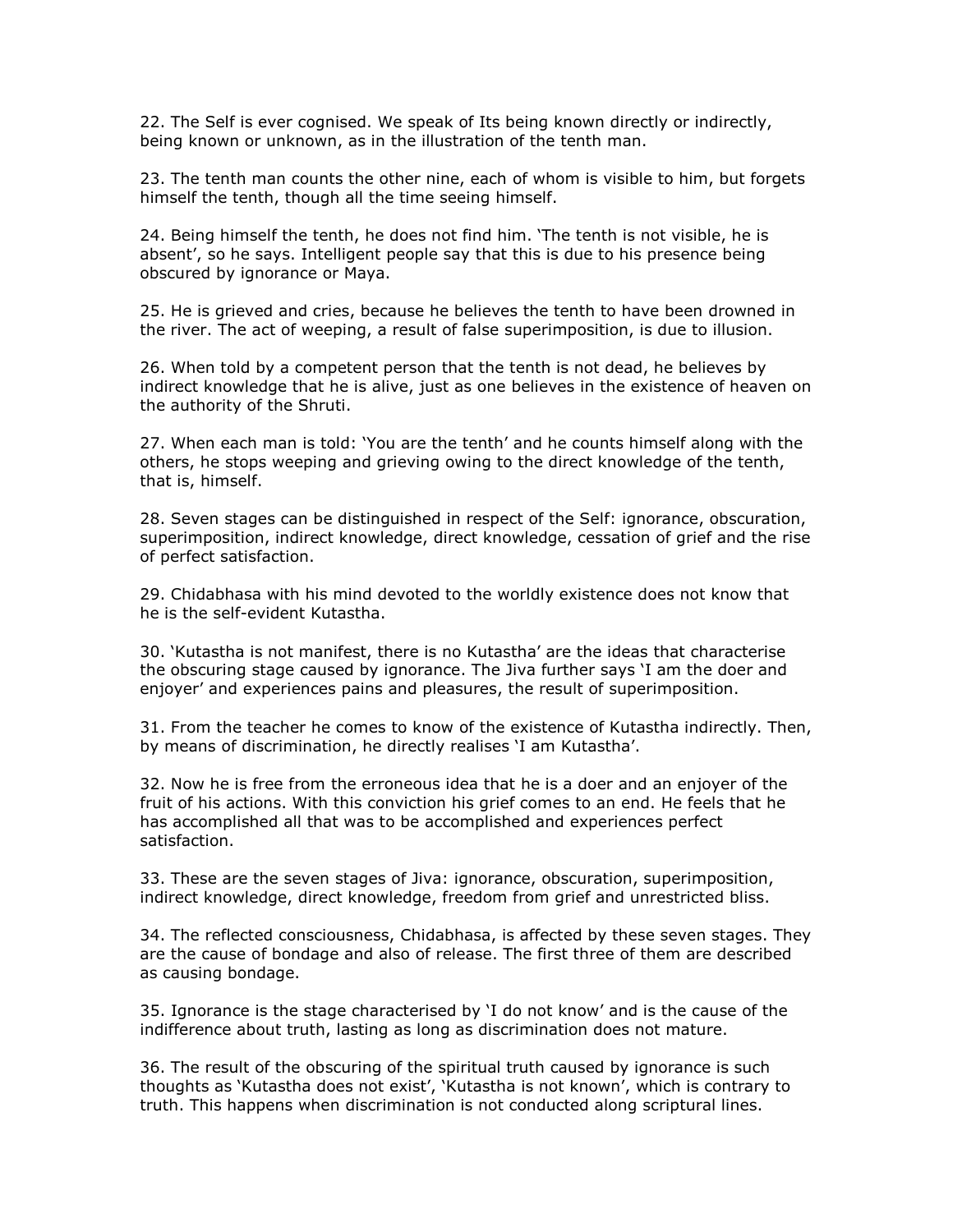22. The Self is ever cognised. We speak of Its being known directly or indirectly, being known or unknown, as in the illustration of the tenth man.

23. The tenth man counts the other nine, each of whom is visible to him, but forgets himself the tenth, though all the time seeing himself.

24. Being himself the tenth, he does not find him. 'The tenth is not visible, he is absent', so he says. Intelligent people say that this is due to his presence being obscured by ignorance or Maya.

25. He is grieved and cries, because he believes the tenth to have been drowned in the river. The act of weeping, a result of false superimposition, is due to illusion.

26. When told by a competent person that the tenth is not dead, he believes by indirect knowledge that he is alive, just as one believes in the existence of heaven on the authority of the Shruti.

27. When each man is told: 'You are the tenth' and he counts himself along with the others, he stops weeping and grieving owing to the direct knowledge of the tenth, that is, himself.

28. Seven stages can be distinguished in respect of the Self: ignorance, obscuration, superimposition, indirect knowledge, direct knowledge, cessation of grief and the rise of perfect satisfaction.

29. Chidabhasa with his mind devoted to the worldly existence does not know that he is the self-evident Kutastha.

30. 'Kutastha is not manifest, there is no Kutastha' are the ideas that characterise the obscuring stage caused by ignorance. The Jiva further says 'I am the doer and enjoyer' and experiences pains and pleasures, the result of superimposition.

31. From the teacher he comes to know of the existence of Kutastha indirectly. Then, by means of discrimination, he directly realises 'I am Kutastha'.

32. Now he is free from the erroneous idea that he is a doer and an enjoyer of the fruit of his actions. With this conviction his grief comes to an end. He feels that he has accomplished all that was to be accomplished and experiences perfect satisfaction.

33. These are the seven stages of Jiva: ignorance, obscuration, superimposition, indirect knowledge, direct knowledge, freedom from grief and unrestricted bliss.

34. The reflected consciousness, Chidabhasa, is affected by these seven stages. They are the cause of bondage and also of release. The first three of them are described as causing bondage.

35. Ignorance is the stage characterised by 'I do not know' and is the cause of the indifference about truth, lasting as long as discrimination does not mature.

36. The result of the obscuring of the spiritual truth caused by ignorance is such thoughts as 'Kutastha does not exist', 'Kutastha is not known', which is contrary to truth. This happens when discrimination is not conducted along scriptural lines.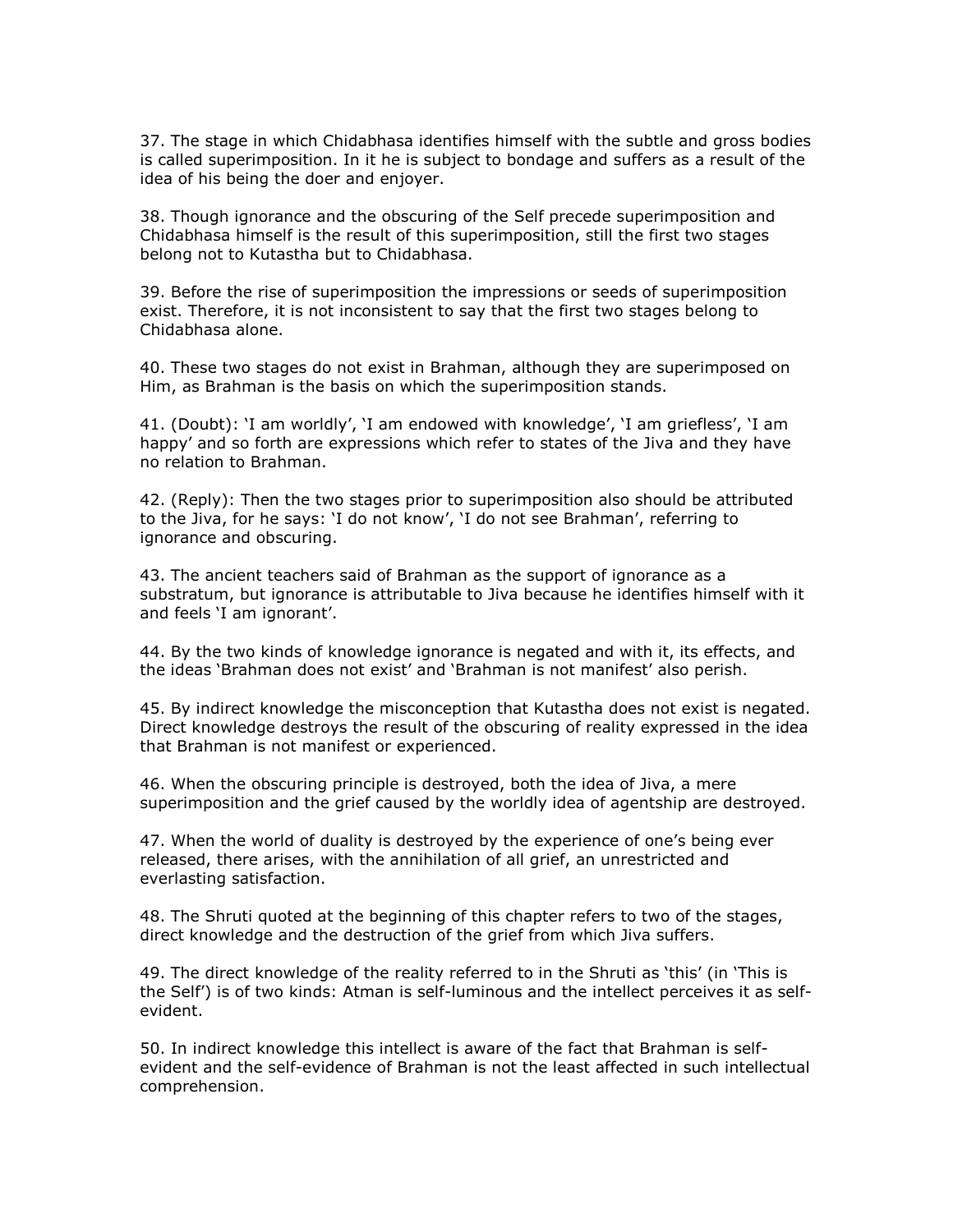37. The stage in which Chidabhasa identifies himself with the subtle and gross bodies is called superimposition. In it he is subject to bondage and suffers as a result of the idea of his being the doer and enjoyer.

38. Though ignorance and the obscuring of the Self precede superimposition and Chidabhasa himself is the result of this superimposition, still the first two stages belong not to Kutastha but to Chidabhasa.

39. Before the rise of superimposition the impressions or seeds of superimposition exist. Therefore, it is not inconsistent to say that the first two stages belong to Chidabhasa alone.

40. These two stages do not exist in Brahman, although they are superimposed on Him, as Brahman is the basis on which the superimposition stands.

41. (Doubt): 'I am worldly', 'I am endowed with knowledge', 'I am griefless', 'I am happy' and so forth are expressions which refer to states of the Jiva and they have no relation to Brahman.

42. (Reply): Then the two stages prior to superimposition also should be attributed to the Jiva, for he says: 'I do not know', 'I do not see Brahman', referring to ignorance and obscuring.

43. The ancient teachers said of Brahman as the support of ignorance as a substratum, but ignorance is attributable to Jiva because he identifies himself with it and feels 'I am ignorant'.

44. By the two kinds of knowledge ignorance is negated and with it, its effects, and the ideas 'Brahman does not exist' and 'Brahman is not manifest' also perish.

45. By indirect knowledge the misconception that Kutastha does not exist is negated. Direct knowledge destroys the result of the obscuring of reality expressed in the idea that Brahman is not manifest or experienced.

46. When the obscuring principle is destroyed, both the idea of Jiva, a mere superimposition and the grief caused by the worldly idea of agentship are destroyed.

47. When the world of duality is destroyed by the experience of one's being ever released, there arises, with the annihilation of all grief, an unrestricted and everlasting satisfaction.

48. The Shruti quoted at the beginning of this chapter refers to two of the stages, direct knowledge and the destruction of the grief from which Jiva suffers.

49. The direct knowledge of the reality referred to in the Shruti as 'this' (in 'This is the Self') is of two kinds: Atman is self-luminous and the intellect perceives it as self-evident.

50. In indirect knowledge this intellect is aware of the fact that Brahman is self-evident and the self-evidence of Brahman is not the least affected in such intellectual comprehension.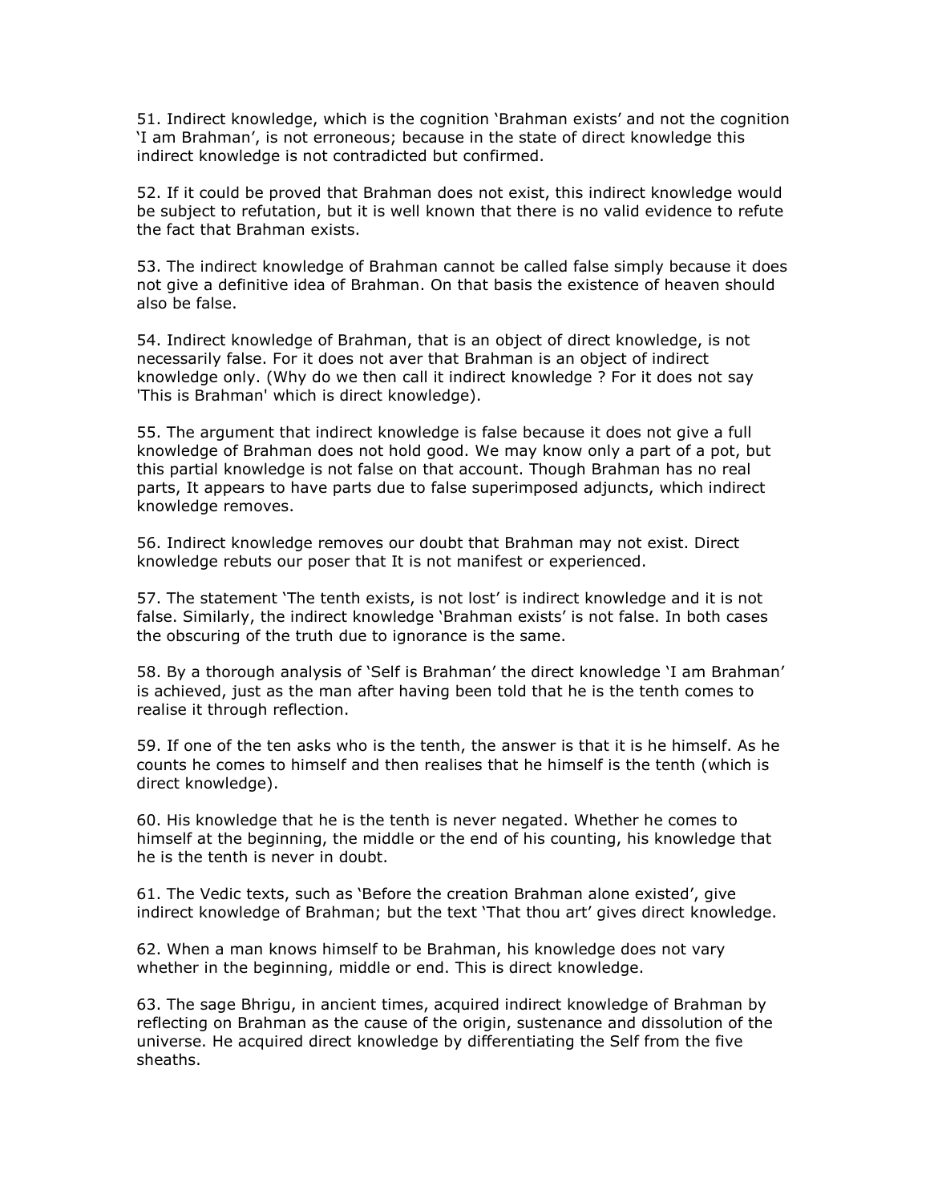51. Indirect knowledge, which is the cognition 'Brahman exists' and not the cognition 'I am Brahman', is not erroneous; because in the state of direct knowledge this indirect knowledge is not contradicted but confirmed.

52. If it could be proved that Brahman does not exist, this indirect knowledge would be subject to refutation, but it is well known that there is no valid evidence to refute the fact that Brahman exists.

53. The indirect knowledge of Brahman cannot be called false simply because it does not give a definitive idea of Brahman. On that basis the existence of heaven should also be false.

54. Indirect knowledge of Brahman, that is an object of direct knowledge, is not necessarily false. For it does not aver that Brahman is an object of indirect knowledge only. (Why do we then call it indirect knowledge ? For it does not say 'This is Brahman' which is direct knowledge).

55. The argument that indirect knowledge is false because it does not give a full knowledge of Brahman does not hold good. We may know only a part of a pot, but this partial knowledge is not false on that account. Though Brahman has no real parts, It appears to have parts due to false superimposed adjuncts, which indirect knowledge removes.

56. Indirect knowledge removes our doubt that Brahman may not exist. Direct knowledge rebuts our poser that It is not manifest or experienced.

57. The statement 'The tenth exists, is not lost' is indirect knowledge and it is not false. Similarly, the indirect knowledge 'Brahman exists' is not false. In both cases the obscuring of the truth due to ignorance is the same.

58. By a thorough analysis of 'Self is Brahman' the direct knowledge 'I am Brahman' is achieved, just as the man after having been told that he is the tenth comes to realise it through reflection.

59. If one of the ten asks who is the tenth, the answer is that it is he himself. As he counts he comes to himself and then realises that he himself is the tenth (which is direct knowledge).

60. His knowledge that he is the tenth is never negated. Whether he comes to himself at the beginning, the middle or the end of his counting, his knowledge that he is the tenth is never in doubt.

61. The Vedic texts, such as 'Before the creation Brahman alone existed', give indirect knowledge of Brahman; but the text 'That thou art' gives direct knowledge.

62. When a man knows himself to be Brahman, his knowledge does not vary whether in the beginning, middle or end. This is direct knowledge.

63. The sage Bhrigu, in ancient times, acquired indirect knowledge of Brahman by reflecting on Brahman as the cause of the origin, sustenance and dissolution of the universe. He acquired direct knowledge by differentiating the Self from the five sheaths.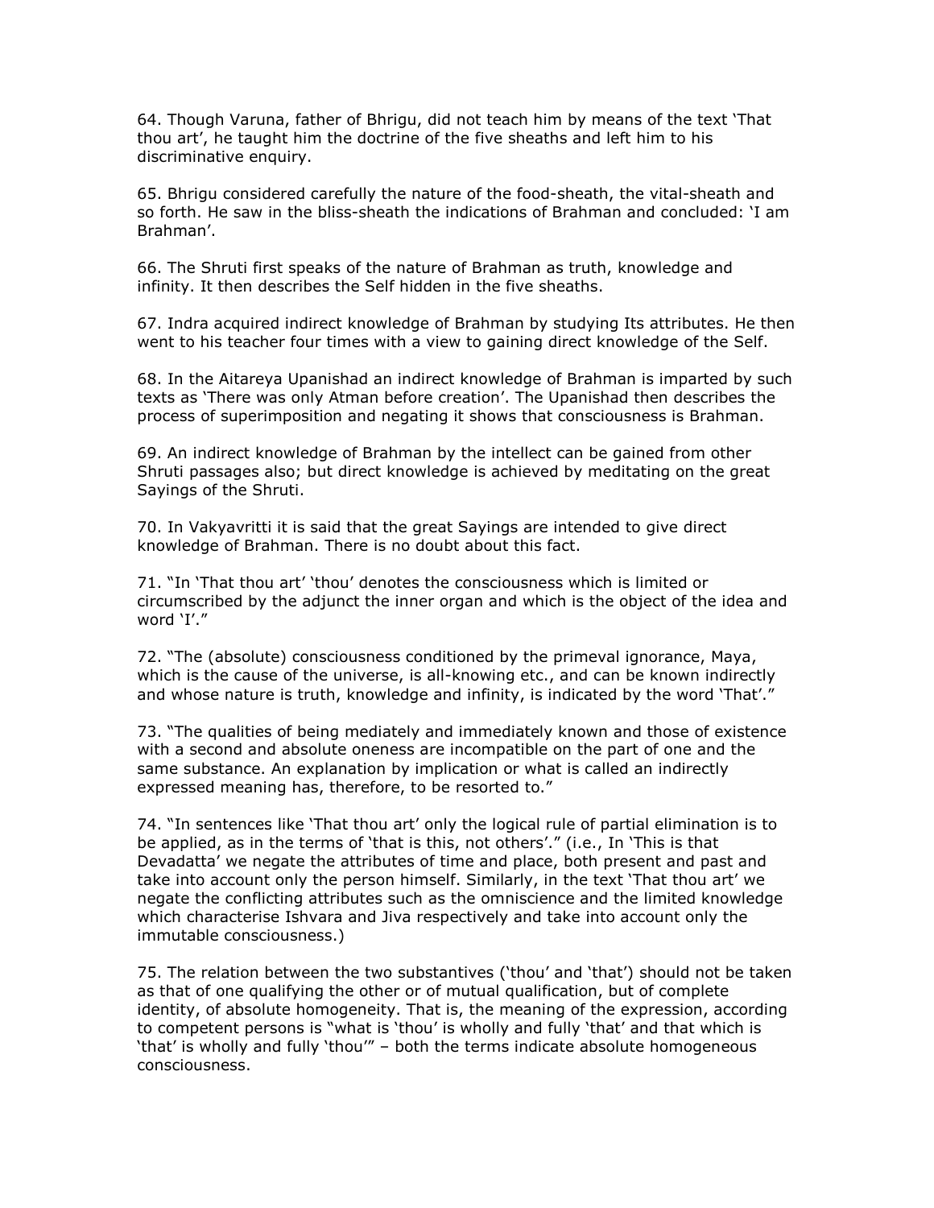64. Though Varuna, father of Bhrigu, did not teach him by means of the text 'That thou art', he taught him the doctrine of the five sheaths and left him to his discriminative enquiry.

65. Bhrigu considered carefully the nature of the food-sheath, the vital-sheath and so forth. He saw in the bliss-sheath the indications of Brahman and concluded: 'I am Brahman'.

66. The Shruti first speaks of the nature of Brahman as truth, knowledge and infinity. It then describes the Self hidden in the five sheaths.

67. Indra acquired indirect knowledge of Brahman by studying Its attributes. He then went to his teacher four times with a view to gaining direct knowledge of the Self.

68. In the Aitareya Upanishad an indirect knowledge of Brahman is imparted by such texts as 'There was only Atman before creation'. The Upanishad then describes the process of superimposition and negating it shows that consciousness is Brahman.

69. An indirect knowledge of Brahman by the intellect can be gained from other Shruti passages also; but direct knowledge is achieved by meditating on the great Sayings of the Shruti.

70. In Vakyavritti it is said that the great Sayings are intended to give direct knowledge of Brahman. There is no doubt about this fact.

71. "In 'That thou art' 'thou' denotes the consciousness which is limited or circumscribed by the adjunct the inner organ and which is the object of the idea and word 'I'."

72. "The (absolute) consciousness conditioned by the primeval ignorance, Maya, which is the cause of the universe, is all-knowing etc., and can be known indirectly and whose nature is truth, knowledge and infinity, is indicated by the word 'That'."

73. "The qualities of being mediately and immediately known and those of existence with a second and absolute oneness are incompatible on the part of one and the same substance. An explanation by implication or what is called an indirectly expressed meaning has, therefore, to be resorted to."

74. "In sentences like 'That thou art' only the logical rule of partial elimination is to be applied, as in the terms of 'that is this, not others'." (i.e., In 'This is that Devadatta' we negate the attributes of time and place, both present and past and take into account only the person himself. Similarly, in the text 'That thou art' we negate the conflicting attributes such as the omniscience and the limited knowledge which characterise Ishvara and Jiva respectively and take into account only the immutable consciousness.)

75. The relation between the two substantives ('thou' and 'that') should not be taken as that of one qualifying the other or of mutual qualification, but of complete identity, of absolute homogeneity. That is, the meaning of the expression, according to competent persons is "what is 'thou' is wholly and fully 'that' and that which is 'that' is wholly and fully 'thou'" – both the terms indicate absolute homogeneous consciousness.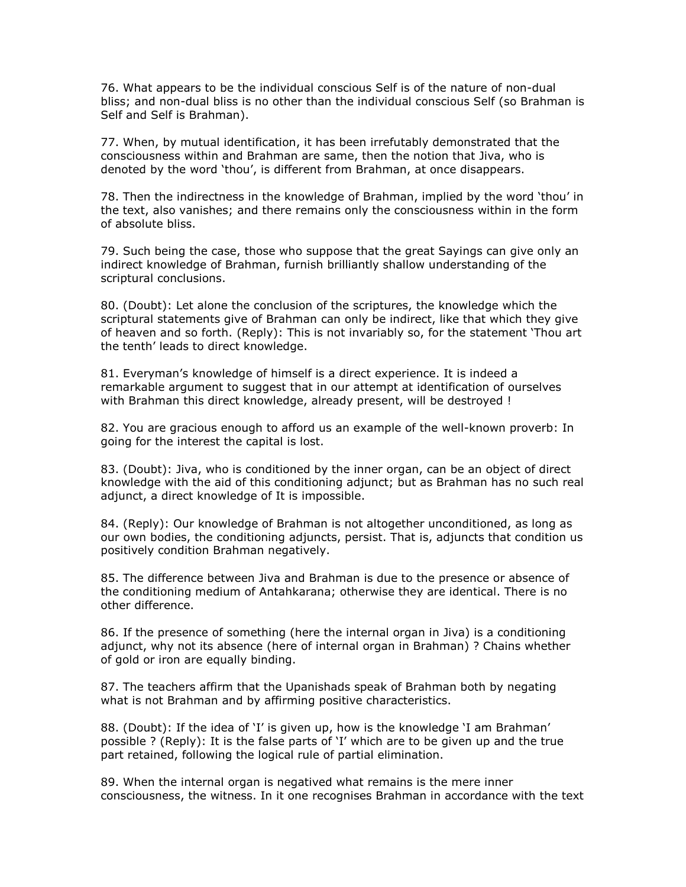76. What appears to be the individual conscious Self is of the nature of non-dual bliss; and non-dual bliss is no other than the individual conscious Self (so Brahman is Self and Self is Brahman).

77. When, by mutual identification, it has been irrefutably demonstrated that the consciousness within and Brahman are same, then the notion that Jiva, who is denoted by the word 'thou', is different from Brahman, at once disappears.

78. Then the indirectness in the knowledge of Brahman, implied by the word 'thou' in the text, also vanishes; and there remains only the consciousness within in the form of absolute bliss.

79. Such being the case, those who suppose that the great Sayings can give only an indirect knowledge of Brahman, furnish brilliantly shallow understanding of the scriptural conclusions.

80. (Doubt): Let alone the conclusion of the scriptures, the knowledge which the scriptural statements give of Brahman can only be indirect, like that which they give of heaven and so forth. (Reply): This is not invariably so, for the statement 'Thou art the tenth' leads to direct knowledge.

81. Everyman's knowledge of himself is a direct experience. It is indeed a remarkable argument to suggest that in our attempt at identification of ourselves with Brahman this direct knowledge, already present, will be destroyed !

82. You are gracious enough to afford us an example of the well-known proverb: In going for the interest the capital is lost.

83. (Doubt): Jiva, who is conditioned by the inner organ, can be an object of direct knowledge with the aid of this conditioning adjunct; but as Brahman has no such real adjunct, a direct knowledge of It is impossible.

84. (Reply): Our knowledge of Brahman is not altogether unconditioned, as long as our own bodies, the conditioning adjuncts, persist. That is, adjuncts that condition us positively condition Brahman negatively.

85. The difference between Jiva and Brahman is due to the presence or absence of the conditioning medium of Antahkarana; otherwise they are identical. There is no other difference.

86. If the presence of something (here the internal organ in Jiva) is a conditioning adjunct, why not its absence (here of internal organ in Brahman) ? Chains whether of gold or iron are equally binding.

87. The teachers affirm that the Upanishads speak of Brahman both by negating what is not Brahman and by affirming positive characteristics.

88. (Doubt): If the idea of 'I' is given up, how is the knowledge 'I am Brahman' possible ? (Reply): It is the false parts of 'I' which are to be given up and the true part retained, following the logical rule of partial elimination.

89. When the internal organ is negatived what remains is the mere inner consciousness, the witness. In it one recognises Brahman in accordance with the text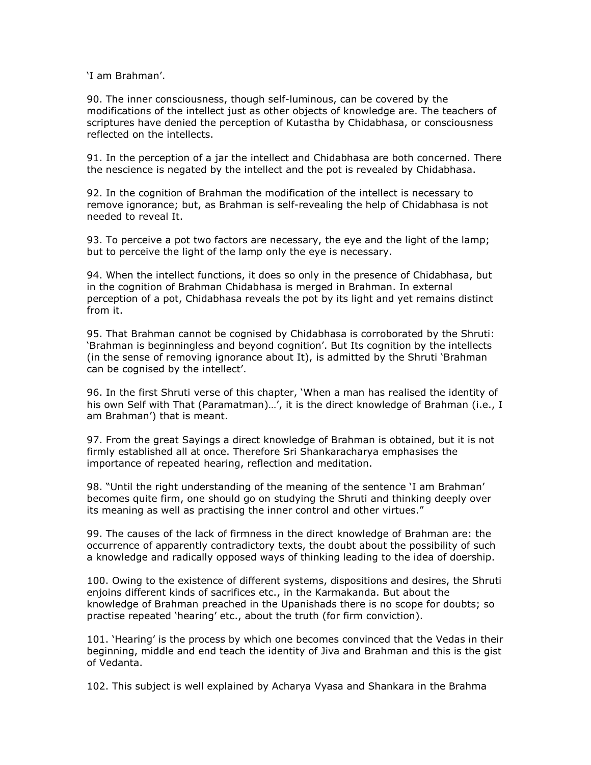'I am Brahman'.

90. The inner consciousness, though self-luminous, can be covered by the modifications of the intellect just as other objects of knowledge are. The teachers of scriptures have denied the perception of Kutastha by Chidabhasa, or consciousness reflected on the intellects.

91. In the perception of a jar the intellect and Chidabhasa are both concerned. There the nescience is negated by the intellect and the pot is revealed by Chidabhasa.

92. In the cognition of Brahman the modification of the intellect is necessary to remove ignorance; but, as Brahman is self-revealing the help of Chidabhasa is not needed to reveal It.

93. To perceive a pot two factors are necessary, the eye and the light of the lamp; but to perceive the light of the lamp only the eye is necessary.

94. When the intellect functions, it does so only in the presence of Chidabhasa, but in the cognition of Brahman Chidabhasa is merged in Brahman. In external perception of a pot, Chidabhasa reveals the pot by its light and yet remains distinct from it.

95. That Brahman cannot be cognised by Chidabhasa is corroborated by the Shruti: 'Brahman is beginningless and beyond cognition'. But Its cognition by the intellects (in the sense of removing ignorance about It), is admitted by the Shruti 'Brahman can be cognised by the intellect'.

96. In the first Shruti verse of this chapter, 'When a man has realised the identity of his own Self with That (Paramatman)…', it is the direct knowledge of Brahman (i.e., I am Brahman') that is meant.

97. From the great Sayings a direct knowledge of Brahman is obtained, but it is not firmly established all at once. Therefore Sri Shankaracharya emphasises the importance of repeated hearing, reflection and meditation.

98. "Until the right understanding of the meaning of the sentence 'I am Brahman' becomes quite firm, one should go on studying the Shruti and thinking deeply over its meaning as well as practising the inner control and other virtues."

99. The causes of the lack of firmness in the direct knowledge of Brahman are: the occurrence of apparently contradictory texts, the doubt about the possibility of such a knowledge and radically opposed ways of thinking leading to the idea of doership.

100. Owing to the existence of different systems, dispositions and desires, the Shruti enjoins different kinds of sacrifices etc., in the Karmakanda. But about the knowledge of Brahman preached in the Upanishads there is no scope for doubts; so practise repeated 'hearing' etc., about the truth (for firm conviction).

101. 'Hearing' is the process by which one becomes convinced that the Vedas in their beginning, middle and end teach the identity of Jiva and Brahman and this is the gist of Vedanta.

102. This subject is well explained by Acharya Vyasa and Shankara in the Brahma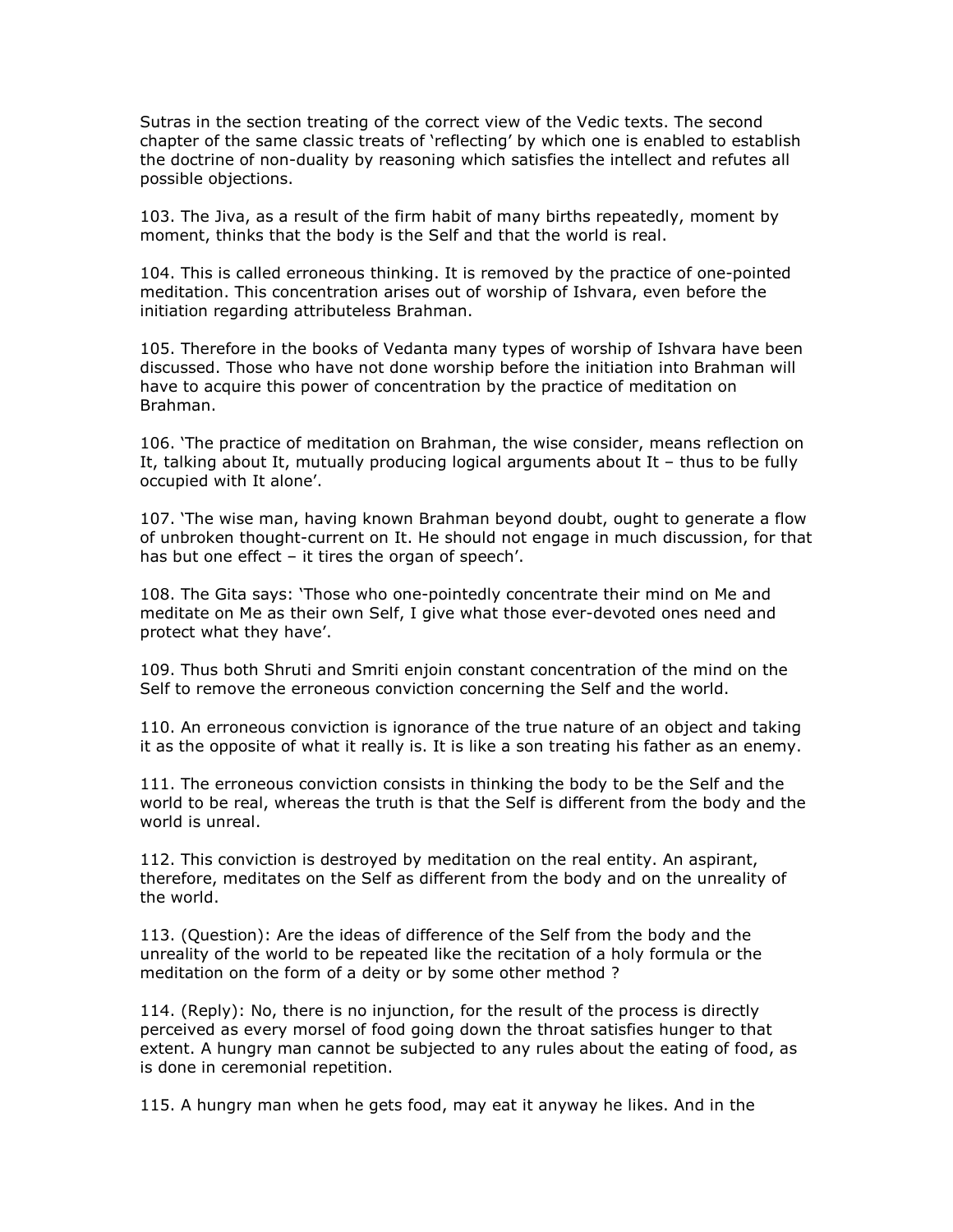Sutras in the section treating of the correct view of the Vedic texts. The second chapter of the same classic treats of 'reflecting' by which one is enabled to establish the doctrine of non-duality by reasoning which satisfies the intellect and refutes all possible objections.

103. The Jiva, as a result of the firm habit of many births repeatedly, moment by moment, thinks that the body is the Self and that the world is real.

104. This is called erroneous thinking. It is removed by the practice of one-pointed meditation. This concentration arises out of worship of Ishvara, even before the initiation regarding attributeless Brahman.

105. Therefore in the books of Vedanta many types of worship of Ishvara have been discussed. Those who have not done worship before the initiation into Brahman will have to acquire this power of concentration by the practice of meditation on Brahman.

106. 'The practice of meditation on Brahman, the wise consider, means reflection on It, talking about It, mutually producing logical arguments about It – thus to be fully occupied with It alone'.

107. 'The wise man, having known Brahman beyond doubt, ought to generate a flow of unbroken thought-current on It. He should not engage in much discussion, for that has but one effect – it tires the organ of speech'.

108. The Gita says: 'Those who one-pointedly concentrate their mind on Me and meditate on Me as their own Self, I give what those ever-devoted ones need and protect what they have'.

109. Thus both Shruti and Smriti enjoin constant concentration of the mind on the Self to remove the erroneous conviction concerning the Self and the world.

110. An erroneous conviction is ignorance of the true nature of an object and taking it as the opposite of what it really is. It is like a son treating his father as an enemy.

111. The erroneous conviction consists in thinking the body to be the Self and the world to be real, whereas the truth is that the Self is different from the body and the world is unreal.

112. This conviction is destroyed by meditation on the real entity. An aspirant, therefore, meditates on the Self as different from the body and on the unreality of the world.

113. (Question): Are the ideas of difference of the Self from the body and the unreality of the world to be repeated like the recitation of a holy formula or the meditation on the form of a deity or by some other method ?

114. (Reply): No, there is no injunction, for the result of the process is directly perceived as every morsel of food going down the throat satisfies hunger to that extent. A hungry man cannot be subjected to any rules about the eating of food, as is done in ceremonial repetition.

115. A hungry man when he gets food, may eat it anyway he likes. And in the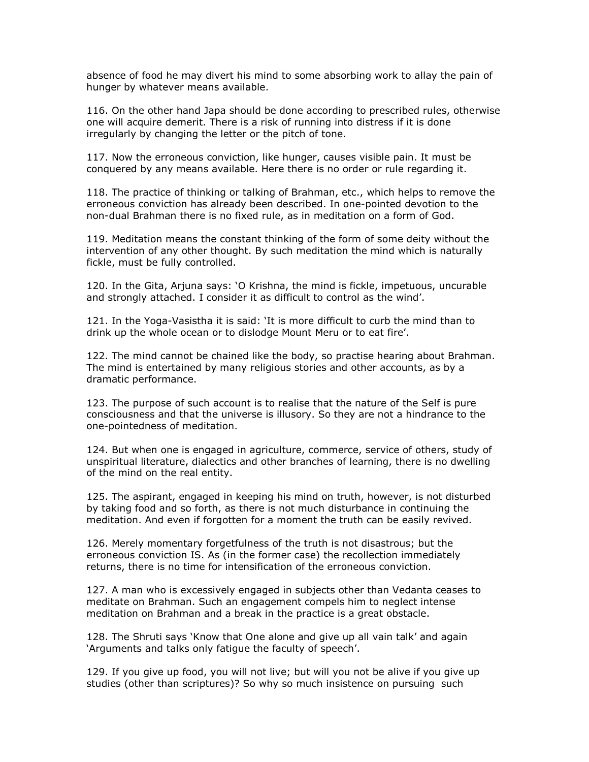absence of food he may divert his mind to some absorbing work to allay the pain of hunger by whatever means available.

116. On the other hand Japa should be done according to prescribed rules, otherwise one will acquire demerit. There is a risk of running into distress if it is done irregularly by changing the letter or the pitch of tone.

117. Now the erroneous conviction, like hunger, causes visible pain. It must be conquered by any means available. Here there is no order or rule regarding it.

118. The practice of thinking or talking of Brahman, etc., which helps to remove the erroneous conviction has already been described. In one-pointed devotion to the non-dual Brahman there is no fixed rule, as in meditation on a form of God.

119. Meditation means the constant thinking of the form of some deity without the intervention of any other thought. By such meditation the mind which is naturally fickle, must be fully controlled.

120. In the Gita, Arjuna says: 'O Krishna, the mind is fickle, impetuous, uncurable and strongly attached. I consider it as difficult to control as the wind'.

121. In the Yoga-Vasistha it is said: 'It is more difficult to curb the mind than to drink up the whole ocean or to dislodge Mount Meru or to eat fire'.

122. The mind cannot be chained like the body, so practise hearing about Brahman. The mind is entertained by many religious stories and other accounts, as by a dramatic performance.

123. The purpose of such account is to realise that the nature of the Self is pure consciousness and that the universe is illusory. So they are not a hindrance to the one-pointedness of meditation.

124. But when one is engaged in agriculture, commerce, service of others, study of unspiritual literature, dialectics and other branches of learning, there is no dwelling of the mind on the real entity.

125. The aspirant, engaged in keeping his mind on truth, however, is not disturbed by taking food and so forth, as there is not much disturbance in continuing the meditation. And even if forgotten for a moment the truth can be easily revived.

126. Merely momentary forgetfulness of the truth is not disastrous; but the erroneous conviction IS. As (in the former case) the recollection immediately returns, there is no time for intensification of the erroneous conviction.

127. A man who is excessively engaged in subjects other than Vedanta ceases to meditate on Brahman. Such an engagement compels him to neglect intense meditation on Brahman and a break in the practice is a great obstacle.

128. The Shruti says 'Know that One alone and give up all vain talk' and again 'Arguments and talks only fatigue the faculty of speech'.

129. If you give up food, you will not live; but will you not be alive if you give up studies (other than scriptures)? So why so much insistence on pursuing such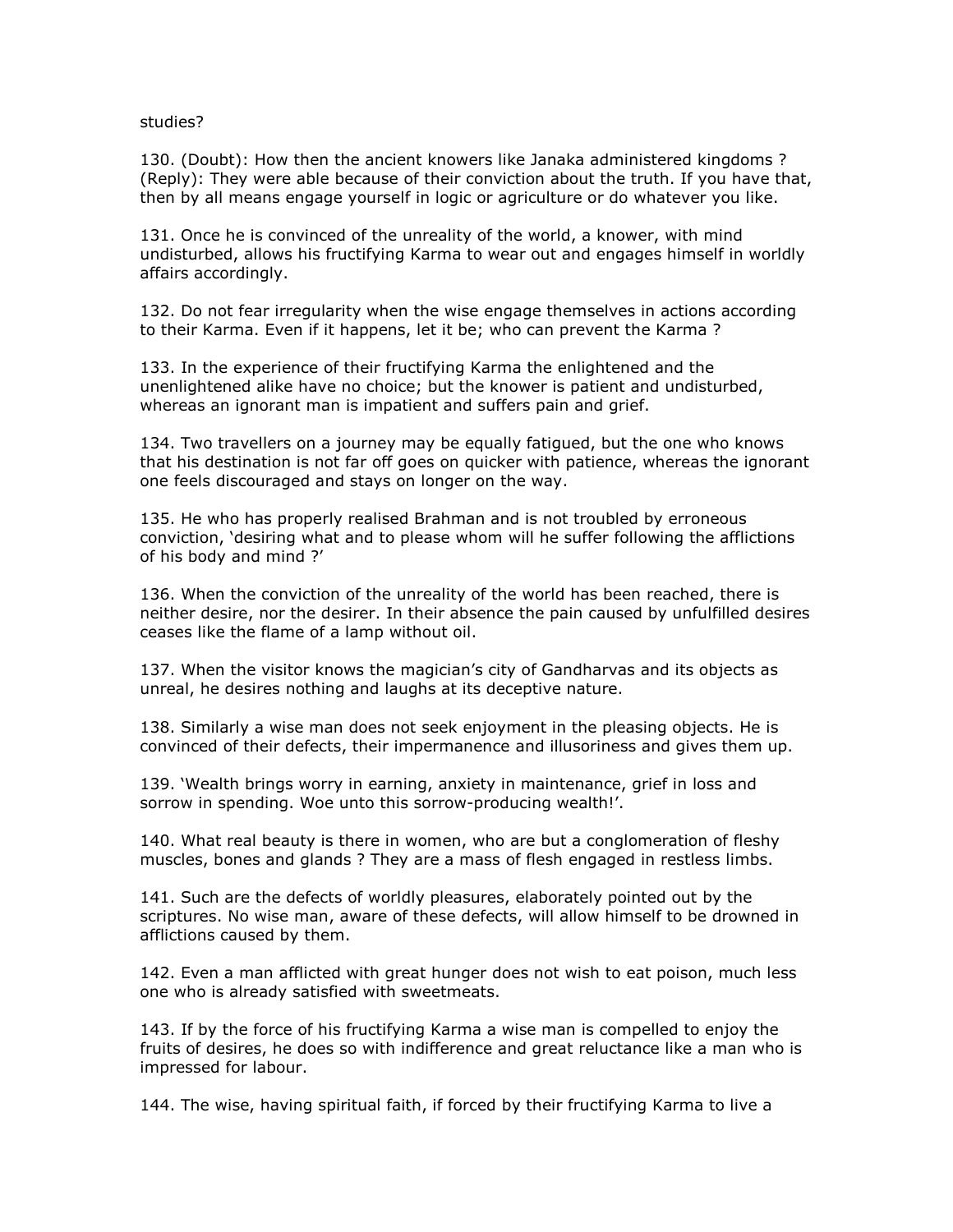studies?

130. (Doubt): How then the ancient knowers like Janaka administered kingdoms ? (Reply): They were able because of their conviction about the truth. If you have that, then by all means engage yourself in logic or agriculture or do whatever you like.

131. Once he is convinced of the unreality of the world, a knower, with mind undisturbed, allows his fructifying Karma to wear out and engages himself in worldly affairs accordingly.

132. Do not fear irregularity when the wise engage themselves in actions according to their Karma. Even if it happens, let it be; who can prevent the Karma ?

133. In the experience of their fructifying Karma the enlightened and the unenlightened alike have no choice; but the knower is patient and undisturbed, whereas an ignorant man is impatient and suffers pain and grief.

134. Two travellers on a journey may be equally fatigued, but the one who knows that his destination is not far off goes on quicker with patience, whereas the ignorant one feels discouraged and stays on longer on the way.

135. He who has properly realised Brahman and is not troubled by erroneous conviction, 'desiring what and to please whom will he suffer following the afflictions of his body and mind ?'

136. When the conviction of the unreality of the world has been reached, there is neither desire, nor the desirer. In their absence the pain caused by unfulfilled desires ceases like the flame of a lamp without oil.

137. When the visitor knows the magician's city of Gandharvas and its objects as unreal, he desires nothing and laughs at its deceptive nature.

138. Similarly a wise man does not seek enjoyment in the pleasing objects. He is convinced of their defects, their impermanence and illusoriness and gives them up.

139. 'Wealth brings worry in earning, anxiety in maintenance, grief in loss and sorrow in spending. Woe unto this sorrow-producing wealth!'.

140. What real beauty is there in women, who are but a conglomeration of fleshy muscles, bones and glands ? They are a mass of flesh engaged in restless limbs.

141. Such are the defects of worldly pleasures, elaborately pointed out by the scriptures. No wise man, aware of these defects, will allow himself to be drowned in afflictions caused by them.

142. Even a man afflicted with great hunger does not wish to eat poison, much less one who is already satisfied with sweetmeats.

143. If by the force of his fructifying Karma a wise man is compelled to enjoy the fruits of desires, he does so with indifference and great reluctance like a man who is impressed for labour.

144. The wise, having spiritual faith, if forced by their fructifying Karma to live a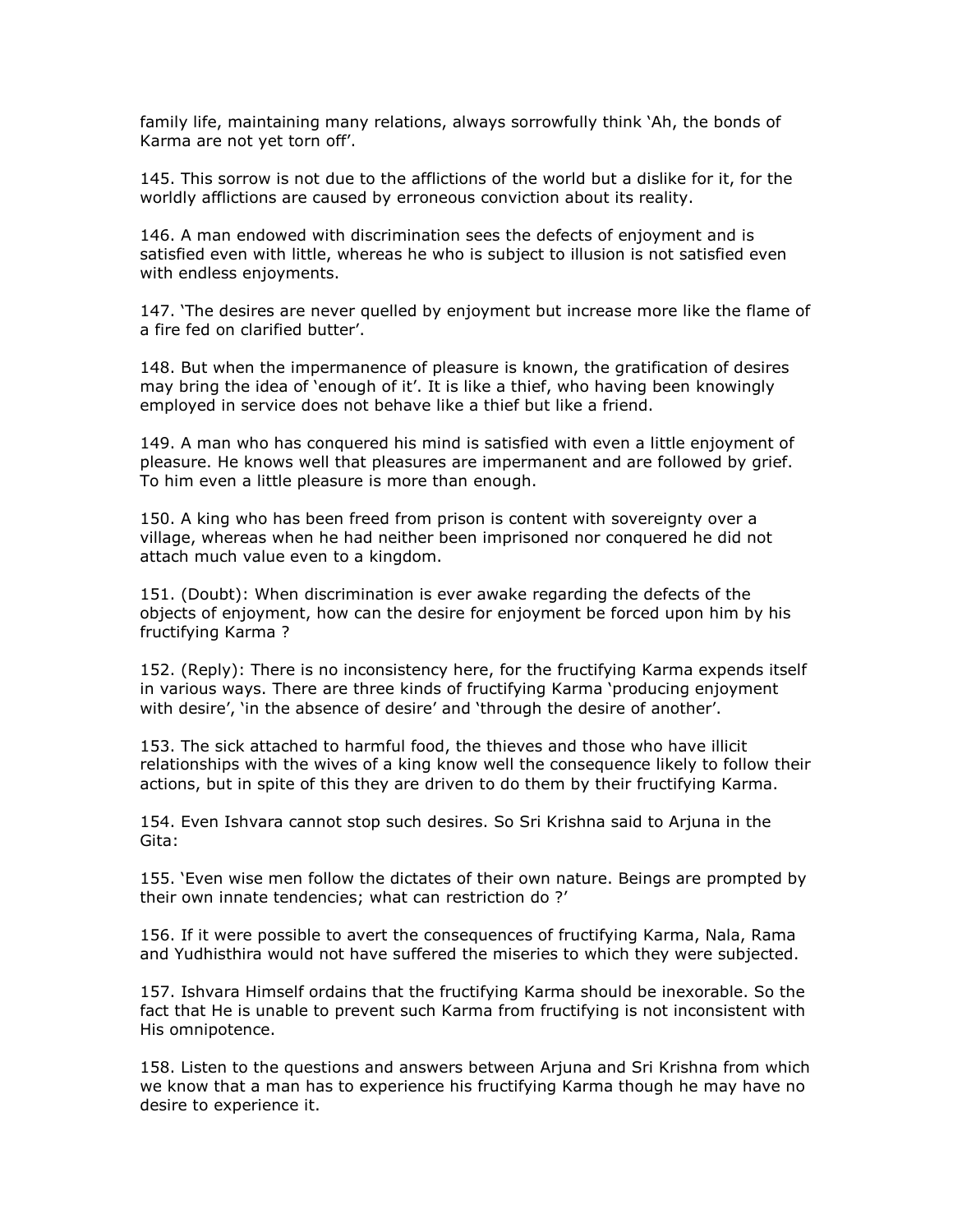family life, maintaining many relations, always sorrowfully think 'Ah, the bonds of Karma are not yet torn off'.

145. This sorrow is not due to the afflictions of the world but a dislike for it, for the worldly afflictions are caused by erroneous conviction about its reality.

146. A man endowed with discrimination sees the defects of enjoyment and is satisfied even with little, whereas he who is subject to illusion is not satisfied even with endless enjoyments.

147. 'The desires are never quelled by enjoyment but increase more like the flame of a fire fed on clarified butter'.

148. But when the impermanence of pleasure is known, the gratification of desires may bring the idea of 'enough of it'. It is like a thief, who having been knowingly employed in service does not behave like a thief but like a friend.

149. A man who has conquered his mind is satisfied with even a little enjoyment of pleasure. He knows well that pleasures are impermanent and are followed by grief. To him even a little pleasure is more than enough.

150. A king who has been freed from prison is content with sovereignty over a village, whereas when he had neither been imprisoned nor conquered he did not attach much value even to a kingdom.

151. (Doubt): When discrimination is ever awake regarding the defects of the objects of enjoyment, how can the desire for enjoyment be forced upon him by his fructifying Karma ?

152. (Reply): There is no inconsistency here, for the fructifying Karma expends itself in various ways. There are three kinds of fructifying Karma 'producing enjoyment with desire', 'in the absence of desire' and 'through the desire of another'.

153. The sick attached to harmful food, the thieves and those who have illicit relationships with the wives of a king know well the consequence likely to follow their actions, but in spite of this they are driven to do them by their fructifying Karma.

154. Even Ishvara cannot stop such desires. So Sri Krishna said to Arjuna in the Gita:

155. 'Even wise men follow the dictates of their own nature. Beings are prompted by their own innate tendencies; what can restriction do ?'

156. If it were possible to avert the consequences of fructifying Karma, Nala, Rama and Yudhisthira would not have suffered the miseries to which they were subjected.

157. Ishvara Himself ordains that the fructifying Karma should be inexorable. So the fact that He is unable to prevent such Karma from fructifying is not inconsistent with His omnipotence.

158. Listen to the questions and answers between Arjuna and Sri Krishna from which we know that a man has to experience his fructifying Karma though he may have no desire to experience it.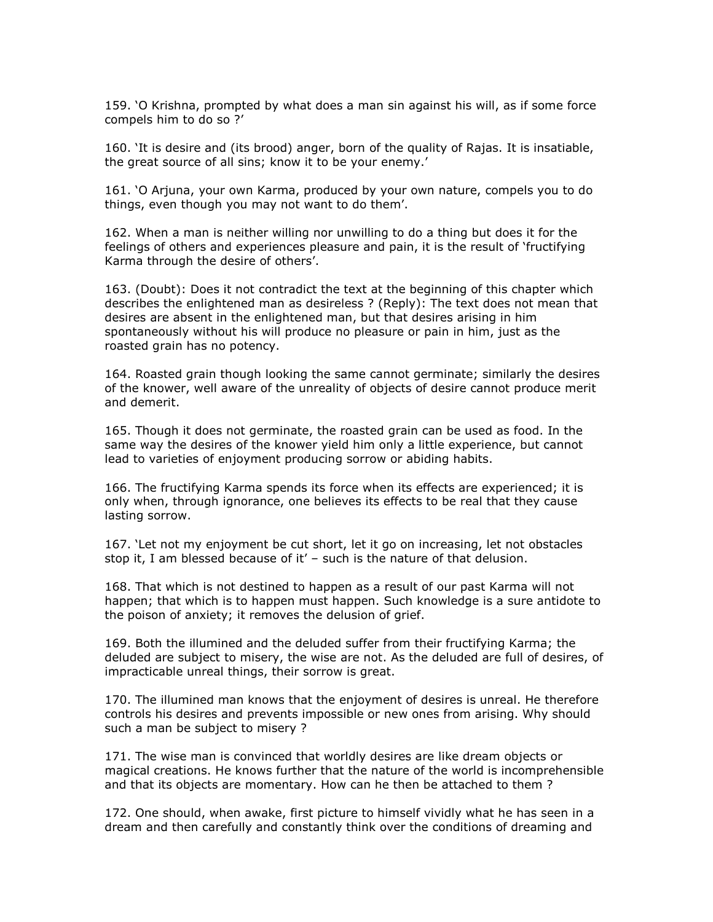159. 'O Krishna, prompted by what does a man sin against his will, as if some force compels him to do so ?'

160. 'It is desire and (its brood) anger, born of the quality of Rajas. It is insatiable, the great source of all sins; know it to be your enemy.'

161. 'O Arjuna, your own Karma, produced by your own nature, compels you to do things, even though you may not want to do them'.

162. When a man is neither willing nor unwilling to do a thing but does it for the feelings of others and experiences pleasure and pain, it is the result of 'fructifying Karma through the desire of others'.

163. (Doubt): Does it not contradict the text at the beginning of this chapter which describes the enlightened man as desireless ? (Reply): The text does not mean that desires are absent in the enlightened man, but that desires arising in him spontaneously without his will produce no pleasure or pain in him, just as the roasted grain has no potency.

164. Roasted grain though looking the same cannot germinate; similarly the desires of the knower, well aware of the unreality of objects of desire cannot produce merit and demerit.

165. Though it does not germinate, the roasted grain can be used as food. In the same way the desires of the knower yield him only a little experience, but cannot lead to varieties of enjoyment producing sorrow or abiding habits.

166. The fructifying Karma spends its force when its effects are experienced; it is only when, through ignorance, one believes its effects to be real that they cause lasting sorrow.

167. 'Let not my enjoyment be cut short, let it go on increasing, let not obstacles stop it, I am blessed because of it' – such is the nature of that delusion.

168. That which is not destined to happen as a result of our past Karma will not happen; that which is to happen must happen. Such knowledge is a sure antidote to the poison of anxiety; it removes the delusion of grief.

169. Both the illumined and the deluded suffer from their fructifying Karma; the deluded are subject to misery, the wise are not. As the deluded are full of desires, of impracticable unreal things, their sorrow is great.

170. The illumined man knows that the enjoyment of desires is unreal. He therefore controls his desires and prevents impossible or new ones from arising. Why should such a man be subject to misery ?

171. The wise man is convinced that worldly desires are like dream objects or magical creations. He knows further that the nature of the world is incomprehensible and that its objects are momentary. How can he then be attached to them ?

172. One should, when awake, first picture to himself vividly what he has seen in a dream and then carefully and constantly think over the conditions of dreaming and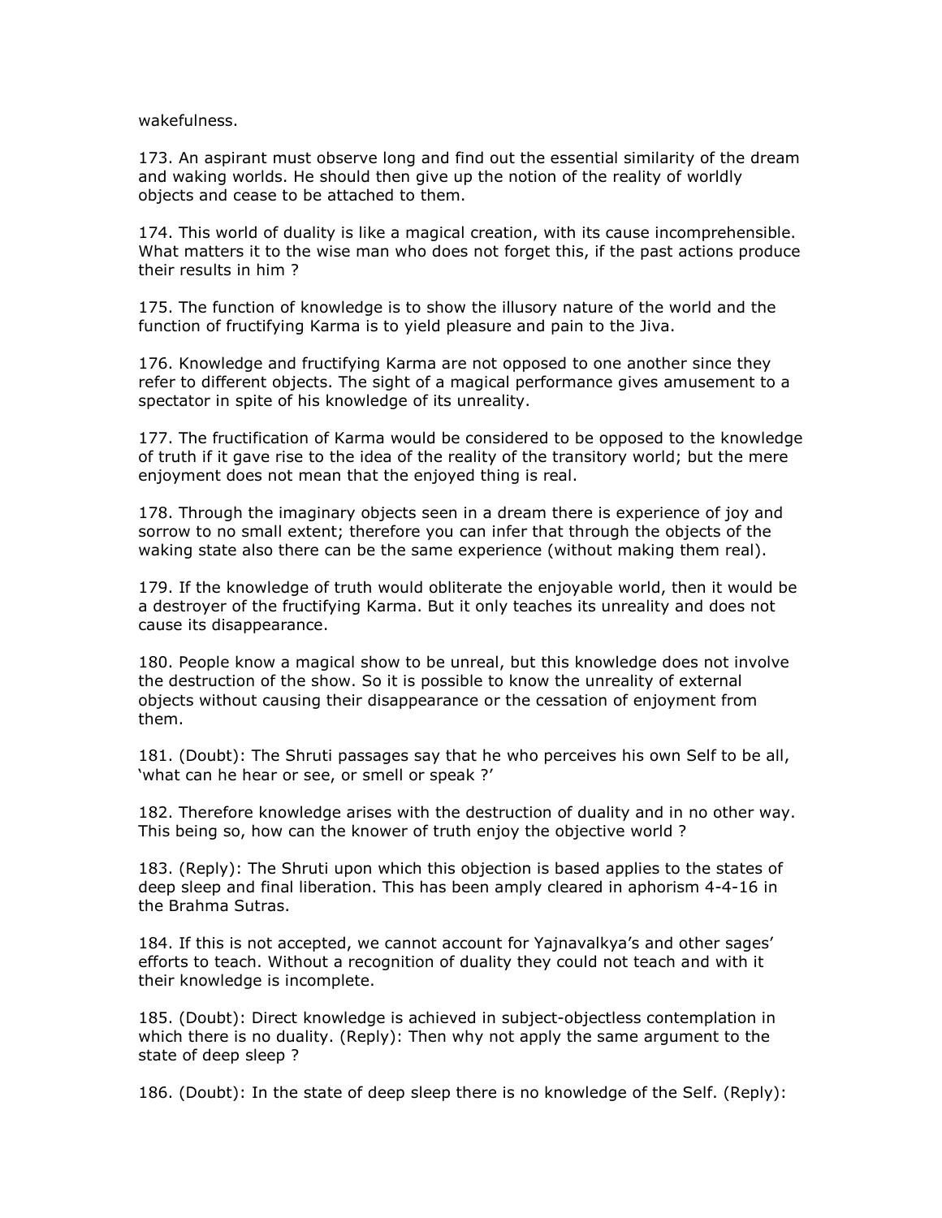wakefulness.

173. An aspirant must observe long and find out the essential similarity of the dream and waking worlds. He should then give up the notion of the reality of worldly objects and cease to be attached to them.

174. This world of duality is like a magical creation, with its cause incomprehensible. What matters it to the wise man who does not forget this, if the past actions produce their results in him ?

175. The function of knowledge is to show the illusory nature of the world and the function of fructifying Karma is to yield pleasure and pain to the Jiva.

176. Knowledge and fructifying Karma are not opposed to one another since they refer to different objects. The sight of a magical performance gives amusement to a spectator in spite of his knowledge of its unreality.

177. The fructification of Karma would be considered to be opposed to the knowledge of truth if it gave rise to the idea of the reality of the transitory world; but the mere enjoyment does not mean that the enjoyed thing is real.

178. Through the imaginary objects seen in a dream there is experience of joy and sorrow to no small extent; therefore you can infer that through the objects of the waking state also there can be the same experience (without making them real).

179. If the knowledge of truth would obliterate the enjoyable world, then it would be a destroyer of the fructifying Karma. But it only teaches its unreality and does not cause its disappearance.

180. People know a magical show to be unreal, but this knowledge does not involve the destruction of the show. So it is possible to know the unreality of external objects without causing their disappearance or the cessation of enjoyment from them.

181. (Doubt): The Shruti passages say that he who perceives his own Self to be all, 'what can he hear or see, or smell or speak ?'

182. Therefore knowledge arises with the destruction of duality and in no other way. This being so, how can the knower of truth enjoy the objective world ?

183. (Reply): The Shruti upon which this objection is based applies to the states of deep sleep and final liberation. This has been amply cleared in aphorism 4-4-16 in the Brahma Sutras.

184. If this is not accepted, we cannot account for Yajnavalkya's and other sages' efforts to teach. Without a recognition of duality they could not teach and with it their knowledge is incomplete.

185. (Doubt): Direct knowledge is achieved in subject-objectless contemplation in which there is no duality. (Reply): Then why not apply the same argument to the state of deep sleep ?

186. (Doubt): In the state of deep sleep there is no knowledge of the Self. (Reply):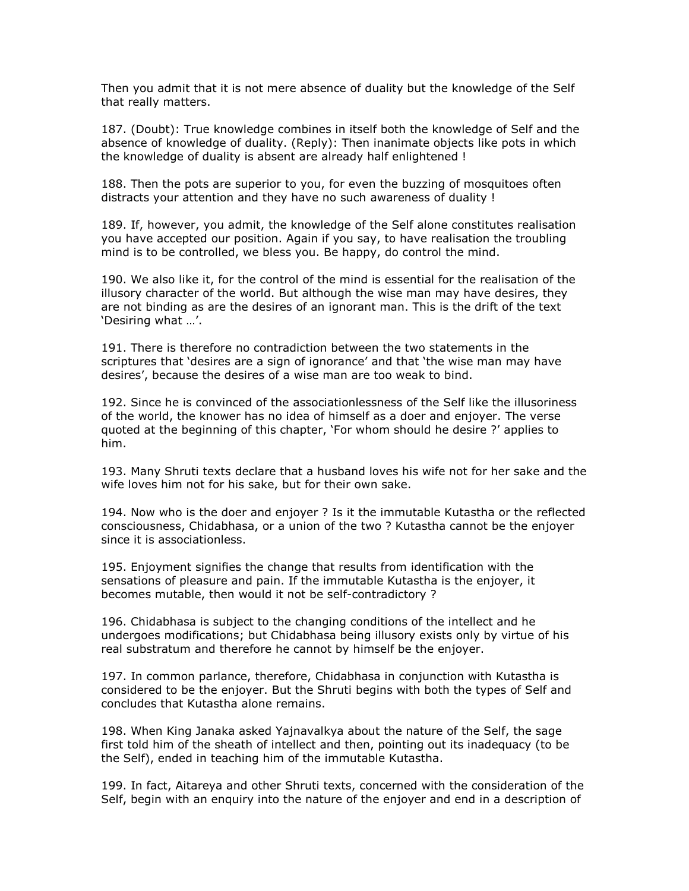Then you admit that it is not mere absence of duality but the knowledge of the Self that really matters.

187. (Doubt): True knowledge combines in itself both the knowledge of Self and the absence of knowledge of duality. (Reply): Then inanimate objects like pots in which the knowledge of duality is absent are already half enlightened !

188. Then the pots are superior to you, for even the buzzing of mosquitoes often distracts your attention and they have no such awareness of duality !

189. If, however, you admit, the knowledge of the Self alone constitutes realisation you have accepted our position. Again if you say, to have realisation the troubling mind is to be controlled, we bless you. Be happy, do control the mind.

190. We also like it, for the control of the mind is essential for the realisation of the illusory character of the world. But although the wise man may have desires, they are not binding as are the desires of an ignorant man. This is the drift of the text 'Desiring what …'.

191. There is therefore no contradiction between the two statements in the scriptures that 'desires are a sign of ignorance' and that 'the wise man may have desires', because the desires of a wise man are too weak to bind.

192. Since he is convinced of the associationlessness of the Self like the illusoriness of the world, the knower has no idea of himself as a doer and enjoyer. The verse quoted at the beginning of this chapter, 'For whom should he desire ?' applies to him.

193. Many Shruti texts declare that a husband loves his wife not for her sake and the wife loves him not for his sake, but for their own sake.

194. Now who is the doer and enjoyer ? Is it the immutable Kutastha or the reflected consciousness, Chidabhasa, or a union of the two ? Kutastha cannot be the enjoyer since it is associationless.

195. Enjoyment signifies the change that results from identification with the sensations of pleasure and pain. If the immutable Kutastha is the enjoyer, it becomes mutable, then would it not be self-contradictory ?

196. Chidabhasa is subject to the changing conditions of the intellect and he undergoes modifications; but Chidabhasa being illusory exists only by virtue of his real substratum and therefore he cannot by himself be the enjoyer.

197. In common parlance, therefore, Chidabhasa in conjunction with Kutastha is considered to be the enjoyer. But the Shruti begins with both the types of Self and concludes that Kutastha alone remains.

198. When King Janaka asked Yajnavalkya about the nature of the Self, the sage first told him of the sheath of intellect and then, pointing out its inadequacy (to be the Self), ended in teaching him of the immutable Kutastha.

199. In fact, Aitareya and other Shruti texts, concerned with the consideration of the Self, begin with an enquiry into the nature of the enjoyer and end in a description of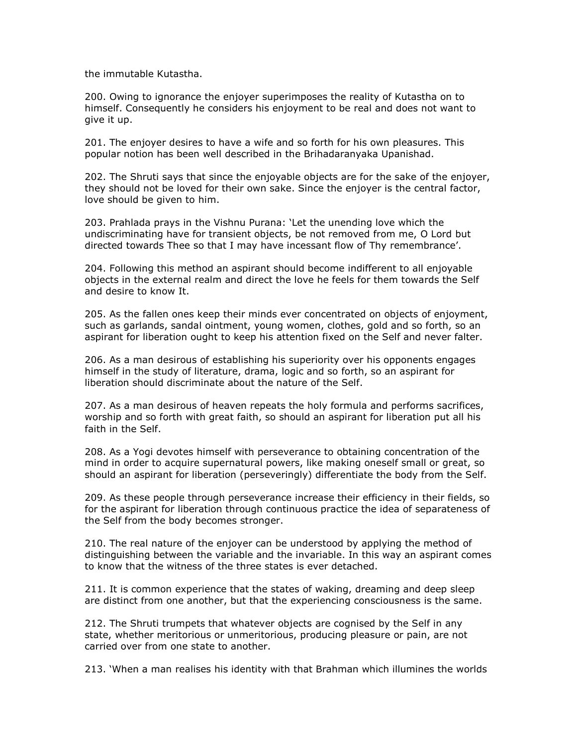the immutable Kutastha.

200. Owing to ignorance the enjoyer superimposes the reality of Kutastha on to himself. Consequently he considers his enjoyment to be real and does not want to give it up.

201. The enjoyer desires to have a wife and so forth for his own pleasures. This popular notion has been well described in the Brihadaranyaka Upanishad.

202. The Shruti says that since the enjoyable objects are for the sake of the enjoyer, they should not be loved for their own sake. Since the enjoyer is the central factor, love should be given to him.

203. Prahlada prays in the Vishnu Purana: 'Let the unending love which the undiscriminating have for transient objects, be not removed from me, O Lord but directed towards Thee so that I may have incessant flow of Thy remembrance'.

204. Following this method an aspirant should become indifferent to all enjoyable objects in the external realm and direct the love he feels for them towards the Self and desire to know It.

205. As the fallen ones keep their minds ever concentrated on objects of enjoyment, such as garlands, sandal ointment, young women, clothes, gold and so forth, so an aspirant for liberation ought to keep his attention fixed on the Self and never falter.

206. As a man desirous of establishing his superiority over his opponents engages himself in the study of literature, drama, logic and so forth, so an aspirant for liberation should discriminate about the nature of the Self.

207. As a man desirous of heaven repeats the holy formula and performs sacrifices, worship and so forth with great faith, so should an aspirant for liberation put all his faith in the Self.

208. As a Yogi devotes himself with perseverance to obtaining concentration of the mind in order to acquire supernatural powers, like making oneself small or great, so should an aspirant for liberation (perseveringly) differentiate the body from the Self.

209. As these people through perseverance increase their efficiency in their fields, so for the aspirant for liberation through continuous practice the idea of separateness of the Self from the body becomes stronger.

210. The real nature of the enjoyer can be understood by applying the method of distinguishing between the variable and the invariable. In this way an aspirant comes to know that the witness of the three states is ever detached.

211. It is common experience that the states of waking, dreaming and deep sleep are distinct from one another, but that the experiencing consciousness is the same.

212. The Shruti trumpets that whatever objects are cognised by the Self in any state, whether meritorious or unmeritorious, producing pleasure or pain, are not carried over from one state to another.

213. 'When a man realises his identity with that Brahman which illumines the worlds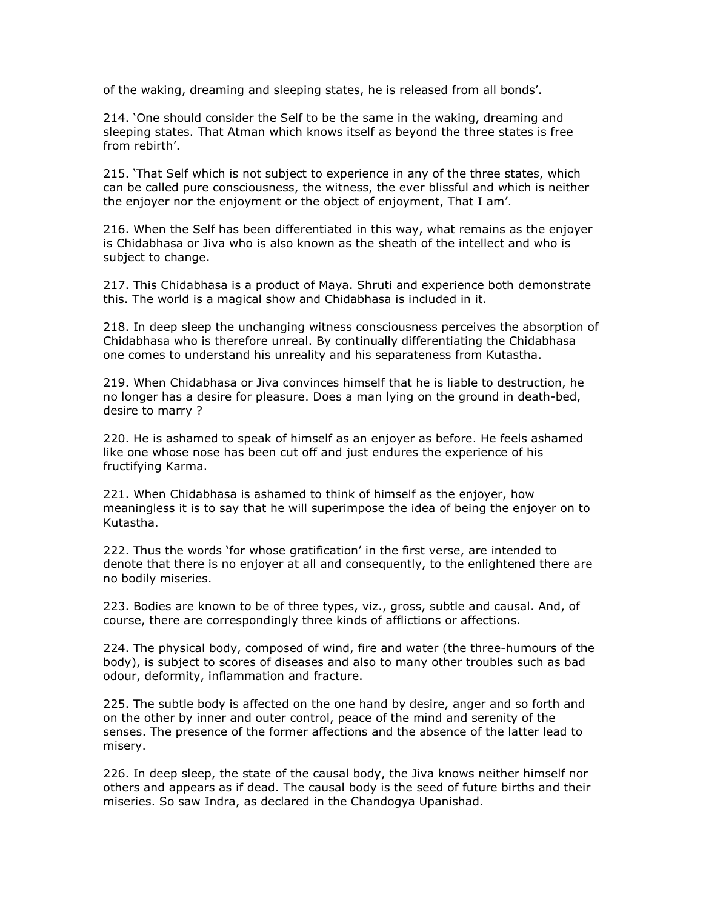of the waking, dreaming and sleeping states, he is released from all bonds'.

214. 'One should consider the Self to be the same in the waking, dreaming and sleeping states. That Atman which knows itself as beyond the three states is free from rebirth'.

215. 'That Self which is not subject to experience in any of the three states, which can be called pure consciousness, the witness, the ever blissful and which is neither the enjoyer nor the enjoyment or the object of enjoyment, That I am'.

216. When the Self has been differentiated in this way, what remains as the enjoyer is Chidabhasa or Jiva who is also known as the sheath of the intellect and who is subject to change.

217. This Chidabhasa is a product of Maya. Shruti and experience both demonstrate this. The world is a magical show and Chidabhasa is included in it.

218. In deep sleep the unchanging witness consciousness perceives the absorption of Chidabhasa who is therefore unreal. By continually differentiating the Chidabhasa one comes to understand his unreality and his separateness from Kutastha.

219. When Chidabhasa or Jiva convinces himself that he is liable to destruction, he no longer has a desire for pleasure. Does a man lying on the ground in death-bed, desire to marry ?

220. He is ashamed to speak of himself as an enjoyer as before. He feels ashamed like one whose nose has been cut off and just endures the experience of his fructifying Karma.

221. When Chidabhasa is ashamed to think of himself as the enjoyer, how meaningless it is to say that he will superimpose the idea of being the enjoyer on to Kutastha.

222. Thus the words 'for whose gratification' in the first verse, are intended to denote that there is no enjoyer at all and consequently, to the enlightened there are no bodily miseries.

223. Bodies are known to be of three types, viz., gross, subtle and causal. And, of course, there are correspondingly three kinds of afflictions or affections.

224. The physical body, composed of wind, fire and water (the three-humours of the body), is subject to scores of diseases and also to many other troubles such as bad odour, deformity, inflammation and fracture.

225. The subtle body is affected on the one hand by desire, anger and so forth and on the other by inner and outer control, peace of the mind and serenity of the senses. The presence of the former affections and the absence of the latter lead to misery.

226. In deep sleep, the state of the causal body, the Jiva knows neither himself nor others and appears as if dead. The causal body is the seed of future births and their miseries. So saw Indra, as declared in the Chandogya Upanishad.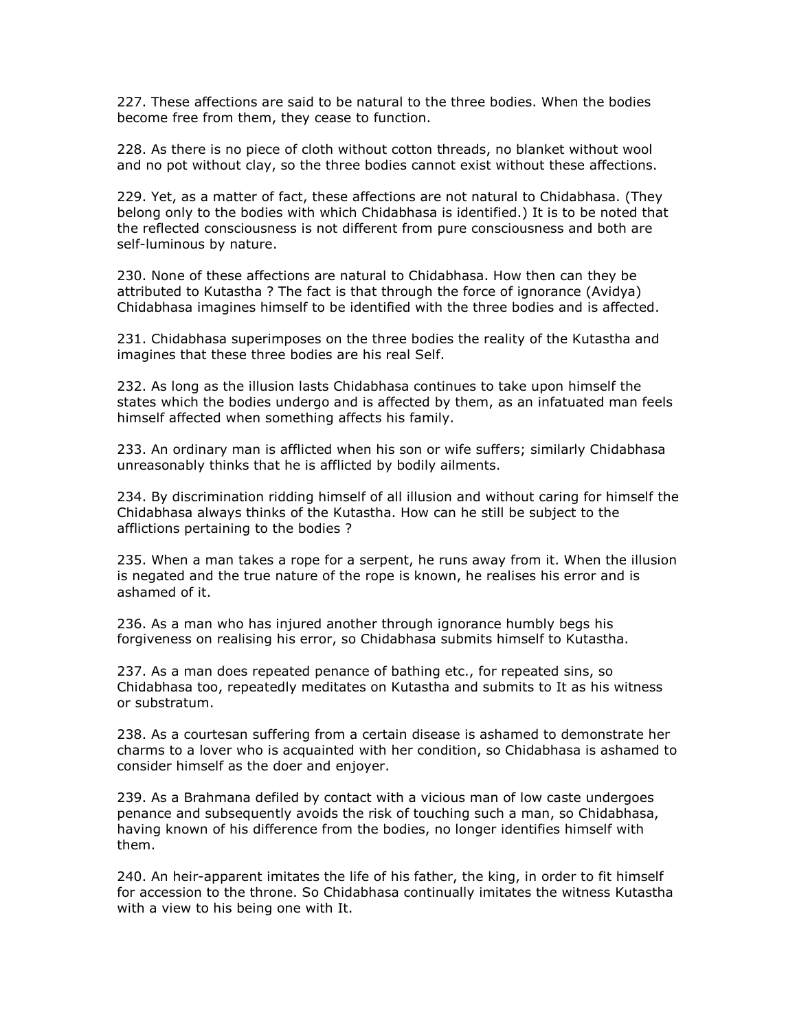227. These affections are said to be natural to the three bodies. When the bodies become free from them, they cease to function.

228. As there is no piece of cloth without cotton threads, no blanket without wool and no pot without clay, so the three bodies cannot exist without these affections.

229. Yet, as a matter of fact, these affections are not natural to Chidabhasa. (They belong only to the bodies with which Chidabhasa is identified.) It is to be noted that the reflected consciousness is not different from pure consciousness and both are self-luminous by nature.

230. None of these affections are natural to Chidabhasa. How then can they be attributed to Kutastha ? The fact is that through the force of ignorance (Avidya) Chidabhasa imagines himself to be identified with the three bodies and is affected.

231. Chidabhasa superimposes on the three bodies the reality of the Kutastha and imagines that these three bodies are his real Self.

232. As long as the illusion lasts Chidabhasa continues to take upon himself the states which the bodies undergo and is affected by them, as an infatuated man feels himself affected when something affects his family.

233. An ordinary man is afflicted when his son or wife suffers; similarly Chidabhasa unreasonably thinks that he is afflicted by bodily ailments.

234. By discrimination ridding himself of all illusion and without caring for himself the Chidabhasa always thinks of the Kutastha. How can he still be subject to the afflictions pertaining to the bodies ?

235. When a man takes a rope for a serpent, he runs away from it. When the illusion is negated and the true nature of the rope is known, he realises his error and is ashamed of it.

236. As a man who has injured another through ignorance humbly begs his forgiveness on realising his error, so Chidabhasa submits himself to Kutastha.

237. As a man does repeated penance of bathing etc., for repeated sins, so Chidabhasa too, repeatedly meditates on Kutastha and submits to It as his witness or substratum.

238. As a courtesan suffering from a certain disease is ashamed to demonstrate her charms to a lover who is acquainted with her condition, so Chidabhasa is ashamed to consider himself as the doer and enjoyer.

239. As a Brahmana defiled by contact with a vicious man of low caste undergoes penance and subsequently avoids the risk of touching such a man, so Chidabhasa, having known of his difference from the bodies, no longer identifies himself with them.

240. An heir-apparent imitates the life of his father, the king, in order to fit himself for accession to the throne. So Chidabhasa continually imitates the witness Kutastha with a view to his being one with It.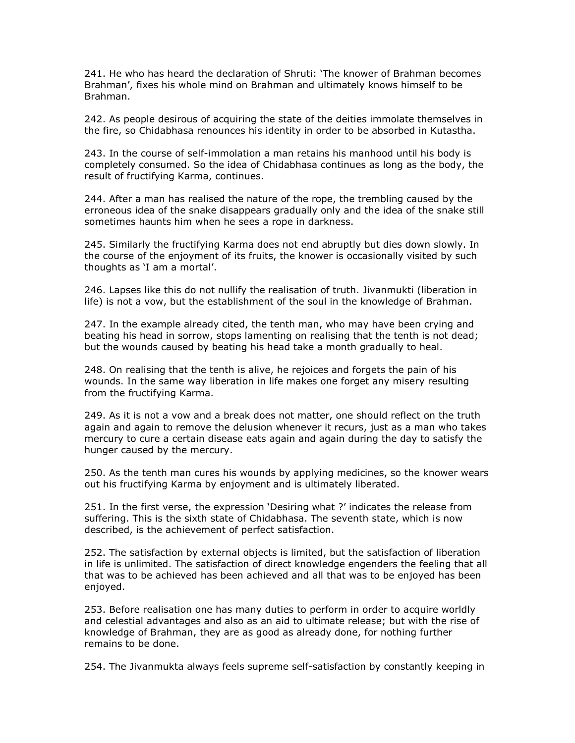241. He who has heard the declaration of Shruti: ‘The knower of Brahman becomes Brahman’, fixes his whole mind on Brahman and ultimately knows himself to be Brahman.

242. As people desirous of acquiring the state of the deities immolate themselves in the fire, so Chidabhasa renounces his identity in order to be absorbed in Kutastha.

243. In the course of self-immolation a man retains his manhood until his body is completely consumed. So the idea of Chidabhasa continues as long as the body, the result of fructifying Karma, continues.

244. After a man has realised the nature of the rope, the trembling caused by the erroneous idea of the snake disappears gradually only and the idea of the snake still sometimes haunts him when he sees a rope in darkness.

245. Similarly the fructifying Karma does not end abruptly but dies down slowly. In the course of the enjoyment of its fruits, the knower is occasionally visited by such thoughts as ‘I am a mortal’.

246. Lapses like this do not nullify the realisation of truth. Jivanmukti (liberation in life) is not a vow, but the establishment of the soul in the knowledge of Brahman.

247. In the example already cited, the tenth man, who may have been crying and beating his head in sorrow, stops lamenting on realising that the tenth is not dead; but the wounds caused by beating his head take a month gradually to heal.

248. On realising that the tenth is alive, he rejoices and forgets the pain of his wounds. In the same way liberation in life makes one forget any misery resulting from the fructifying Karma.

249. As it is not a vow and a break does not matter, one should reflect on the truth again and again to remove the delusion whenever it recurs, just as a man who takes mercury to cure a certain disease eats again and again during the day to satisfy the hunger caused by the mercury.

250. As the tenth man cures his wounds by applying medicines, so the knower wears out his fructifying Karma by enjoyment and is ultimately liberated.

251. In the first verse, the expression ‘Desiring what ?’ indicates the release from suffering. This is the sixth state of Chidabhasa. The seventh state, which is now described, is the achievement of perfect satisfaction.

252. The satisfaction by external objects is limited, but the satisfaction of liberation in life is unlimited. The satisfaction of direct knowledge engenders the feeling that all that was to be achieved has been achieved and all that was to be enjoyed has been enjoyed.

253. Before realisation one has many duties to perform in order to acquire worldly and celestial advantages and also as an aid to ultimate release; but with the rise of knowledge of Brahman, they are as good as already done, for nothing further remains to be done.

254. The Jivanmukta always feels supreme self-satisfaction by constantly keeping in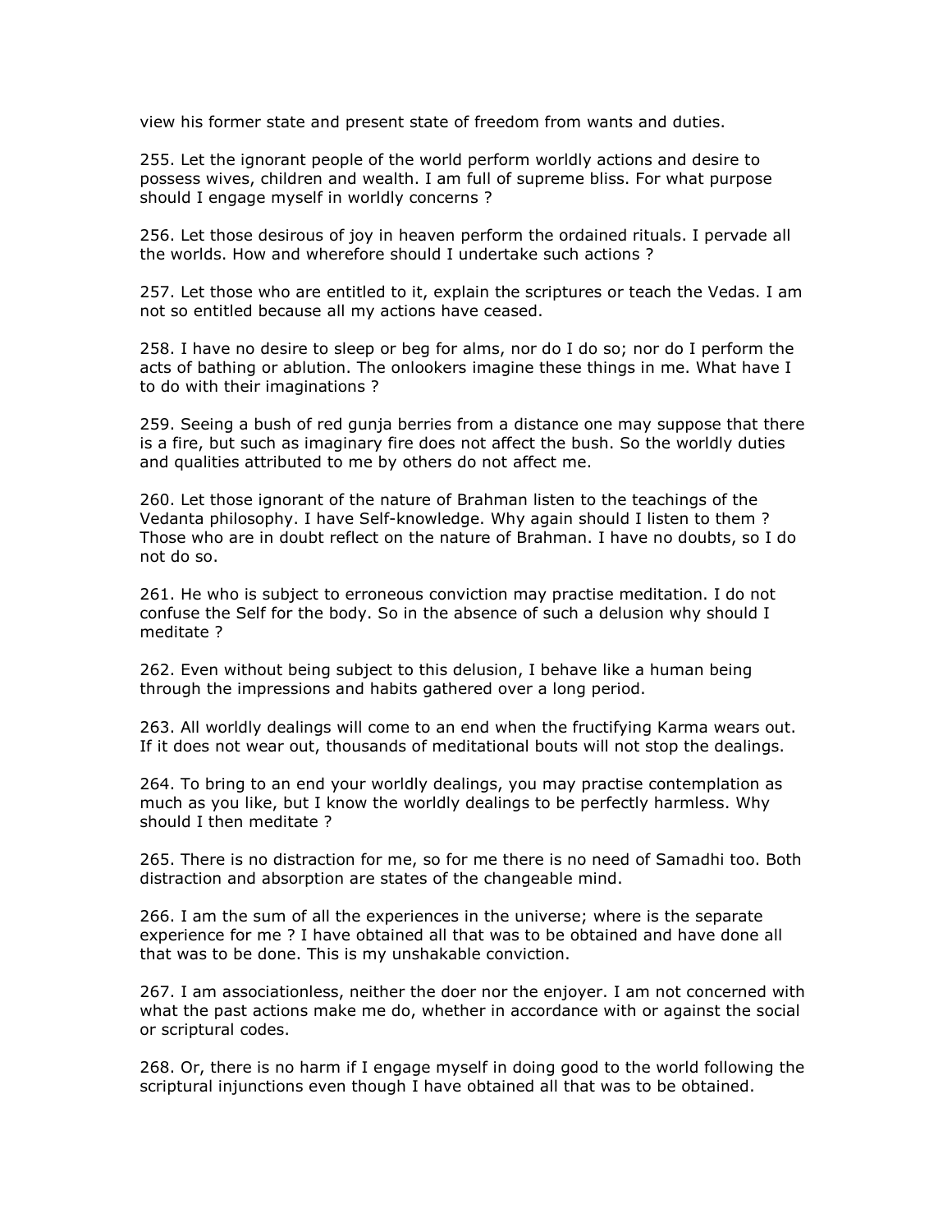view his former state and present state of freedom from wants and duties.

255. Let the ignorant people of the world perform worldly actions and desire to possess wives, children and wealth. I am full of supreme bliss. For what purpose should I engage myself in worldly concerns ?

256. Let those desirous of joy in heaven perform the ordained rituals. I pervade all the worlds. How and wherefore should I undertake such actions ?

257. Let those who are entitled to it, explain the scriptures or teach the Vedas. I am not so entitled because all my actions have ceased.

258. I have no desire to sleep or beg for alms, nor do I do so; nor do I perform the acts of bathing or ablution. The onlookers imagine these things in me. What have I to do with their imaginations ?

259. Seeing a bush of red gunja berries from a distance one may suppose that there is a fire, but such as imaginary fire does not affect the bush. So the worldly duties and qualities attributed to me by others do not affect me.

260. Let those ignorant of the nature of Brahman listen to the teachings of the Vedanta philosophy. I have Self-knowledge. Why again should I listen to them ? Those who are in doubt reflect on the nature of Brahman. I have no doubts, so I do not do so.

261. He who is subject to erroneous conviction may practise meditation. I do not confuse the Self for the body. So in the absence of such a delusion why should I meditate ?

262. Even without being subject to this delusion, I behave like a human being through the impressions and habits gathered over a long period.

263. All worldly dealings will come to an end when the fructifying Karma wears out. If it does not wear out, thousands of meditational bouts will not stop the dealings.

264. To bring to an end your worldly dealings, you may practise contemplation as much as you like, but I know the worldly dealings to be perfectly harmless. Why should I then meditate ?

265. There is no distraction for me, so for me there is no need of Samadhi too. Both distraction and absorption are states of the changeable mind.

266. I am the sum of all the experiences in the universe; where is the separate experience for me ? I have obtained all that was to be obtained and have done all that was to be done. This is my unshakable conviction.

267. I am associationless, neither the doer nor the enjoyer. I am not concerned with what the past actions make me do, whether in accordance with or against the social or scriptural codes.

268. Or, there is no harm if I engage myself in doing good to the world following the scriptural injunctions even though I have obtained all that was to be obtained.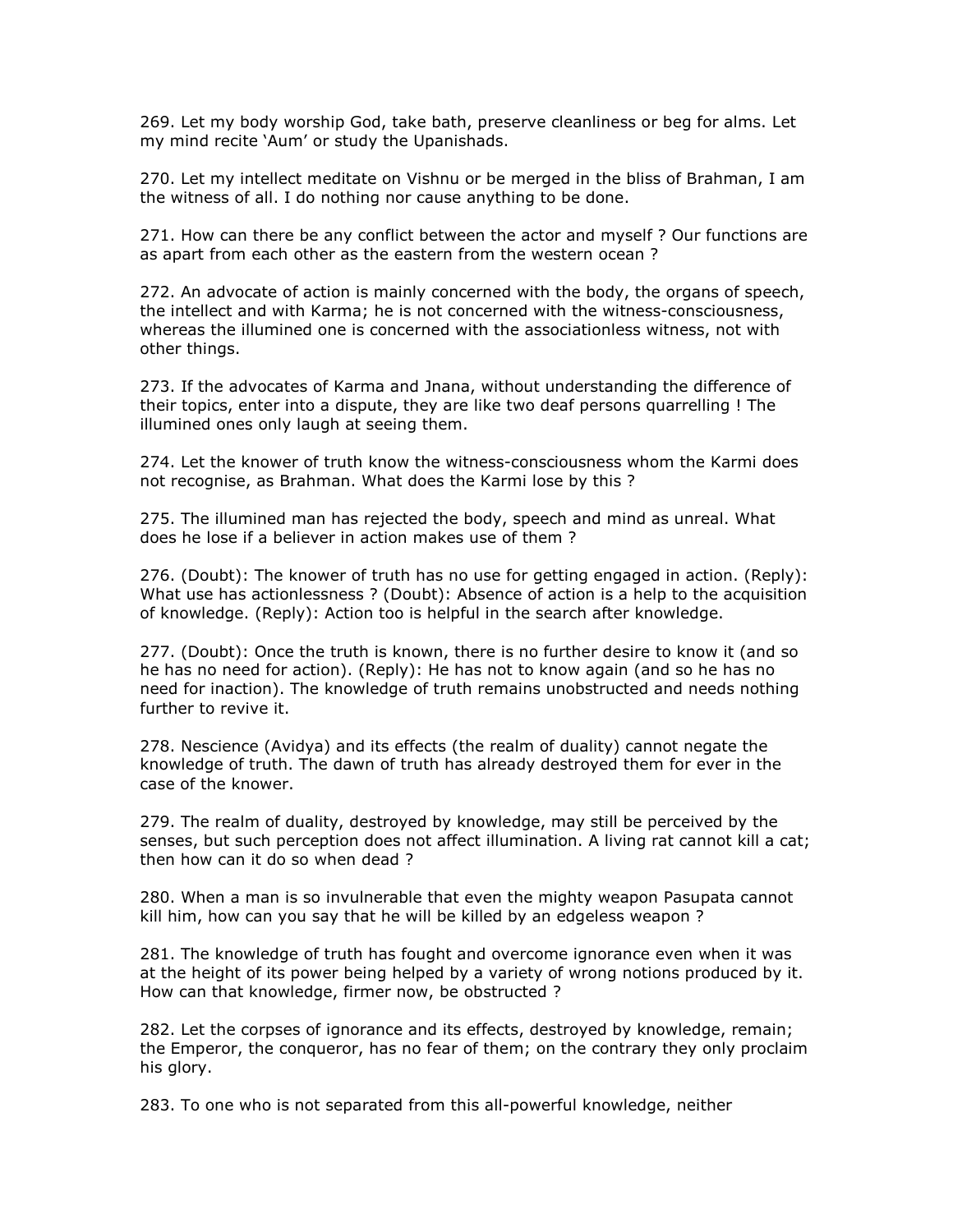269. Let my body worship God, take bath, preserve cleanliness or beg for alms. Let my mind recite 'Aum' or study the Upanishads.

270. Let my intellect meditate on Vishnu or be merged in the bliss of Brahman, I am the witness of all. I do nothing nor cause anything to be done.

271. How can there be any conflict between the actor and myself ? Our functions are as apart from each other as the eastern from the western ocean ?

272. An advocate of action is mainly concerned with the body, the organs of speech, the intellect and with Karma; he is not concerned with the witness-consciousness, whereas the illumined one is concerned with the associationless witness, not with other things.

273. If the advocates of Karma and Jnana, without understanding the difference of their topics, enter into a dispute, they are like two deaf persons quarrelling ! The illumined ones only laugh at seeing them.

274. Let the knower of truth know the witness-consciousness whom the Karmi does not recognise, as Brahman. What does the Karmi lose by this ?

275. The illumined man has rejected the body, speech and mind as unreal. What does he lose if a believer in action makes use of them ?

276. (Doubt): The knower of truth has no use for getting engaged in action. (Reply): What use has actionlessness ? (Doubt): Absence of action is a help to the acquisition of knowledge. (Reply): Action too is helpful in the search after knowledge.

277. (Doubt): Once the truth is known, there is no further desire to know it (and so he has no need for action). (Reply): He has not to know again (and so he has no need for inaction). The knowledge of truth remains unobstructed and needs nothing further to revive it.

278. Nescience (Avidya) and its effects (the realm of duality) cannot negate the knowledge of truth. The dawn of truth has already destroyed them for ever in the case of the knower.

279. The realm of duality, destroyed by knowledge, may still be perceived by the senses, but such perception does not affect illumination. A living rat cannot kill a cat; then how can it do so when dead ?

280. When a man is so invulnerable that even the mighty weapon Pasupata cannot kill him, how can you say that he will be killed by an edgeless weapon ?

281. The knowledge of truth has fought and overcome ignorance even when it was at the height of its power being helped by a variety of wrong notions produced by it. How can that knowledge, firmer now, be obstructed ?

282. Let the corpses of ignorance and its effects, destroyed by knowledge, remain; the Emperor, the conqueror, has no fear of them; on the contrary they only proclaim his glory.

283. To one who is not separated from this all-powerful knowledge, neither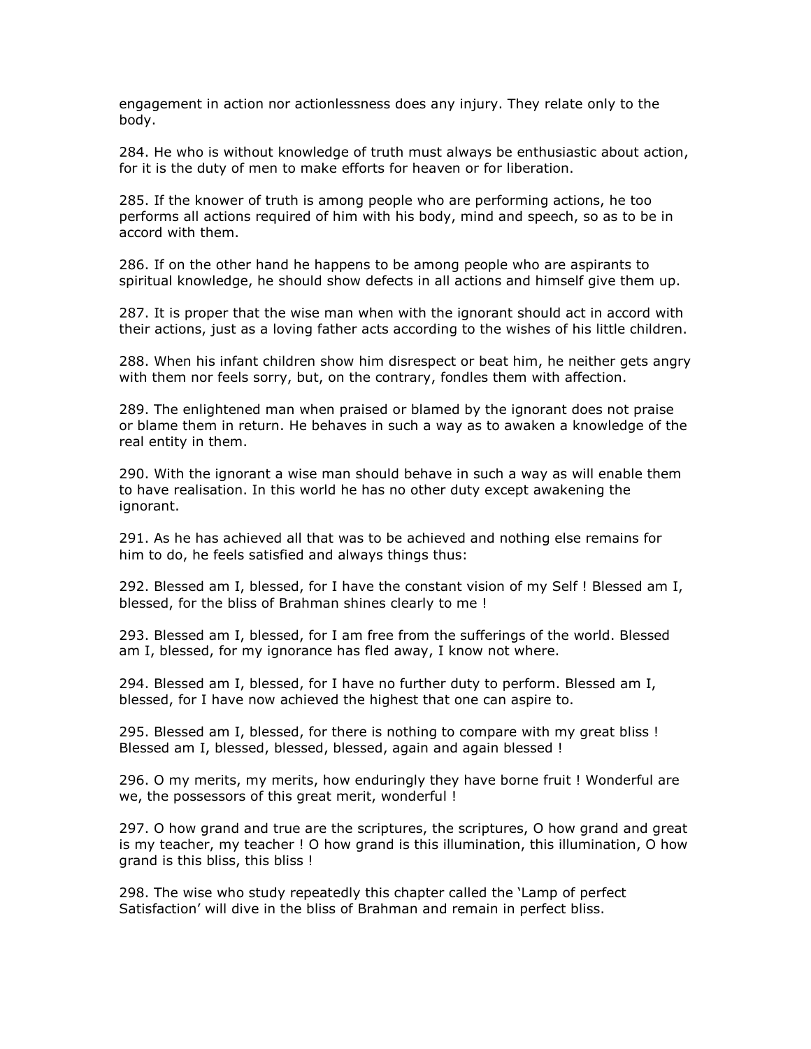engagement in action nor actionlessness does any injury. They relate only to the body.

284. He who is without knowledge of truth must always be enthusiastic about action, for it is the duty of men to make efforts for heaven or for liberation.

285. If the knower of truth is among people who are performing actions, he too performs all actions required of him with his body, mind and speech, so as to be in accord with them.

286. If on the other hand he happens to be among people who are aspirants to spiritual knowledge, he should show defects in all actions and himself give them up.

287. It is proper that the wise man when with the ignorant should act in accord with their actions, just as a loving father acts according to the wishes of his little children.

288. When his infant children show him disrespect or beat him, he neither gets angry with them nor feels sorry, but, on the contrary, fondles them with affection.

289. The enlightened man when praised or blamed by the ignorant does not praise or blame them in return. He behaves in such a way as to awaken a knowledge of the real entity in them.

290. With the ignorant a wise man should behave in such a way as will enable them to have realisation. In this world he has no other duty except awakening the ignorant.

291. As he has achieved all that was to be achieved and nothing else remains for him to do, he feels satisfied and always things thus:

292. Blessed am I, blessed, for I have the constant vision of my Self ! Blessed am I, blessed, for the bliss of Brahman shines clearly to me !

293. Blessed am I, blessed, for I am free from the sufferings of the world. Blessed am I, blessed, for my ignorance has fled away, I know not where.

294. Blessed am I, blessed, for I have no further duty to perform. Blessed am I, blessed, for I have now achieved the highest that one can aspire to.

295. Blessed am I, blessed, for there is nothing to compare with my great bliss ! Blessed am I, blessed, blessed, blessed, again and again blessed !

296. O my merits, my merits, how enduringly they have borne fruit ! Wonderful are we, the possessors of this great merit, wonderful !

297. O how grand and true are the scriptures, the scriptures, O how grand and great is my teacher, my teacher ! O how grand is this illumination, this illumination, O how grand is this bliss, this bliss !

298. The wise who study repeatedly this chapter called the 'Lamp of perfect Satisfaction' will dive in the bliss of Brahman and remain in perfect bliss.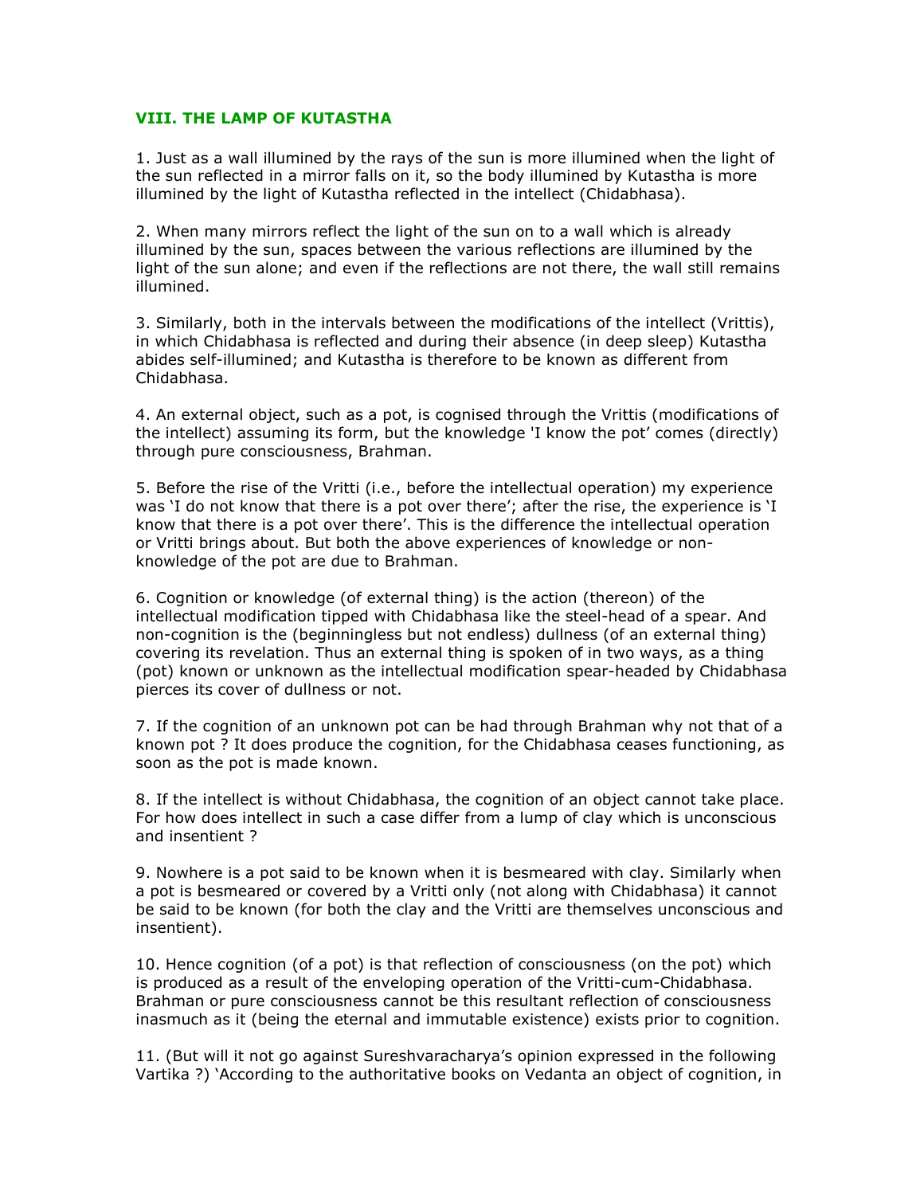## VIII. THE LAMP OF KUTASTHA

1. Just as a wall illumined by the rays of the sun is more illumined when the light of the sun reflected in a mirror falls on it, so the body illumined by Kutastha is more illumined by the light of Kutastha reflected in the intellect (Chidabhasa).

2. When many mirrors reflect the light of the sun on to a wall which is already illumined by the sun, spaces between the various reflections are illumined by the light of the sun alone; and even if the reflections are not there, the wall still remains illumined.

3. Similarly, both in the intervals between the modifications of the intellect (Vrittis), in which Chidabhasa is reflected and during their absence (in deep sleep) Kutastha abides self-illumined; and Kutastha is therefore to be known as different from Chidabhasa.

4. An external object, such as a pot, is cognised through the Vrittis (modifications of the intellect) assuming its form, but the knowledge 'I know the pot' comes (directly) through pure consciousness, Brahman.

5. Before the rise of the Vritti (i.e., before the intellectual operation) my experience was 'I do not know that there is a pot over there'; after the rise, the experience is 'I know that there is a pot over there'. This is the difference the intellectual operation or Vritti brings about. But both the above experiences of knowledge or non-knowledge of the pot are due to Brahman.

6. Cognition or knowledge (of external thing) is the action (thereon) of the intellectual modification tipped with Chidabhasa like the steel-head of a spear. And non-cognition is the (beginningless but not endless) dullness (of an external thing) covering its revelation. Thus an external thing is spoken of in two ways, as a thing (pot) known or unknown as the intellectual modification spear-headed by Chidabhasa pierces its cover of dullness or not.

7. If the cognition of an unknown pot can be had through Brahman why not that of a known pot ? It does produce the cognition, for the Chidabhasa ceases functioning, as soon as the pot is made known.

8. If the intellect is without Chidabhasa, the cognition of an object cannot take place. For how does intellect in such a case differ from a lump of clay which is unconscious and insentient ?

9. Nowhere is a pot said to be known when it is besmeared with clay. Similarly when a pot is besmeared or covered by a Vritti only (not along with Chidabhasa) it cannot be said to be known (for both the clay and the Vritti are themselves unconscious and insentient).

10. Hence cognition (of a pot) is that reflection of consciousness (on the pot) which is produced as a result of the enveloping operation of the Vritti-cum-Chidabhasa. Brahman or pure consciousness cannot be this resultant reflection of consciousness inasmuch as it (being the eternal and immutable existence) exists prior to cognition.

11. (But will it not go against Sureshvaracharya's opinion expressed in the following Vartika ?) 'According to the authoritative books on Vedanta an object of cognition, in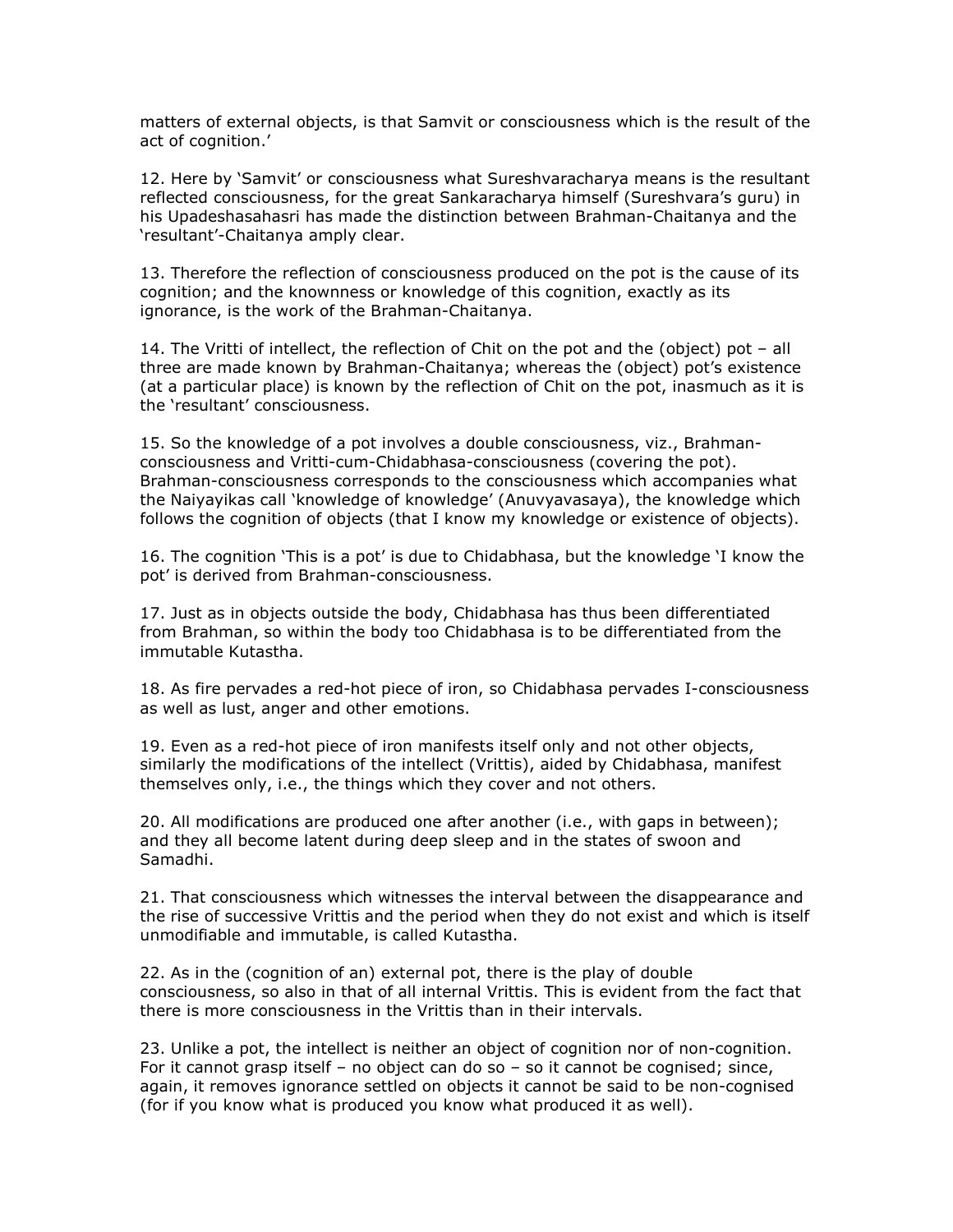matters of external objects, is that Samvit or consciousness which is the result of the act of cognition.'

12. Here by 'Samvit' or consciousness what Sureshvaracharya means is the resultant reflected consciousness, for the great Sankaracharya himself (Sureshvara's guru) in his Upadeshasahasri has made the distinction between Brahman-Chaitanya and the 'resultant'-Chaitanya amply clear.

13. Therefore the reflection of consciousness produced on the pot is the cause of its cognition; and the knownness or knowledge of this cognition, exactly as its ignorance, is the work of the Brahman-Chaitanya.

14. The Vritti of intellect, the reflection of Chit on the pot and the (object) pot – all three are made known by Brahman-Chaitanya; whereas the (object) pot's existence (at a particular place) is known by the reflection of Chit on the pot, inasmuch as it is the 'resultant' consciousness.

15. So the knowledge of a pot involves a double consciousness, viz., Brahman-consciousness and Vritti-cum-Chidabhasa-consciousness (covering the pot). Brahman-consciousness corresponds to the consciousness which accompanies what the Naiyayikas call 'knowledge of knowledge' (Anuvyavasaya), the knowledge which follows the cognition of objects (that I know my knowledge or existence of objects).

16. The cognition 'This is a pot' is due to Chidabhasa, but the knowledge 'I know the pot' is derived from Brahman-consciousness.

17. Just as in objects outside the body, Chidabhasa has thus been differentiated from Brahman, so within the body too Chidabhasa is to be differentiated from the immutable Kutastha.

18. As fire pervades a red-hot piece of iron, so Chidabhasa pervades I-consciousness as well as lust, anger and other emotions.

19. Even as a red-hot piece of iron manifests itself only and not other objects, similarly the modifications of the intellect (Vrittis), aided by Chidabhasa, manifest themselves only, i.e., the things which they cover and not others.

20. All modifications are produced one after another (i.e., with gaps in between); and they all become latent during deep sleep and in the states of swoon and Samadhi.

21. That consciousness which witnesses the interval between the disappearance and the rise of successive Vrittis and the period when they do not exist and which is itself unmodifiable and immutable, is called Kutastha.

22. As in the (cognition of an) external pot, there is the play of double consciousness, so also in that of all internal Vrittis. This is evident from the fact that there is more consciousness in the Vrittis than in their intervals.

23. Unlike a pot, the intellect is neither an object of cognition nor of non-cognition. For it cannot grasp itself – no object can do so – so it cannot be cognised; since, again, it removes ignorance settled on objects it cannot be said to be non-cognised (for if you know what is produced you know what produced it as well).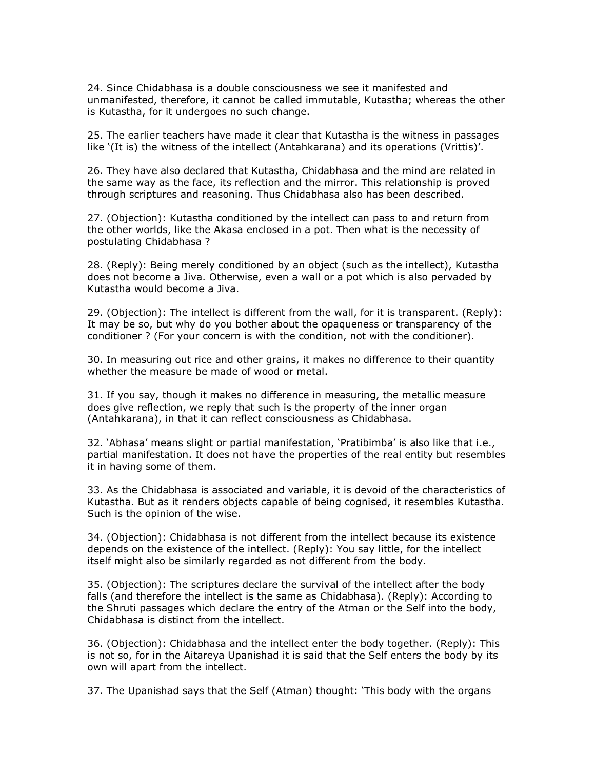24. Since Chidabhasa is a double consciousness we see it manifested and unmanifested, therefore, it cannot be called immutable, Kutastha; whereas the other is Kutastha, for it undergoes no such change.

25. The earlier teachers have made it clear that Kutastha is the witness in passages like '(It is) the witness of the intellect (Antahkarana) and its operations (Vrittis)'.

26. They have also declared that Kutastha, Chidabhasa and the mind are related in the same way as the face, its reflection and the mirror. This relationship is proved through scriptures and reasoning. Thus Chidabhasa also has been described.

27. (Objection): Kutastha conditioned by the intellect can pass to and return from the other worlds, like the Akasa enclosed in a pot. Then what is the necessity of postulating Chidabhasa ?

28. (Reply): Being merely conditioned by an object (such as the intellect), Kutastha does not become a Jiva. Otherwise, even a wall or a pot which is also pervaded by Kutastha would become a Jiva.

29. (Objection): The intellect is different from the wall, for it is transparent. (Reply): It may be so, but why do you bother about the opaqueness or transparency of the conditioner ? (For your concern is with the condition, not with the conditioner).

30. In measuring out rice and other grains, it makes no difference to their quantity whether the measure be made of wood or metal.

31. If you say, though it makes no difference in measuring, the metallic measure does give reflection, we reply that such is the property of the inner organ (Antahkarana), in that it can reflect consciousness as Chidabhasa.

32. 'Abhasa' means slight or partial manifestation, 'Pratibimba' is also like that i.e., partial manifestation. It does not have the properties of the real entity but resembles it in having some of them.

33. As the Chidabhasa is associated and variable, it is devoid of the characteristics of Kutastha. But as it renders objects capable of being cognised, it resembles Kutastha. Such is the opinion of the wise.

34. (Objection): Chidabhasa is not different from the intellect because its existence depends on the existence of the intellect. (Reply): You say little, for the intellect itself might also be similarly regarded as not different from the body.

35. (Objection): The scriptures declare the survival of the intellect after the body falls (and therefore the intellect is the same as Chidabhasa). (Reply): According to the Shruti passages which declare the entry of the Atman or the Self into the body, Chidabhasa is distinct from the intellect.

36. (Objection): Chidabhasa and the intellect enter the body together. (Reply): This is not so, for in the Aitareya Upanishad it is said that the Self enters the body by its own will apart from the intellect.

37. The Upanishad says that the Self (Atman) thought: 'This body with the organs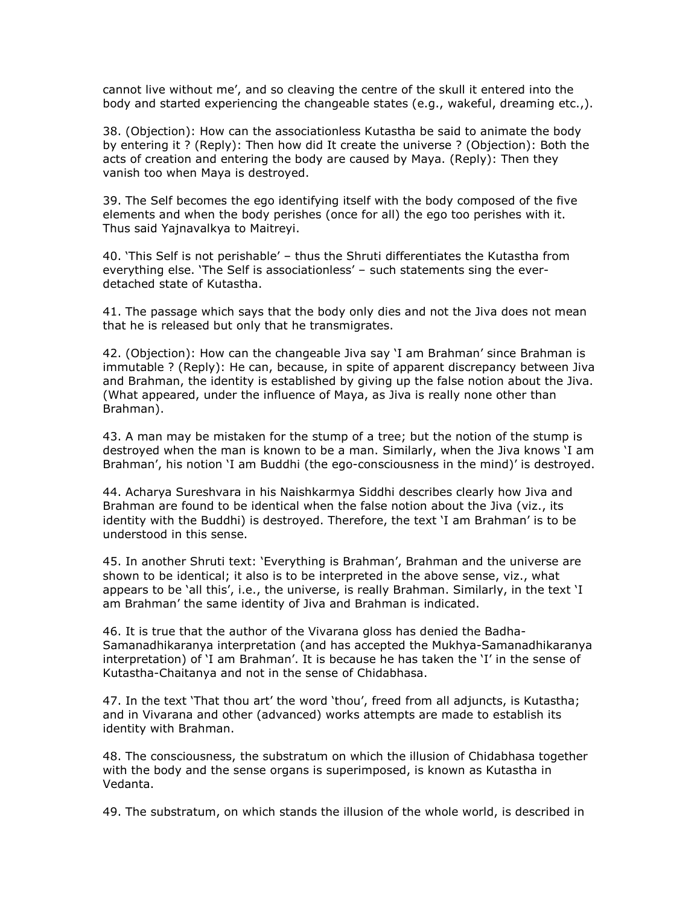cannot live without me', and so cleaving the centre of the skull it entered into the body and started experiencing the changeable states (e.g., wakeful, dreaming etc.,).

38. (Objection): How can the associationless Kutastha be said to animate the body by entering it ? (Reply): Then how did It create the universe ? (Objection): Both the acts of creation and entering the body are caused by Maya. (Reply): Then they vanish too when Maya is destroyed.

39. The Self becomes the ego identifying itself with the body composed of the five elements and when the body perishes (once for all) the ego too perishes with it. Thus said Yajnavalkya to Maitreyi.

40. 'This Self is not perishable' – thus the Shruti differentiates the Kutastha from everything else. 'The Self is associationless' – such statements sing the ever-detached state of Kutastha.

41. The passage which says that the body only dies and not the Jiva does not mean that he is released but only that he transmigrates.

42. (Objection): How can the changeable Jiva say 'I am Brahman' since Brahman is immutable ? (Reply): He can, because, in spite of apparent discrepancy between Jiva and Brahman, the identity is established by giving up the false notion about the Jiva. (What appeared, under the influence of Maya, as Jiva is really none other than Brahman).

43. A man may be mistaken for the stump of a tree; but the notion of the stump is destroyed when the man is known to be a man. Similarly, when the Jiva knows 'I am Brahman', his notion 'I am Buddhi (the ego-consciousness in the mind)' is destroyed.

44. Acharya Sureshvara in his Naishkarmya Siddhi describes clearly how Jiva and Brahman are found to be identical when the false notion about the Jiva (viz., its identity with the Buddhi) is destroyed. Therefore, the text 'I am Brahman' is to be understood in this sense.

45. In another Shruti text: 'Everything is Brahman', Brahman and the universe are shown to be identical; it also is to be interpreted in the above sense, viz., what appears to be 'all this', i.e., the universe, is really Brahman. Similarly, in the text 'I am Brahman' the same identity of Jiva and Brahman is indicated.

46. It is true that the author of the Vivarana gloss has denied the Badha-Samanadhikaranya interpretation (and has accepted the Mukhya-Samanadhikaranya interpretation) of 'I am Brahman'. It is because he has taken the 'I' in the sense of Kutastha-Chaitanya and not in the sense of Chidabhasa.

47. In the text 'That thou art' the word 'thou', freed from all adjuncts, is Kutastha; and in Vivarana and other (advanced) works attempts are made to establish its identity with Brahman.

48. The consciousness, the substratum on which the illusion of Chidabhasa together with the body and the sense organs is superimposed, is known as Kutastha in Vedanta.

49. The substratum, on which stands the illusion of the whole world, is described in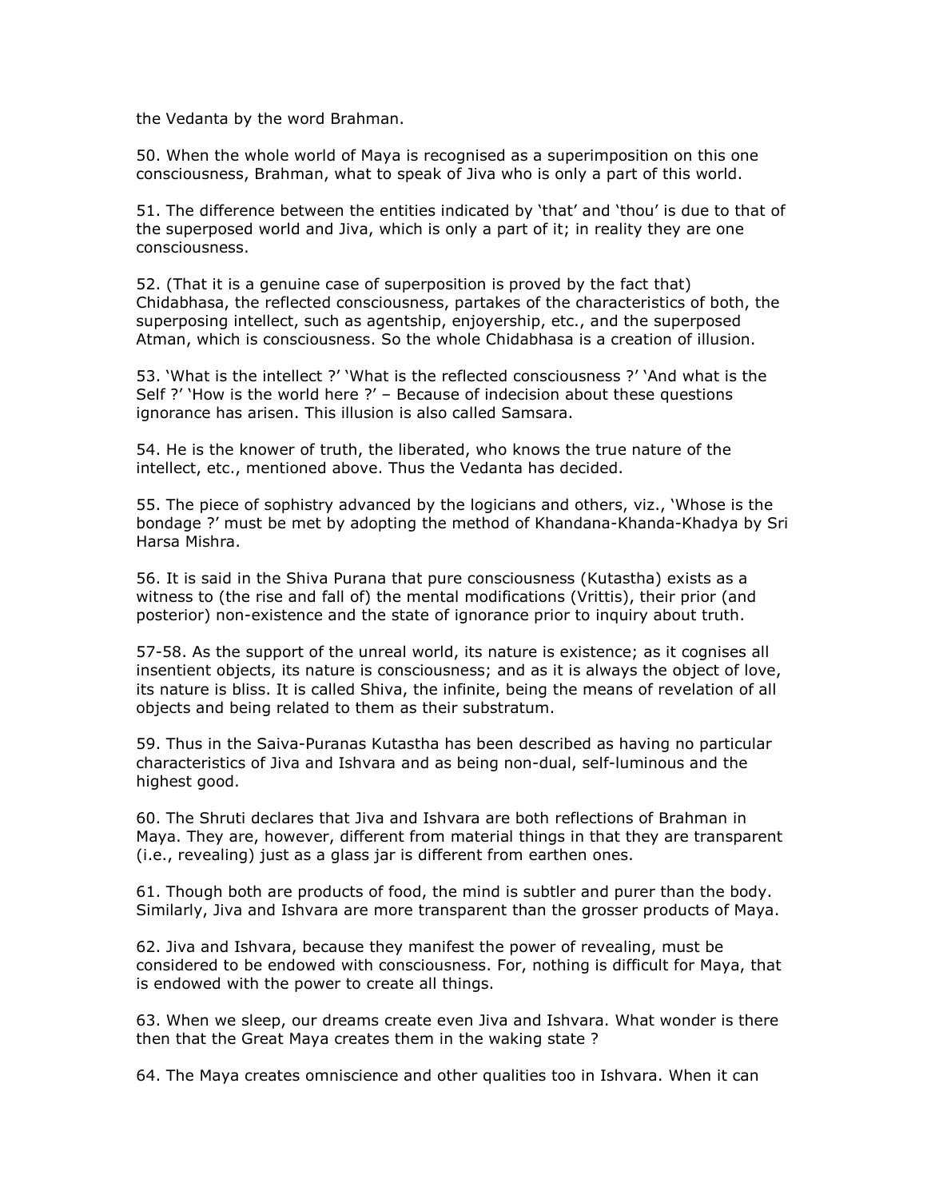the Vedanta by the word Brahman.

50. When the whole world of Maya is recognised as a superimposition on this one consciousness, Brahman, what to speak of Jiva who is only a part of this world.

51. The difference between the entities indicated by 'that' and 'thou' is due to that of the superposed world and Jiva, which is only a part of it; in reality they are one consciousness.

52. (That it is a genuine case of superposition is proved by the fact that) Chidabhasa, the reflected consciousness, partakes of the characteristics of both, the superposing intellect, such as agentship, enjoyership, etc., and the superposed Atman, which is consciousness. So the whole Chidabhasa is a creation of illusion.

53. 'What is the intellect ?' 'What is the reflected consciousness ?' 'And what is the Self ?' 'How is the world here ?' – Because of indecision about these questions ignorance has arisen. This illusion is also called Samsara.

54. He is the knower of truth, the liberated, who knows the true nature of the intellect, etc., mentioned above. Thus the Vedanta has decided.

55. The piece of sophistry advanced by the logicians and others, viz., 'Whose is the bondage ?' must be met by adopting the method of Khandana-Khanda-Khadya by Sri Harsa Mishra.

56. It is said in the Shiva Purana that pure consciousness (Kutastha) exists as a witness to (the rise and fall of) the mental modifications (Vrittis), their prior (and posterior) non-existence and the state of ignorance prior to inquiry about truth.

57-58. As the support of the unreal world, its nature is existence; as it cognises all insentient objects, its nature is consciousness; and as it is always the object of love, its nature is bliss. It is called Shiva, the infinite, being the means of revelation of all objects and being related to them as their substratum.

59. Thus in the Saiva-Puranas Kutastha has been described as having no particular characteristics of Jiva and Ishvara and as being non-dual, self-luminous and the highest good.

60. The Shruti declares that Jiva and Ishvara are both reflections of Brahman in Maya. They are, however, different from material things in that they are transparent (i.e., revealing) just as a glass jar is different from earthen ones.

61. Though both are products of food, the mind is subtler and purer than the body. Similarly, Jiva and Ishvara are more transparent than the grosser products of Maya.

62. Jiva and Ishvara, because they manifest the power of revealing, must be considered to be endowed with consciousness. For, nothing is difficult for Maya, that is endowed with the power to create all things.

63. When we sleep, our dreams create even Jiva and Ishvara. What wonder is there then that the Great Maya creates them in the waking state ?

64. The Maya creates omniscience and other qualities too in Ishvara. When it can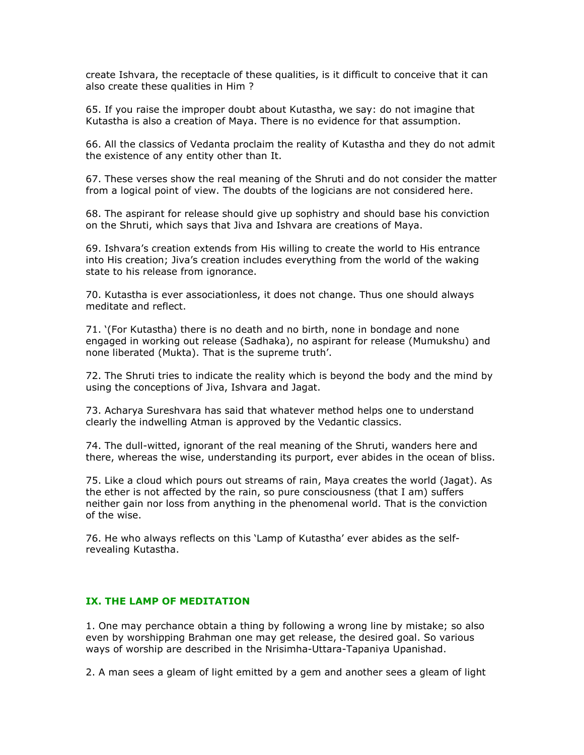create Ishvara, the receptacle of these qualities, is it difficult to conceive that it can also create these qualities in Him ?

65. If you raise the improper doubt about Kutastha, we say: do not imagine that Kutastha is also a creation of Maya. There is no evidence for that assumption.

66. All the classics of Vedanta proclaim the reality of Kutastha and they do not admit the existence of any entity other than It.

67. These verses show the real meaning of the Shruti and do not consider the matter from a logical point of view. The doubts of the logicians are not considered here.

68. The aspirant for release should give up sophistry and should base his conviction on the Shruti, which says that Jiva and Ishvara are creations of Maya.

69. Ishvara's creation extends from His willing to create the world to His entrance into His creation; Jiva's creation includes everything from the world of the waking state to his release from ignorance.

70. Kutastha is ever associationless, it does not change. Thus one should always meditate and reflect.

71. '(For Kutastha) there is no death and no birth, none in bondage and none engaged in working out release (Sadhaka), no aspirant for release (Mumukshu) and none liberated (Mukta). That is the supreme truth'.

72. The Shruti tries to indicate the reality which is beyond the body and the mind by using the conceptions of Jiva, Ishvara and Jagat.

73. Acharya Sureshvara has said that whatever method helps one to understand clearly the indwelling Atman is approved by the Vedantic classics.

74. The dull-witted, ignorant of the real meaning of the Shruti, wanders here and there, whereas the wise, understanding its purport, ever abides in the ocean of bliss.

75. Like a cloud which pours out streams of rain, Maya creates the world (Jagat). As the ether is not affected by the rain, so pure consciousness (that I am) suffers neither gain nor loss from anything in the phenomenal world. That is the conviction of the wise.

76. He who always reflects on this 'Lamp of Kutastha' ever abides as the self-revealing Kutastha.

## IX. THE LAMP OF MEDITATION

1. One may perchance obtain a thing by following a wrong line by mistake; so also even by worshipping Brahman one may get release, the desired goal. So various ways of worship are described in the Nrisimha-Uttara-Tapaniya Upanishad.

2. A man sees a gleam of light emitted by a gem and another sees a gleam of light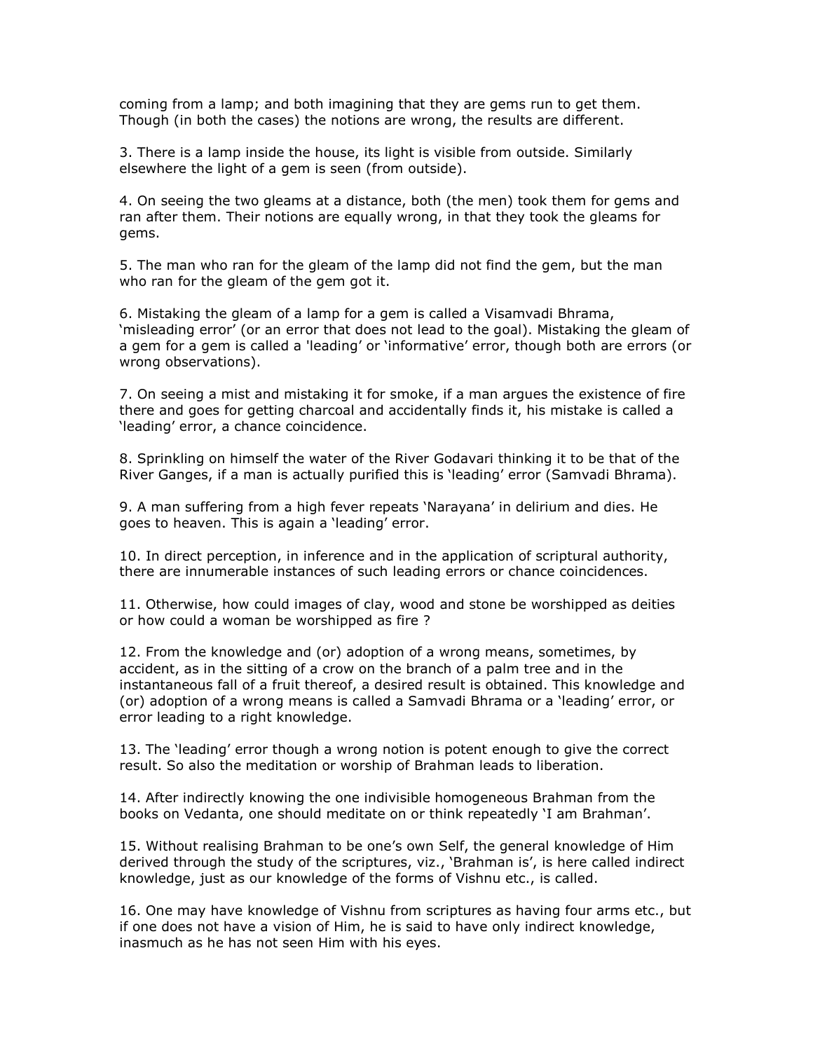coming from a lamp; and both imagining that they are gems run to get them. Though (in both the cases) the notions are wrong, the results are different.

3. There is a lamp inside the house, its light is visible from outside. Similarly elsewhere the light of a gem is seen (from outside).

4. On seeing the two gleams at a distance, both (the men) took them for gems and ran after them. Their notions are equally wrong, in that they took the gleams for gems.

5. The man who ran for the gleam of the lamp did not find the gem, but the man who ran for the gleam of the gem got it.

6. Mistaking the gleam of a lamp for a gem is called a Visamvadi Bhrama, 'misleading error' (or an error that does not lead to the goal). Mistaking the gleam of a gem for a gem is called a 'leading' or 'informative' error, though both are errors (or wrong observations).

7. On seeing a mist and mistaking it for smoke, if a man argues the existence of fire there and goes for getting charcoal and accidentally finds it, his mistake is called a 'leading' error, a chance coincidence.

8. Sprinkling on himself the water of the River Godavari thinking it to be that of the River Ganges, if a man is actually purified this is 'leading' error (Samvadi Bhrama).

9. A man suffering from a high fever repeats 'Narayana' in delirium and dies. He goes to heaven. This is again a 'leading' error.

10. In direct perception, in inference and in the application of scriptural authority, there are innumerable instances of such leading errors or chance coincidences.

11. Otherwise, how could images of clay, wood and stone be worshipped as deities or how could a woman be worshipped as fire ?

12. From the knowledge and (or) adoption of a wrong means, sometimes, by accident, as in the sitting of a crow on the branch of a palm tree and in the instantaneous fall of a fruit thereof, a desired result is obtained. This knowledge and (or) adoption of a wrong means is called a Samvadi Bhrama or a 'leading' error, or error leading to a right knowledge.

13. The 'leading' error though a wrong notion is potent enough to give the correct result. So also the meditation or worship of Brahman leads to liberation.

14. After indirectly knowing the one indivisible homogeneous Brahman from the books on Vedanta, one should meditate on or think repeatedly 'I am Brahman'.

15. Without realising Brahman to be one's own Self, the general knowledge of Him derived through the study of the scriptures, viz., 'Brahman is', is here called indirect knowledge, just as our knowledge of the forms of Vishnu etc., is called.

16. One may have knowledge of Vishnu from scriptures as having four arms etc., but if one does not have a vision of Him, he is said to have only indirect knowledge, inasmuch as he has not seen Him with his eyes.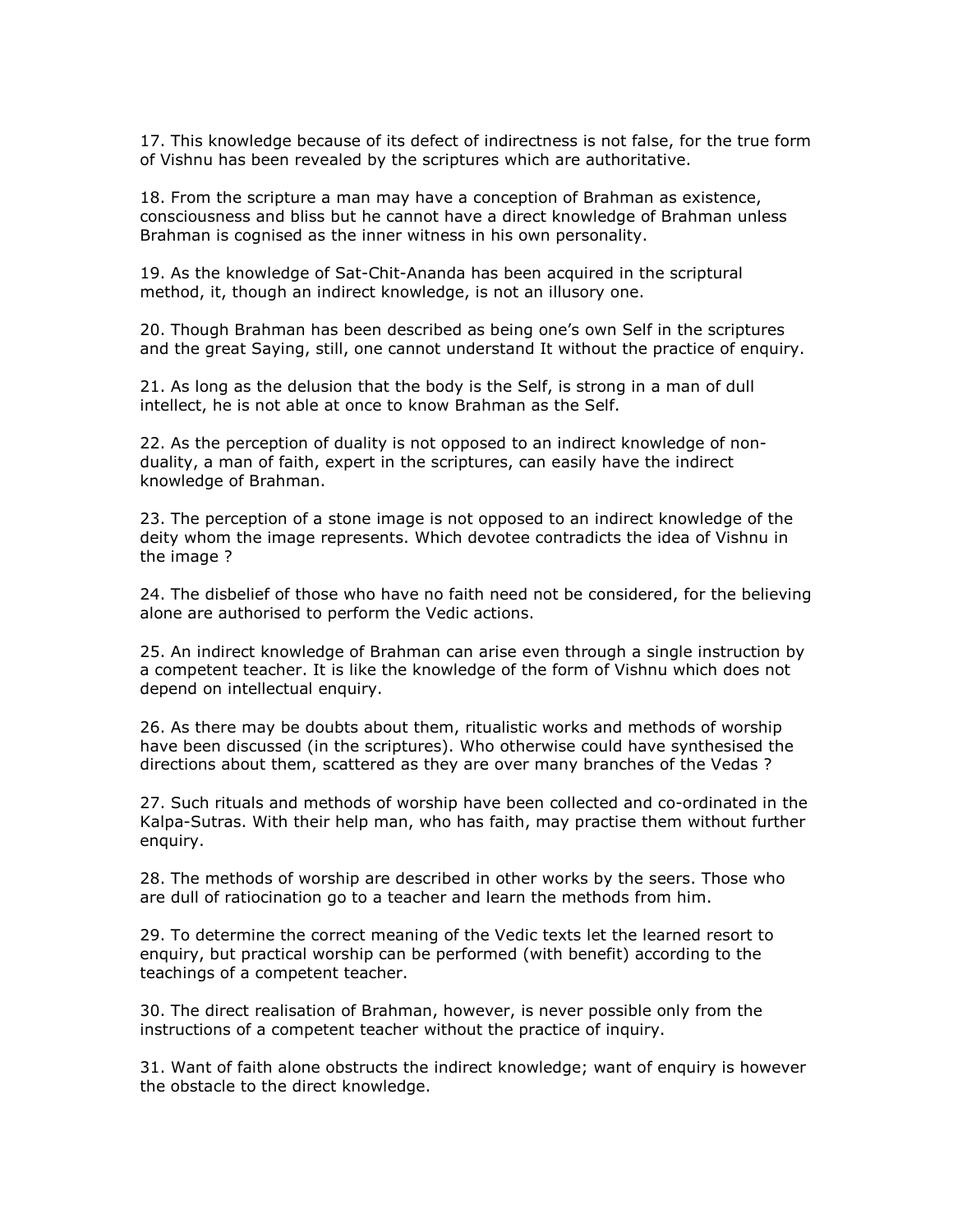17. This knowledge because of its defect of indirectness is not false, for the true form of Vishnu has been revealed by the scriptures which are authoritative.

18. From the scripture a man may have a conception of Brahman as existence, consciousness and bliss but he cannot have a direct knowledge of Brahman unless Brahman is cognised as the inner witness in his own personality.

19. As the knowledge of Sat-Chit-Ananda has been acquired in the scriptural method, it, though an indirect knowledge, is not an illusory one.

20. Though Brahman has been described as being one's own Self in the scriptures and the great Saying, still, one cannot understand It without the practice of enquiry.

21. As long as the delusion that the body is the Self, is strong in a man of dull intellect, he is not able at once to know Brahman as the Self.

22. As the perception of duality is not opposed to an indirect knowledge of non-duality, a man of faith, expert in the scriptures, can easily have the indirect knowledge of Brahman.

23. The perception of a stone image is not opposed to an indirect knowledge of the deity whom the image represents. Which devotee contradicts the idea of Vishnu in the image ?

24. The disbelief of those who have no faith need not be considered, for the believing alone are authorised to perform the Vedic actions.

25. An indirect knowledge of Brahman can arise even through a single instruction by a competent teacher. It is like the knowledge of the form of Vishnu which does not depend on intellectual enquiry.

26. As there may be doubts about them, ritualistic works and methods of worship have been discussed (in the scriptures). Who otherwise could have synthesised the directions about them, scattered as they are over many branches of the Vedas ?

27. Such rituals and methods of worship have been collected and co-ordinated in the Kalpa-Sutras. With their help man, who has faith, may practise them without further enquiry.

28. The methods of worship are described in other works by the seers. Those who are dull of ratiocination go to a teacher and learn the methods from him.

29. To determine the correct meaning of the Vedic texts let the learned resort to enquiry, but practical worship can be performed (with benefit) according to the teachings of a competent teacher.

30. The direct realisation of Brahman, however, is never possible only from the instructions of a competent teacher without the practice of inquiry.

31. Want of faith alone obstructs the indirect knowledge; want of enquiry is however the obstacle to the direct knowledge.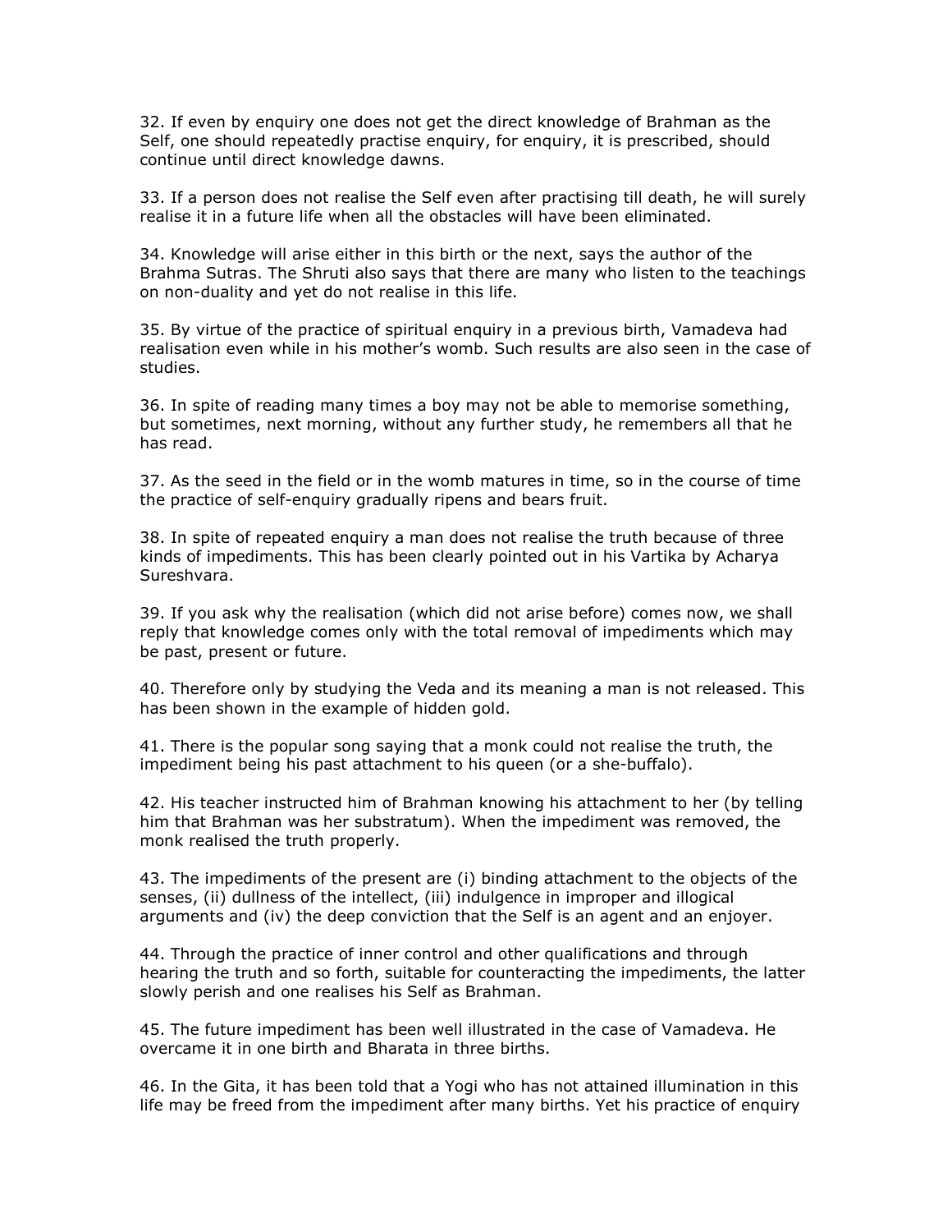32. If even by enquiry one does not get the direct knowledge of Brahman as the Self, one should repeatedly practise enquiry, for enquiry, it is prescribed, should continue until direct knowledge dawns.

33. If a person does not realise the Self even after practising till death, he will surely realise it in a future life when all the obstacles will have been eliminated.

34. Knowledge will arise either in this birth or the next, says the author of the Brahma Sutras. The Shruti also says that there are many who listen to the teachings on non-duality and yet do not realise in this life.

35. By virtue of the practice of spiritual enquiry in a previous birth, Vamadeva had realisation even while in his mother's womb. Such results are also seen in the case of studies.

36. In spite of reading many times a boy may not be able to memorise something, but sometimes, next morning, without any further study, he remembers all that he has read.

37. As the seed in the field or in the womb matures in time, so in the course of time the practice of self-enquiry gradually ripens and bears fruit.

38. In spite of repeated enquiry a man does not realise the truth because of three kinds of impediments. This has been clearly pointed out in his Vartika by Acharya Sureshvara.

39. If you ask why the realisation (which did not arise before) comes now, we shall reply that knowledge comes only with the total removal of impediments which may be past, present or future.

40. Therefore only by studying the Veda and its meaning a man is not released. This has been shown in the example of hidden gold.

41. There is the popular song saying that a monk could not realise the truth, the impediment being his past attachment to his queen (or a she-buffalo).

42. His teacher instructed him of Brahman knowing his attachment to her (by telling him that Brahman was her substratum). When the impediment was removed, the monk realised the truth properly.

43. The impediments of the present are (i) binding attachment to the objects of the senses, (ii) dullness of the intellect, (iii) indulgence in improper and illogical arguments and (iv) the deep conviction that the Self is an agent and an enjoyer.

44. Through the practice of inner control and other qualifications and through hearing the truth and so forth, suitable for counteracting the impediments, the latter slowly perish and one realises his Self as Brahman.

45. The future impediment has been well illustrated in the case of Vamadeva. He overcame it in one birth and Bharata in three births.

46. In the Gita, it has been told that a Yogi who has not attained illumination in this life may be freed from the impediment after many births. Yet his practice of enquiry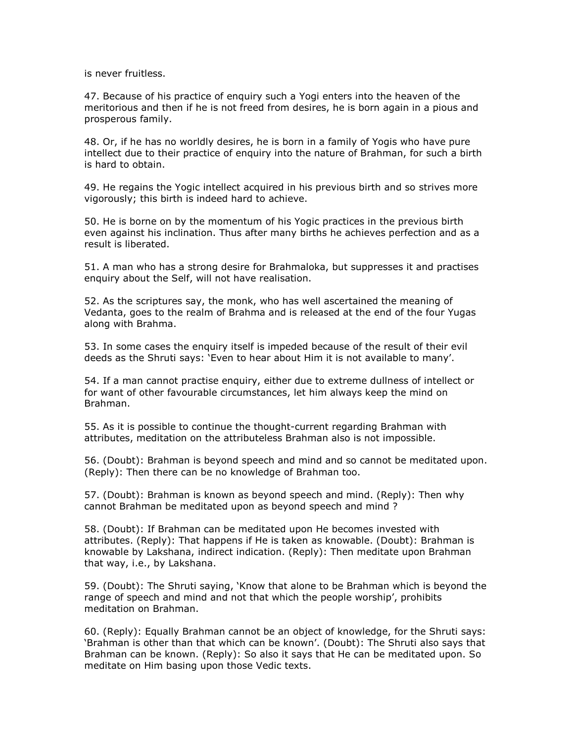is never fruitless.

47. Because of his practice of enquiry such a Yogi enters into the heaven of the meritorious and then if he is not freed from desires, he is born again in a pious and prosperous family.

48. Or, if he has no worldly desires, he is born in a family of Yogis who have pure intellect due to their practice of enquiry into the nature of Brahman, for such a birth is hard to obtain.

49. He regains the Yogic intellect acquired in his previous birth and so strives more vigorously; this birth is indeed hard to achieve.

50. He is borne on by the momentum of his Yogic practices in the previous birth even against his inclination. Thus after many births he achieves perfection and as a result is liberated.

51. A man who has a strong desire for Brahmaloka, but suppresses it and practises enquiry about the Self, will not have realisation.

52. As the scriptures say, the monk, who has well ascertained the meaning of Vedanta, goes to the realm of Brahma and is released at the end of the four Yugas along with Brahma.

53. In some cases the enquiry itself is impeded because of the result of their evil deeds as the Shruti says: 'Even to hear about Him it is not available to many'.

54. If a man cannot practise enquiry, either due to extreme dullness of intellect or for want of other favourable circumstances, let him always keep the mind on Brahman.

55. As it is possible to continue the thought-current regarding Brahman with attributes, meditation on the attributeless Brahman also is not impossible.

56. (Doubt): Brahman is beyond speech and mind and so cannot be meditated upon. (Reply): Then there can be no knowledge of Brahman too.

57. (Doubt): Brahman is known as beyond speech and mind. (Reply): Then why cannot Brahman be meditated upon as beyond speech and mind ?

58. (Doubt): If Brahman can be meditated upon He becomes invested with attributes. (Reply): That happens if He is taken as knowable. (Doubt): Brahman is knowable by Lakshana, indirect indication. (Reply): Then meditate upon Brahman that way, i.e., by Lakshana.

59. (Doubt): The Shruti saying, 'Know that alone to be Brahman which is beyond the range of speech and mind and not that which the people worship', prohibits meditation on Brahman.

60. (Reply): Equally Brahman cannot be an object of knowledge, for the Shruti says: 'Brahman is other than that which can be known'. (Doubt): The Shruti also says that Brahman can be known. (Reply): So also it says that He can be meditated upon. So meditate on Him basing upon those Vedic texts.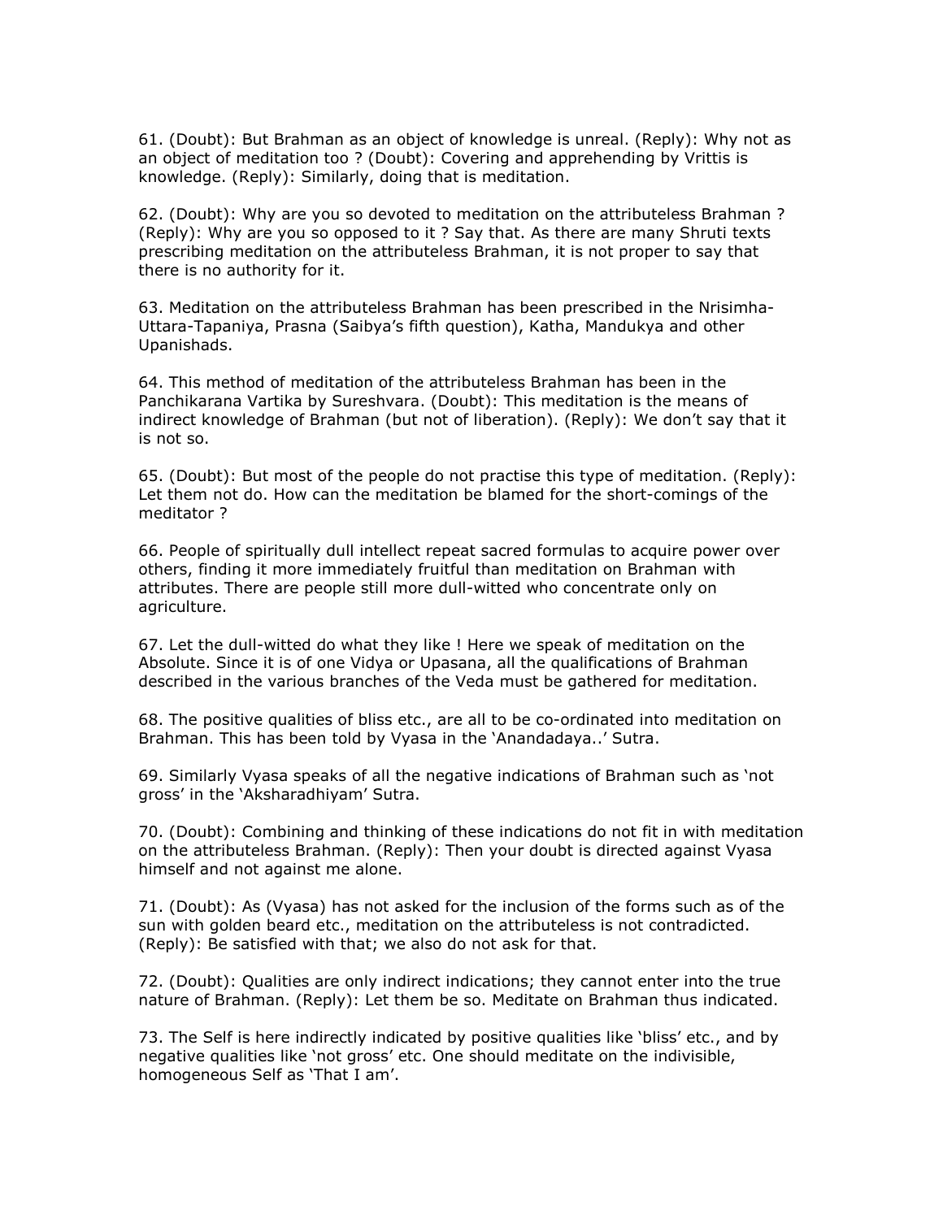61. (Doubt): But Brahman as an object of knowledge is unreal. (Reply): Why not as an object of meditation too ? (Doubt): Covering and apprehending by Vrittis is knowledge. (Reply): Similarly, doing that is meditation.

62. (Doubt): Why are you so devoted to meditation on the attributeless Brahman ? (Reply): Why are you so opposed to it ? Say that. As there are many Shruti texts prescribing meditation on the attributeless Brahman, it is not proper to say that there is no authority for it.

63. Meditation on the attributeless Brahman has been prescribed in the Nrisimha-Uttara-Tapaniya, Prasna (Saibya's fifth question), Katha, Mandukya and other Upanishads.

64. This method of meditation of the attributeless Brahman has been in the Panchikarana Vartika by Sureshvara. (Doubt): This meditation is the means of indirect knowledge of Brahman (but not of liberation). (Reply): We don't say that it is not so.

65. (Doubt): But most of the people do not practise this type of meditation. (Reply): Let them not do. How can the meditation be blamed for the short-comings of the meditator ?

66. People of spiritually dull intellect repeat sacred formulas to acquire power over others, finding it more immediately fruitful than meditation on Brahman with attributes. There are people still more dull-witted who concentrate only on agriculture.

67. Let the dull-witted do what they like ! Here we speak of meditation on the Absolute. Since it is of one Vidya or Upasana, all the qualifications of Brahman described in the various branches of the Veda must be gathered for meditation.

68. The positive qualities of bliss etc., are all to be co-ordinated into meditation on Brahman. This has been told by Vyasa in the 'Anandadaya..' Sutra.

69. Similarly Vyasa speaks of all the negative indications of Brahman such as 'not gross' in the 'Aksharadhiyam' Sutra.

70. (Doubt): Combining and thinking of these indications do not fit in with meditation on the attributeless Brahman. (Reply): Then your doubt is directed against Vyasa himself and not against me alone.

71. (Doubt): As (Vyasa) has not asked for the inclusion of the forms such as of the sun with golden beard etc., meditation on the attributeless is not contradicted. (Reply): Be satisfied with that; we also do not ask for that.

72. (Doubt): Qualities are only indirect indications; they cannot enter into the true nature of Brahman. (Reply): Let them be so. Meditate on Brahman thus indicated.

73. The Self is here indirectly indicated by positive qualities like 'bliss' etc., and by negative qualities like 'not gross' etc. One should meditate on the indivisible, homogeneous Self as 'That I am'.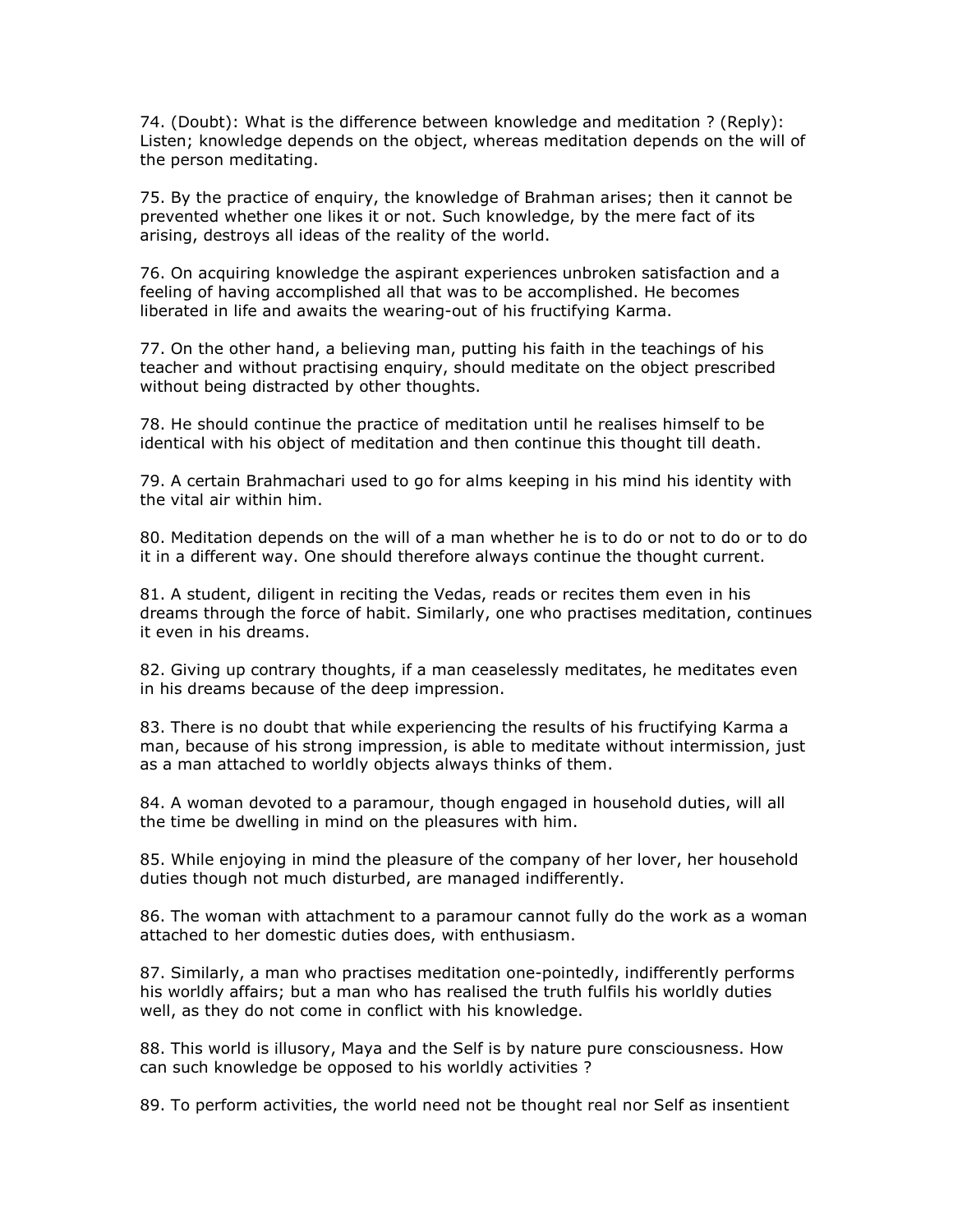74. (Doubt): What is the difference between knowledge and meditation ? (Reply): Listen; knowledge depends on the object, whereas meditation depends on the will of the person meditating.

75. By the practice of enquiry, the knowledge of Brahman arises; then it cannot be prevented whether one likes it or not. Such knowledge, by the mere fact of its arising, destroys all ideas of the reality of the world.

76. On acquiring knowledge the aspirant experiences unbroken satisfaction and a feeling of having accomplished all that was to be accomplished. He becomes liberated in life and awaits the wearing-out of his fructifying Karma.

77. On the other hand, a believing man, putting his faith in the teachings of his teacher and without practising enquiry, should meditate on the object prescribed without being distracted by other thoughts.

78. He should continue the practice of meditation until he realises himself to be identical with his object of meditation and then continue this thought till death.

79. A certain Brahmachari used to go for alms keeping in his mind his identity with the vital air within him.

80. Meditation depends on the will of a man whether he is to do or not to do or to do it in a different way. One should therefore always continue the thought current.

81. A student, diligent in reciting the Vedas, reads or recites them even in his dreams through the force of habit. Similarly, one who practises meditation, continues it even in his dreams.

82. Giving up contrary thoughts, if a man ceaselessly meditates, he meditates even in his dreams because of the deep impression.

83. There is no doubt that while experiencing the results of his fructifying Karma a man, because of his strong impression, is able to meditate without intermission, just as a man attached to worldly objects always thinks of them.

84. A woman devoted to a paramour, though engaged in household duties, will all the time be dwelling in mind on the pleasures with him.

85. While enjoying in mind the pleasure of the company of her lover, her household duties though not much disturbed, are managed indifferently.

86. The woman with attachment to a paramour cannot fully do the work as a woman attached to her domestic duties does, with enthusiasm.

87. Similarly, a man who practises meditation one-pointedly, indifferently performs his worldly affairs; but a man who has realised the truth fulfils his worldly duties well, as they do not come in conflict with his knowledge.

88. This world is illusory, Maya and the Self is by nature pure consciousness. How can such knowledge be opposed to his worldly activities ?

89. To perform activities, the world need not be thought real nor Self as insentient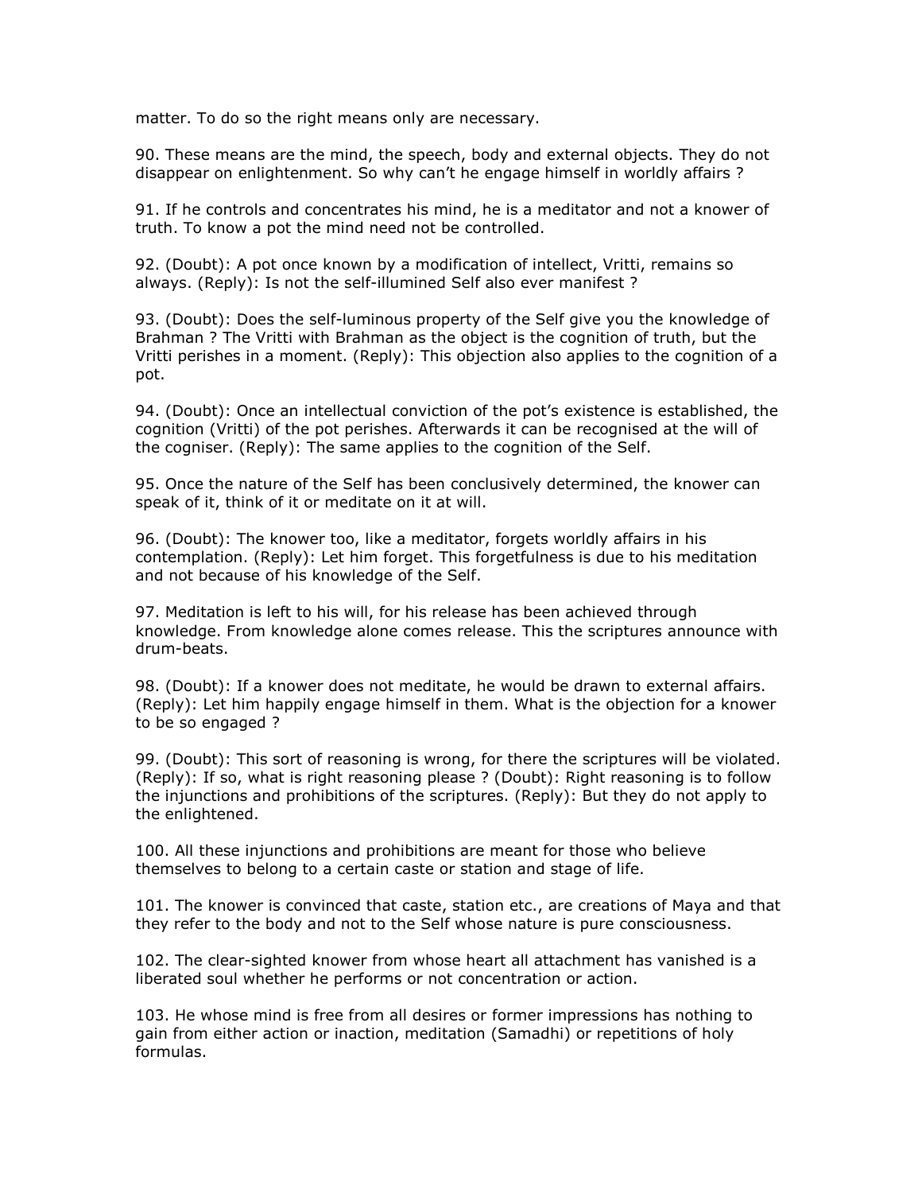matter. To do so the right means only are necessary.

90. These means are the mind, the speech, body and external objects. They do not disappear on enlightenment. So why can't he engage himself in worldly affairs ?

91. If he controls and concentrates his mind, he is a meditator and not a knower of truth. To know a pot the mind need not be controlled.

92. (Doubt): A pot once known by a modification of intellect, Vritti, remains so always. (Reply): Is not the self-illumined Self also ever manifest ?

93. (Doubt): Does the self-luminous property of the Self give you the knowledge of Brahman ? The Vritti with Brahman as the object is the cognition of truth, but the Vritti perishes in a moment. (Reply): This objection also applies to the cognition of a pot.

94. (Doubt): Once an intellectual conviction of the pot's existence is established, the cognition (Vritti) of the pot perishes. Afterwards it can be recognised at the will of the cogniser. (Reply): The same applies to the cognition of the Self.

95. Once the nature of the Self has been conclusively determined, the knower can speak of it, think of it or meditate on it at will.

96. (Doubt): The knower too, like a meditator, forgets worldly affairs in his contemplation. (Reply): Let him forget. This forgetfulness is due to his meditation and not because of his knowledge of the Self.

97. Meditation is left to his will, for his release has been achieved through knowledge. From knowledge alone comes release. This the scriptures announce with drum-beats.

98. (Doubt): If a knower does not meditate, he would be drawn to external affairs. (Reply): Let him happily engage himself in them. What is the objection for a knower to be so engaged ?

99. (Doubt): This sort of reasoning is wrong, for there the scriptures will be violated. (Reply): If so, what is right reasoning please ? (Doubt): Right reasoning is to follow the injunctions and prohibitions of the scriptures. (Reply): But they do not apply to the enlightened.

100. All these injunctions and prohibitions are meant for those who believe themselves to belong to a certain caste or station and stage of life.

101. The knower is convinced that caste, station etc., are creations of Maya and that they refer to the body and not to the Self whose nature is pure consciousness.

102. The clear-sighted knower from whose heart all attachment has vanished is a liberated soul whether he performs or not concentration or action.

103. He whose mind is free from all desires or former impressions has nothing to gain from either action or inaction, meditation (Samadhi) or repetitions of holy formulas.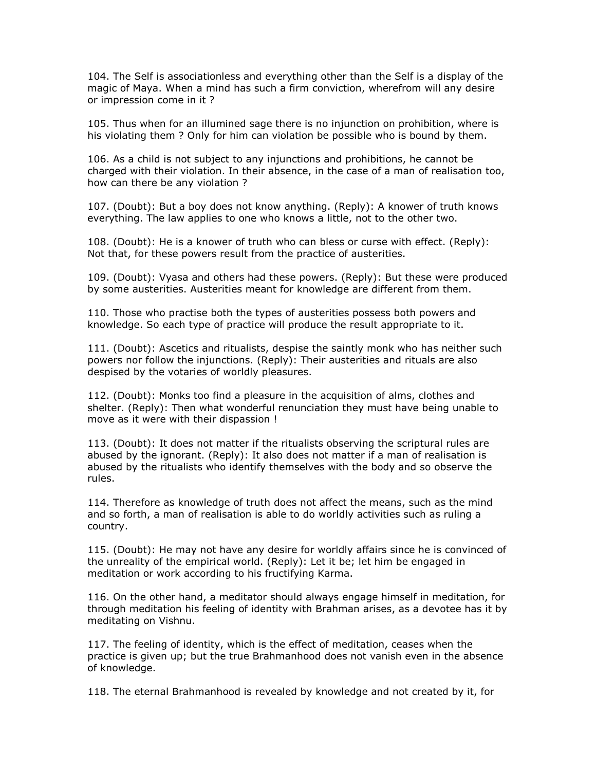104. The Self is associationless and everything other than the Self is a display of the magic of Maya. When a mind has such a firm conviction, wherefrom will any desire or impression come in it ?

105. Thus when for an illumined sage there is no injunction on prohibition, where is his violating them ? Only for him can violation be possible who is bound by them.

106. As a child is not subject to any injunctions and prohibitions, he cannot be charged with their violation. In their absence, in the case of a man of realisation too, how can there be any violation ?

107. (Doubt): But a boy does not know anything. (Reply): A knower of truth knows everything. The law applies to one who knows a little, not to the other two.

108. (Doubt): He is a knower of truth who can bless or curse with effect. (Reply): Not that, for these powers result from the practice of austerities.

109. (Doubt): Vyasa and others had these powers. (Reply): But these were produced by some austerities. Austerities meant for knowledge are different from them.

110. Those who practise both the types of austerities possess both powers and knowledge. So each type of practice will produce the result appropriate to it.

111. (Doubt): Ascetics and ritualists, despise the saintly monk who has neither such powers nor follow the injunctions. (Reply): Their austerities and rituals are also despised by the votaries of worldly pleasures.

112. (Doubt): Monks too find a pleasure in the acquisition of alms, clothes and shelter. (Reply): Then what wonderful renunciation they must have being unable to move as it were with their dispassion !

113. (Doubt): It does not matter if the ritualists observing the scriptural rules are abused by the ignorant. (Reply): It also does not matter if a man of realisation is abused by the ritualists who identify themselves with the body and so observe the rules.

114. Therefore as knowledge of truth does not affect the means, such as the mind and so forth, a man of realisation is able to do worldly activities such as ruling a country.

115. (Doubt): He may not have any desire for worldly affairs since he is convinced of the unreality of the empirical world. (Reply): Let it be; let him be engaged in meditation or work according to his fructifying Karma.

116. On the other hand, a meditator should always engage himself in meditation, for through meditation his feeling of identity with Brahman arises, as a devotee has it by meditating on Vishnu.

117. The feeling of identity, which is the effect of meditation, ceases when the practice is given up; but the true Brahmanhood does not vanish even in the absence of knowledge.

118. The eternal Brahmanhood is revealed by knowledge and not created by it, for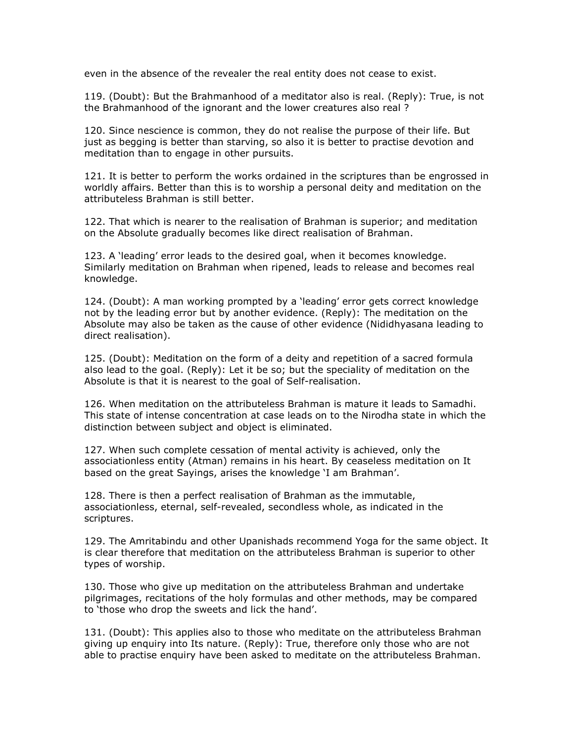even in the absence of the revealer the real entity does not cease to exist.

119. (Doubt): But the Brahmanhood of a meditator also is real. (Reply): True, is not the Brahmanhood of the ignorant and the lower creatures also real ?

120. Since nescience is common, they do not realise the purpose of their life. But just as begging is better than starving, so also it is better to practise devotion and meditation than to engage in other pursuits.

121. It is better to perform the works ordained in the scriptures than be engrossed in worldly affairs. Better than this is to worship a personal deity and meditation on the attributeless Brahman is still better.

122. That which is nearer to the realisation of Brahman is superior; and meditation on the Absolute gradually becomes like direct realisation of Brahman.

123. A 'leading' error leads to the desired goal, when it becomes knowledge. Similarly meditation on Brahman when ripened, leads to release and becomes real knowledge.

124. (Doubt): A man working prompted by a 'leading' error gets correct knowledge not by the leading error but by another evidence. (Reply): The meditation on the Absolute may also be taken as the cause of other evidence (Nididhyasana leading to direct realisation).

125. (Doubt): Meditation on the form of a deity and repetition of a sacred formula also lead to the goal. (Reply): Let it be so; but the speciality of meditation on the Absolute is that it is nearest to the goal of Self-realisation.

126. When meditation on the attributeless Brahman is mature it leads to Samadhi. This state of intense concentration at case leads on to the Nirodha state in which the distinction between subject and object is eliminated.

127. When such complete cessation of mental activity is achieved, only the associationless entity (Atman) remains in his heart. By ceaseless meditation on It based on the great Sayings, arises the knowledge 'I am Brahman'.

128. There is then a perfect realisation of Brahman as the immutable, associationless, eternal, self-revealed, secondless whole, as indicated in the scriptures.

129. The Amritabindu and other Upanishads recommend Yoga for the same object. It is clear therefore that meditation on the attributeless Brahman is superior to other types of worship.

130. Those who give up meditation on the attributeless Brahman and undertake pilgrimages, recitations of the holy formulas and other methods, may be compared to 'those who drop the sweets and lick the hand'.

131. (Doubt): This applies also to those who meditate on the attributeless Brahman giving up enquiry into Its nature. (Reply): True, therefore only those who are not able to practise enquiry have been asked to meditate on the attributeless Brahman.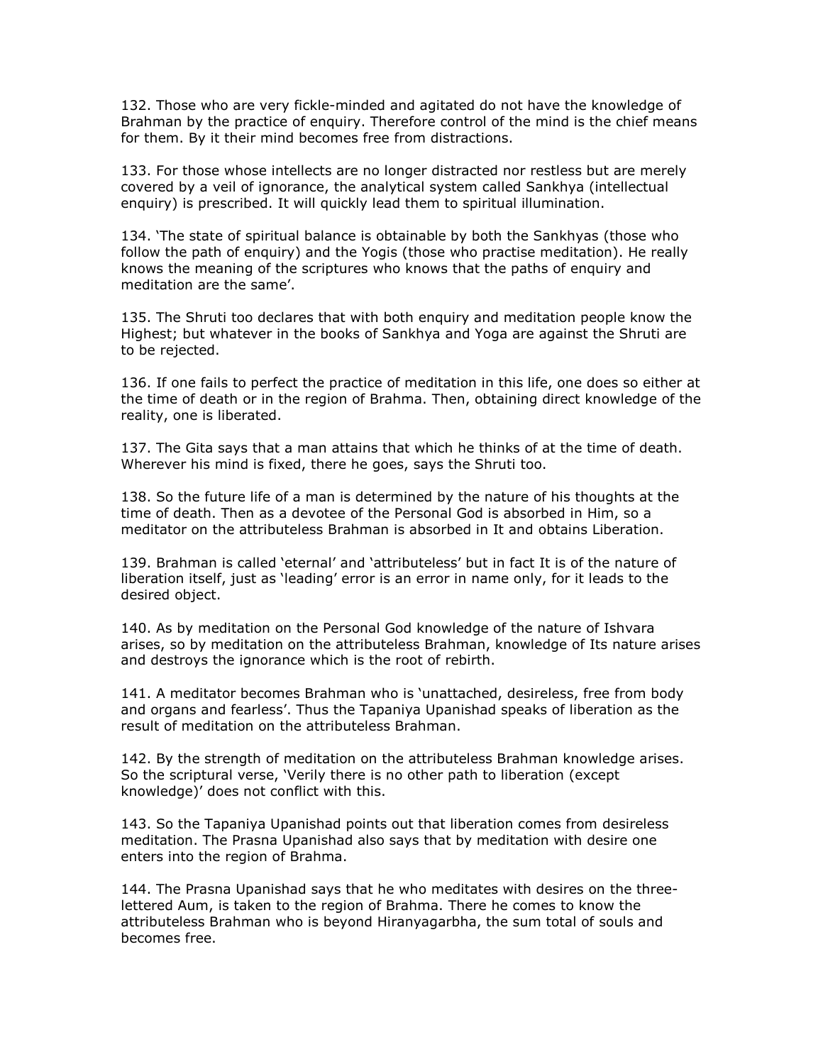132. Those who are very fickle-minded and agitated do not have the knowledge of Brahman by the practice of enquiry. Therefore control of the mind is the chief means for them. By it their mind becomes free from distractions.

133. For those whose intellects are no longer distracted nor restless but are merely covered by a veil of ignorance, the analytical system called Sankhya (intellectual enquiry) is prescribed. It will quickly lead them to spiritual illumination.

134. 'The state of spiritual balance is obtainable by both the Sankhyas (those who follow the path of enquiry) and the Yogis (those who practise meditation). He really knows the meaning of the scriptures who knows that the paths of enquiry and meditation are the same'.

135. The Shruti too declares that with both enquiry and meditation people know the Highest; but whatever in the books of Sankhya and Yoga are against the Shruti are to be rejected.

136. If one fails to perfect the practice of meditation in this life, one does so either at the time of death or in the region of Brahma. Then, obtaining direct knowledge of the reality, one is liberated.

137. The Gita says that a man attains that which he thinks of at the time of death. Wherever his mind is fixed, there he goes, says the Shruti too.

138. So the future life of a man is determined by the nature of his thoughts at the time of death. Then as a devotee of the Personal God is absorbed in Him, so a meditator on the attributeless Brahman is absorbed in It and obtains Liberation.

139. Brahman is called 'eternal' and 'attributeless' but in fact It is of the nature of liberation itself, just as 'leading' error is an error in name only, for it leads to the desired object.

140. As by meditation on the Personal God knowledge of the nature of Ishvara arises, so by meditation on the attributeless Brahman, knowledge of Its nature arises and destroys the ignorance which is the root of rebirth.

141. A meditator becomes Brahman who is 'unattached, desireless, free from body and organs and fearless'. Thus the Tapaniya Upanishad speaks of liberation as the result of meditation on the attributeless Brahman.

142. By the strength of meditation on the attributeless Brahman knowledge arises. So the scriptural verse, 'Verily there is no other path to liberation (except knowledge)' does not conflict with this.

143. So the Tapaniya Upanishad points out that liberation comes from desireless meditation. The Prasna Upanishad also says that by meditation with desire one enters into the region of Brahma.

144. The Prasna Upanishad says that he who meditates with desires on the three-lettered Aum, is taken to the region of Brahma. There he comes to know the attributeless Brahman who is beyond Hiranyagarbha, the sum total of souls and becomes free.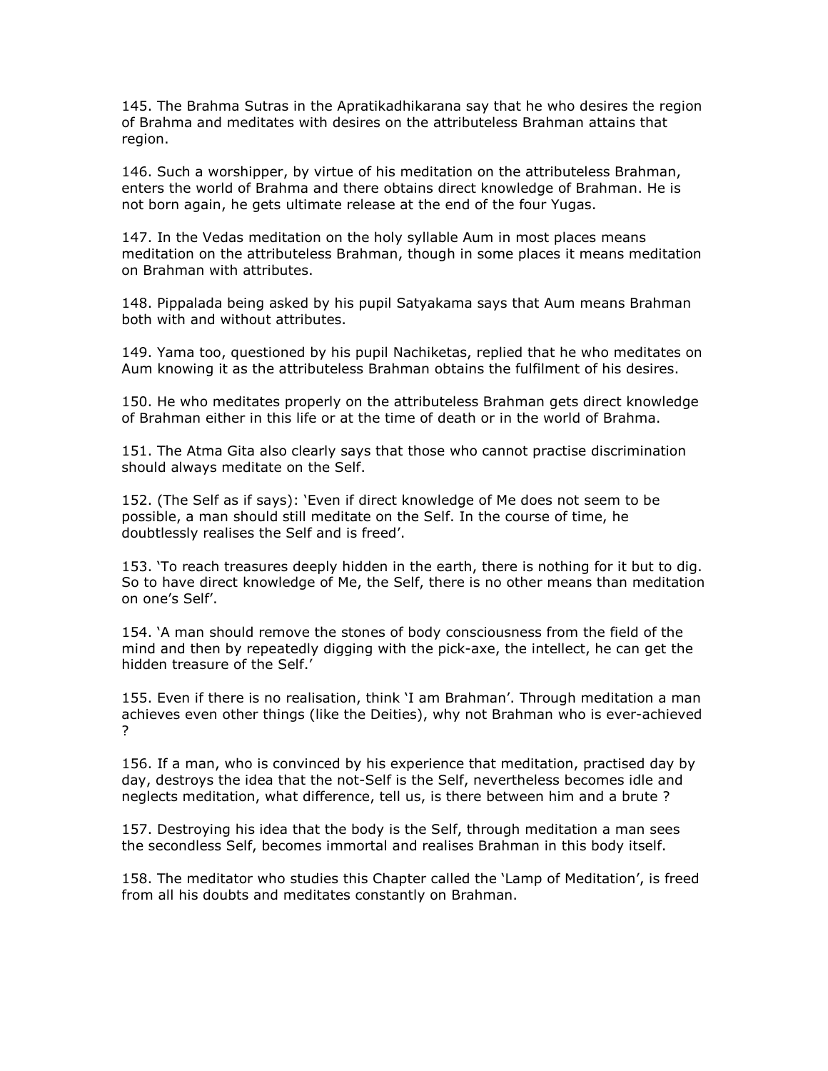145. The Brahma Sutras in the Apratikadhikarana say that he who desires the region of Brahma and meditates with desires on the attributeless Brahman attains that region.

146. Such a worshipper, by virtue of his meditation on the attributeless Brahman, enters the world of Brahma and there obtains direct knowledge of Brahman. He is not born again, he gets ultimate release at the end of the four Yugas.

147. In the Vedas meditation on the holy syllable Aum in most places means meditation on the attributeless Brahman, though in some places it means meditation on Brahman with attributes.

148. Pippalada being asked by his pupil Satyakama says that Aum means Brahman both with and without attributes.

149. Yama too, questioned by his pupil Nachiketas, replied that he who meditates on Aum knowing it as the attributeless Brahman obtains the fulfilment of his desires.

150. He who meditates properly on the attributeless Brahman gets direct knowledge of Brahman either in this life or at the time of death or in the world of Brahma.

151. The Atma Gita also clearly says that those who cannot practise discrimination should always meditate on the Self.

152. (The Self as if says): 'Even if direct knowledge of Me does not seem to be possible, a man should still meditate on the Self. In the course of time, he doubtlessly realises the Self and is freed'.

153. 'To reach treasures deeply hidden in the earth, there is nothing for it but to dig. So to have direct knowledge of Me, the Self, there is no other means than meditation on one's Self'.

154. 'A man should remove the stones of body consciousness from the field of the mind and then by repeatedly digging with the pick-axe, the intellect, he can get the hidden treasure of the Self.'

155. Even if there is no realisation, think 'I am Brahman'. Through meditation a man achieves even other things (like the Deities), why not Brahman who is ever-achieved ?

156. If a man, who is convinced by his experience that meditation, practised day by day, destroys the idea that the not-Self is the Self, nevertheless becomes idle and neglects meditation, what difference, tell us, is there between him and a brute ?

157. Destroying his idea that the body is the Self, through meditation a man sees the secondless Self, becomes immortal and realises Brahman in this body itself.

158. The meditator who studies this Chapter called the 'Lamp of Meditation', is freed from all his doubts and meditates constantly on Brahman.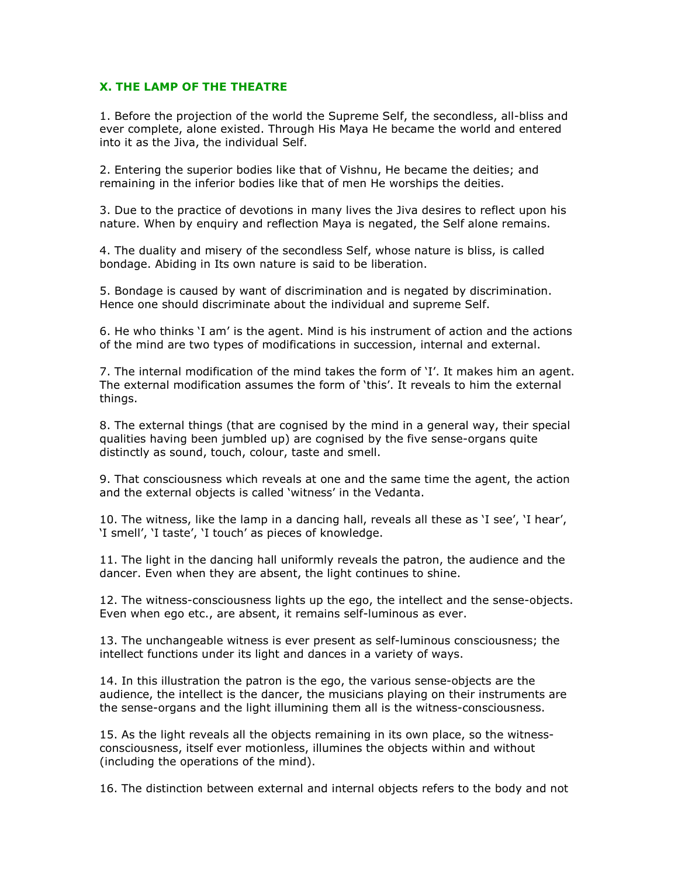### X. THE LAMP OF THE THEATRE

1. Before the projection of the world the Supreme Self, the secondless, all-bliss and ever complete, alone existed. Through His Maya He became the world and entered into it as the Jiva, the individual Self.

2. Entering the superior bodies like that of Vishnu, He became the deities; and remaining in the inferior bodies like that of men He worships the deities.

3. Due to the practice of devotions in many lives the Jiva desires to reflect upon his nature. When by enquiry and reflection Maya is negated, the Self alone remains.

4. The duality and misery of the secondless Self, whose nature is bliss, is called bondage. Abiding in Its own nature is said to be liberation.

5. Bondage is caused by want of discrimination and is negated by discrimination. Hence one should discriminate about the individual and supreme Self.

6. He who thinks 'I am' is the agent. Mind is his instrument of action and the actions of the mind are two types of modifications in succession, internal and external.

7. The internal modification of the mind takes the form of 'I'. It makes him an agent. The external modification assumes the form of 'this'. It reveals to him the external things.

8. The external things (that are cognised by the mind in a general way, their special qualities having been jumbled up) are cognised by the five sense-organs quite distinctly as sound, touch, colour, taste and smell.

9. That consciousness which reveals at one and the same time the agent, the action and the external objects is called 'witness' in the Vedanta.

10. The witness, like the lamp in a dancing hall, reveals all these as 'I see', 'I hear', 'I smell', 'I taste', 'I touch' as pieces of knowledge.

11. The light in the dancing hall uniformly reveals the patron, the audience and the dancer. Even when they are absent, the light continues to shine.

12. The witness-consciousness lights up the ego, the intellect and the sense-objects. Even when ego etc., are absent, it remains self-luminous as ever.

13. The unchangeable witness is ever present as self-luminous consciousness; the intellect functions under its light and dances in a variety of ways.

14. In this illustration the patron is the ego, the various sense-objects are the audience, the intellect is the dancer, the musicians playing on their instruments are the sense-organs and the light illumining them all is the witness-consciousness.

15. As the light reveals all the objects remaining in its own place, so the witness-consciousness, itself ever motionless, illumines the objects within and without (including the operations of the mind).

16. The distinction between external and internal objects refers to the body and not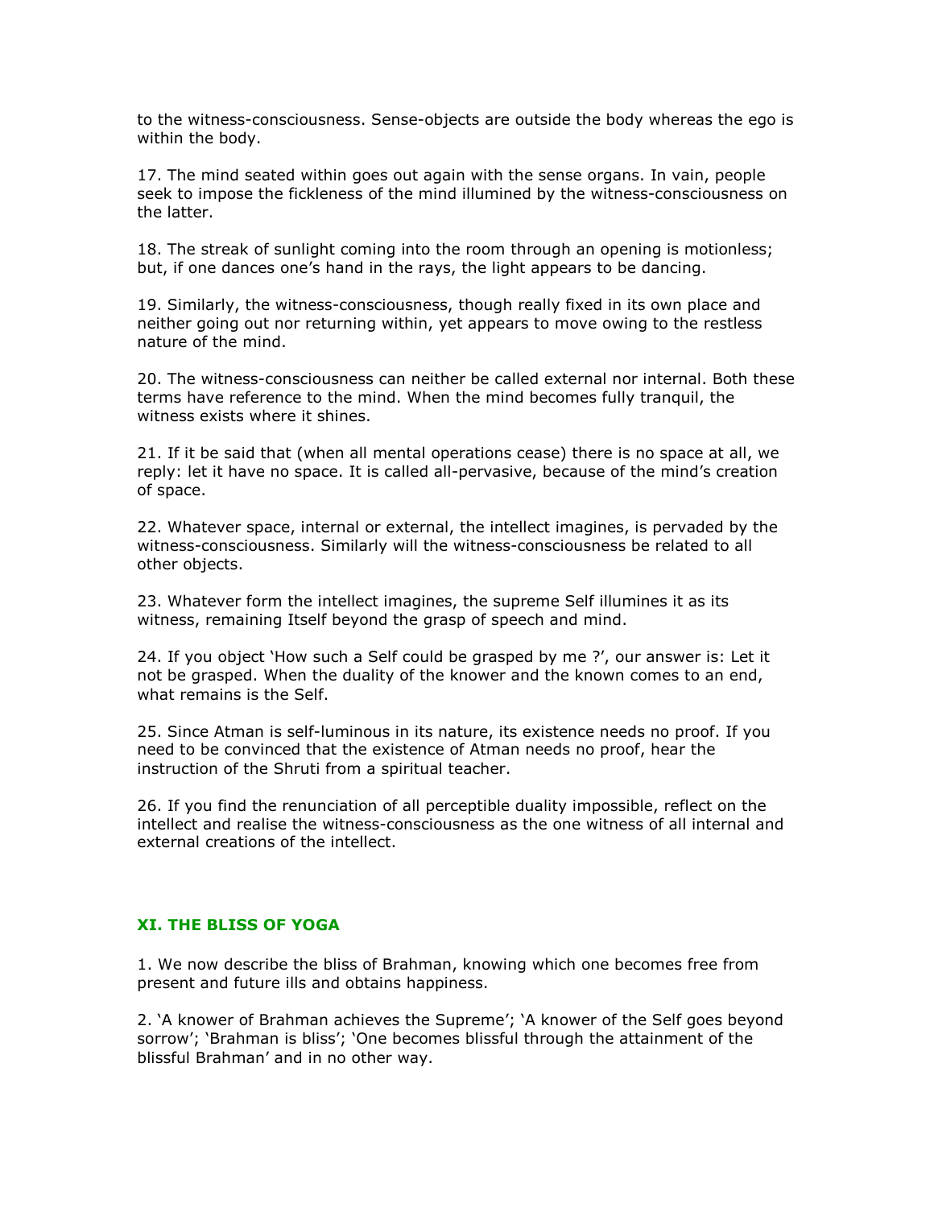to the witness-consciousness. Sense-objects are outside the body whereas the ego is within the body.

17. The mind seated within goes out again with the sense organs. In vain, people seek to impose the fickleness of the mind illumined by the witness-consciousness on the latter.

18. The streak of sunlight coming into the room through an opening is motionless; but, if one dances one's hand in the rays, the light appears to be dancing.

19. Similarly, the witness-consciousness, though really fixed in its own place and neither going out nor returning within, yet appears to move owing to the restless nature of the mind.

20. The witness-consciousness can neither be called external nor internal. Both these terms have reference to the mind. When the mind becomes fully tranquil, the witness exists where it shines.

21. If it be said that (when all mental operations cease) there is no space at all, we reply: let it have no space. It is called all-pervasive, because of the mind's creation of space.

22. Whatever space, internal or external, the intellect imagines, is pervaded by the witness-consciousness. Similarly will the witness-consciousness be related to all other objects.

23. Whatever form the intellect imagines, the supreme Self illumines it as its witness, remaining Itself beyond the grasp of speech and mind.

24. If you object 'How such a Self could be grasped by me ?', our answer is: Let it not be grasped. When the duality of the knower and the known comes to an end, what remains is the Self.

25. Since Atman is self-luminous in its nature, its existence needs no proof. If you need to be convinced that the existence of Atman needs no proof, hear the instruction of the Shruti from a spiritual teacher.

26. If you find the renunciation of all perceptible duality impossible, reflect on the intellect and realise the witness-consciousness as the one witness of all internal and external creations of the intellect.

## XI. THE BLISS OF YOGA

1. We now describe the bliss of Brahman, knowing which one becomes free from present and future ills and obtains happiness.

2. 'A knower of Brahman achieves the Supreme'; 'A knower of the Self goes beyond sorrow'; 'Brahman is bliss'; 'One becomes blissful through the attainment of the blissful Brahman' and in no other way.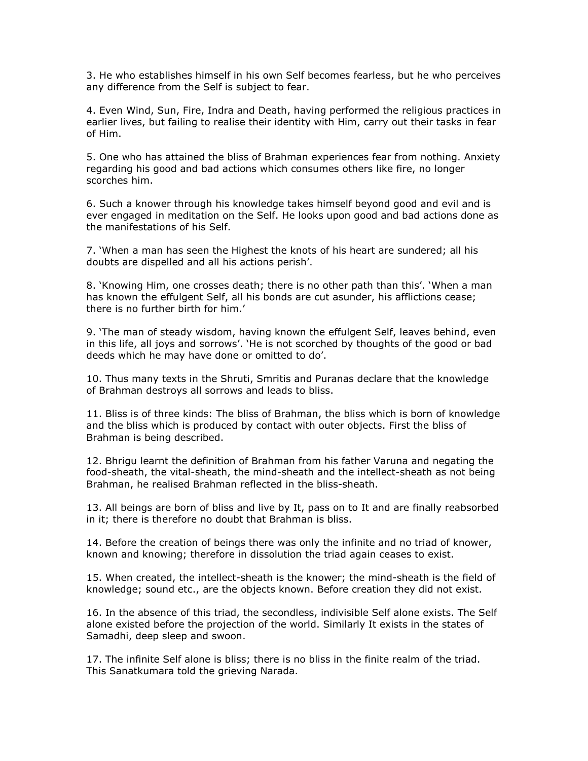3. He who establishes himself in his own Self becomes fearless, but he who perceives any difference from the Self is subject to fear.

4. Even Wind, Sun, Fire, Indra and Death, having performed the religious practices in earlier lives, but failing to realise their identity with Him, carry out their tasks in fear of Him.

5. One who has attained the bliss of Brahman experiences fear from nothing. Anxiety regarding his good and bad actions which consumes others like fire, no longer scorches him.

6. Such a knower through his knowledge takes himself beyond good and evil and is ever engaged in meditation on the Self. He looks upon good and bad actions done as the manifestations of his Self.

7. 'When a man has seen the Highest the knots of his heart are sundered; all his doubts are dispelled and all his actions perish'.

8. 'Knowing Him, one crosses death; there is no other path than this'. 'When a man has known the effulgent Self, all his bonds are cut asunder, his afflictions cease; there is no further birth for him.'

9. 'The man of steady wisdom, having known the effulgent Self, leaves behind, even in this life, all joys and sorrows'. 'He is not scorched by thoughts of the good or bad deeds which he may have done or omitted to do'.

10. Thus many texts in the Shruti, Smritis and Puranas declare that the knowledge of Brahman destroys all sorrows and leads to bliss.

11. Bliss is of three kinds: The bliss of Brahman, the bliss which is born of knowledge and the bliss which is produced by contact with outer objects. First the bliss of Brahman is being described.

12. Bhrigu learnt the definition of Brahman from his father Varuna and negating the food-sheath, the vital-sheath, the mind-sheath and the intellect-sheath as not being Brahman, he realised Brahman reflected in the bliss-sheath.

13. All beings are born of bliss and live by It, pass on to It and are finally reabsorbed in it; there is therefore no doubt that Brahman is bliss.

14. Before the creation of beings there was only the infinite and no triad of knower, known and knowing; therefore in dissolution the triad again ceases to exist.

15. When created, the intellect-sheath is the knower; the mind-sheath is the field of knowledge; sound etc., are the objects known. Before creation they did not exist.

16. In the absence of this triad, the secondless, indivisible Self alone exists. The Self alone existed before the projection of the world. Similarly It exists in the states of Samadhi, deep sleep and swoon.

17. The infinite Self alone is bliss; there is no bliss in the finite realm of the triad. This Sanatkumara told the grieving Narada.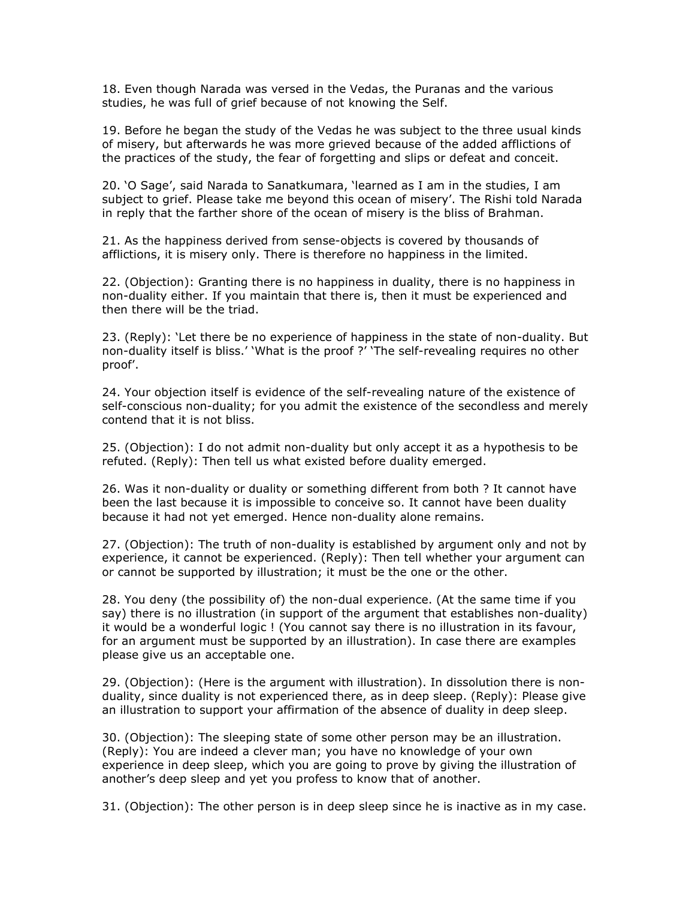18. Even though Narada was versed in the Vedas, the Puranas and the various studies, he was full of grief because of not knowing the Self.

19. Before he began the study of the Vedas he was subject to the three usual kinds of misery, but afterwards he was more grieved because of the added afflictions of the practices of the study, the fear of forgetting and slips or defeat and conceit.

20. 'O Sage', said Narada to Sanatkumara, 'learned as I am in the studies, I am subject to grief. Please take me beyond this ocean of misery'. The Rishi told Narada in reply that the farther shore of the ocean of misery is the bliss of Brahman.

21. As the happiness derived from sense-objects is covered by thousands of afflictions, it is misery only. There is therefore no happiness in the limited.

22. (Objection): Granting there is no happiness in duality, there is no happiness in non-duality either. If you maintain that there is, then it must be experienced and then there will be the triad.

23. (Reply): 'Let there be no experience of happiness in the state of non-duality. But non-duality itself is bliss.' 'What is the proof ?' 'The self-revealing requires no other proof'.

24. Your objection itself is evidence of the self-revealing nature of the existence of self-conscious non-duality; for you admit the existence of the secondless and merely contend that it is not bliss.

25. (Objection): I do not admit non-duality but only accept it as a hypothesis to be refuted. (Reply): Then tell us what existed before duality emerged.

26. Was it non-duality or duality or something different from both ? It cannot have been the last because it is impossible to conceive so. It cannot have been duality because it had not yet emerged. Hence non-duality alone remains.

27. (Objection): The truth of non-duality is established by argument only and not by experience, it cannot be experienced. (Reply): Then tell whether your argument can or cannot be supported by illustration; it must be the one or the other.

28. You deny (the possibility of) the non-dual experience. (At the same time if you say) there is no illustration (in support of the argument that establishes non-duality) it would be a wonderful logic ! (You cannot say there is no illustration in its favour, for an argument must be supported by an illustration). In case there are examples please give us an acceptable one.

29. (Objection): (Here is the argument with illustration). In dissolution there is non-duality, since duality is not experienced there, as in deep sleep. (Reply): Please give an illustration to support your affirmation of the absence of duality in deep sleep.

30. (Objection): The sleeping state of some other person may be an illustration. (Reply): You are indeed a clever man; you have no knowledge of your own experience in deep sleep, which you are going to prove by giving the illustration of another's deep sleep and yet you profess to know that of another.

31. (Objection): The other person is in deep sleep since he is inactive as in my case.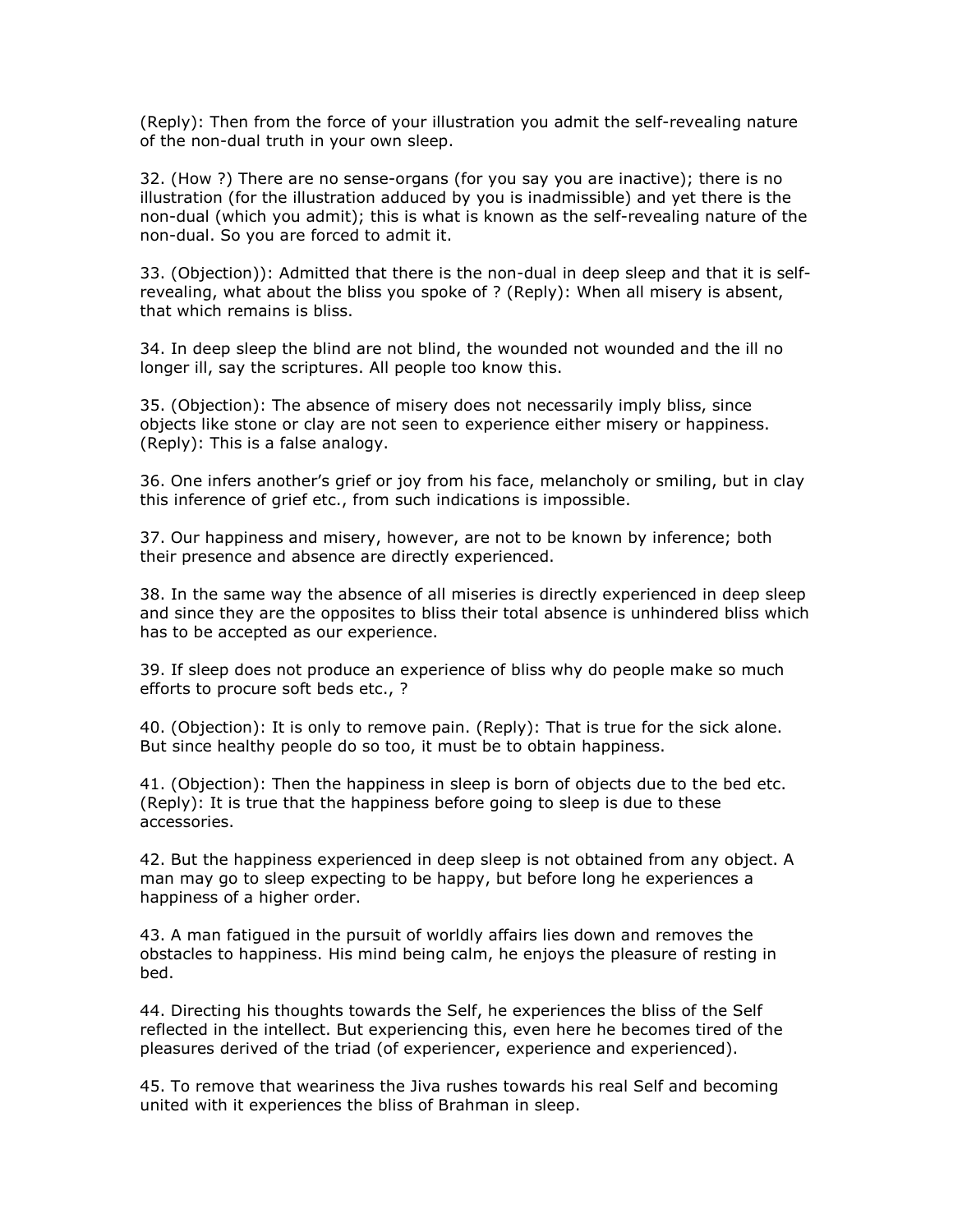(Reply): Then from the force of your illustration you admit the self-revealing nature of the non-dual truth in your own sleep.

32. (How ?) There are no sense-organs (for you say you are inactive); there is no illustration (for the illustration adduced by you is inadmissible) and yet there is the non-dual (which you admit); this is what is known as the self-revealing nature of the non-dual. So you are forced to admit it.

33. (Objection)): Admitted that there is the non-dual in deep sleep and that it is self-revealing, what about the bliss you spoke of ? (Reply): When all misery is absent, that which remains is bliss.

34. In deep sleep the blind are not blind, the wounded not wounded and the ill no longer ill, say the scriptures. All people too know this.

35. (Objection): The absence of misery does not necessarily imply bliss, since objects like stone or clay are not seen to experience either misery or happiness. (Reply): This is a false analogy.

36. One infers another's grief or joy from his face, melancholy or smiling, but in clay this inference of grief etc., from such indications is impossible.

37. Our happiness and misery, however, are not to be known by inference; both their presence and absence are directly experienced.

38. In the same way the absence of all miseries is directly experienced in deep sleep and since they are the opposites to bliss their total absence is unhindered bliss which has to be accepted as our experience.

39. If sleep does not produce an experience of bliss why do people make so much efforts to procure soft beds etc., ?

40. (Objection): It is only to remove pain. (Reply): That is true for the sick alone. But since healthy people do so too, it must be to obtain happiness.

41. (Objection): Then the happiness in sleep is born of objects due to the bed etc. (Reply): It is true that the happiness before going to sleep is due to these accessories.

42. But the happiness experienced in deep sleep is not obtained from any object. A man may go to sleep expecting to be happy, but before long he experiences a happiness of a higher order.

43. A man fatigued in the pursuit of worldly affairs lies down and removes the obstacles to happiness. His mind being calm, he enjoys the pleasure of resting in bed.

44. Directing his thoughts towards the Self, he experiences the bliss of the Self reflected in the intellect. But experiencing this, even here he becomes tired of the pleasures derived of the triad (of experiencer, experience and experienced).

45. To remove that weariness the Jiva rushes towards his real Self and becoming united with it experiences the bliss of Brahman in sleep.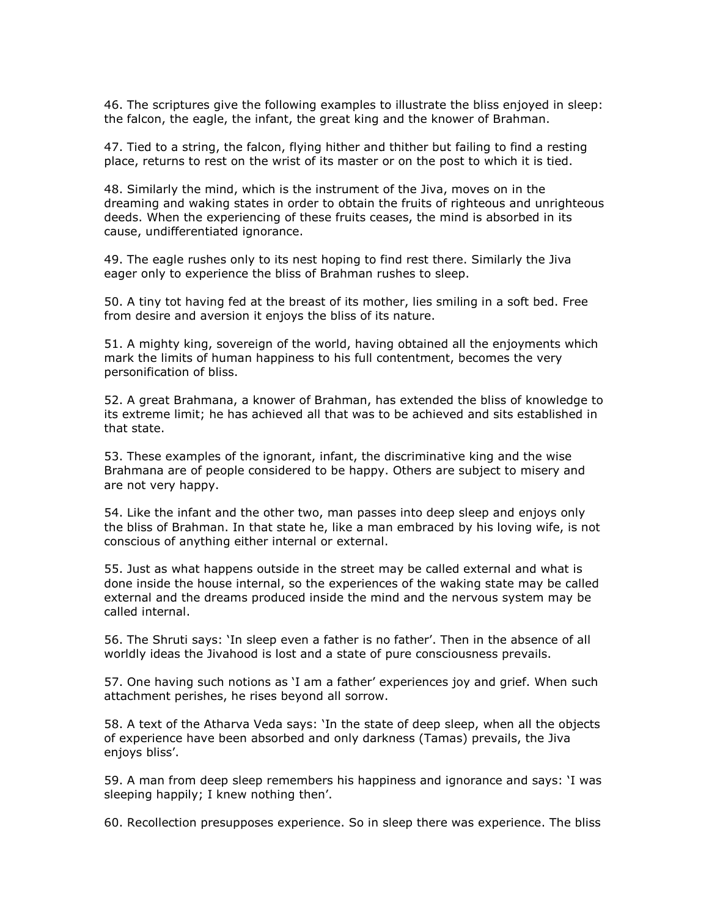46. The scriptures give the following examples to illustrate the bliss enjoyed in sleep: the falcon, the eagle, the infant, the great king and the knower of Brahman.

47. Tied to a string, the falcon, flying hither and thither but failing to find a resting place, returns to rest on the wrist of its master or on the post to which it is tied.

48. Similarly the mind, which is the instrument of the Jiva, moves on in the dreaming and waking states in order to obtain the fruits of righteous and unrighteous deeds. When the experiencing of these fruits ceases, the mind is absorbed in its cause, undifferentiated ignorance.

49. The eagle rushes only to its nest hoping to find rest there. Similarly the Jiva eager only to experience the bliss of Brahman rushes to sleep.

50. A tiny tot having fed at the breast of its mother, lies smiling in a soft bed. Free from desire and aversion it enjoys the bliss of its nature.

51. A mighty king, sovereign of the world, having obtained all the enjoyments which mark the limits of human happiness to his full contentment, becomes the very personification of bliss.

52. A great Brahmana, a knower of Brahman, has extended the bliss of knowledge to its extreme limit; he has achieved all that was to be achieved and sits established in that state.

53. These examples of the ignorant, infant, the discriminative king and the wise Brahmana are of people considered to be happy. Others are subject to misery and are not very happy.

54. Like the infant and the other two, man passes into deep sleep and enjoys only the bliss of Brahman. In that state he, like a man embraced by his loving wife, is not conscious of anything either internal or external.

55. Just as what happens outside in the street may be called external and what is done inside the house internal, so the experiences of the waking state may be called external and the dreams produced inside the mind and the nervous system may be called internal.

56. The Shruti says: 'In sleep even a father is no father'. Then in the absence of all worldly ideas the Jivahood is lost and a state of pure consciousness prevails.

57. One having such notions as 'I am a father' experiences joy and grief. When such attachment perishes, he rises beyond all sorrow.

58. A text of the Atharva Veda says: 'In the state of deep sleep, when all the objects of experience have been absorbed and only darkness (Tamas) prevails, the Jiva enjoys bliss'.

59. A man from deep sleep remembers his happiness and ignorance and says: 'I was sleeping happily; I knew nothing then'.

60. Recollection presupposes experience. So in sleep there was experience. The bliss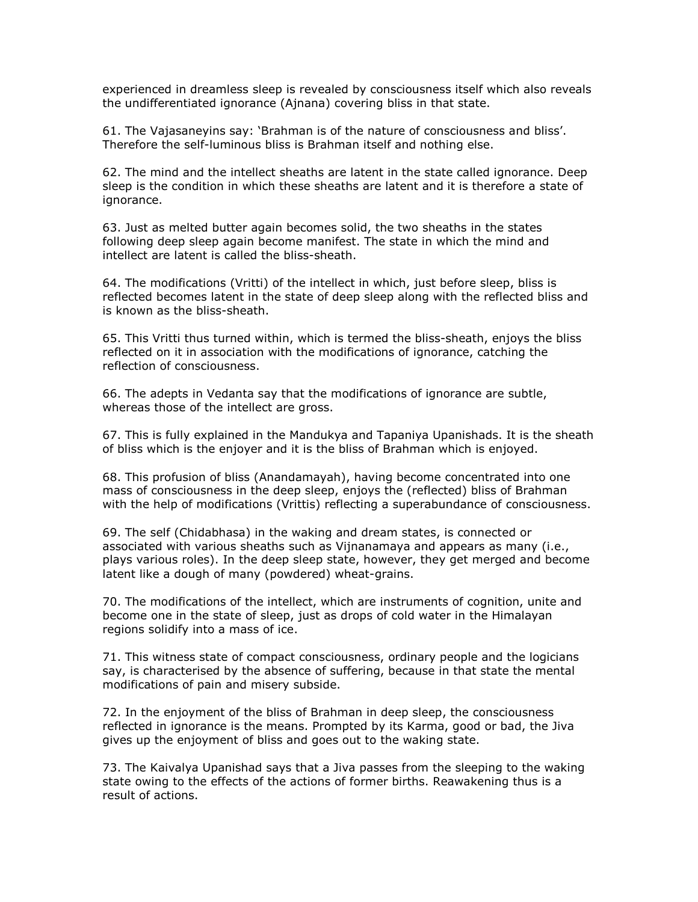experienced in dreamless sleep is revealed by consciousness itself which also reveals the undifferentiated ignorance (Ajnana) covering bliss in that state.

61. The Vajasaneyins say: 'Brahman is of the nature of consciousness and bliss'. Therefore the self-luminous bliss is Brahman itself and nothing else.

62. The mind and the intellect sheaths are latent in the state called ignorance. Deep sleep is the condition in which these sheaths are latent and it is therefore a state of ignorance.

63. Just as melted butter again becomes solid, the two sheaths in the states following deep sleep again become manifest. The state in which the mind and intellect are latent is called the bliss-sheath.

64. The modifications (Vritti) of the intellect in which, just before sleep, bliss is reflected becomes latent in the state of deep sleep along with the reflected bliss and is known as the bliss-sheath.

65. This Vritti thus turned within, which is termed the bliss-sheath, enjoys the bliss reflected on it in association with the modifications of ignorance, catching the reflection of consciousness.

66. The adepts in Vedanta say that the modifications of ignorance are subtle, whereas those of the intellect are gross.

67. This is fully explained in the Mandukya and Tapaniya Upanishads. It is the sheath of bliss which is the enjoyer and it is the bliss of Brahman which is enjoyed.

68. This profusion of bliss (Anandamayah), having become concentrated into one mass of consciousness in the deep sleep, enjoys the (reflected) bliss of Brahman with the help of modifications (Vrittis) reflecting a superabundance of consciousness.

69. The self (Chidabhasa) in the waking and dream states, is connected or associated with various sheaths such as Vijnanamaya and appears as many (i.e., plays various roles). In the deep sleep state, however, they get merged and become latent like a dough of many (powdered) wheat-grains.

70. The modifications of the intellect, which are instruments of cognition, unite and become one in the state of sleep, just as drops of cold water in the Himalayan regions solidify into a mass of ice.

71. This witness state of compact consciousness, ordinary people and the logicians say, is characterised by the absence of suffering, because in that state the mental modifications of pain and misery subside.

72. In the enjoyment of the bliss of Brahman in deep sleep, the consciousness reflected in ignorance is the means. Prompted by its Karma, good or bad, the Jiva gives up the enjoyment of bliss and goes out to the waking state.

73. The Kaivalya Upanishad says that a Jiva passes from the sleeping to the waking state owing to the effects of the actions of former births. Reawakening thus is a result of actions.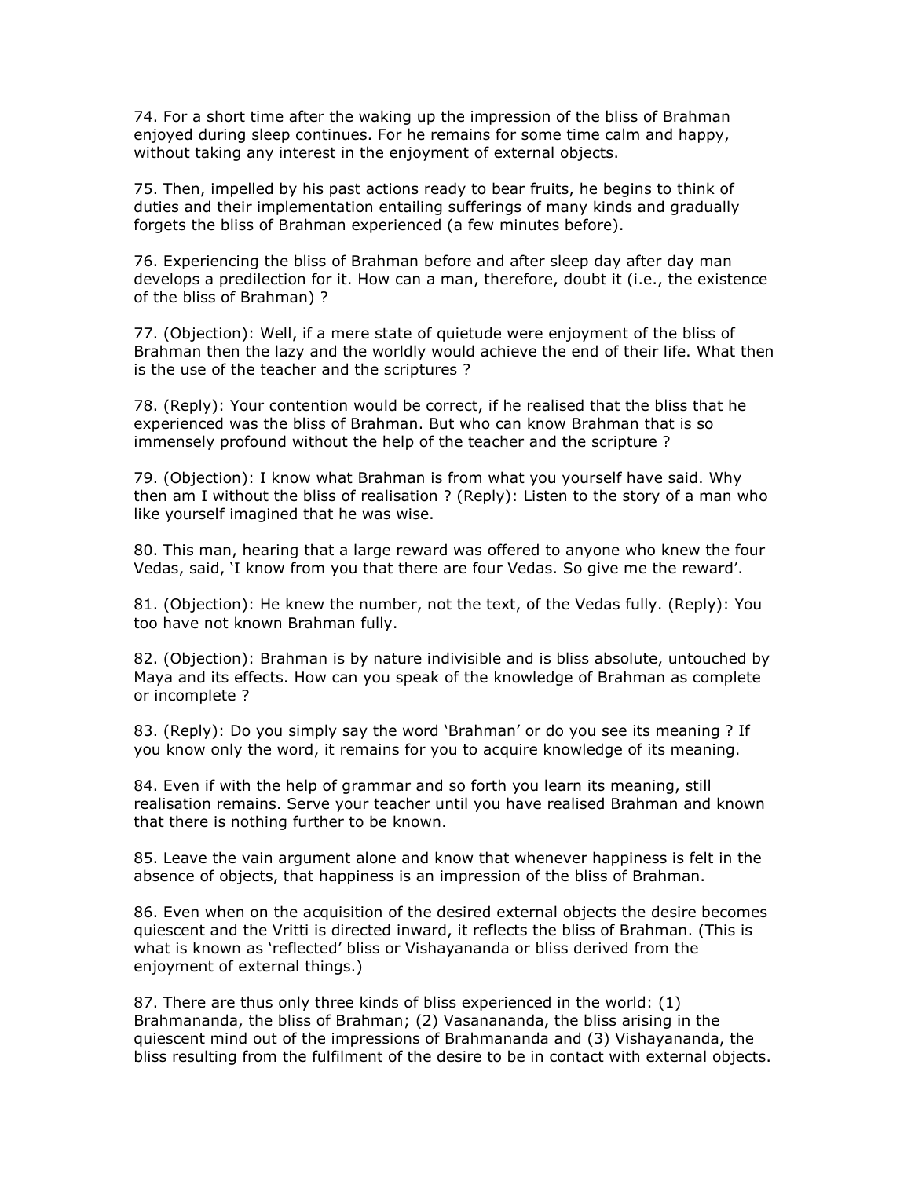74. For a short time after the waking up the impression of the bliss of Brahman enjoyed during sleep continues. For he remains for some time calm and happy, without taking any interest in the enjoyment of external objects.

75. Then, impelled by his past actions ready to bear fruits, he begins to think of duties and their implementation entailing sufferings of many kinds and gradually forgets the bliss of Brahman experienced (a few minutes before).

76. Experiencing the bliss of Brahman before and after sleep day after day man develops a predilection for it. How can a man, therefore, doubt it (i.e., the existence of the bliss of Brahman) ?

77. (Objection): Well, if a mere state of quietude were enjoyment of the bliss of Brahman then the lazy and the worldly would achieve the end of their life. What then is the use of the teacher and the scriptures ?

78. (Reply): Your contention would be correct, if he realised that the bliss that he experienced was the bliss of Brahman. But who can know Brahman that is so immensely profound without the help of the teacher and the scripture ?

79. (Objection): I know what Brahman is from what you yourself have said. Why then am I without the bliss of realisation ? (Reply): Listen to the story of a man who like yourself imagined that he was wise.

80. This man, hearing that a large reward was offered to anyone who knew the four Vedas, said, 'I know from you that there are four Vedas. So give me the reward'.

81. (Objection): He knew the number, not the text, of the Vedas fully. (Reply): You too have not known Brahman fully.

82. (Objection): Brahman is by nature indivisible and is bliss absolute, untouched by Maya and its effects. How can you speak of the knowledge of Brahman as complete or incomplete ?

83. (Reply): Do you simply say the word 'Brahman' or do you see its meaning ? If you know only the word, it remains for you to acquire knowledge of its meaning.

84. Even if with the help of grammar and so forth you learn its meaning, still realisation remains. Serve your teacher until you have realised Brahman and known that there is nothing further to be known.

85. Leave the vain argument alone and know that whenever happiness is felt in the absence of objects, that happiness is an impression of the bliss of Brahman.

86. Even when on the acquisition of the desired external objects the desire becomes quiescent and the Vritti is directed inward, it reflects the bliss of Brahman. (This is what is known as 'reflected' bliss or Vishayananda or bliss derived from the enjoyment of external things.)

87. There are thus only three kinds of bliss experienced in the world: (1) Brahmananda, the bliss of Brahman; (2) Vasanananda, the bliss arising in the quiescent mind out of the impressions of Brahmananda and (3) Vishayananda, the bliss resulting from the fulfilment of the desire to be in contact with external objects.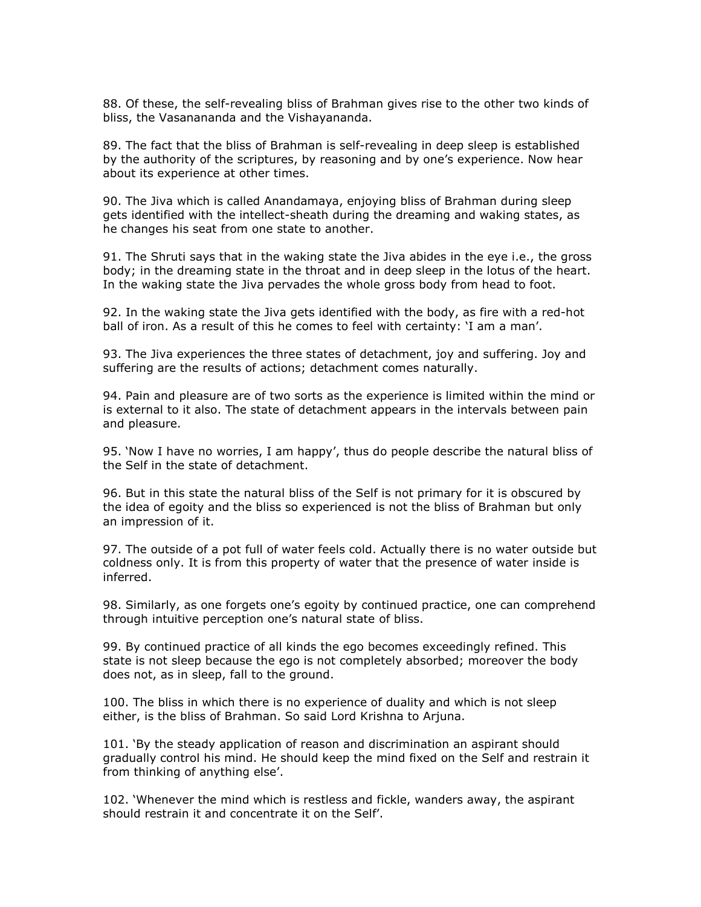88. Of these, the self-revealing bliss of Brahman gives rise to the other two kinds of bliss, the Vasanananda and the Vishayananda.

89. The fact that the bliss of Brahman is self-revealing in deep sleep is established by the authority of the scriptures, by reasoning and by one's experience. Now hear about its experience at other times.

90. The Jiva which is called Anandamaya, enjoying bliss of Brahman during sleep gets identified with the intellect-sheath during the dreaming and waking states, as he changes his seat from one state to another.

91. The Shruti says that in the waking state the Jiva abides in the eye i.e., the gross body; in the dreaming state in the throat and in deep sleep in the lotus of the heart. In the waking state the Jiva pervades the whole gross body from head to foot.

92. In the waking state the Jiva gets identified with the body, as fire with a red-hot ball of iron. As a result of this he comes to feel with certainty: 'I am a man'.

93. The Jiva experiences the three states of detachment, joy and suffering. Joy and suffering are the results of actions; detachment comes naturally.

94. Pain and pleasure are of two sorts as the experience is limited within the mind or is external to it also. The state of detachment appears in the intervals between pain and pleasure.

95. 'Now I have no worries, I am happy', thus do people describe the natural bliss of the Self in the state of detachment.

96. But in this state the natural bliss of the Self is not primary for it is obscured by the idea of egoity and the bliss so experienced is not the bliss of Brahman but only an impression of it.

97. The outside of a pot full of water feels cold. Actually there is no water outside but coldness only. It is from this property of water that the presence of water inside is inferred.

98. Similarly, as one forgets one's egoity by continued practice, one can comprehend through intuitive perception one's natural state of bliss.

99. By continued practice of all kinds the ego becomes exceedingly refined. This state is not sleep because the ego is not completely absorbed; moreover the body does not, as in sleep, fall to the ground.

100. The bliss in which there is no experience of duality and which is not sleep either, is the bliss of Brahman. So said Lord Krishna to Arjuna.

101. 'By the steady application of reason and discrimination an aspirant should gradually control his mind. He should keep the mind fixed on the Self and restrain it from thinking of anything else'.

102. 'Whenever the mind which is restless and fickle, wanders away, the aspirant should restrain it and concentrate it on the Self'.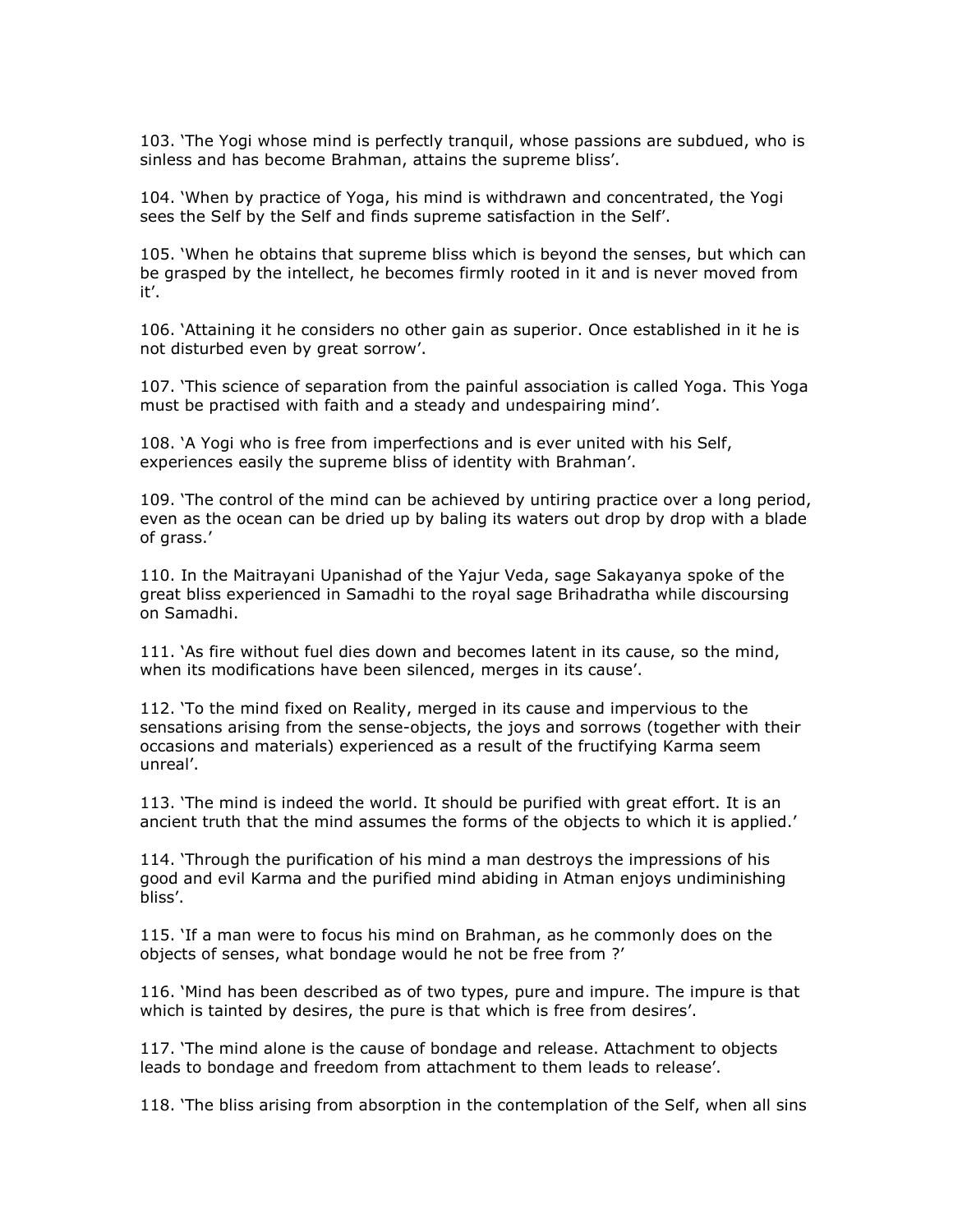103. 'The Yogi whose mind is perfectly tranquil, whose passions are subdued, who is sinless and has become Brahman, attains the supreme bliss'.

104. 'When by practice of Yoga, his mind is withdrawn and concentrated, the Yogi sees the Self by the Self and finds supreme satisfaction in the Self'.

105. 'When he obtains that supreme bliss which is beyond the senses, but which can be grasped by the intellect, he becomes firmly rooted in it and is never moved from it'.

106. 'Attaining it he considers no other gain as superior. Once established in it he is not disturbed even by great sorrow'.

107. 'This science of separation from the painful association is called Yoga. This Yoga must be practised with faith and a steady and undespairing mind'.

108. 'A Yogi who is free from imperfections and is ever united with his Self, experiences easily the supreme bliss of identity with Brahman'.

109. 'The control of the mind can be achieved by untiring practice over a long period, even as the ocean can be dried up by baling its waters out drop by drop with a blade of grass.'

110. In the Maitrayani Upanishad of the Yajur Veda, sage Sakayanya spoke of the great bliss experienced in Samadhi to the royal sage Brihadratha while discoursing on Samadhi.

111. 'As fire without fuel dies down and becomes latent in its cause, so the mind, when its modifications have been silenced, merges in its cause'.

112. 'To the mind fixed on Reality, merged in its cause and impervious to the sensations arising from the sense-objects, the joys and sorrows (together with their occasions and materials) experienced as a result of the fructifying Karma seem unreal'.

113. 'The mind is indeed the world. It should be purified with great effort. It is an ancient truth that the mind assumes the forms of the objects to which it is applied.'

114. 'Through the purification of his mind a man destroys the impressions of his good and evil Karma and the purified mind abiding in Atman enjoys undiminishing bliss'.

115. 'If a man were to focus his mind on Brahman, as he commonly does on the objects of senses, what bondage would he not be free from ?'

116. 'Mind has been described as of two types, pure and impure. The impure is that which is tainted by desires, the pure is that which is free from desires'.

117. 'The mind alone is the cause of bondage and release. Attachment to objects leads to bondage and freedom from attachment to them leads to release'.

118. 'The bliss arising from absorption in the contemplation of the Self, when all sins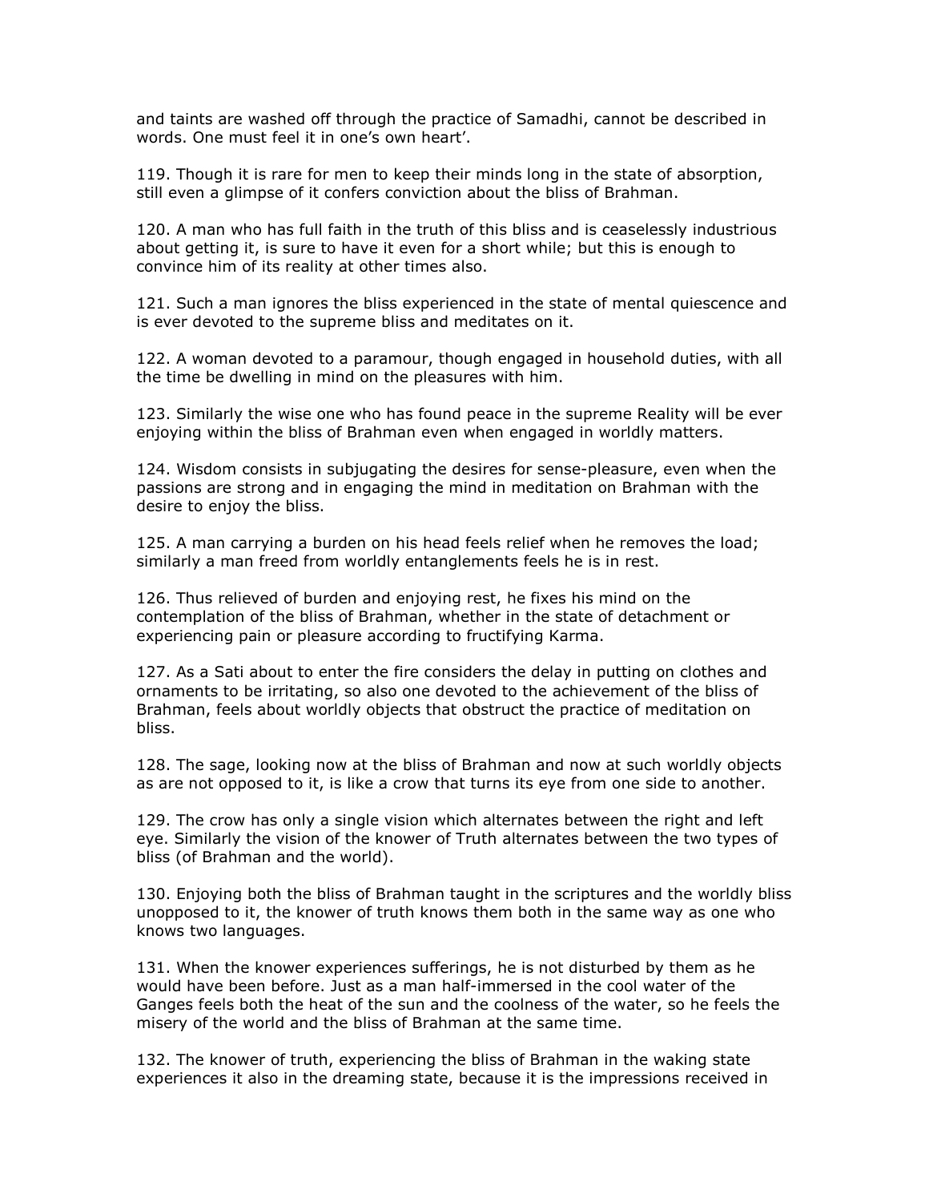and taints are washed off through the practice of Samadhi, cannot be described in words. One must feel it in one's own heart'.

119. Though it is rare for men to keep their minds long in the state of absorption, still even a glimpse of it confers conviction about the bliss of Brahman.

120. A man who has full faith in the truth of this bliss and is ceaselessly industrious about getting it, is sure to have it even for a short while; but this is enough to convince him of its reality at other times also.

121. Such a man ignores the bliss experienced in the state of mental quiescence and is ever devoted to the supreme bliss and meditates on it.

122. A woman devoted to a paramour, though engaged in household duties, with all the time be dwelling in mind on the pleasures with him.

123. Similarly the wise one who has found peace in the supreme Reality will be ever enjoying within the bliss of Brahman even when engaged in worldly matters.

124. Wisdom consists in subjugating the desires for sense-pleasure, even when the passions are strong and in engaging the mind in meditation on Brahman with the desire to enjoy the bliss.

125. A man carrying a burden on his head feels relief when he removes the load; similarly a man freed from worldly entanglements feels he is in rest.

126. Thus relieved of burden and enjoying rest, he fixes his mind on the contemplation of the bliss of Brahman, whether in the state of detachment or experiencing pain or pleasure according to fructifying Karma.

127. As a Sati about to enter the fire considers the delay in putting on clothes and ornaments to be irritating, so also one devoted to the achievement of the bliss of Brahman, feels about worldly objects that obstruct the practice of meditation on bliss.

128. The sage, looking now at the bliss of Brahman and now at such worldly objects as are not opposed to it, is like a crow that turns its eye from one side to another.

129. The crow has only a single vision which alternates between the right and left eye. Similarly the vision of the knower of Truth alternates between the two types of bliss (of Brahman and the world).

130. Enjoying both the bliss of Brahman taught in the scriptures and the worldly bliss unopposed to it, the knower of truth knows them both in the same way as one who knows two languages.

131. When the knower experiences sufferings, he is not disturbed by them as he would have been before. Just as a man half-immersed in the cool water of the Ganges feels both the heat of the sun and the coolness of the water, so he feels the misery of the world and the bliss of Brahman at the same time.

132. The knower of truth, experiencing the bliss of Brahman in the waking state experiences it also in the dreaming state, because it is the impressions received in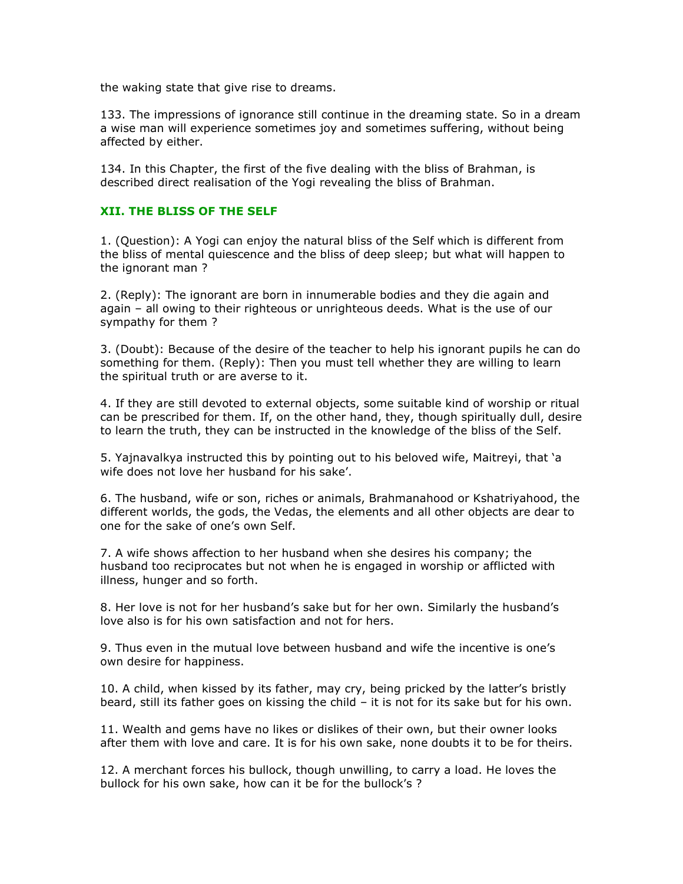the waking state that give rise to dreams.

133. The impressions of ignorance still continue in the dreaming state. So in a dream a wise man will experience sometimes joy and sometimes suffering, without being affected by either.

134. In this Chapter, the first of the five dealing with the bliss of Brahman, is described direct realisation of the Yogi revealing the bliss of Brahman.

## XII. THE BLISS OF THE SELF

1. (Question): A Yogi can enjoy the natural bliss of the Self which is different from the bliss of mental quiescence and the bliss of deep sleep; but what will happen to the ignorant man ?

2. (Reply): The ignorant are born in innumerable bodies and they die again and again – all owing to their righteous or unrighteous deeds. What is the use of our sympathy for them ?

3. (Doubt): Because of the desire of the teacher to help his ignorant pupils he can do something for them. (Reply): Then you must tell whether they are willing to learn the spiritual truth or are averse to it.

4. If they are still devoted to external objects, some suitable kind of worship or ritual can be prescribed for them. If, on the other hand, they, though spiritually dull, desire to learn the truth, they can be instructed in the knowledge of the bliss of the Self.

5. Yajnavalkya instructed this by pointing out to his beloved wife, Maitreyi, that 'a wife does not love her husband for his sake'.

6. The husband, wife or son, riches or animals, Brahmanahood or Kshatriyahood, the different worlds, the gods, the Vedas, the elements and all other objects are dear to one for the sake of one's own Self.

7. A wife shows affection to her husband when she desires his company; the husband too reciprocates but not when he is engaged in worship or afflicted with illness, hunger and so forth.

8. Her love is not for her husband's sake but for her own. Similarly the husband's love also is for his own satisfaction and not for hers.

9. Thus even in the mutual love between husband and wife the incentive is one's own desire for happiness.

10. A child, when kissed by its father, may cry, being pricked by the latter's bristly beard, still its father goes on kissing the child – it is not for its sake but for his own.

11. Wealth and gems have no likes or dislikes of their own, but their owner looks after them with love and care. It is for his own sake, none doubts it to be for theirs.

12. A merchant forces his bullock, though unwilling, to carry a load. He loves the bullock for his own sake, how can it be for the bullock's ?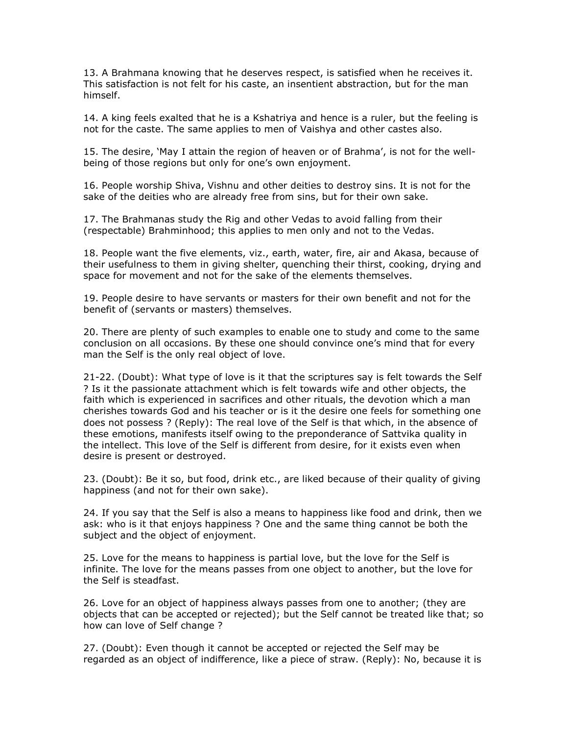13. A Brahmana knowing that he deserves respect, is satisfied when he receives it. This satisfaction is not felt for his caste, an insentient abstraction, but for the man himself.

14. A king feels exalted that he is a Kshatriya and hence is a ruler, but the feeling is not for the caste. The same applies to men of Vaishya and other castes also.

15. The desire, 'May I attain the region of heaven or of Brahma', is not for the well-being of those regions but only for one's own enjoyment.

16. People worship Shiva, Vishnu and other deities to destroy sins. It is not for the sake of the deities who are already free from sins, but for their own sake.

17. The Brahmanas study the Rig and other Vedas to avoid falling from their (respectable) Brahminhood; this applies to men only and not to the Vedas.

18. People want the five elements, viz., earth, water, fire, air and Akasa, because of their usefulness to them in giving shelter, quenching their thirst, cooking, drying and space for movement and not for the sake of the elements themselves.

19. People desire to have servants or masters for their own benefit and not for the benefit of (servants or masters) themselves.

20. There are plenty of such examples to enable one to study and come to the same conclusion on all occasions. By these one should convince one's mind that for every man the Self is the only real object of love.

21-22. (Doubt): What type of love is it that the scriptures say is felt towards the Self ? Is it the passionate attachment which is felt towards wife and other objects, the faith which is experienced in sacrifices and other rituals, the devotion which a man cherishes towards God and his teacher or is it the desire one feels for something one does not possess ? (Reply): The real love of the Self is that which, in the absence of these emotions, manifests itself owing to the preponderance of Sattvika quality in the intellect. This love of the Self is different from desire, for it exists even when desire is present or destroyed.

23. (Doubt): Be it so, but food, drink etc., are liked because of their quality of giving happiness (and not for their own sake).

24. If you say that the Self is also a means to happiness like food and drink, then we ask: who is it that enjoys happiness ? One and the same thing cannot be both the subject and the object of enjoyment.

25. Love for the means to happiness is partial love, but the love for the Self is infinite. The love for the means passes from one object to another, but the love for the Self is steadfast.

26. Love for an object of happiness always passes from one to another; (they are objects that can be accepted or rejected); but the Self cannot be treated like that; so how can love of Self change ?

27. (Doubt): Even though it cannot be accepted or rejected the Self may be regarded as an object of indifference, like a piece of straw. (Reply): No, because it is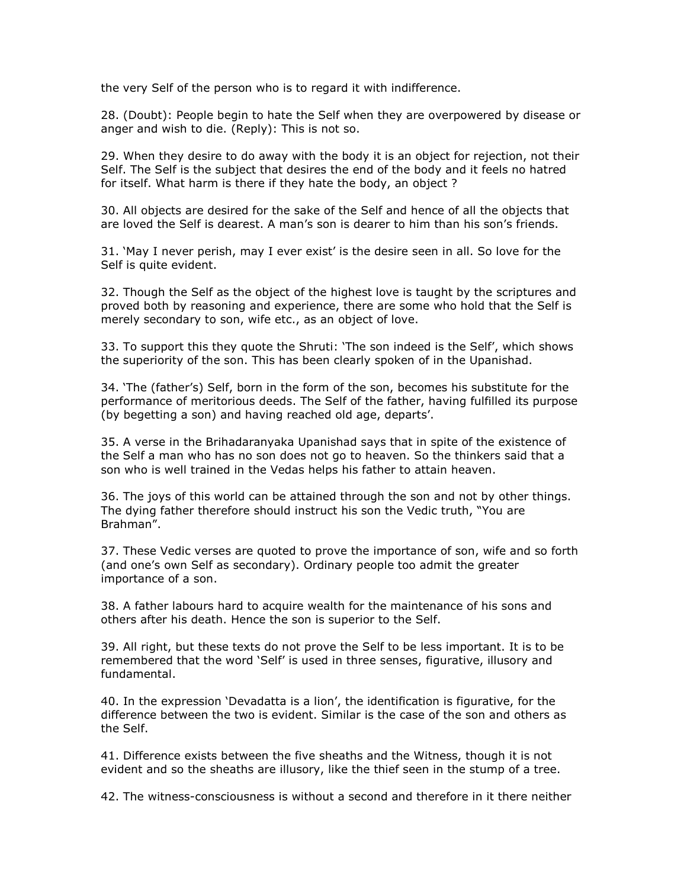the very Self of the person who is to regard it with indifference.

28. (Doubt): People begin to hate the Self when they are overpowered by disease or anger and wish to die. (Reply): This is not so.

29. When they desire to do away with the body it is an object for rejection, not their Self. The Self is the subject that desires the end of the body and it feels no hatred for itself. What harm is there if they hate the body, an object ?

30. All objects are desired for the sake of the Self and hence of all the objects that are loved the Self is dearest. A man's son is dearer to him than his son's friends.

31. 'May I never perish, may I ever exist' is the desire seen in all. So love for the Self is quite evident.

32. Though the Self as the object of the highest love is taught by the scriptures and proved both by reasoning and experience, there are some who hold that the Self is merely secondary to son, wife etc., as an object of love.

33. To support this they quote the Shruti: 'The son indeed is the Self', which shows the superiority of the son. This has been clearly spoken of in the Upanishad.

34. 'The (father's) Self, born in the form of the son, becomes his substitute for the performance of meritorious deeds. The Self of the father, having fulfilled its purpose (by begetting a son) and having reached old age, departs'.

35. A verse in the Brihadaranyaka Upanishad says that in spite of the existence of the Self a man who has no son does not go to heaven. So the thinkers said that a son who is well trained in the Vedas helps his father to attain heaven.

36. The joys of this world can be attained through the son and not by other things. The dying father therefore should instruct his son the Vedic truth, "You are Brahman".

37. These Vedic verses are quoted to prove the importance of son, wife and so forth (and one's own Self as secondary). Ordinary people too admit the greater importance of a son.

38. A father labours hard to acquire wealth for the maintenance of his sons and others after his death. Hence the son is superior to the Self.

39. All right, but these texts do not prove the Self to be less important. It is to be remembered that the word 'Self' is used in three senses, figurative, illusory and fundamental.

40. In the expression 'Devadatta is a lion', the identification is figurative, for the difference between the two is evident. Similar is the case of the son and others as the Self.

41. Difference exists between the five sheaths and the Witness, though it is not evident and so the sheaths are illusory, like the thief seen in the stump of a tree.

42. The witness-consciousness is without a second and therefore in it there neither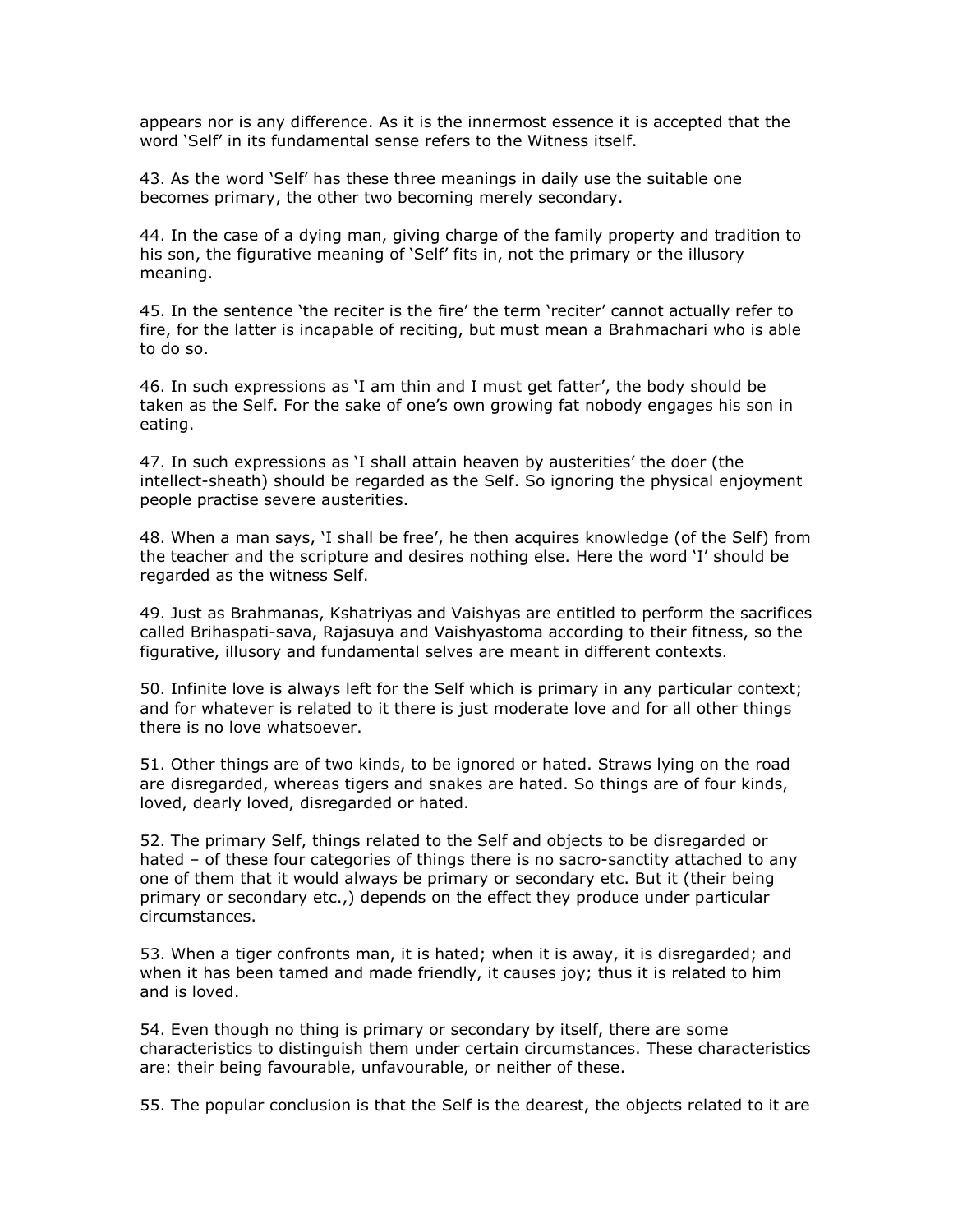appears nor is any difference. As it is the innermost essence it is accepted that the word 'Self' in its fundamental sense refers to the Witness itself.

43. As the word 'Self' has these three meanings in daily use the suitable one becomes primary, the other two becoming merely secondary.

44. In the case of a dying man, giving charge of the family property and tradition to his son, the figurative meaning of 'Self' fits in, not the primary or the illusory meaning.

45. In the sentence 'the reciter is the fire' the term 'reciter' cannot actually refer to fire, for the latter is incapable of reciting, but must mean a Brahmachari who is able to do so.

46. In such expressions as 'I am thin and I must get fatter', the body should be taken as the Self. For the sake of one's own growing fat nobody engages his son in eating.

47. In such expressions as 'I shall attain heaven by austerities' the doer (the intellect-sheath) should be regarded as the Self. So ignoring the physical enjoyment people practise severe austerities.

48. When a man says, 'I shall be free', he then acquires knowledge (of the Self) from the teacher and the scripture and desires nothing else. Here the word 'I' should be regarded as the witness Self.

49. Just as Brahmanas, Kshatriyas and Vaishyas are entitled to perform the sacrifices called Brihaspati-sava, Rajasuya and Vaishyastoma according to their fitness, so the figurative, illusory and fundamental selves are meant in different contexts.

50. Infinite love is always left for the Self which is primary in any particular context; and for whatever is related to it there is just moderate love and for all other things there is no love whatsoever.

51. Other things are of two kinds, to be ignored or hated. Straws lying on the road are disregarded, whereas tigers and snakes are hated. So things are of four kinds, loved, dearly loved, disregarded or hated.

52. The primary Self, things related to the Self and objects to be disregarded or hated – of these four categories of things there is no sacro-sanctity attached to any one of them that it would always be primary or secondary etc. But it (their being primary or secondary etc.,) depends on the effect they produce under particular circumstances.

53. When a tiger confronts man, it is hated; when it is away, it is disregarded; and when it has been tamed and made friendly, it causes joy; thus it is related to him and is loved.

54. Even though no thing is primary or secondary by itself, there are some characteristics to distinguish them under certain circumstances. These characteristics are: their being favourable, unfavourable, or neither of these.

55. The popular conclusion is that the Self is the dearest, the objects related to it are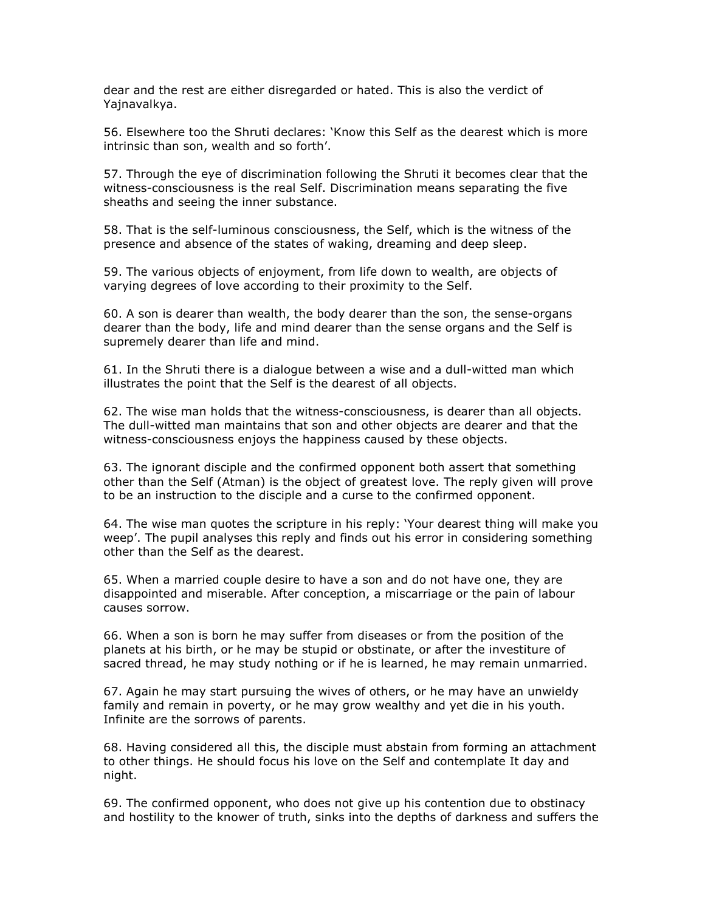dear and the rest are either disregarded or hated. This is also the verdict of Yajnavalkya.

56. Elsewhere too the Shruti declares: 'Know this Self as the dearest which is more intrinsic than son, wealth and so forth'.

57. Through the eye of discrimination following the Shruti it becomes clear that the witness-consciousness is the real Self. Discrimination means separating the five sheaths and seeing the inner substance.

58. That is the self-luminous consciousness, the Self, which is the witness of the presence and absence of the states of waking, dreaming and deep sleep.

59. The various objects of enjoyment, from life down to wealth, are objects of varying degrees of love according to their proximity to the Self.

60. A son is dearer than wealth, the body dearer than the son, the sense-organs dearer than the body, life and mind dearer than the sense organs and the Self is supremely dearer than life and mind.

61. In the Shruti there is a dialogue between a wise and a dull-witted man which illustrates the point that the Self is the dearest of all objects.

62. The wise man holds that the witness-consciousness, is dearer than all objects. The dull-witted man maintains that son and other objects are dearer and that the witness-consciousness enjoys the happiness caused by these objects.

63. The ignorant disciple and the confirmed opponent both assert that something other than the Self (Atman) is the object of greatest love. The reply given will prove to be an instruction to the disciple and a curse to the confirmed opponent.

64. The wise man quotes the scripture in his reply: 'Your dearest thing will make you weep'. The pupil analyses this reply and finds out his error in considering something other than the Self as the dearest.

65. When a married couple desire to have a son and do not have one, they are disappointed and miserable. After conception, a miscarriage or the pain of labour causes sorrow.

66. When a son is born he may suffer from diseases or from the position of the planets at his birth, or he may be stupid or obstinate, or after the investiture of sacred thread, he may study nothing or if he is learned, he may remain unmarried.

67. Again he may start pursuing the wives of others, or he may have an unwieldy family and remain in poverty, or he may grow wealthy and yet die in his youth. Infinite are the sorrows of parents.

68. Having considered all this, the disciple must abstain from forming an attachment to other things. He should focus his love on the Self and contemplate It day and night.

69. The confirmed opponent, who does not give up his contention due to obstinacy and hostility to the knower of truth, sinks into the depths of darkness and suffers the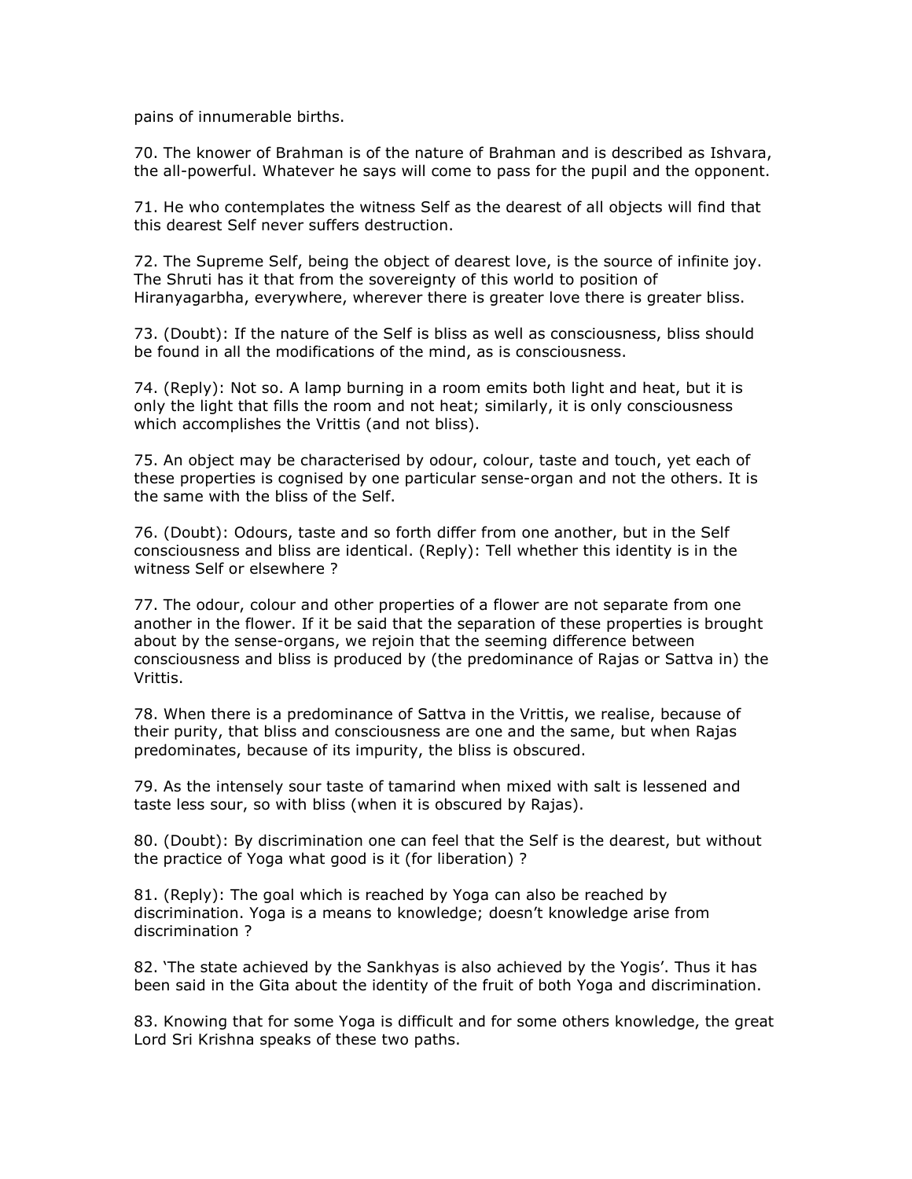pains of innumerable births.

70. The knower of Brahman is of the nature of Brahman and is described as Ishvara, the all-powerful. Whatever he says will come to pass for the pupil and the opponent.

71. He who contemplates the witness Self as the dearest of all objects will find that this dearest Self never suffers destruction.

72. The Supreme Self, being the object of dearest love, is the source of infinite joy. The Shruti has it that from the sovereignty of this world to position of Hiranyagarbha, everywhere, wherever there is greater love there is greater bliss.

73. (Doubt): If the nature of the Self is bliss as well as consciousness, bliss should be found in all the modifications of the mind, as is consciousness.

74. (Reply): Not so. A lamp burning in a room emits both light and heat, but it is only the light that fills the room and not heat; similarly, it is only consciousness which accomplishes the Vrittis (and not bliss).

75. An object may be characterised by odour, colour, taste and touch, yet each of these properties is cognised by one particular sense-organ and not the others. It is the same with the bliss of the Self.

76. (Doubt): Odours, taste and so forth differ from one another, but in the Self consciousness and bliss are identical. (Reply): Tell whether this identity is in the witness Self or elsewhere ?

77. The odour, colour and other properties of a flower are not separate from one another in the flower. If it be said that the separation of these properties is brought about by the sense-organs, we rejoin that the seeming difference between consciousness and bliss is produced by (the predominance of Rajas or Sattva in) the Vrittis.

78. When there is a predominance of Sattva in the Vrittis, we realise, because of their purity, that bliss and consciousness are one and the same, but when Rajas predominates, because of its impurity, the bliss is obscured.

79. As the intensely sour taste of tamarind when mixed with salt is lessened and taste less sour, so with bliss (when it is obscured by Rajas).

80. (Doubt): By discrimination one can feel that the Self is the dearest, but without the practice of Yoga what good is it (for liberation) ?

81. (Reply): The goal which is reached by Yoga can also be reached by discrimination. Yoga is a means to knowledge; doesn't knowledge arise from discrimination ?

82. 'The state achieved by the Sankhyas is also achieved by the Yogis'. Thus it has been said in the Gita about the identity of the fruit of both Yoga and discrimination.

83. Knowing that for some Yoga is difficult and for some others knowledge, the great Lord Sri Krishna speaks of these two paths.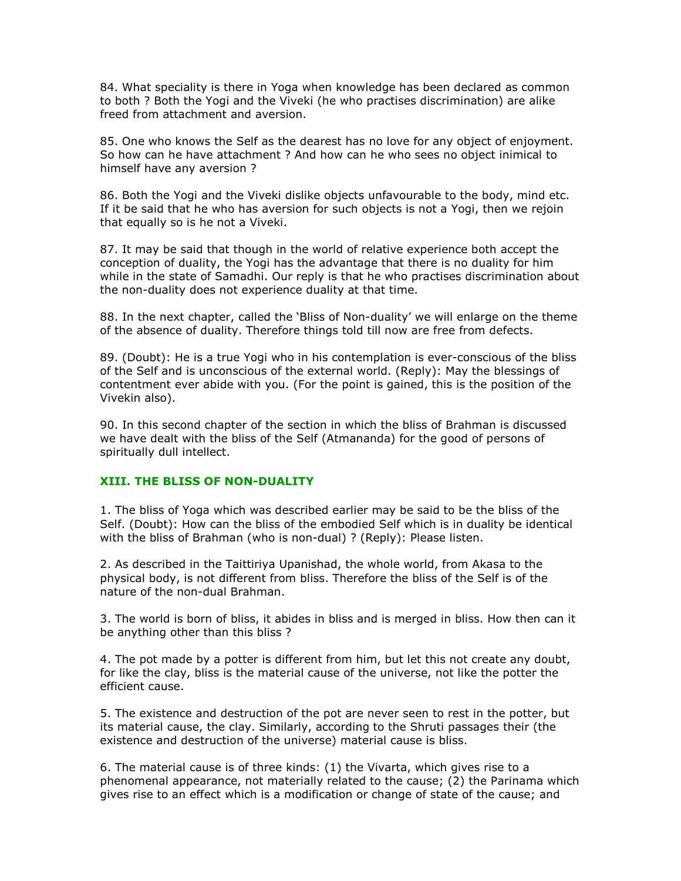84. What speciality is there in Yoga when knowledge has been declared as common to both ? Both the Yogi and the Viveki (he who practises discrimination) are alike freed from attachment and aversion.

85. One who knows the Self as the dearest has no love for any object of enjoyment. So how can he have attachment ? And how can he who sees no object inimical to himself have any aversion ?

86. Both the Yogi and the Viveki dislike objects unfavourable to the body, mind etc. If it be said that he who has aversion for such objects is not a Yogi, then we rejoin that equally so is he not a Viveki.

87. It may be said that though in the world of relative experience both accept the conception of duality, the Yogi has the advantage that there is no duality for him while in the state of Samadhi. Our reply is that he who practises discrimination about the non-duality does not experience duality at that time.

88. In the next chapter, called the 'Bliss of Non-duality' we will enlarge on the theme of the absence of duality. Therefore things told till now are free from defects.

89. (Doubt): He is a true Yogi who in his contemplation is ever-conscious of the bliss of the Self and is unconscious of the external world. (Reply): May the blessings of contentment ever abide with you. (For the point is gained, this is the position of the Vivekin also).

90. In this second chapter of the section in which the bliss of Brahman is discussed we have dealt with the bliss of the Self (Atmananda) for the good of persons of spiritually dull intellect.

## XIII. THE BLISS OF NON-DUALITY

1. The bliss of Yoga which was described earlier may be said to be the bliss of the Self. (Doubt): How can the bliss of the embodied Self which is in duality be identical with the bliss of Brahman (who is non-dual) ? (Reply): Please listen.

2. As described in the Taittiriya Upanishad, the whole world, from Akasa to the physical body, is not different from bliss. Therefore the bliss of the Self is of the nature of the non-dual Brahman.

3. The world is born of bliss, it abides in bliss and is merged in bliss. How then can it be anything other than this bliss ?

4. The pot made by a potter is different from him, but let this not create any doubt, for like the clay, bliss is the material cause of the universe, not like the potter the efficient cause.

5. The existence and destruction of the pot are never seen to rest in the potter, but its material cause, the clay. Similarly, according to the Shruti passages their (the existence and destruction of the universe) material cause is bliss.

6. The material cause is of three kinds: (1) the Vivarta, which gives rise to a phenomenal appearance, not materially related to the cause; (2) the Parinama which gives rise to an effect which is a modification or change of state of the cause; and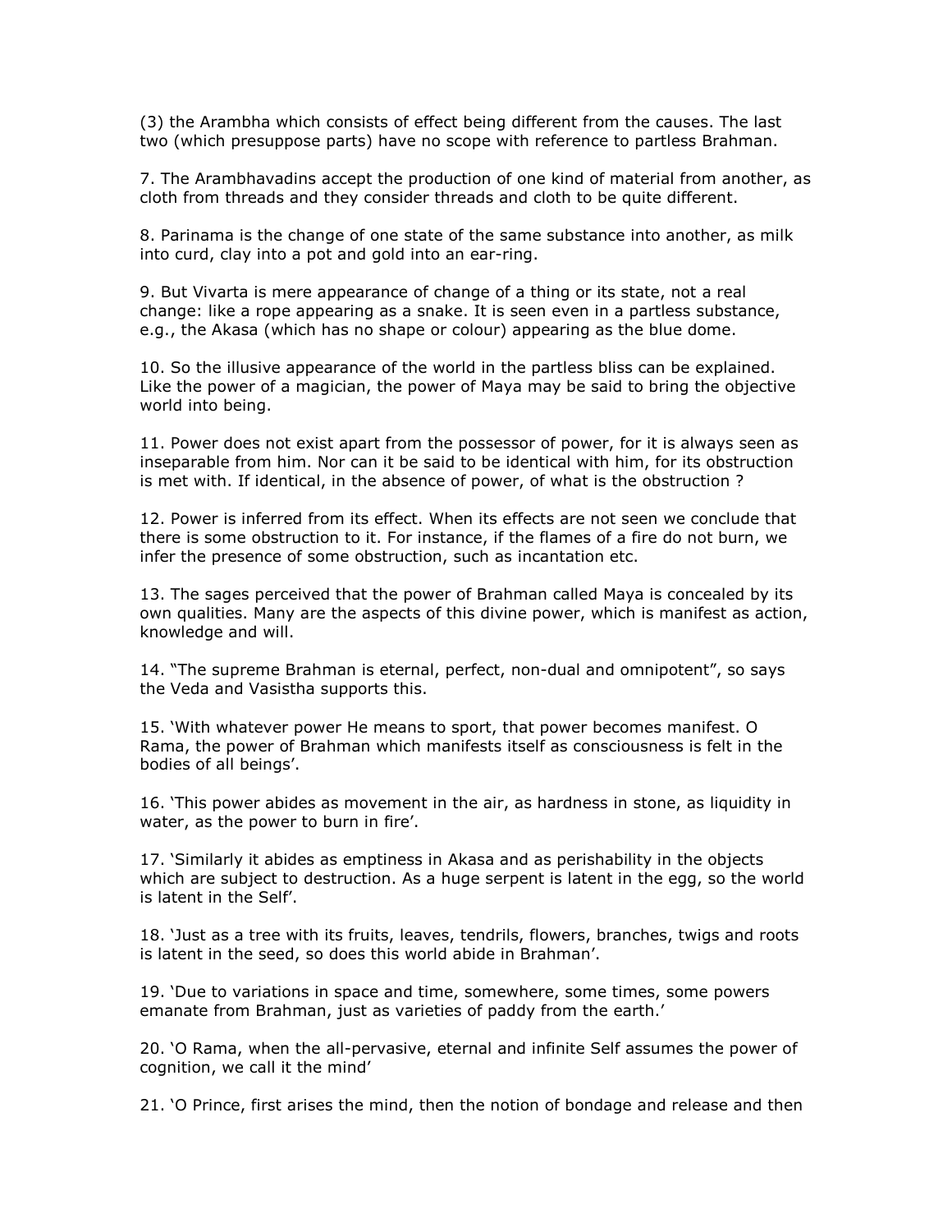(3) the Arambha which consists of effect being different from the causes. The last two (which presuppose parts) have no scope with reference to partless Brahman.

7. The Arambhavadins accept the production of one kind of material from another, as cloth from threads and they consider threads and cloth to be quite different.

8. Parinama is the change of one state of the same substance into another, as milk into curd, clay into a pot and gold into an ear-ring.

9. But Vivarta is mere appearance of change of a thing or its state, not a real change: like a rope appearing as a snake. It is seen even in a partless substance, e.g., the Akasa (which has no shape or colour) appearing as the blue dome.

10. So the illusive appearance of the world in the partless bliss can be explained. Like the power of a magician, the power of Maya may be said to bring the objective world into being.

11. Power does not exist apart from the possessor of power, for it is always seen as inseparable from him. Nor can it be said to be identical with him, for its obstruction is met with. If identical, in the absence of power, of what is the obstruction ?

12. Power is inferred from its effect. When its effects are not seen we conclude that there is some obstruction to it. For instance, if the flames of a fire do not burn, we infer the presence of some obstruction, such as incantation etc.

13. The sages perceived that the power of Brahman called Maya is concealed by its own qualities. Many are the aspects of this divine power, which is manifest as action, knowledge and will.

14. "The supreme Brahman is eternal, perfect, non-dual and omnipotent", so says the Veda and Vasistha supports this.

15. 'With whatever power He means to sport, that power becomes manifest. O Rama, the power of Brahman which manifests itself as consciousness is felt in the bodies of all beings'.

16. 'This power abides as movement in the air, as hardness in stone, as liquidity in water, as the power to burn in fire'.

17. 'Similarly it abides as emptiness in Akasa and as perishability in the objects which are subject to destruction. As a huge serpent is latent in the egg, so the world is latent in the Self'.

18. 'Just as a tree with its fruits, leaves, tendrils, flowers, branches, twigs and roots is latent in the seed, so does this world abide in Brahman'.

19. 'Due to variations in space and time, somewhere, some times, some powers emanate from Brahman, just as varieties of paddy from the earth.'

20. 'O Rama, when the all-pervasive, eternal and infinite Self assumes the power of cognition, we call it the mind'

21. 'O Prince, first arises the mind, then the notion of bondage and release and then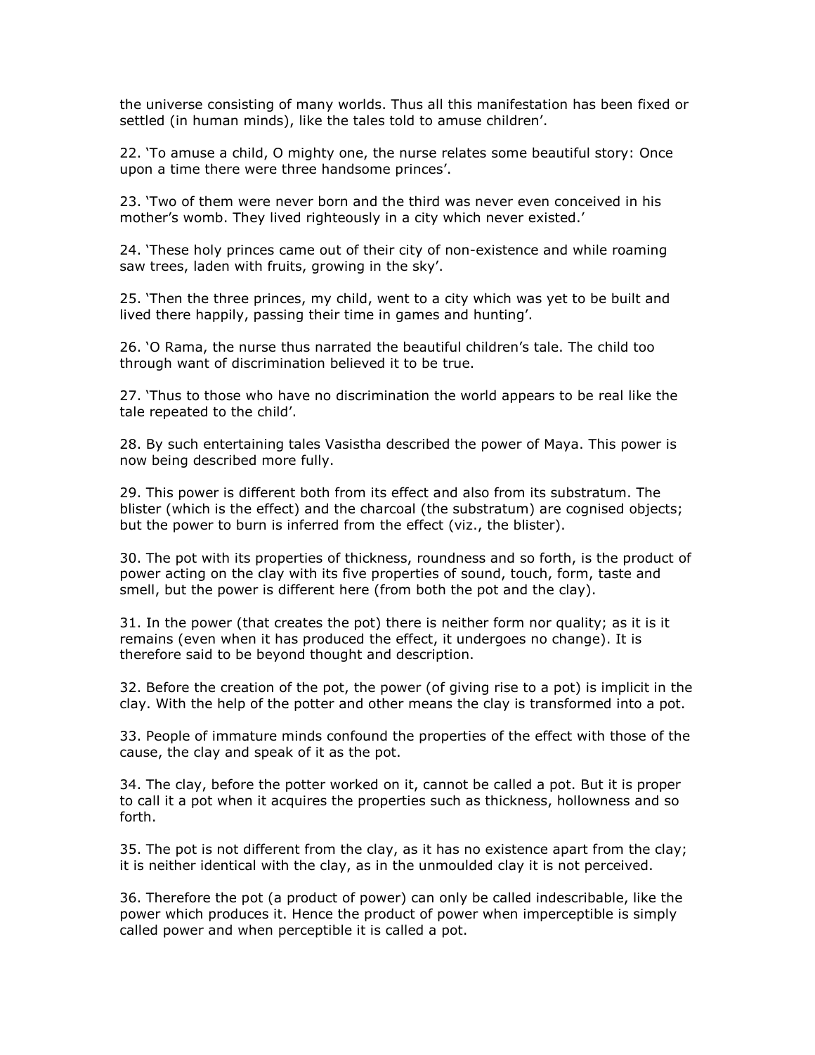the universe consisting of many worlds. Thus all this manifestation has been fixed or settled (in human minds), like the tales told to amuse children'.

22. 'To amuse a child, O mighty one, the nurse relates some beautiful story: Once upon a time there were three handsome princes'.

23. 'Two of them were never born and the third was never even conceived in his mother's womb. They lived righteously in a city which never existed.'

24. 'These holy princes came out of their city of non-existence and while roaming saw trees, laden with fruits, growing in the sky'.

25. 'Then the three princes, my child, went to a city which was yet to be built and lived there happily, passing their time in games and hunting'.

26. 'O Rama, the nurse thus narrated the beautiful children's tale. The child too through want of discrimination believed it to be true.

27. 'Thus to those who have no discrimination the world appears to be real like the tale repeated to the child'.

28. By such entertaining tales Vasistha described the power of Maya. This power is now being described more fully.

29. This power is different both from its effect and also from its substratum. The blister (which is the effect) and the charcoal (the substratum) are cognised objects; but the power to burn is inferred from the effect (viz., the blister).

30. The pot with its properties of thickness, roundness and so forth, is the product of power acting on the clay with its five properties of sound, touch, form, taste and smell, but the power is different here (from both the pot and the clay).

31. In the power (that creates the pot) there is neither form nor quality; as it is it remains (even when it has produced the effect, it undergoes no change). It is therefore said to be beyond thought and description.

32. Before the creation of the pot, the power (of giving rise to a pot) is implicit in the clay. With the help of the potter and other means the clay is transformed into a pot.

33. People of immature minds confound the properties of the effect with those of the cause, the clay and speak of it as the pot.

34. The clay, before the potter worked on it, cannot be called a pot. But it is proper to call it a pot when it acquires the properties such as thickness, hollowness and so forth.

35. The pot is not different from the clay, as it has no existence apart from the clay; it is neither identical with the clay, as in the unmoulded clay it is not perceived.

36. Therefore the pot (a product of power) can only be called indescribable, like the power which produces it. Hence the product of power when imperceptible is simply called power and when perceptible it is called a pot.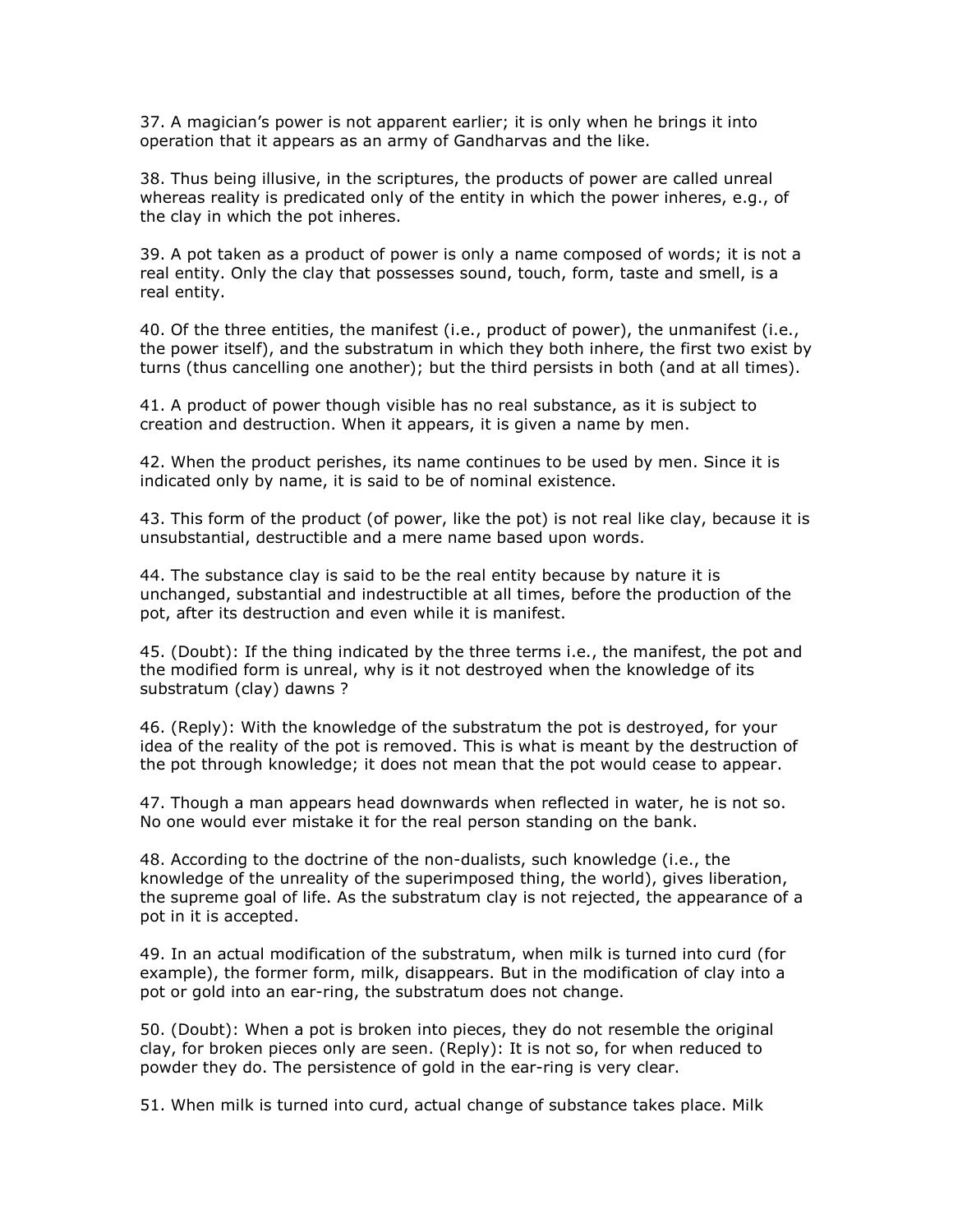37. A magician's power is not apparent earlier; it is only when he brings it into operation that it appears as an army of Gandharvas and the like.

38. Thus being illusive, in the scriptures, the products of power are called unreal whereas reality is predicated only of the entity in which the power inheres, e.g., of the clay in which the pot inheres.

39. A pot taken as a product of power is only a name composed of words; it is not a real entity. Only the clay that possesses sound, touch, form, taste and smell, is a real entity.

40. Of the three entities, the manifest (i.e., product of power), the unmanifest (i.e., the power itself), and the substratum in which they both inhere, the first two exist by turns (thus cancelling one another); but the third persists in both (and at all times).

41. A product of power though visible has no real substance, as it is subject to creation and destruction. When it appears, it is given a name by men.

42. When the product perishes, its name continues to be used by men. Since it is indicated only by name, it is said to be of nominal existence.

43. This form of the product (of power, like the pot) is not real like clay, because it is unsubstantial, destructible and a mere name based upon words.

44. The substance clay is said to be the real entity because by nature it is unchanged, substantial and indestructible at all times, before the production of the pot, after its destruction and even while it is manifest.

45. (Doubt): If the thing indicated by the three terms i.e., the manifest, the pot and the modified form is unreal, why is it not destroyed when the knowledge of its substratum (clay) dawns ?

46. (Reply): With the knowledge of the substratum the pot is destroyed, for your idea of the reality of the pot is removed. This is what is meant by the destruction of the pot through knowledge; it does not mean that the pot would cease to appear.

47. Though a man appears head downwards when reflected in water, he is not so. No one would ever mistake it for the real person standing on the bank.

48. According to the doctrine of the non-dualists, such knowledge (i.e., the knowledge of the unreality of the superimposed thing, the world), gives liberation, the supreme goal of life. As the substratum clay is not rejected, the appearance of a pot in it is accepted.

49. In an actual modification of the substratum, when milk is turned into curd (for example), the former form, milk, disappears. But in the modification of clay into a pot or gold into an ear-ring, the substratum does not change.

50. (Doubt): When a pot is broken into pieces, they do not resemble the original clay, for broken pieces only are seen. (Reply): It is not so, for when reduced to powder they do. The persistence of gold in the ear-ring is very clear.

51. When milk is turned into curd, actual change of substance takes place. Milk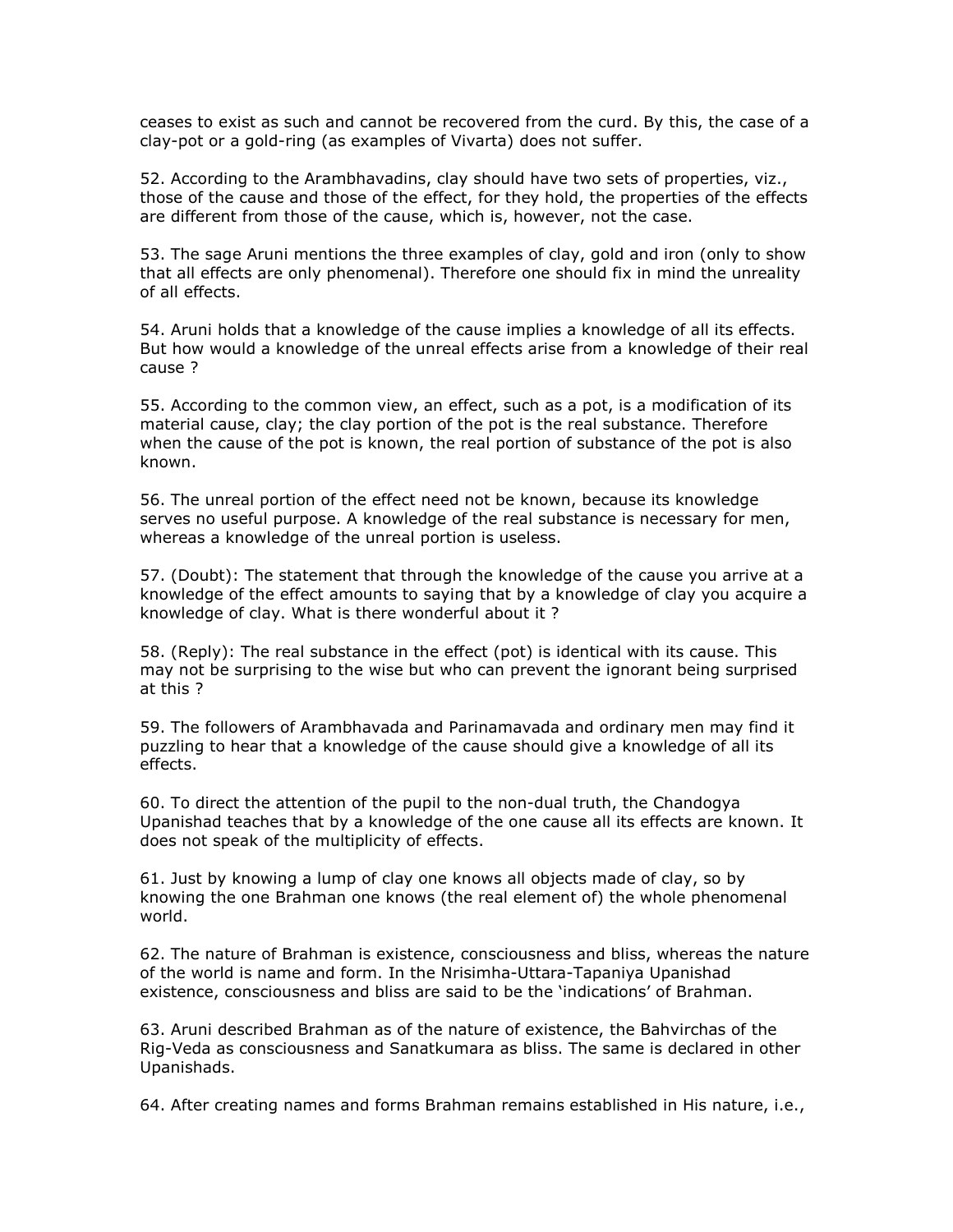ceases to exist as such and cannot be recovered from the curd. By this, the case of a clay-pot or a gold-ring (as examples of Vivarta) does not suffer.

52. According to the Arambhavadins, clay should have two sets of properties, viz., those of the cause and those of the effect, for they hold, the properties of the effects are different from those of the cause, which is, however, not the case.

53. The sage Aruni mentions the three examples of clay, gold and iron (only to show that all effects are only phenomenal). Therefore one should fix in mind the unreality of all effects.

54. Aruni holds that a knowledge of the cause implies a knowledge of all its effects. But how would a knowledge of the unreal effects arise from a knowledge of their real cause ?

55. According to the common view, an effect, such as a pot, is a modification of its material cause, clay; the clay portion of the pot is the real substance. Therefore when the cause of the pot is known, the real portion of substance of the pot is also known.

56. The unreal portion of the effect need not be known, because its knowledge serves no useful purpose. A knowledge of the real substance is necessary for men, whereas a knowledge of the unreal portion is useless.

57. (Doubt): The statement that through the knowledge of the cause you arrive at a knowledge of the effect amounts to saying that by a knowledge of clay you acquire a knowledge of clay. What is there wonderful about it ?

58. (Reply): The real substance in the effect (pot) is identical with its cause. This may not be surprising to the wise but who can prevent the ignorant being surprised at this ?

59. The followers of Arambhavada and Parinamavada and ordinary men may find it puzzling to hear that a knowledge of the cause should give a knowledge of all its effects.

60. To direct the attention of the pupil to the non-dual truth, the Chandogya Upanishad teaches that by a knowledge of the one cause all its effects are known. It does not speak of the multiplicity of effects.

61. Just by knowing a lump of clay one knows all objects made of clay, so by knowing the one Brahman one knows (the real element of) the whole phenomenal world.

62. The nature of Brahman is existence, consciousness and bliss, whereas the nature of the world is name and form. In the Nrisimha-Uttara-Tapaniya Upanishad existence, consciousness and bliss are said to be the 'indications' of Brahman.

63. Aruni described Brahman as of the nature of existence, the Bahvirchas of the Rig-Veda as consciousness and Sanatkumara as bliss. The same is declared in other Upanishads.

64. After creating names and forms Brahman remains established in His nature, i.e.,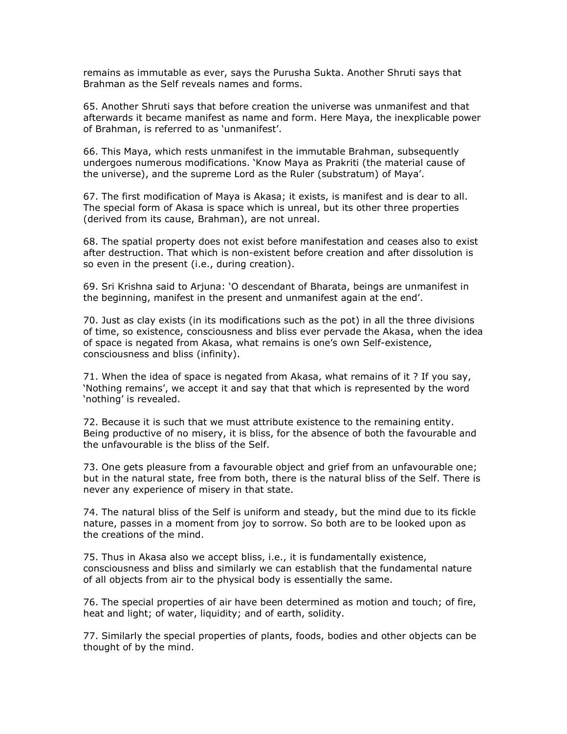remains as immutable as ever, says the Purusha Sukta. Another Shruti says that Brahman as the Self reveals names and forms.

65. Another Shruti says that before creation the universe was unmanifest and that afterwards it became manifest as name and form. Here Maya, the inexplicable power of Brahman, is referred to as 'unmanifest'.

66. This Maya, which rests unmanifest in the immutable Brahman, subsequently undergoes numerous modifications. 'Know Maya as Prakriti (the material cause of the universe), and the supreme Lord as the Ruler (substratum) of Maya'.

67. The first modification of Maya is Akasa; it exists, is manifest and is dear to all. The special form of Akasa is space which is unreal, but its other three properties (derived from its cause, Brahman), are not unreal.

68. The spatial property does not exist before manifestation and ceases also to exist after destruction. That which is non-existent before creation and after dissolution is so even in the present (i.e., during creation).

69. Sri Krishna said to Arjuna: 'O descendant of Bharata, beings are unmanifest in the beginning, manifest in the present and unmanifest again at the end'.

70. Just as clay exists (in its modifications such as the pot) in all the three divisions of time, so existence, consciousness and bliss ever pervade the Akasa, when the idea of space is negated from Akasa, what remains is one's own Self-existence, consciousness and bliss (infinity).

71. When the idea of space is negated from Akasa, what remains of it ? If you say, 'Nothing remains', we accept it and say that that which is represented by the word 'nothing' is revealed.

72. Because it is such that we must attribute existence to the remaining entity. Being productive of no misery, it is bliss, for the absence of both the favourable and the unfavourable is the bliss of the Self.

73. One gets pleasure from a favourable object and grief from an unfavourable one; but in the natural state, free from both, there is the natural bliss of the Self. There is never any experience of misery in that state.

74. The natural bliss of the Self is uniform and steady, but the mind due to its fickle nature, passes in a moment from joy to sorrow. So both are to be looked upon as the creations of the mind.

75. Thus in Akasa also we accept bliss, i.e., it is fundamentally existence, consciousness and bliss and similarly we can establish that the fundamental nature of all objects from air to the physical body is essentially the same.

76. The special properties of air have been determined as motion and touch; of fire, heat and light; of water, liquidity; and of earth, solidity.

77. Similarly the special properties of plants, foods, bodies and other objects can be thought of by the mind.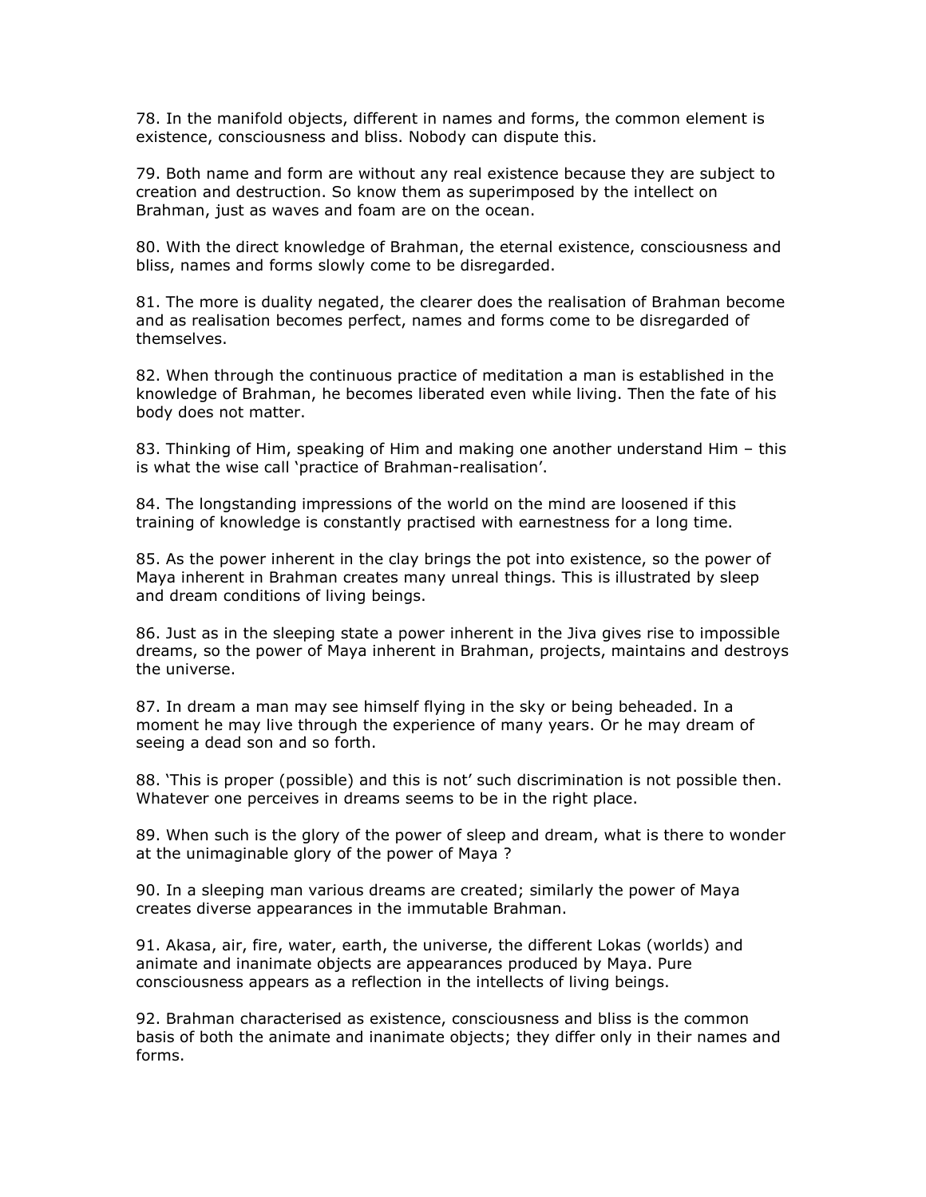78. In the manifold objects, different in names and forms, the common element is existence, consciousness and bliss. Nobody can dispute this.

79. Both name and form are without any real existence because they are subject to creation and destruction. So know them as superimposed by the intellect on Brahman, just as waves and foam are on the ocean.

80. With the direct knowledge of Brahman, the eternal existence, consciousness and bliss, names and forms slowly come to be disregarded.

81. The more is duality negated, the clearer does the realisation of Brahman become and as realisation becomes perfect, names and forms come to be disregarded of themselves.

82. When through the continuous practice of meditation a man is established in the knowledge of Brahman, he becomes liberated even while living. Then the fate of his body does not matter.

83. Thinking of Him, speaking of Him and making one another understand Him – this is what the wise call 'practice of Brahman-realisation'.

84. The longstanding impressions of the world on the mind are loosened if this training of knowledge is constantly practised with earnestness for a long time.

85. As the power inherent in the clay brings the pot into existence, so the power of Maya inherent in Brahman creates many unreal things. This is illustrated by sleep and dream conditions of living beings.

86. Just as in the sleeping state a power inherent in the Jiva gives rise to impossible dreams, so the power of Maya inherent in Brahman, projects, maintains and destroys the universe.

87. In dream a man may see himself flying in the sky or being beheaded. In a moment he may live through the experience of many years. Or he may dream of seeing a dead son and so forth.

88. 'This is proper (possible) and this is not' such discrimination is not possible then. Whatever one perceives in dreams seems to be in the right place.

89. When such is the glory of the power of sleep and dream, what is there to wonder at the unimaginable glory of the power of Maya ?

90. In a sleeping man various dreams are created; similarly the power of Maya creates diverse appearances in the immutable Brahman.

91. Akasa, air, fire, water, earth, the universe, the different Lokas (worlds) and animate and inanimate objects are appearances produced by Maya. Pure consciousness appears as a reflection in the intellects of living beings.

92. Brahman characterised as existence, consciousness and bliss is the common basis of both the animate and inanimate objects; they differ only in their names and forms.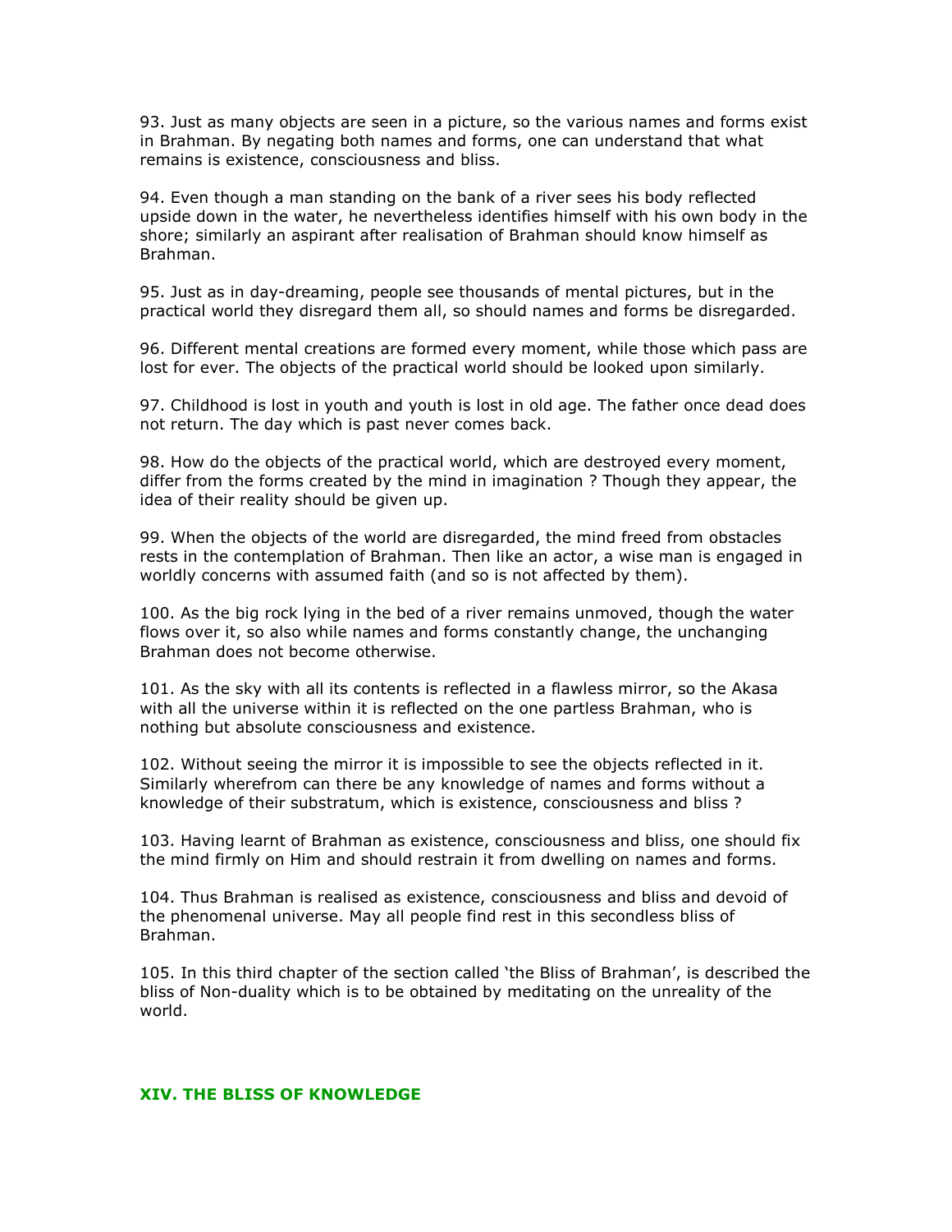93. Just as many objects are seen in a picture, so the various names and forms exist in Brahman. By negating both names and forms, one can understand that what remains is existence, consciousness and bliss.

94. Even though a man standing on the bank of a river sees his body reflected upside down in the water, he nevertheless identifies himself with his own body in the shore; similarly an aspirant after realisation of Brahman should know himself as Brahman.

95. Just as in day-dreaming, people see thousands of mental pictures, but in the practical world they disregard them all, so should names and forms be disregarded.

96. Different mental creations are formed every moment, while those which pass are lost for ever. The objects of the practical world should be looked upon similarly.

97. Childhood is lost in youth and youth is lost in old age. The father once dead does not return. The day which is past never comes back.

98. How do the objects of the practical world, which are destroyed every moment, differ from the forms created by the mind in imagination ? Though they appear, the idea of their reality should be given up.

99. When the objects of the world are disregarded, the mind freed from obstacles rests in the contemplation of Brahman. Then like an actor, a wise man is engaged in worldly concerns with assumed faith (and so is not affected by them).

100. As the big rock lying in the bed of a river remains unmoved, though the water flows over it, so also while names and forms constantly change, the unchanging Brahman does not become otherwise.

101. As the sky with all its contents is reflected in a flawless mirror, so the Akasa with all the universe within it is reflected on the one partless Brahman, who is nothing but absolute consciousness and existence.

102. Without seeing the mirror it is impossible to see the objects reflected in it. Similarly wherefrom can there be any knowledge of names and forms without a knowledge of their substratum, which is existence, consciousness and bliss ?

103. Having learnt of Brahman as existence, consciousness and bliss, one should fix the mind firmly on Him and should restrain it from dwelling on names and forms.

104. Thus Brahman is realised as existence, consciousness and bliss and devoid of the phenomenal universe. May all people find rest in this secondless bliss of Brahman.

105. In this third chapter of the section called 'the Bliss of Brahman', is described the bliss of Non-duality which is to be obtained by meditating on the unreality of the world.

## XIV. THE BLISS OF KNOWLEDGE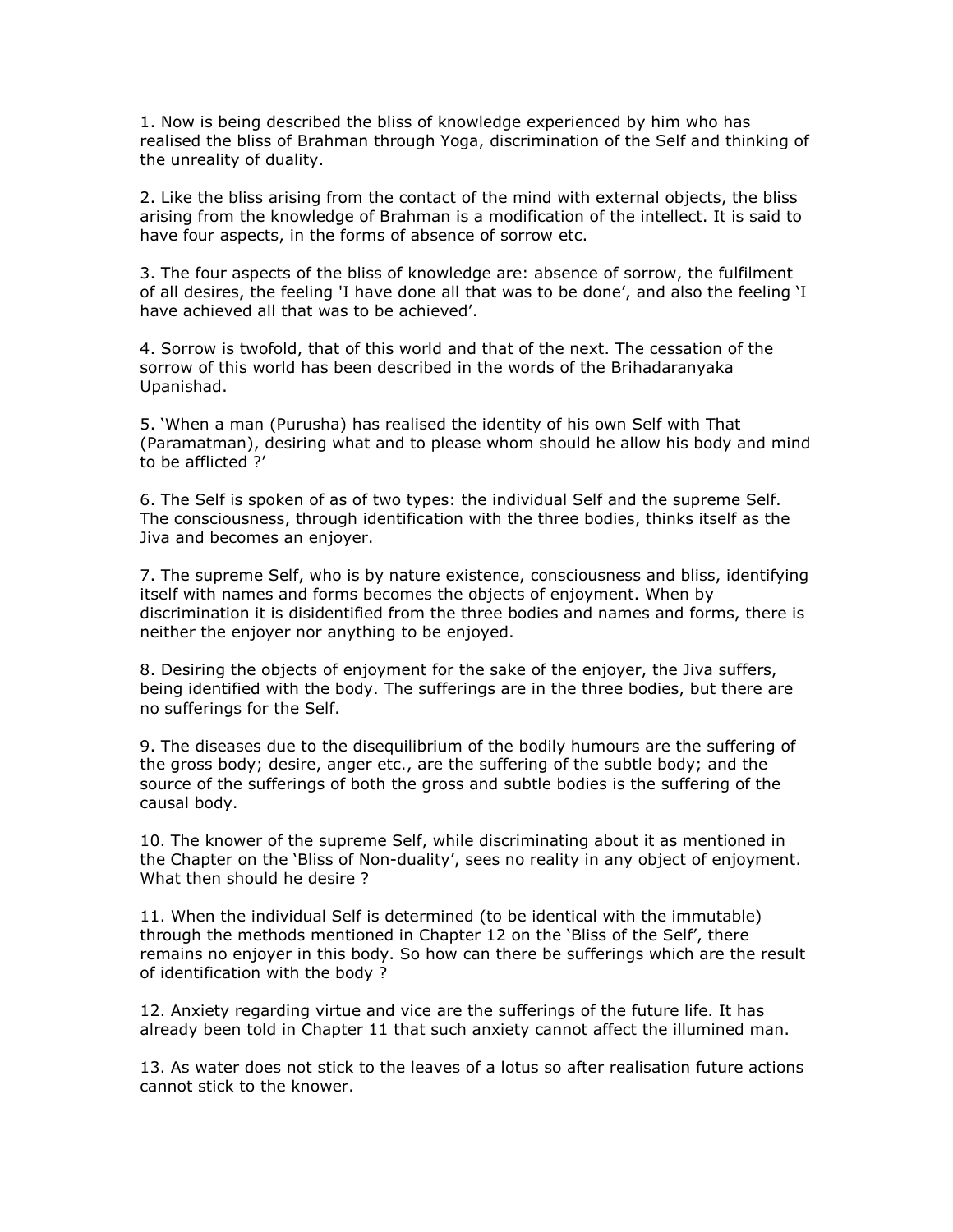1. Now is being described the bliss of knowledge experienced by him who has realised the bliss of Brahman through Yoga, discrimination of the Self and thinking of the unreality of duality.

2. Like the bliss arising from the contact of the mind with external objects, the bliss arising from the knowledge of Brahman is a modification of the intellect. It is said to have four aspects, in the forms of absence of sorrow etc.

3. The four aspects of the bliss of knowledge are: absence of sorrow, the fulfilment of all desires, the feeling 'I have done all that was to be done', and also the feeling 'I have achieved all that was to be achieved'.

4. Sorrow is twofold, that of this world and that of the next. The cessation of the sorrow of this world has been described in the words of the Brihadaranyaka Upanishad.

5. 'When a man (Purusha) has realised the identity of his own Self with That (Paramatman), desiring what and to please whom should he allow his body and mind to be afflicted ?'

6. The Self is spoken of as of two types: the individual Self and the supreme Self. The consciousness, through identification with the three bodies, thinks itself as the Jiva and becomes an enjoyer.

7. The supreme Self, who is by nature existence, consciousness and bliss, identifying itself with names and forms becomes the objects of enjoyment. When by discrimination it is disidentified from the three bodies and names and forms, there is neither the enjoyer nor anything to be enjoyed.

8. Desiring the objects of enjoyment for the sake of the enjoyer, the Jiva suffers, being identified with the body. The sufferings are in the three bodies, but there are no sufferings for the Self.

9. The diseases due to the disequilibrium of the bodily humours are the suffering of the gross body; desire, anger etc., are the suffering of the subtle body; and the source of the sufferings of both the gross and subtle bodies is the suffering of the causal body.

10. The knower of the supreme Self, while discriminating about it as mentioned in the Chapter on the 'Bliss of Non-duality', sees no reality in any object of enjoyment. What then should he desire ?

11. When the individual Self is determined (to be identical with the immutable) through the methods mentioned in Chapter 12 on the 'Bliss of the Self', there remains no enjoyer in this body. So how can there be sufferings which are the result of identification with the body ?

12. Anxiety regarding virtue and vice are the sufferings of the future life. It has already been told in Chapter 11 that such anxiety cannot affect the illumined man.

13. As water does not stick to the leaves of a lotus so after realisation future actions cannot stick to the knower.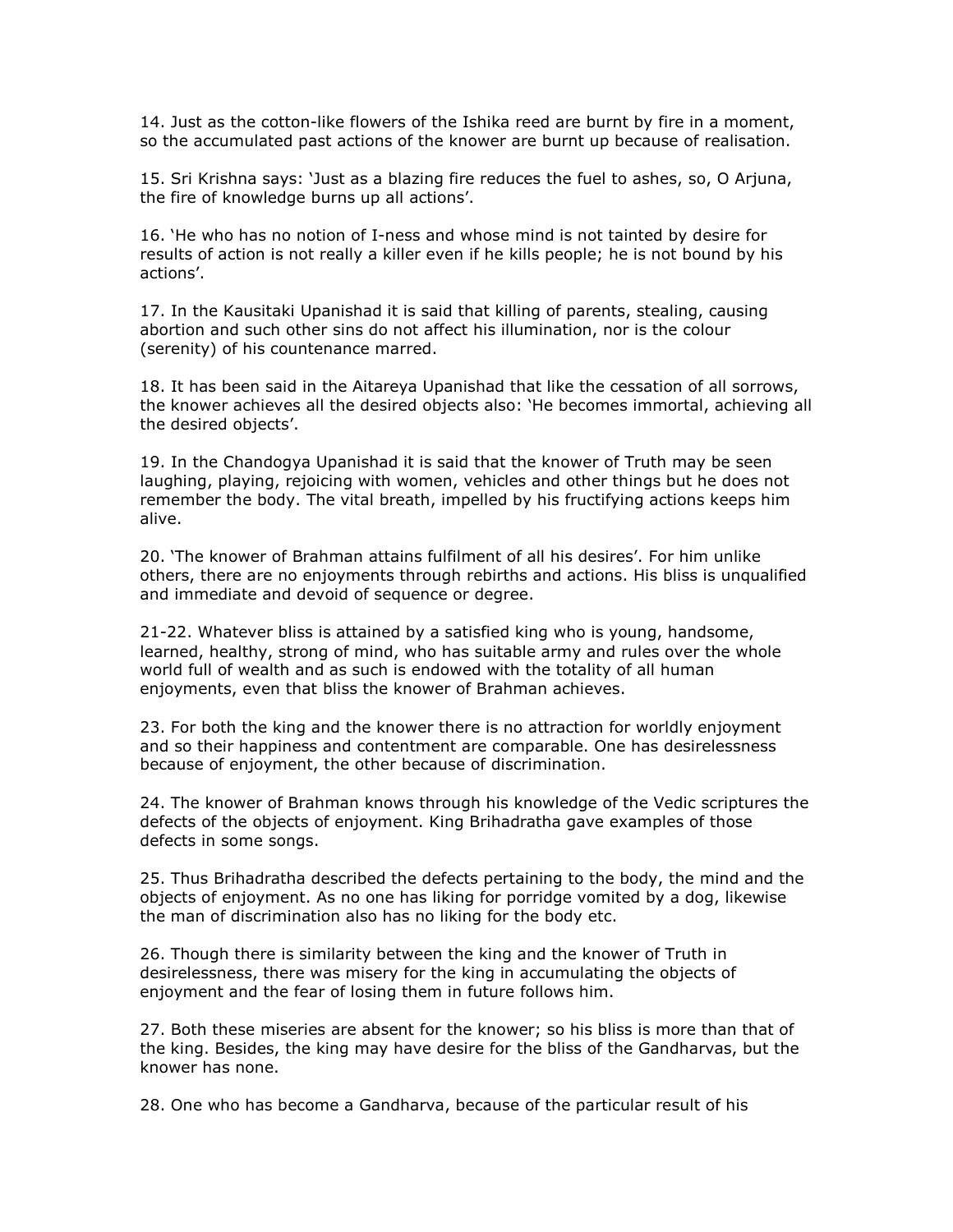14. Just as the cotton-like flowers of the Ishika reed are burnt by fire in a moment, so the accumulated past actions of the knower are burnt up because of realisation.

15. Sri Krishna says: 'Just as a blazing fire reduces the fuel to ashes, so, O Arjuna, the fire of knowledge burns up all actions'.

16. 'He who has no notion of I-ness and whose mind is not tainted by desire for results of action is not really a killer even if he kills people; he is not bound by his actions'.

17. In the Kausitaki Upanishad it is said that killing of parents, stealing, causing abortion and such other sins do not affect his illumination, nor is the colour (serenity) of his countenance marred.

18. It has been said in the Aitareya Upanishad that like the cessation of all sorrows, the knower achieves all the desired objects also: 'He becomes immortal, achieving all the desired objects'.

19. In the Chandogya Upanishad it is said that the knower of Truth may be seen laughing, playing, rejoicing with women, vehicles and other things but he does not remember the body. The vital breath, impelled by his fructifying actions keeps him alive.

20. 'The knower of Brahman attains fulfilment of all his desires'. For him unlike others, there are no enjoyments through rebirths and actions. His bliss is unqualified and immediate and devoid of sequence or degree.

21-22. Whatever bliss is attained by a satisfied king who is young, handsome, learned, healthy, strong of mind, who has suitable army and rules over the whole world full of wealth and as such is endowed with the totality of all human enjoyments, even that bliss the knower of Brahman achieves.

23. For both the king and the knower there is no attraction for worldly enjoyment and so their happiness and contentment are comparable. One has desirelessness because of enjoyment, the other because of discrimination.

24. The knower of Brahman knows through his knowledge of the Vedic scriptures the defects of the objects of enjoyment. King Brihadratha gave examples of those defects in some songs.

25. Thus Brihadratha described the defects pertaining to the body, the mind and the objects of enjoyment. As no one has liking for porridge vomited by a dog, likewise the man of discrimination also has no liking for the body etc.

26. Though there is similarity between the king and the knower of Truth in desirelessness, there was misery for the king in accumulating the objects of enjoyment and the fear of losing them in future follows him.

27. Both these miseries are absent for the knower; so his bliss is more than that of the king. Besides, the king may have desire for the bliss of the Gandharvas, but the knower has none.

28. One who has become a Gandharva, because of the particular result of his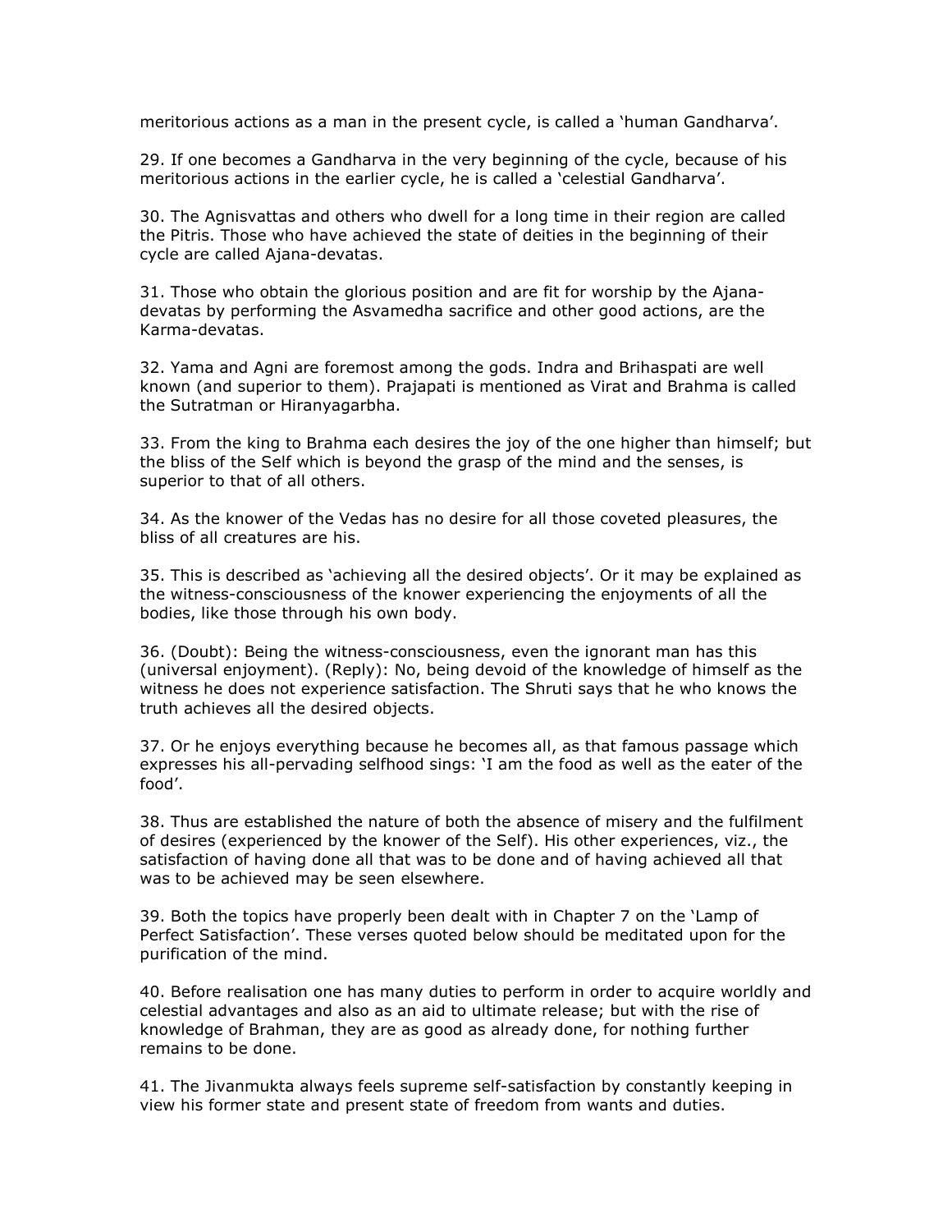meritorious actions as a man in the present cycle, is called a 'human Gandharva'.

29. If one becomes a Gandharva in the very beginning of the cycle, because of his meritorious actions in the earlier cycle, he is called a 'celestial Gandharva'.

30. The Agnisvattas and others who dwell for a long time in their region are called the Pitris. Those who have achieved the state of deities in the beginning of their cycle are called Ajana-devatas.

31. Those who obtain the glorious position and are fit for worship by the Ajana-devatas by performing the Asvamedha sacrifice and other good actions, are the Karma-devatas.

32. Yama and Agni are foremost among the gods. Indra and Brihaspati are well known (and superior to them). Prajapati is mentioned as Virat and Brahma is called the Sutratman or Hiranyagarbha.

33. From the king to Brahma each desires the joy of the one higher than himself; but the bliss of the Self which is beyond the grasp of the mind and the senses, is superior to that of all others.

34. As the knower of the Vedas has no desire for all those coveted pleasures, the bliss of all creatures are his.

35. This is described as 'achieving all the desired objects'. Or it may be explained as the witness-consciousness of the knower experiencing the enjoyments of all the bodies, like those through his own body.

36. (Doubt): Being the witness-consciousness, even the ignorant man has this (universal enjoyment). (Reply): No, being devoid of the knowledge of himself as the witness he does not experience satisfaction. The Shruti says that he who knows the truth achieves all the desired objects.

37. Or he enjoys everything because he becomes all, as that famous passage which expresses his all-pervading selfhood sings: 'I am the food as well as the eater of the food'.

38. Thus are established the nature of both the absence of misery and the fulfilment of desires (experienced by the knower of the Self). His other experiences, viz., the satisfaction of having done all that was to be done and of having achieved all that was to be achieved may be seen elsewhere.

39. Both the topics have properly been dealt with in Chapter 7 on the 'Lamp of Perfect Satisfaction'. These verses quoted below should be meditated upon for the purification of the mind.

40. Before realisation one has many duties to perform in order to acquire worldly and celestial advantages and also as an aid to ultimate release; but with the rise of knowledge of Brahman, they are as good as already done, for nothing further remains to be done.

41. The Jivanmukta always feels supreme self-satisfaction by constantly keeping in view his former state and present state of freedom from wants and duties.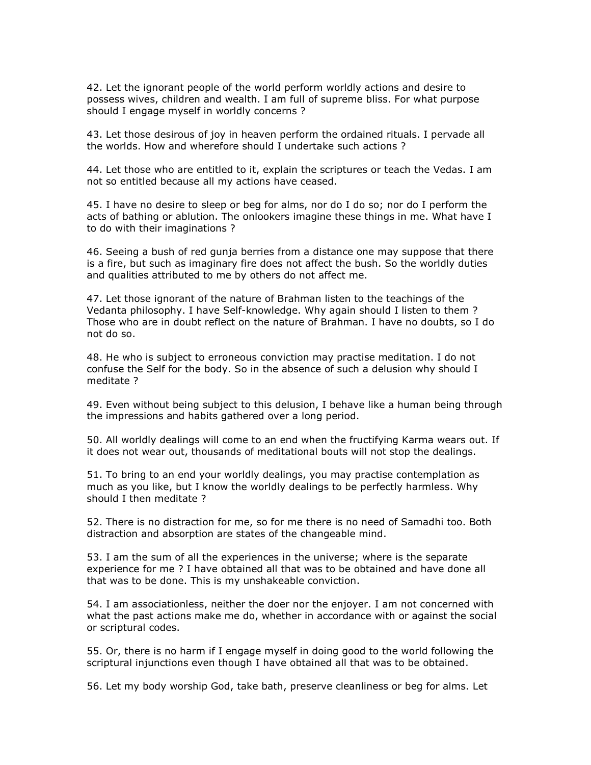42. Let the ignorant people of the world perform worldly actions and desire to possess wives, children and wealth. I am full of supreme bliss. For what purpose should I engage myself in worldly concerns ?

43. Let those desirous of joy in heaven perform the ordained rituals. I pervade all the worlds. How and wherefore should I undertake such actions ?

44. Let those who are entitled to it, explain the scriptures or teach the Vedas. I am not so entitled because all my actions have ceased.

45. I have no desire to sleep or beg for alms, nor do I do so; nor do I perform the acts of bathing or ablution. The onlookers imagine these things in me. What have I to do with their imaginations ?

46. Seeing a bush of red gunja berries from a distance one may suppose that there is a fire, but such as imaginary fire does not affect the bush. So the worldly duties and qualities attributed to me by others do not affect me.

47. Let those ignorant of the nature of Brahman listen to the teachings of the Vedanta philosophy. I have Self-knowledge. Why again should I listen to them ? Those who are in doubt reflect on the nature of Brahman. I have no doubts, so I do not do so.

48. He who is subject to erroneous conviction may practise meditation. I do not confuse the Self for the body. So in the absence of such a delusion why should I meditate ?

49. Even without being subject to this delusion, I behave like a human being through the impressions and habits gathered over a long period.

50. All worldly dealings will come to an end when the fructifying Karma wears out. If it does not wear out, thousands of meditational bouts will not stop the dealings.

51. To bring to an end your worldly dealings, you may practise contemplation as much as you like, but I know the worldly dealings to be perfectly harmless. Why should I then meditate ?

52. There is no distraction for me, so for me there is no need of Samadhi too. Both distraction and absorption are states of the changeable mind.

53. I am the sum of all the experiences in the universe; where is the separate experience for me ? I have obtained all that was to be obtained and have done all that was to be done. This is my unshakeable conviction.

54. I am associationless, neither the doer nor the enjoyer. I am not concerned with what the past actions make me do, whether in accordance with or against the social or scriptural codes.

55. Or, there is no harm if I engage myself in doing good to the world following the scriptural injunctions even though I have obtained all that was to be obtained.

56. Let my body worship God, take bath, preserve cleanliness or beg for alms. Let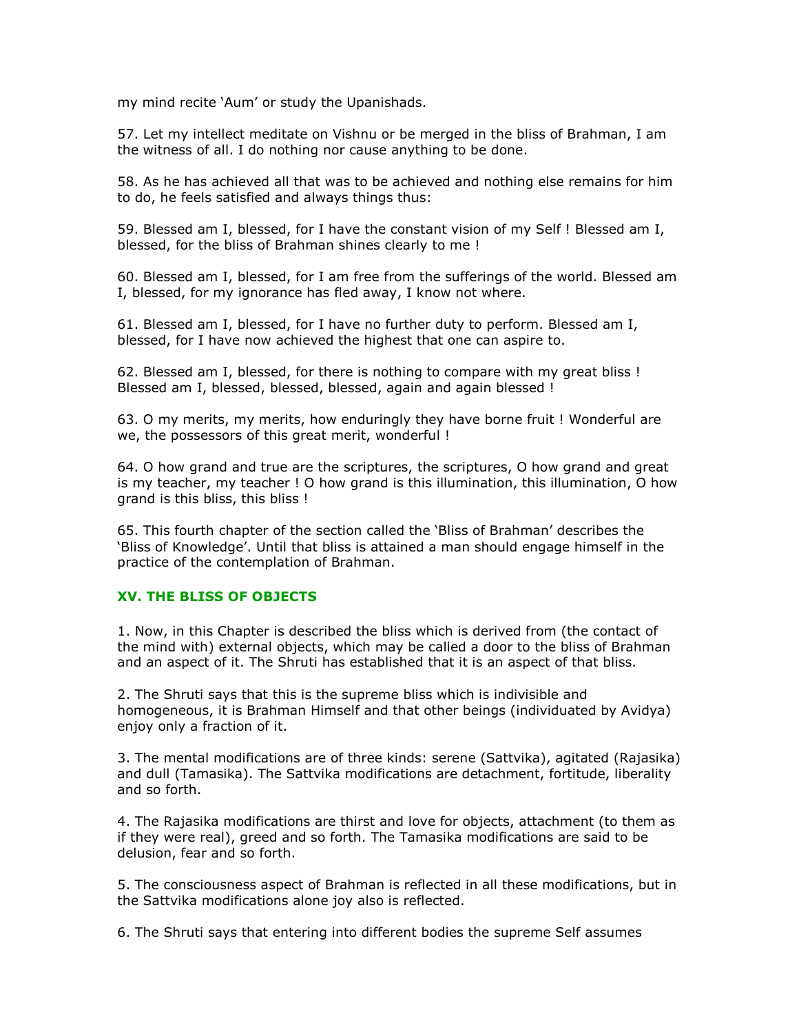my mind recite 'Aum' or study the Upanishads.

57. Let my intellect meditate on Vishnu or be merged in the bliss of Brahman, I am the witness of all. I do nothing nor cause anything to be done.

58. As he has achieved all that was to be achieved and nothing else remains for him to do, he feels satisfied and always things thus:

59. Blessed am I, blessed, for I have the constant vision of my Self ! Blessed am I, blessed, for the bliss of Brahman shines clearly to me !

60. Blessed am I, blessed, for I am free from the sufferings of the world. Blessed am I, blessed, for my ignorance has fled away, I know not where.

61. Blessed am I, blessed, for I have no further duty to perform. Blessed am I, blessed, for I have now achieved the highest that one can aspire to.

62. Blessed am I, blessed, for there is nothing to compare with my great bliss ! Blessed am I, blessed, blessed, blessed, again and again blessed !

63. O my merits, my merits, how enduringly they have borne fruit ! Wonderful are we, the possessors of this great merit, wonderful !

64. O how grand and true are the scriptures, the scriptures, O how grand and great is my teacher, my teacher ! O how grand is this illumination, this illumination, O how grand is this bliss, this bliss !

65. This fourth chapter of the section called the 'Bliss of Brahman' describes the 'Bliss of Knowledge'. Until that bliss is attained a man should engage himself in the practice of the contemplation of Brahman.

## XV. THE BLISS OF OBJECTS

1. Now, in this Chapter is described the bliss which is derived from (the contact of the mind with) external objects, which may be called a door to the bliss of Brahman and an aspect of it. The Shruti has established that it is an aspect of that bliss.

2. The Shruti says that this is the supreme bliss which is indivisible and homogeneous, it is Brahman Himself and that other beings (individuated by Avidya) enjoy only a fraction of it.

3. The mental modifications are of three kinds: serene (Sattvika), agitated (Rajasika) and dull (Tamasika). The Sattvika modifications are detachment, fortitude, liberality and so forth.

4. The Rajasika modifications are thirst and love for objects, attachment (to them as if they were real), greed and so forth. The Tamasika modifications are said to be delusion, fear and so forth.

5. The consciousness aspect of Brahman is reflected in all these modifications, but in the Sattvika modifications alone joy also is reflected.

6. The Shruti says that entering into different bodies the supreme Self assumes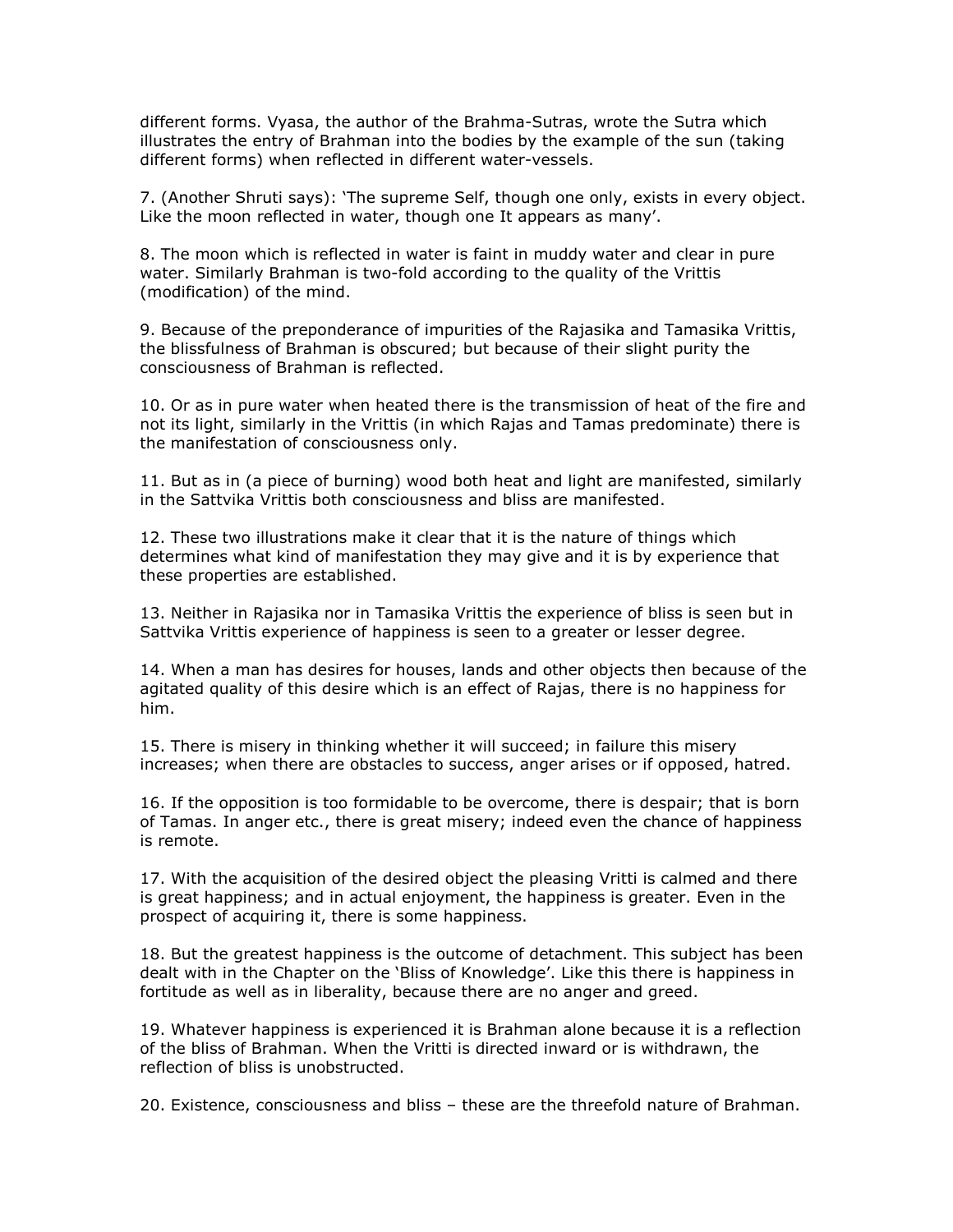different forms. Vyasa, the author of the Brahma-Sutras, wrote the Sutra which illustrates the entry of Brahman into the bodies by the example of the sun (taking different forms) when reflected in different water-vessels.

7. (Another Shruti says): 'The supreme Self, though one only, exists in every object. Like the moon reflected in water, though one It appears as many'.

8. The moon which is reflected in water is faint in muddy water and clear in pure water. Similarly Brahman is two-fold according to the quality of the Vrittis (modification) of the mind.

9. Because of the preponderance of impurities of the Rajasika and Tamasika Vrittis, the blissfulness of Brahman is obscured; but because of their slight purity the consciousness of Brahman is reflected.

10. Or as in pure water when heated there is the transmission of heat of the fire and not its light, similarly in the Vrittis (in which Rajas and Tamas predominate) there is the manifestation of consciousness only.

11. But as in (a piece of burning) wood both heat and light are manifested, similarly in the Sattvika Vrittis both consciousness and bliss are manifested.

12. These two illustrations make it clear that it is the nature of things which determines what kind of manifestation they may give and it is by experience that these properties are established.

13. Neither in Rajasika nor in Tamasika Vrittis the experience of bliss is seen but in Sattvika Vrittis experience of happiness is seen to a greater or lesser degree.

14. When a man has desires for houses, lands and other objects then because of the agitated quality of this desire which is an effect of Rajas, there is no happiness for him.

15. There is misery in thinking whether it will succeed; in failure this misery increases; when there are obstacles to success, anger arises or if opposed, hatred.

16. If the opposition is too formidable to be overcome, there is despair; that is born of Tamas. In anger etc., there is great misery; indeed even the chance of happiness is remote.

17. With the acquisition of the desired object the pleasing Vritti is calmed and there is great happiness; and in actual enjoyment, the happiness is greater. Even in the prospect of acquiring it, there is some happiness.

18. But the greatest happiness is the outcome of detachment. This subject has been dealt with in the Chapter on the 'Bliss of Knowledge'. Like this there is happiness in fortitude as well as in liberality, because there are no anger and greed.

19. Whatever happiness is experienced it is Brahman alone because it is a reflection of the bliss of Brahman. When the Vritti is directed inward or is withdrawn, the reflection of bliss is unobstructed.

20. Existence, consciousness and bliss – these are the threefold nature of Brahman.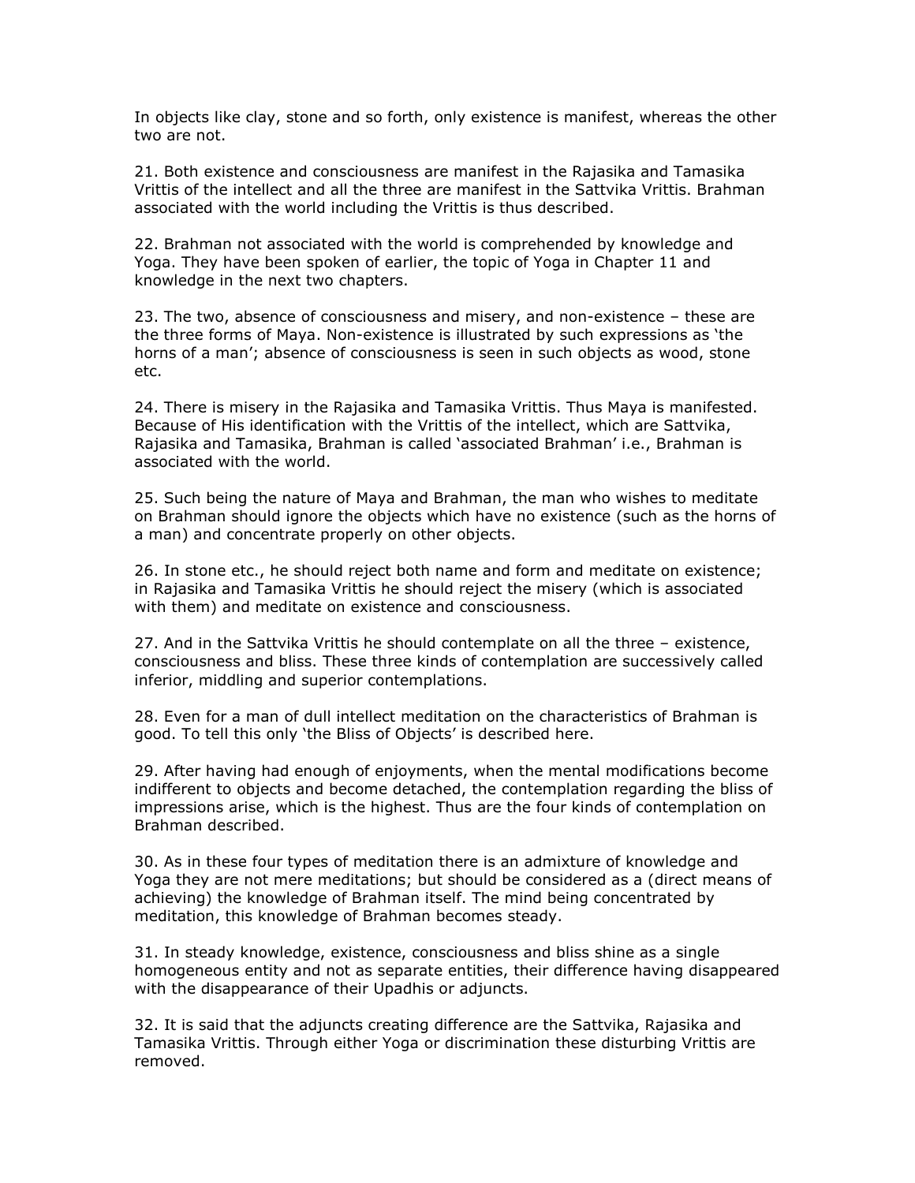In objects like clay, stone and so forth, only existence is manifest, whereas the other two are not.

21. Both existence and consciousness are manifest in the Rajasika and Tamasika Vrittis of the intellect and all the three are manifest in the Sattvika Vrittis. Brahman associated with the world including the Vrittis is thus described.

22. Brahman not associated with the world is comprehended by knowledge and Yoga. They have been spoken of earlier, the topic of Yoga in Chapter 11 and knowledge in the next two chapters.

23. The two, absence of consciousness and misery, and non-existence – these are the three forms of Maya. Non-existence is illustrated by such expressions as 'the horns of a man'; absence of consciousness is seen in such objects as wood, stone etc.

24. There is misery in the Rajasika and Tamasika Vrittis. Thus Maya is manifested. Because of His identification with the Vrittis of the intellect, which are Sattvika, Rajasika and Tamasika, Brahman is called 'associated Brahman' i.e., Brahman is associated with the world.

25. Such being the nature of Maya and Brahman, the man who wishes to meditate on Brahman should ignore the objects which have no existence (such as the horns of a man) and concentrate properly on other objects.

26. In stone etc., he should reject both name and form and meditate on existence; in Rajasika and Tamasika Vrittis he should reject the misery (which is associated with them) and meditate on existence and consciousness.

27. And in the Sattvika Vrittis he should contemplate on all the three – existence, consciousness and bliss. These three kinds of contemplation are successively called inferior, middling and superior contemplations.

28. Even for a man of dull intellect meditation on the characteristics of Brahman is good. To tell this only 'the Bliss of Objects' is described here.

29. After having had enough of enjoyments, when the mental modifications become indifferent to objects and become detached, the contemplation regarding the bliss of impressions arise, which is the highest. Thus are the four kinds of contemplation on Brahman described.

30. As in these four types of meditation there is an admixture of knowledge and Yoga they are not mere meditations; but should be considered as a (direct means of achieving) the knowledge of Brahman itself. The mind being concentrated by meditation, this knowledge of Brahman becomes steady.

31. In steady knowledge, existence, consciousness and bliss shine as a single homogeneous entity and not as separate entities, their difference having disappeared with the disappearance of their Upadhis or adjuncts.

32. It is said that the adjuncts creating difference are the Sattvika, Rajasika and Tamasika Vrittis. Through either Yoga or discrimination these disturbing Vrittis are removed.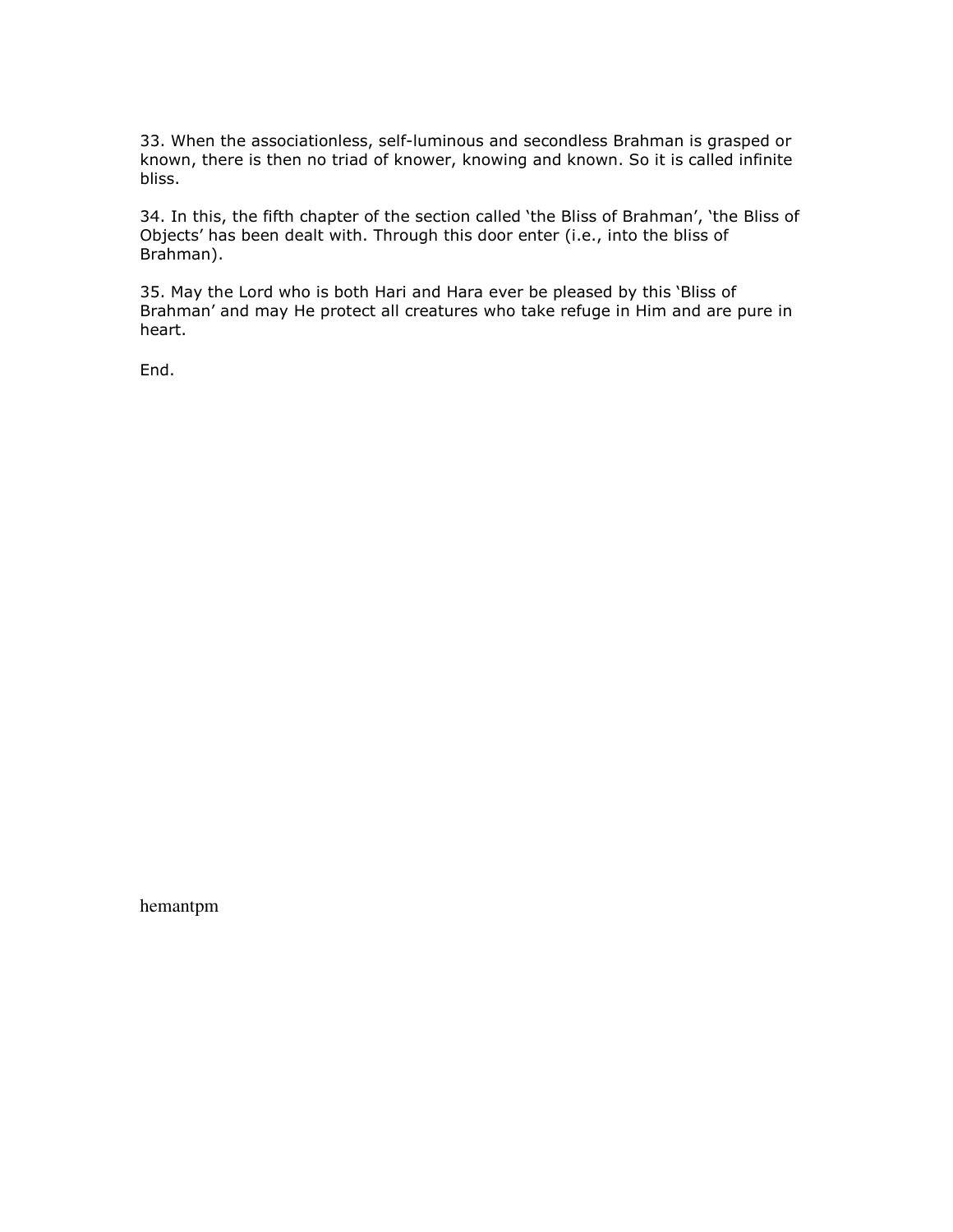33. When the associationless, self-luminous and secondless Brahman is grasped or known, there is then no triad of knower, knowing and known. So it is called infinite bliss.

34. In this, the fifth chapter of the section called 'the Bliss of Brahman', 'the Bliss of Objects' has been dealt with. Through this door enter (i.e., into the bliss of Brahman).

35. May the Lord who is both Hari and Hara ever be pleased by this 'Bliss of Brahman' and may He protect all creatures who take refuge in Him and are pure in heart.

End.

hemantpm